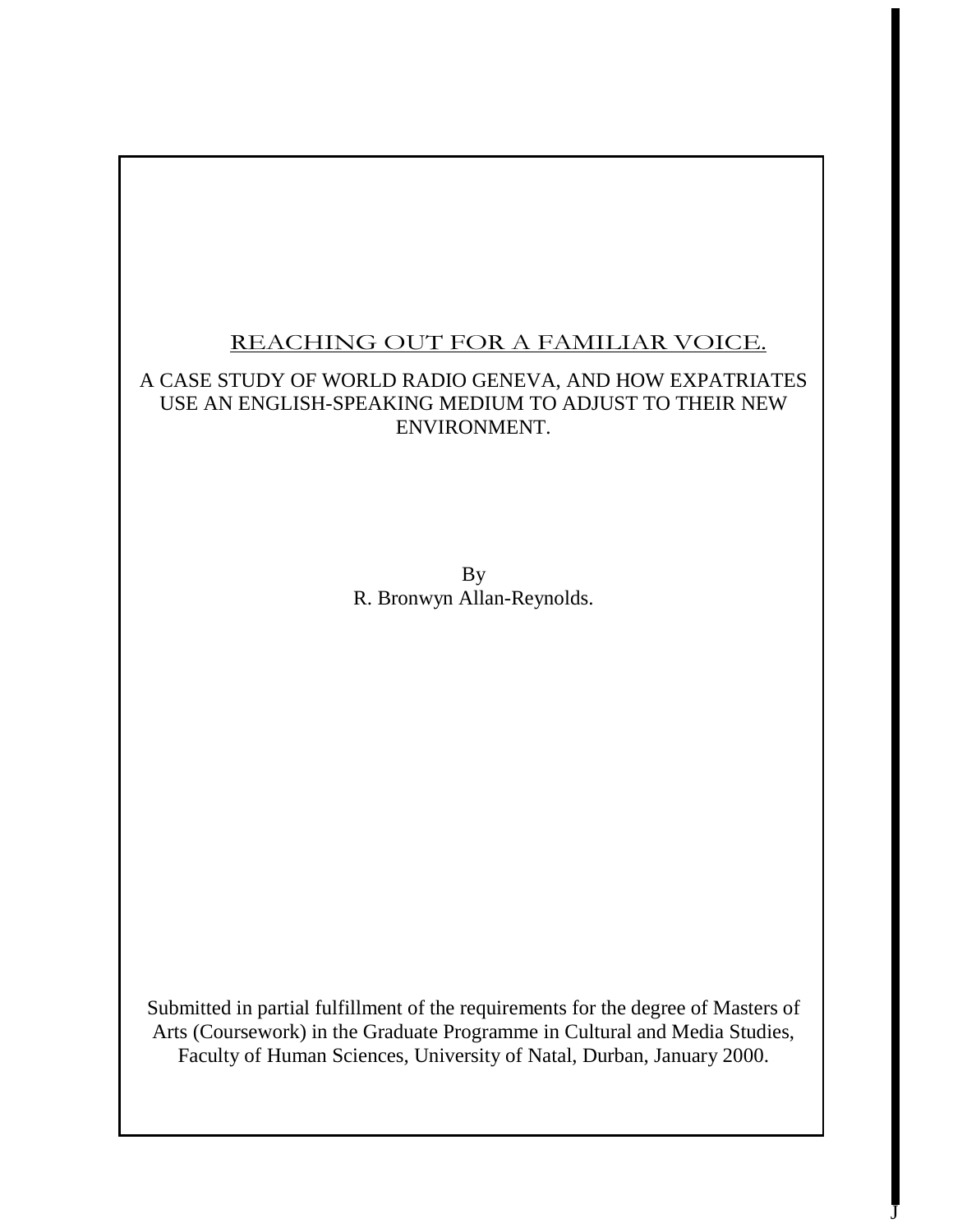# REACHING OUT FOR A FAMILIAR VOICE.

A CASE STUDY OF WORLD RADIO GENEVA, AND HOW EXPATRIATES USE AN ENGLISH-SPEAKING MEDIUM TO ADJUST TO THEIR NEW ENVIRONMENT.

By
R. Bronwyn Allan-Reynolds.

Submitted in partial fulfillment of the requirements for the degree of Masters of Arts (Coursework) in the Graduate Programme in Cultural and Media Studies, Faculty of Human Sciences, University of Natal, Durban, January 2000.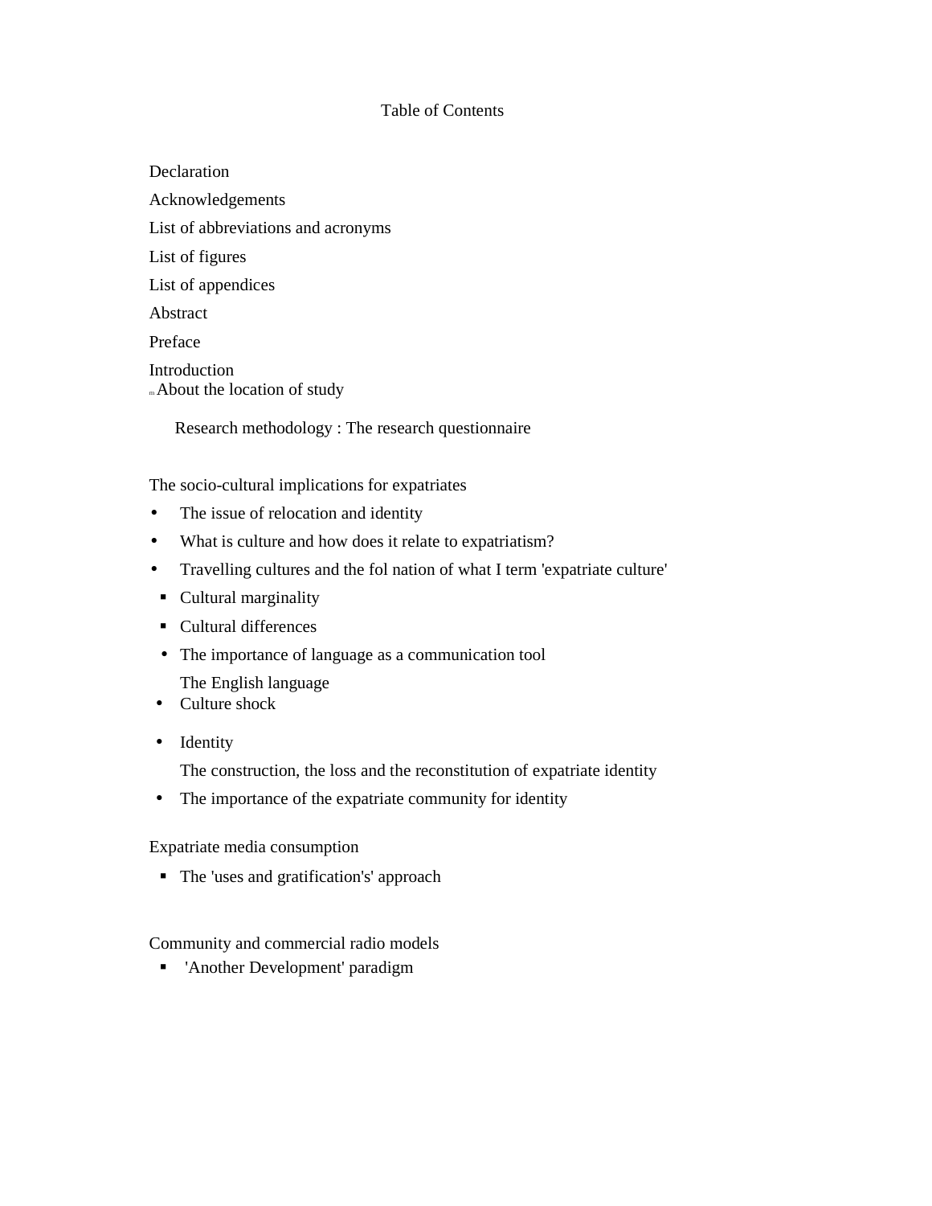# Table of Contents

Declaration

Acknowledgements

List of abbreviations and acronyms

List of figures

List of appendices

Abstract

Preface

Introduction

m About the location of study

Research methodology : The research questionnaire

The socio-cultural implications for expatriates

- The issue of relocation and identity
- What is culture and how does it relate to expatriatism?
- Travelling cultures and the fol nation of what I term 'expatriate culture'
  - Cultural marginality
  - Cultural differences
- The importance of language as a communication tool

  The English language
- Culture shock
- Identity

  The construction, the loss and the reconstitution of expatriate identity
- The importance of the expatriate community for identity

Expatriate media consumption

- The 'uses and gratification's' approach

Community and commercial radio models

- 'Another Development' paradigm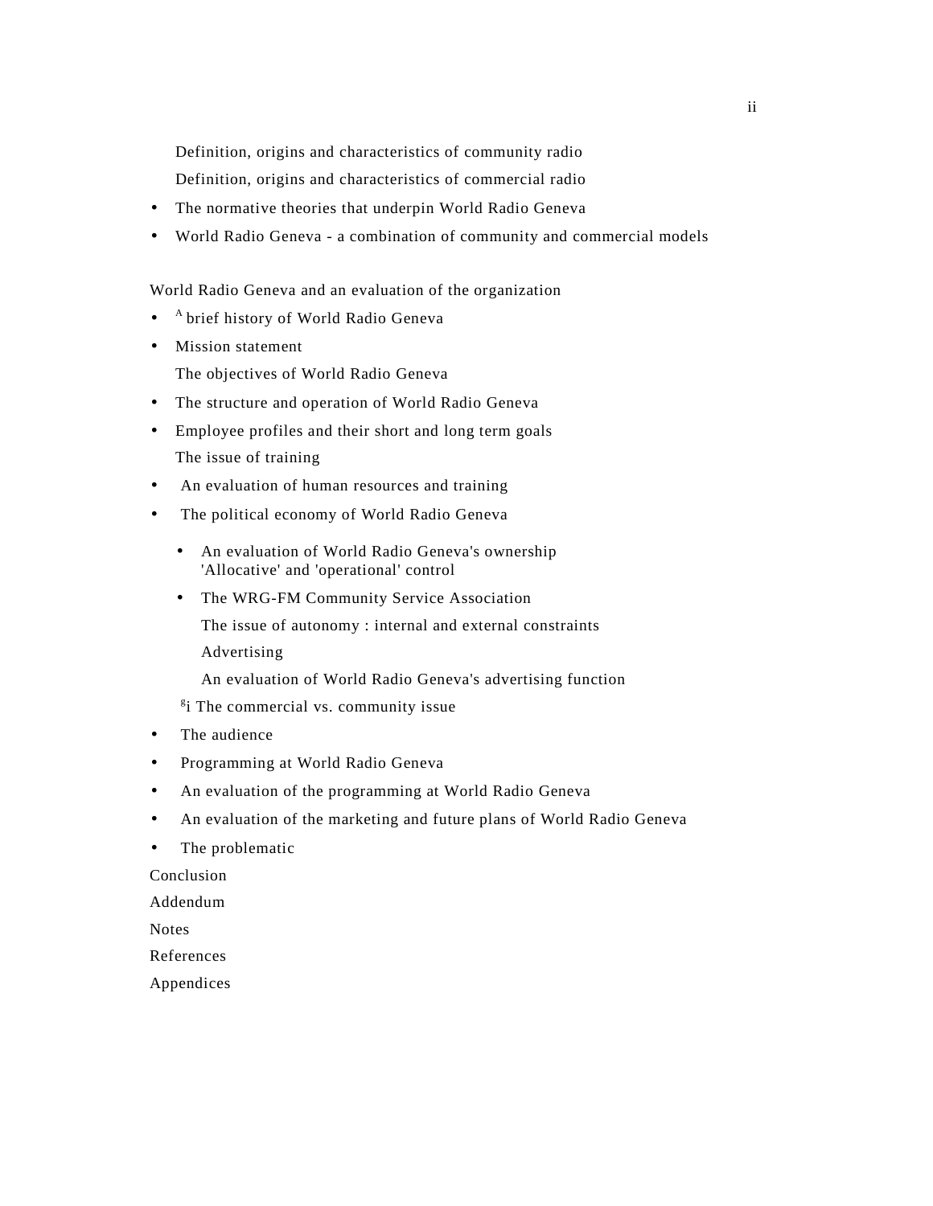Definition, origins and characteristics of community radio

Definition, origins and characteristics of commercial radio

- The normative theories that underpin World Radio Geneva
- World Radio Geneva - a combination of community and commercial models

World Radio Geneva and an evaluation of the organization

- A brief history of World Radio Geneva
- Mission statement

  The objectives of World Radio Geneva
- The structure and operation of World Radio Geneva
- Employee profiles and their short and long term goals

  The issue of training
- An evaluation of human resources and training
- The political economy of World Radio Geneva
  - An evaluation of World Radio Geneva's ownership
    'Allocative' and 'operational' control
  - The WRG-FM Community Service Association

    The issue of autonomy : internal and external constraints

    Advertising

    An evaluation of World Radio Geneva's advertising function

  gi The commercial vs. community issue
- The audience
- Programming at World Radio Geneva
- An evaluation of the programming at World Radio Geneva
- An evaluation of the marketing and future plans of World Radio Geneva
- The problematic

Conclusion

Addendum

Notes

References

Appendices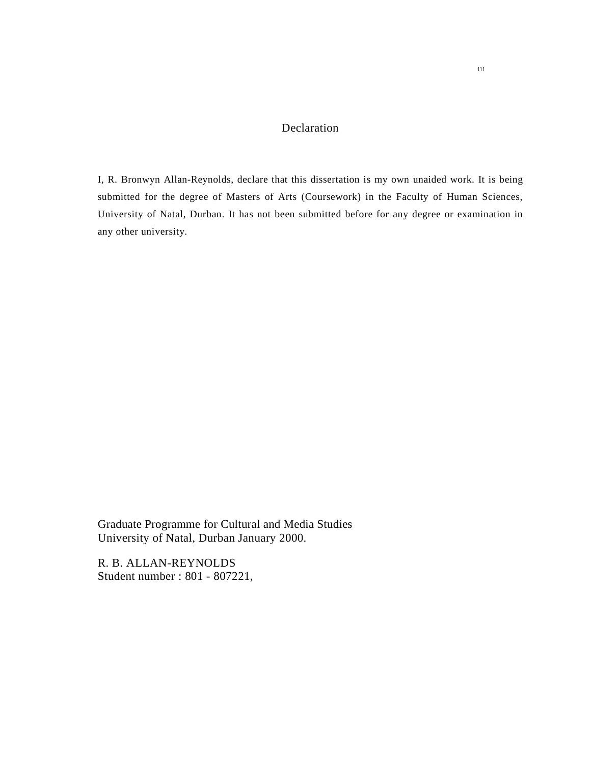# Declaration

I, R. Bronwyn Allan-Reynolds, declare that this dissertation is my own unaided work. It is being submitted for the degree of Masters of Arts (Coursework) in the Faculty of Human Sciences, University of Natal, Durban. It has not been submitted before for any degree or examination in any other university.

Graduate Programme for Cultural and Media Studies
University of Natal, Durban January 2000.

R. B. ALLAN-REYNOLDS
Student number : 801 - 807221,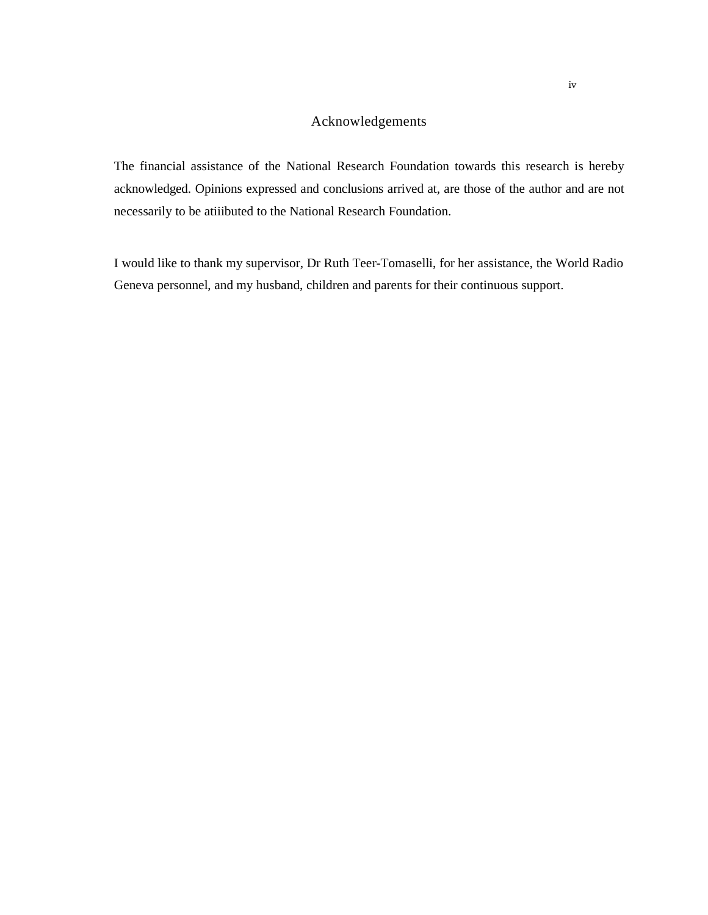# Acknowledgements

The financial assistance of the National Research Foundation towards this research is hereby acknowledged. Opinions expressed and conclusions arrived at, are those of the author and are not necessarily to be atiiibuted to the National Research Foundation.

I would like to thank my supervisor, Dr Ruth Teer-Tomaselli, for her assistance, the World Radio Geneva personnel, and my husband, children and parents for their continuous support.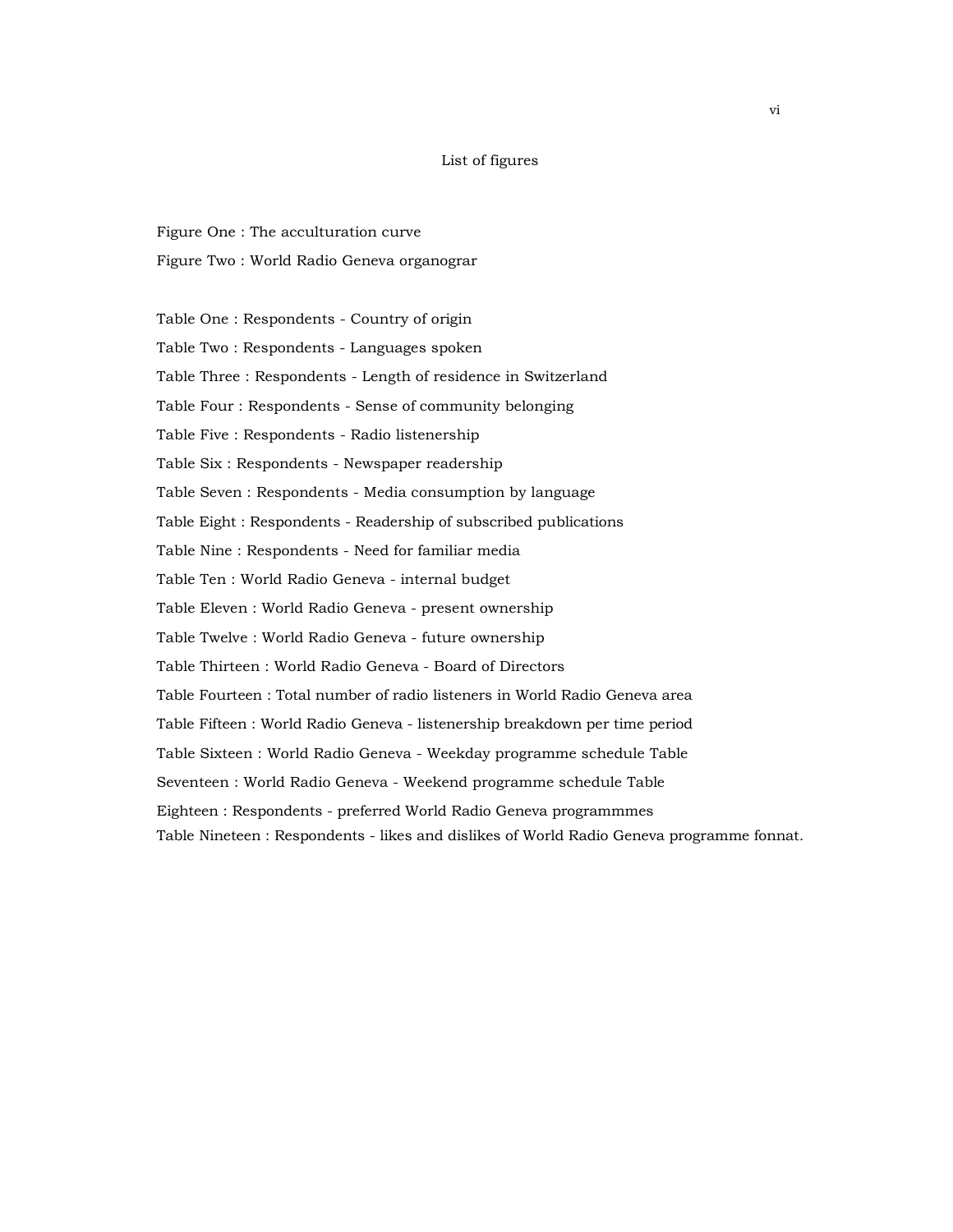# List of figures

Figure One : The acculturation curve

Figure Two : World Radio Geneva organograr

Table One : Respondents - Country of origin

Table Two : Respondents - Languages spoken

Table Three : Respondents - Length of residence in Switzerland

Table Four : Respondents - Sense of community belonging

Table Five : Respondents - Radio listenership

Table Six : Respondents - Newspaper readership

Table Seven : Respondents - Media consumption by language

Table Eight : Respondents - Readership of subscribed publications

Table Nine : Respondents - Need for familiar media

Table Ten : World Radio Geneva - internal budget

Table Eleven : World Radio Geneva - present ownership

Table Twelve : World Radio Geneva - future ownership

Table Thirteen : World Radio Geneva - Board of Directors

Table Fourteen : Total number of radio listeners in World Radio Geneva area

Table Fifteen : World Radio Geneva - listenership breakdown per time period

Table Sixteen : World Radio Geneva - Weekday programme schedule Table

Seventeen : World Radio Geneva - Weekend programme schedule Table

Eighteen : Respondents - preferred World Radio Geneva programmmes

Table Nineteen : Respondents - likes and dislikes of World Radio Geneva programme fonnat.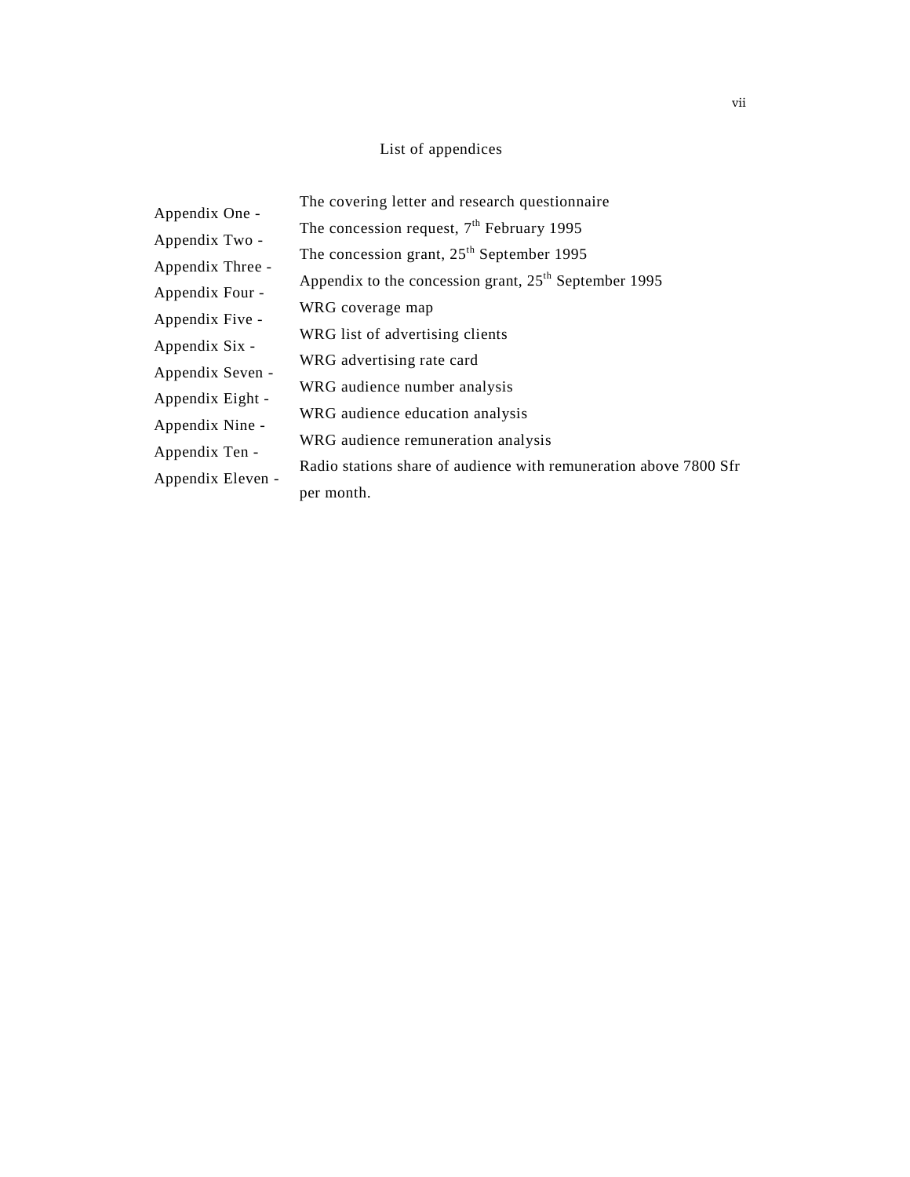# List of appendices

| | |
|---|---|
| Appendix One - | The covering letter and research questionnaire |
| Appendix Two - | The concession request, 7th February 1995 |
| Appendix Three - | The concession grant, 25th September 1995 |
| Appendix Four - | Appendix to the concession grant, 25th September 1995 |
| Appendix Five - | WRG coverage map |
| Appendix Six - | WRG list of advertising clients |
| Appendix Seven - | WRG advertising rate card |
| Appendix Eight - | WRG audience number analysis |
| Appendix Nine - | WRG audience education analysis |
| Appendix Ten - | WRG audience remuneration analysis |
| Appendix Eleven - | Radio stations share of audience with remuneration above 7800 Sfr per month. |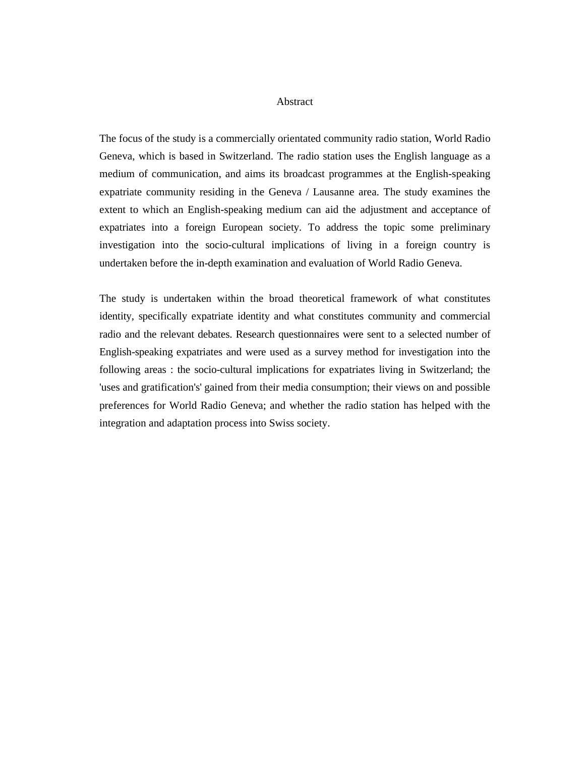# Abstract

The focus of the study is a commercially orientated community radio station, World Radio Geneva, which is based in Switzerland. The radio station uses the English language as a medium of communication, and aims its broadcast programmes at the English-speaking expatriate community residing in the Geneva / Lausanne area. The study examines the extent to which an English-speaking medium can aid the adjustment and acceptance of expatriates into a foreign European society. To address the topic some preliminary investigation into the socio-cultural implications of living in a foreign country is undertaken before the in-depth examination and evaluation of World Radio Geneva.

The study is undertaken within the broad theoretical framework of what constitutes identity, specifically expatriate identity and what constitutes community and commercial radio and the relevant debates. Research questionnaires were sent to a selected number of English-speaking expatriates and were used as a survey method for investigation into the following areas : the socio-cultural implications for expatriates living in Switzerland; the 'uses and gratification's' gained from their media consumption; their views on and possible preferences for World Radio Geneva; and whether the radio station has helped with the integration and adaptation process into Swiss society.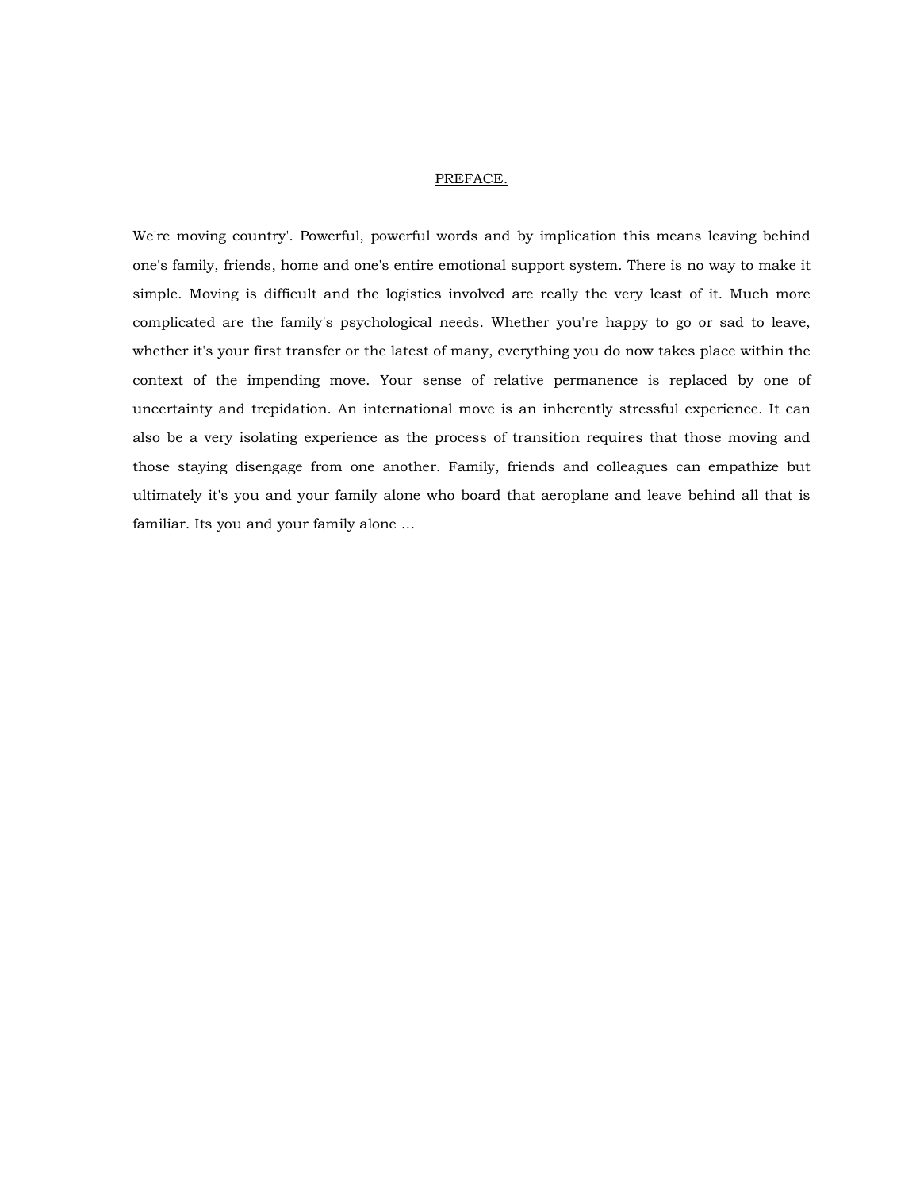## PREFACE.

We're moving country'. Powerful, powerful words and by implication this means leaving behind one's family, friends, home and one's entire emotional support system. There is no way to make it simple. Moving is difficult and the logistics involved are really the very least of it. Much more complicated are the family's psychological needs. Whether you're happy to go or sad to leave, whether it's your first transfer or the latest of many, everything you do now takes place within the context of the impending move. Your sense of relative permanence is replaced by one of uncertainty and trepidation. An international move is an inherently stressful experience. It can also be a very isolating experience as the process of transition requires that those moving and those staying disengage from one another. Family, friends and colleagues can empathize but ultimately it's you and your family alone who board that aeroplane and leave behind all that is familiar. Its you and your family alone …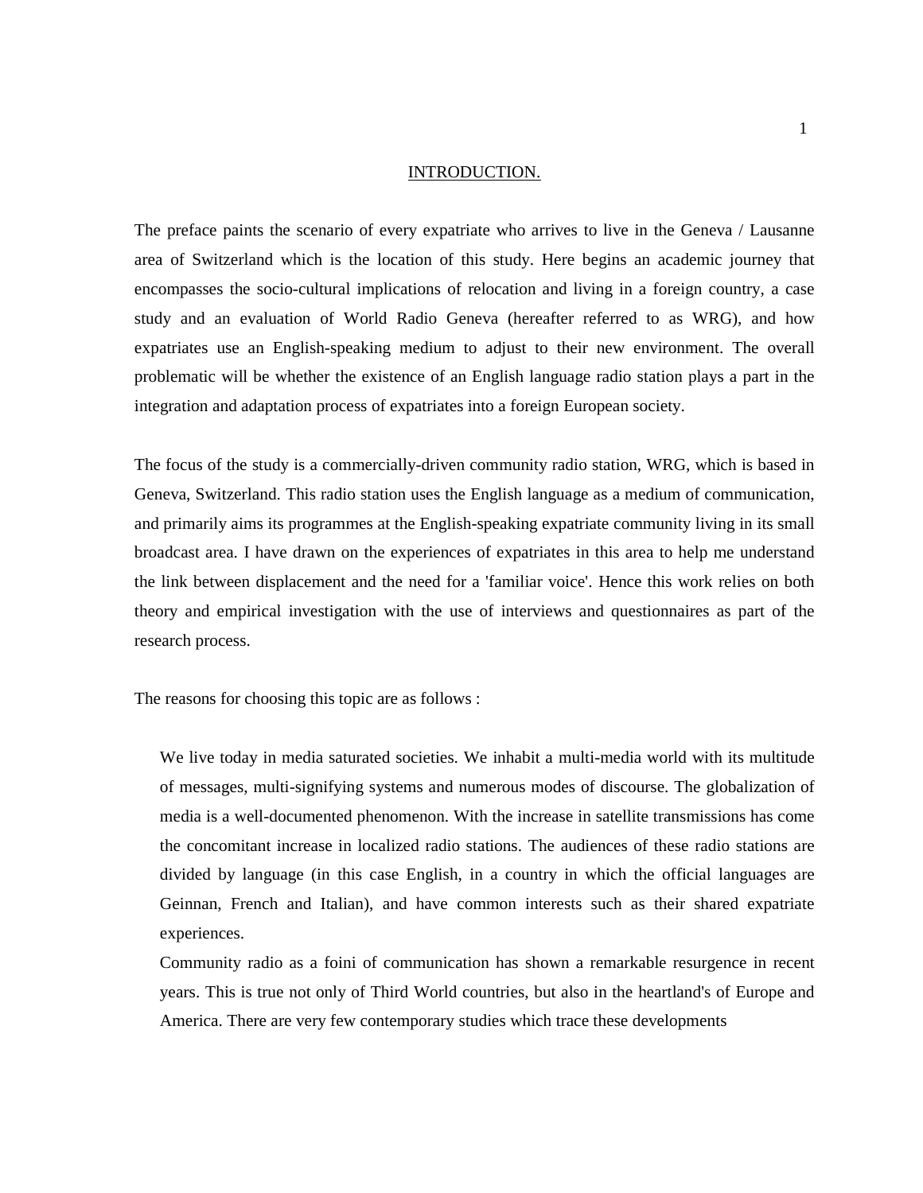# INTRODUCTION.

The preface paints the scenario of every expatriate who arrives to live in the Geneva / Lausanne area of Switzerland which is the location of this study. Here begins an academic journey that encompasses the socio-cultural implications of relocation and living in a foreign country, a case study and an evaluation of World Radio Geneva (hereafter referred to as WRG), and how expatriates use an English-speaking medium to adjust to their new environment. The overall problematic will be whether the existence of an English language radio station plays a part in the integration and adaptation process of expatriates into a foreign European society.

The focus of the study is a commercially-driven community radio station, WRG, which is based in Geneva, Switzerland. This radio station uses the English language as a medium of communication, and primarily aims its programmes at the English-speaking expatriate community living in its small broadcast area. I have drawn on the experiences of expatriates in this area to help me understand the link between displacement and the need for a 'familiar voice'. Hence this work relies on both theory and empirical investigation with the use of interviews and questionnaires as part of the research process.

The reasons for choosing this topic are as follows :

> We live today in media saturated societies. We inhabit a multi-media world with its multitude of messages, multi-signifying systems and numerous modes of discourse. The globalization of media is a well-documented phenomenon. With the increase in satellite transmissions has come the concomitant increase in localized radio stations. The audiences of these radio stations are divided by language (in this case English, in a country in which the official languages are Geinnan, French and Italian), and have common interests such as their shared expatriate experiences.
>
> Community radio as a foini of communication has shown a remarkable resurgence in recent years. This is true not only of Third World countries, but also in the heartland's of Europe and America. There are very few contemporary studies which trace these developments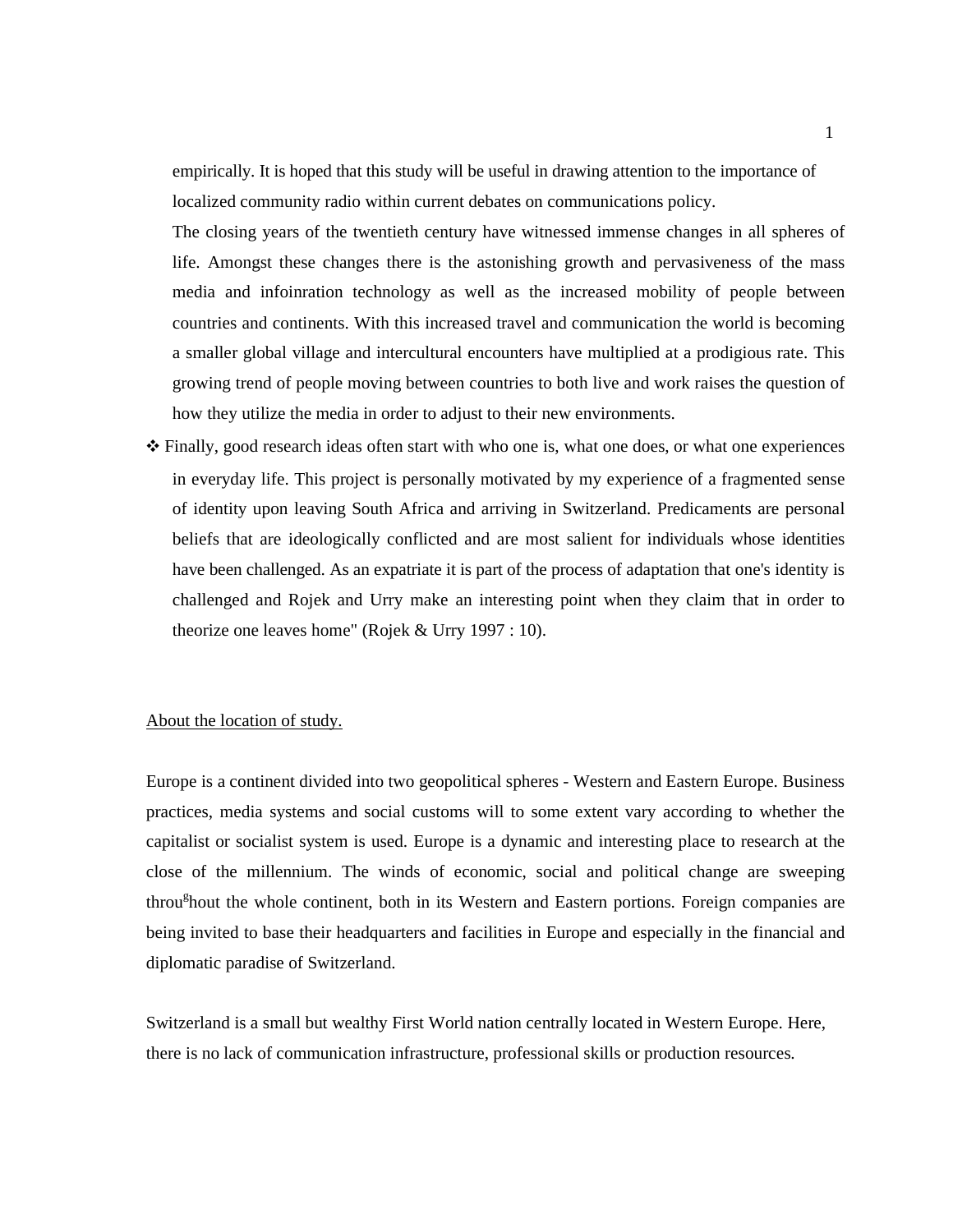empirically. It is hoped that this study will be useful in drawing attention to the importance of localized community radio within current debates on communications policy.

The closing years of the twentieth century have witnessed immense changes in all spheres of life. Amongst these changes there is the astonishing growth and pervasiveness of the mass media and infoinration technology as well as the increased mobility of people between countries and continents. With this increased travel and communication the world is becoming a smaller global village and intercultural encounters have multiplied at a prodigious rate. This growing trend of people moving between countries to both live and work raises the question of how they utilize the media in order to adjust to their new environments.

- Finally, good research ideas often start with who one is, what one does, or what one experiences in everyday life. This project is personally motivated by my experience of a fragmented sense of identity upon leaving South Africa and arriving in Switzerland. Predicaments are personal beliefs that are ideologically conflicted and are most salient for individuals whose identities have been challenged. As an expatriate it is part of the process of adaptation that one's identity is challenged and Rojek and Urry make an interesting point when they claim that in order to theorize one leaves home" (Rojek & Urry 1997 : 10).

<u>About the location of study.</u>

Europe is a continent divided into two geopolitical spheres - Western and Eastern Europe. Business practices, media systems and social customs will to some extent vary according to whether the capitalist or socialist system is used. Europe is a dynamic and interesting place to research at the close of the millennium. The winds of economic, social and political change are sweeping throughout the whole continent, both in its Western and Eastern portions. Foreign companies are being invited to base their headquarters and facilities in Europe and especially in the financial and diplomatic paradise of Switzerland.

Switzerland is a small but wealthy First World nation centrally located in Western Europe. Here, there is no lack of communication infrastructure, professional skills or production resources.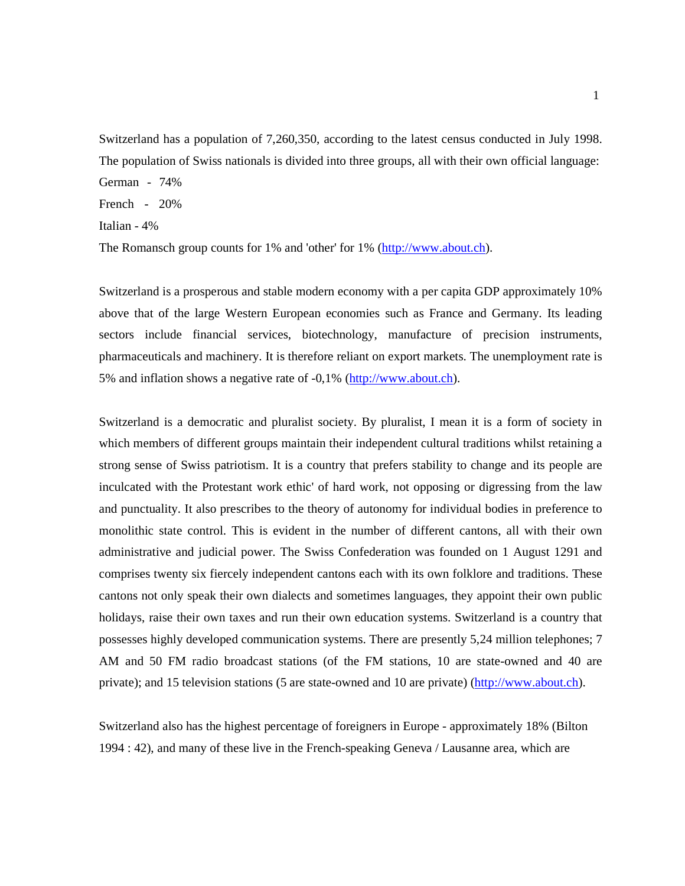Switzerland has a population of 7,260,350, according to the latest census conducted in July 1998. The population of Swiss nationals is divided into three groups, all with their own official language:

German - 74%

French - 20%

Italian - 4%

The Romansch group counts for 1% and 'other' for 1% (http://www.about.ch).

Switzerland is a prosperous and stable modern economy with a per capita GDP approximately 10% above that of the large Western European economies such as France and Germany. Its leading sectors include financial services, biotechnology, manufacture of precision instruments, pharmaceuticals and machinery. It is therefore reliant on export markets. The unemployment rate is 5% and inflation shows a negative rate of -0,1% (http://www.about.ch).

Switzerland is a democratic and pluralist society. By pluralist, I mean it is a form of society in which members of different groups maintain their independent cultural traditions whilst retaining a strong sense of Swiss patriotism. It is a country that prefers stability to change and its people are inculcated with the Protestant work ethic' of hard work, not opposing or digressing from the law and punctuality. It also prescribes to the theory of autonomy for individual bodies in preference to monolithic state control. This is evident in the number of different cantons, all with their own administrative and judicial power. The Swiss Confederation was founded on 1 August 1291 and comprises twenty six fiercely independent cantons each with its own folklore and traditions. These cantons not only speak their own dialects and sometimes languages, they appoint their own public holidays, raise their own taxes and run their own education systems. Switzerland is a country that possesses highly developed communication systems. There are presently 5,24 million telephones; 7 AM and 50 FM radio broadcast stations (of the FM stations, 10 are state-owned and 40 are private); and 15 television stations (5 are state-owned and 10 are private) (http://www.about.ch).

Switzerland also has the highest percentage of foreigners in Europe - approximately 18% (Bilton 1994 : 42), and many of these live in the French-speaking Geneva / Lausanne area, which are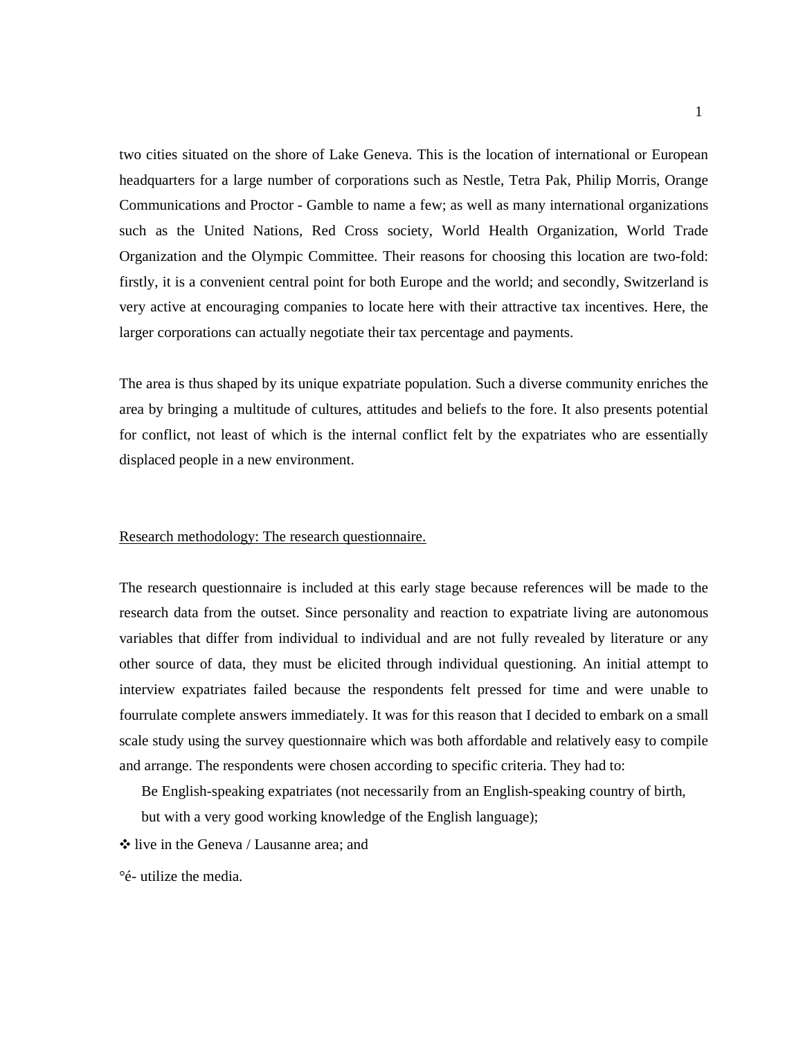two cities situated on the shore of Lake Geneva. This is the location of international or European headquarters for a large number of corporations such as Nestle, Tetra Pak, Philip Morris, Orange Communications and Proctor - Gamble to name a few; as well as many international organizations such as the United Nations, Red Cross society, World Health Organization, World Trade Organization and the Olympic Committee. Their reasons for choosing this location are two-fold: firstly, it is a convenient central point for both Europe and the world; and secondly, Switzerland is very active at encouraging companies to locate here with their attractive tax incentives. Here, the larger corporations can actually negotiate their tax percentage and payments.

The area is thus shaped by its unique expatriate population. Such a diverse community enriches the area by bringing a multitude of cultures, attitudes and beliefs to the fore. It also presents potential for conflict, not least of which is the internal conflict felt by the expatriates who are essentially displaced people in a new environment.

Research methodology: The research questionnaire.

The research questionnaire is included at this early stage because references will be made to the research data from the outset. Since personality and reaction to expatriate living are autonomous variables that differ from individual to individual and are not fully revealed by literature or any other source of data, they must be elicited through individual questioning. An initial attempt to interview expatriates failed because the respondents felt pressed for time and were unable to fourrulate complete answers immediately. It was for this reason that I decided to embark on a small scale study using the survey questionnaire which was both affordable and relatively easy to compile and arrange. The respondents were chosen according to specific criteria. They had to:

Be English-speaking expatriates (not necessarily from an English-speaking country of birth, but with a very good working knowledge of the English language);

❖ live in the Geneva / Lausanne area; and

°é- utilize the media.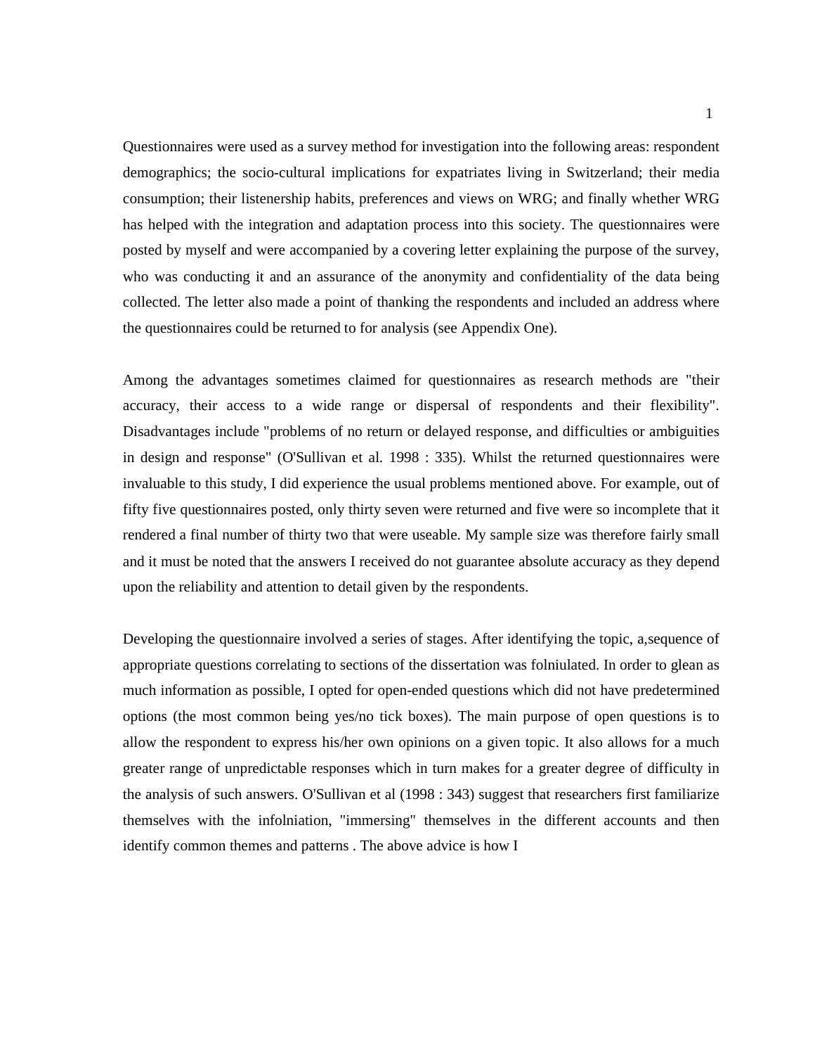Questionnaires were used as a survey method for investigation into the following areas: respondent demographics; the socio-cultural implications for expatriates living in Switzerland; their media consumption; their listenership habits, preferences and views on WRG; and finally whether WRG has helped with the integration and adaptation process into this society. The questionnaires were posted by myself and were accompanied by a covering letter explaining the purpose of the survey, who was conducting it and an assurance of the anonymity and confidentiality of the data being collected. The letter also made a point of thanking the respondents and included an address where the questionnaires could be returned to for analysis (see Appendix One).

Among the advantages sometimes claimed for questionnaires as research methods are "their accuracy, their access to a wide range or dispersal of respondents and their flexibility". Disadvantages include "problems of no return or delayed response, and difficulties or ambiguities in design and response" (O'Sullivan et al. 1998 : 335). Whilst the returned questionnaires were invaluable to this study, I did experience the usual problems mentioned above. For example, out of fifty five questionnaires posted, only thirty seven were returned and five were so incomplete that it rendered a final number of thirty two that were useable. My sample size was therefore fairly small and it must be noted that the answers I received do not guarantee absolute accuracy as they depend upon the reliability and attention to detail given by the respondents.

Developing the questionnaire involved a series of stages. After identifying the topic, a,sequence of appropriate questions correlating to sections of the dissertation was folniulated. In order to glean as much information as possible, I opted for open-ended questions which did not have predetermined options (the most common being yes/no tick boxes). The main purpose of open questions is to allow the respondent to express his/her own opinions on a given topic. It also allows for a much greater range of unpredictable responses which in turn makes for a greater degree of difficulty in the analysis of such answers. O'Sullivan et al (1998 : 343) suggest that researchers first familiarize themselves with the infolniation, "immersing" themselves in the different accounts and then identify common themes and patterns . The above advice is how I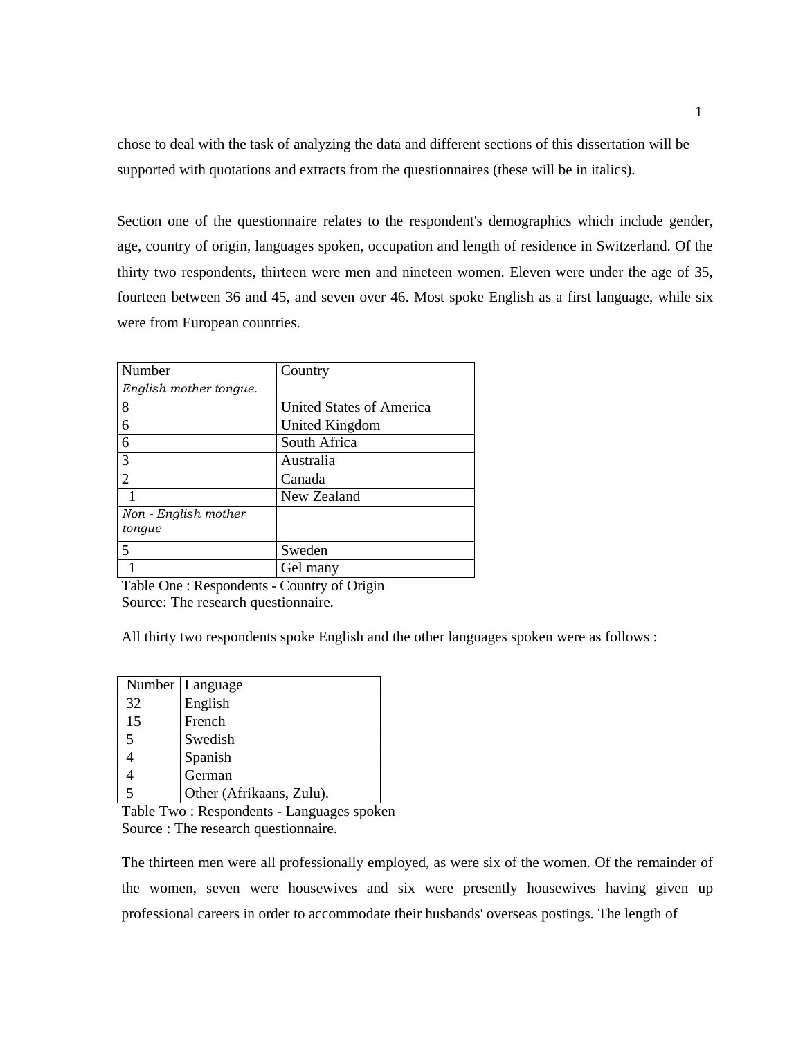chose to deal with the task of analyzing the data and different sections of this dissertation will be supported with quotations and extracts from the questionnaires (these will be in italics).

Section one of the questionnaire relates to the respondent's demographics which include gender, age, country of origin, languages spoken, occupation and length of residence in Switzerland. Of the thirty two respondents, thirteen were men and nineteen women. Eleven were under the age of 35, fourteen between 36 and 45, and seven over 46. Most spoke English as a first language, while six were from European countries.

| Number | Country |
|---|---|
| *English mother tongue.* | |
| 8 | United States of America |
| 6 | United Kingdom |
| 6 | South Africa |
| 3 | Australia |
| 2 | Canada |
| 1 | New Zealand |
| *Non - English mother tongue* | |
| 5 | Sweden |
| 1 | Gel many |

Table One : Respondents - Country of Origin
Source: The research questionnaire.

All thirty two respondents spoke English and the other languages spoken were as follows :

| Number | Language |
|---|---|
| 32 | English |
| 15 | French |
| 5 | Swedish |
| 4 | Spanish |
| 4 | German |
| 5 | Other (Afrikaans, Zulu). |

Table Two : Respondents - Languages spoken
Source : The research questionnaire.

The thirteen men were all professionally employed, as were six of the women. Of the remainder of the women, seven were housewives and six were presently housewives having given up professional careers in order to accommodate their husbands' overseas postings. The length of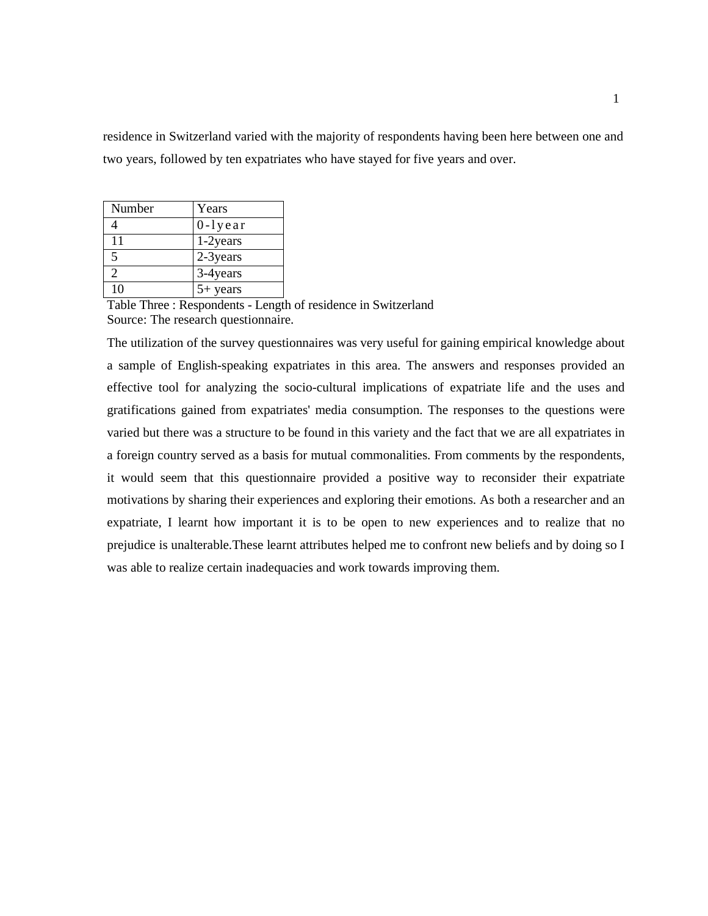residence in Switzerland varied with the majority of respondents having been here between one and two years, followed by ten expatriates who have stayed for five years and over.

| Number | Years |
|---|---|
| 4 | 0-1year |
| 11 | 1-2years |
| 5 | 2-3years |
| 2 | 3-4years |
| 10 | 5+ years |

Table Three : Respondents - Length of residence in Switzerland
Source: The research questionnaire.

The utilization of the survey questionnaires was very useful for gaining empirical knowledge about a sample of English-speaking expatriates in this area. The answers and responses provided an effective tool for analyzing the socio-cultural implications of expatriate life and the uses and gratifications gained from expatriates' media consumption. The responses to the questions were varied but there was a structure to be found in this variety and the fact that we are all expatriates in a foreign country served as a basis for mutual commonalities. From comments by the respondents, it would seem that this questionnaire provided a positive way to reconsider their expatriate motivations by sharing their experiences and exploring their emotions. As both a researcher and an expatriate, I learnt how important it is to be open to new experiences and to realize that no prejudice is unalterable.These learnt attributes helped me to confront new beliefs and by doing so I was able to realize certain inadequacies and work towards improving them.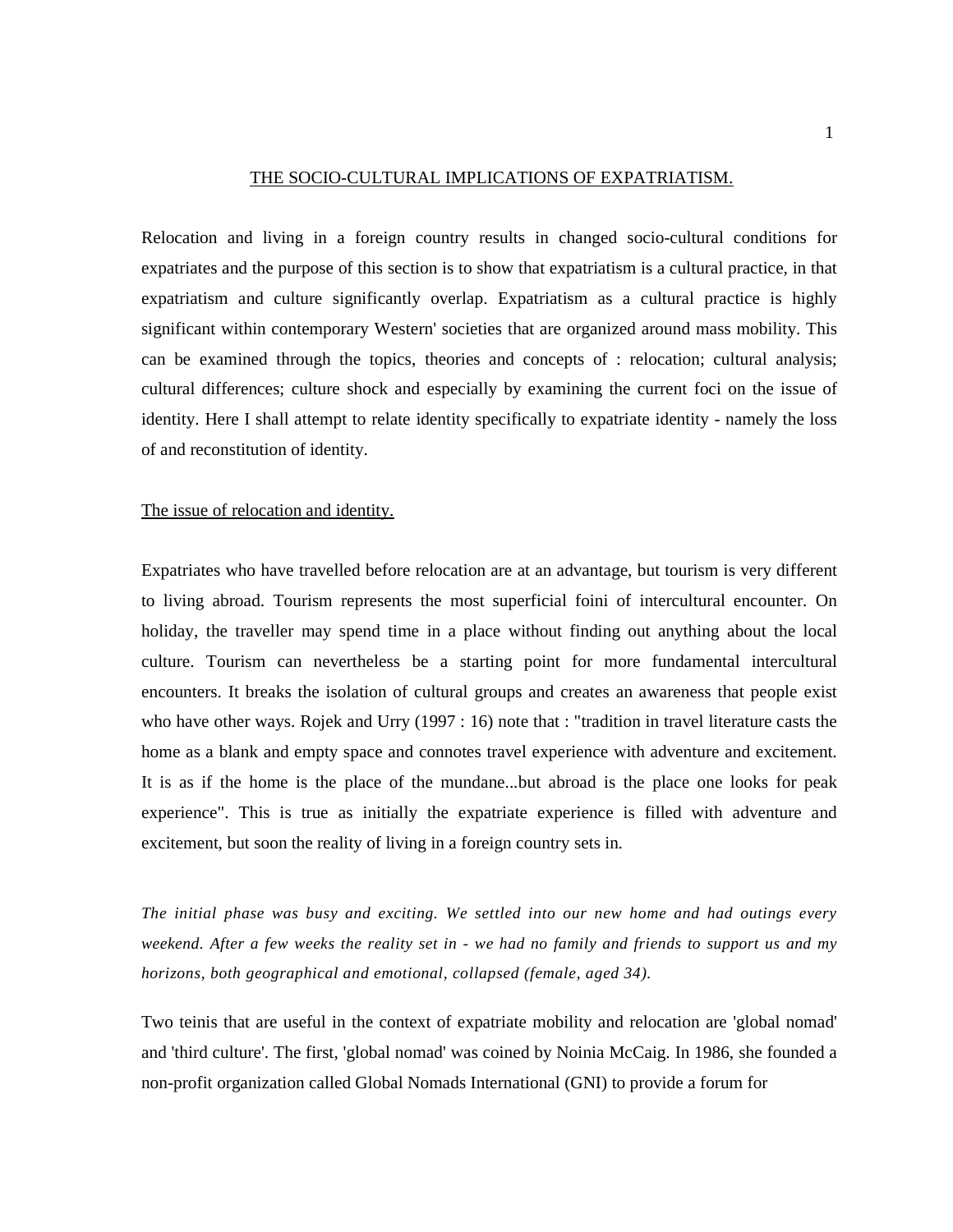## THE SOCIO-CULTURAL IMPLICATIONS OF EXPATRIATISM.

Relocation and living in a foreign country results in changed socio-cultural conditions for expatriates and the purpose of this section is to show that expatriatism is a cultural practice, in that expatriatism and culture significantly overlap. Expatriatism as a cultural practice is highly significant within contemporary Western' societies that are organized around mass mobility. This can be examined through the topics, theories and concepts of : relocation; cultural analysis; cultural differences; culture shock and especially by examining the current foci on the issue of identity. Here I shall attempt to relate identity specifically to expatriate identity - namely the loss of and reconstitution of identity.

### The issue of relocation and identity.

Expatriates who have travelled before relocation are at an advantage, but tourism is very different to living abroad. Tourism represents the most superficial foini of intercultural encounter. On holiday, the traveller may spend time in a place without finding out anything about the local culture. Tourism can nevertheless be a starting point for more fundamental intercultural encounters. It breaks the isolation of cultural groups and creates an awareness that people exist who have other ways. Rojek and Urry (1997 : 16) note that : "tradition in travel literature casts the home as a blank and empty space and connotes travel experience with adventure and excitement. It is as if the home is the place of the mundane...but abroad is the place one looks for peak experience". This is true as initially the expatriate experience is filled with adventure and excitement, but soon the reality of living in a foreign country sets in.

*The initial phase was busy and exciting. We settled into our new home and had outings every weekend. After a few weeks the reality set in - we had no family and friends to support us and my horizons, both geographical and emotional, collapsed (female, aged 34).*

Two teinis that are useful in the context of expatriate mobility and relocation are 'global nomad' and 'third culture'. The first, 'global nomad' was coined by Noinia McCaig. In 1986, she founded a non-profit organization called Global Nomads International (GNI) to provide a forum for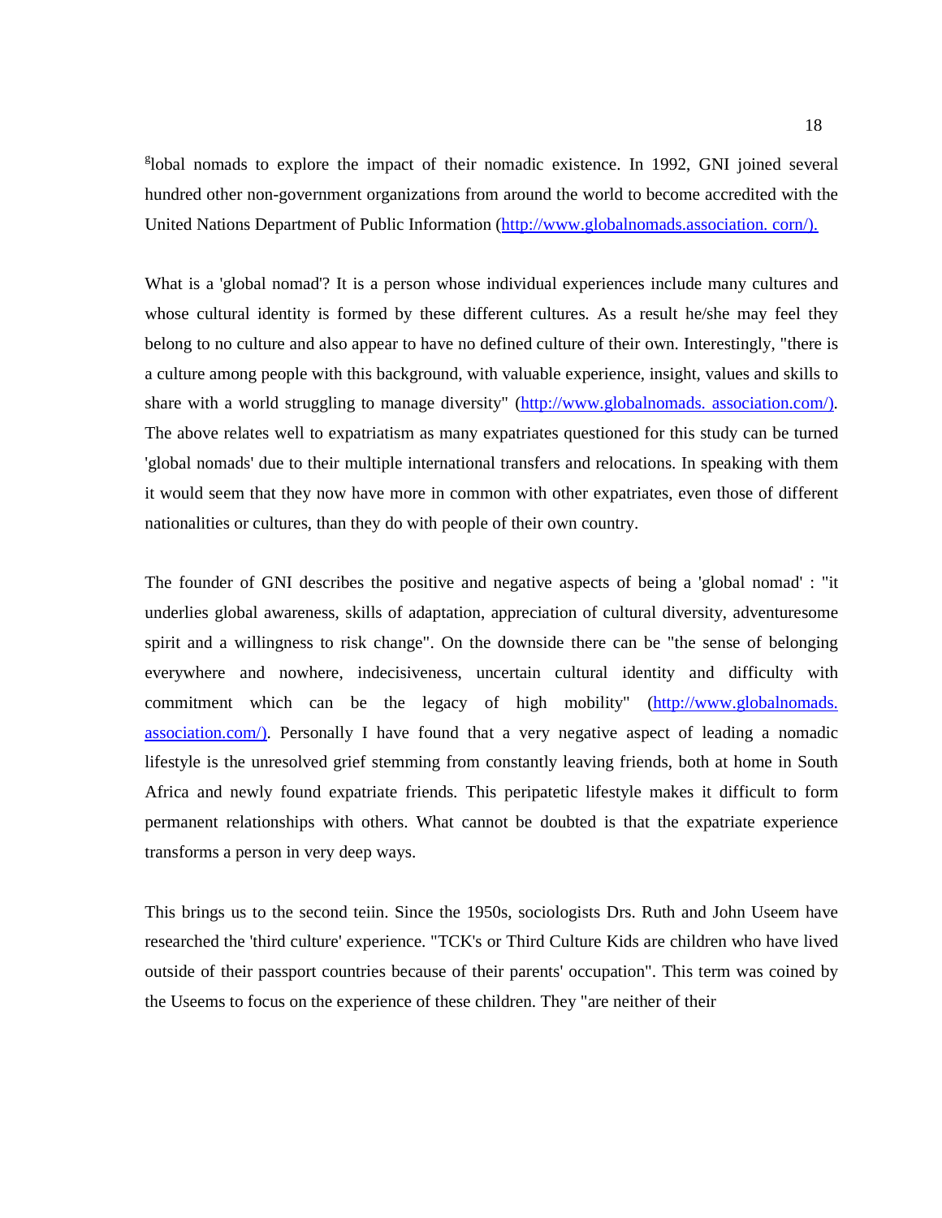global nomads to explore the impact of their nomadic existence. In 1992, GNI joined several hundred other non-government organizations from around the world to become accredited with the United Nations Department of Public Information (http://www.globalnomads.association. corn/).

What is a 'global nomad'? It is a person whose individual experiences include many cultures and whose cultural identity is formed by these different cultures. As a result he/she may feel they belong to no culture and also appear to have no defined culture of their own. Interestingly, "there is a culture among people with this background, with valuable experience, insight, values and skills to share with a world struggling to manage diversity" (http://www.globalnomads. association.com/). The above relates well to expatriatism as many expatriates questioned for this study can be turned 'global nomads' due to their multiple international transfers and relocations. In speaking with them it would seem that they now have more in common with other expatriates, even those of different nationalities or cultures, than they do with people of their own country.

The founder of GNI describes the positive and negative aspects of being a 'global nomad' : "it underlies global awareness, skills of adaptation, appreciation of cultural diversity, adventuresome spirit and a willingness to risk change". On the downside there can be "the sense of belonging everywhere and nowhere, indecisiveness, uncertain cultural identity and difficulty with commitment which can be the legacy of high mobility" (http://www.globalnomads. association.com/). Personally I have found that a very negative aspect of leading a nomadic lifestyle is the unresolved grief stemming from constantly leaving friends, both at home in South Africa and newly found expatriate friends. This peripatetic lifestyle makes it difficult to form permanent relationships with others. What cannot be doubted is that the expatriate experience transforms a person in very deep ways.

This brings us to the second teiin. Since the 1950s, sociologists Drs. Ruth and John Useem have researched the 'third culture' experience. "TCK's or Third Culture Kids are children who have lived outside of their passport countries because of their parents' occupation". This term was coined by the Useems to focus on the experience of these children. They "are neither of their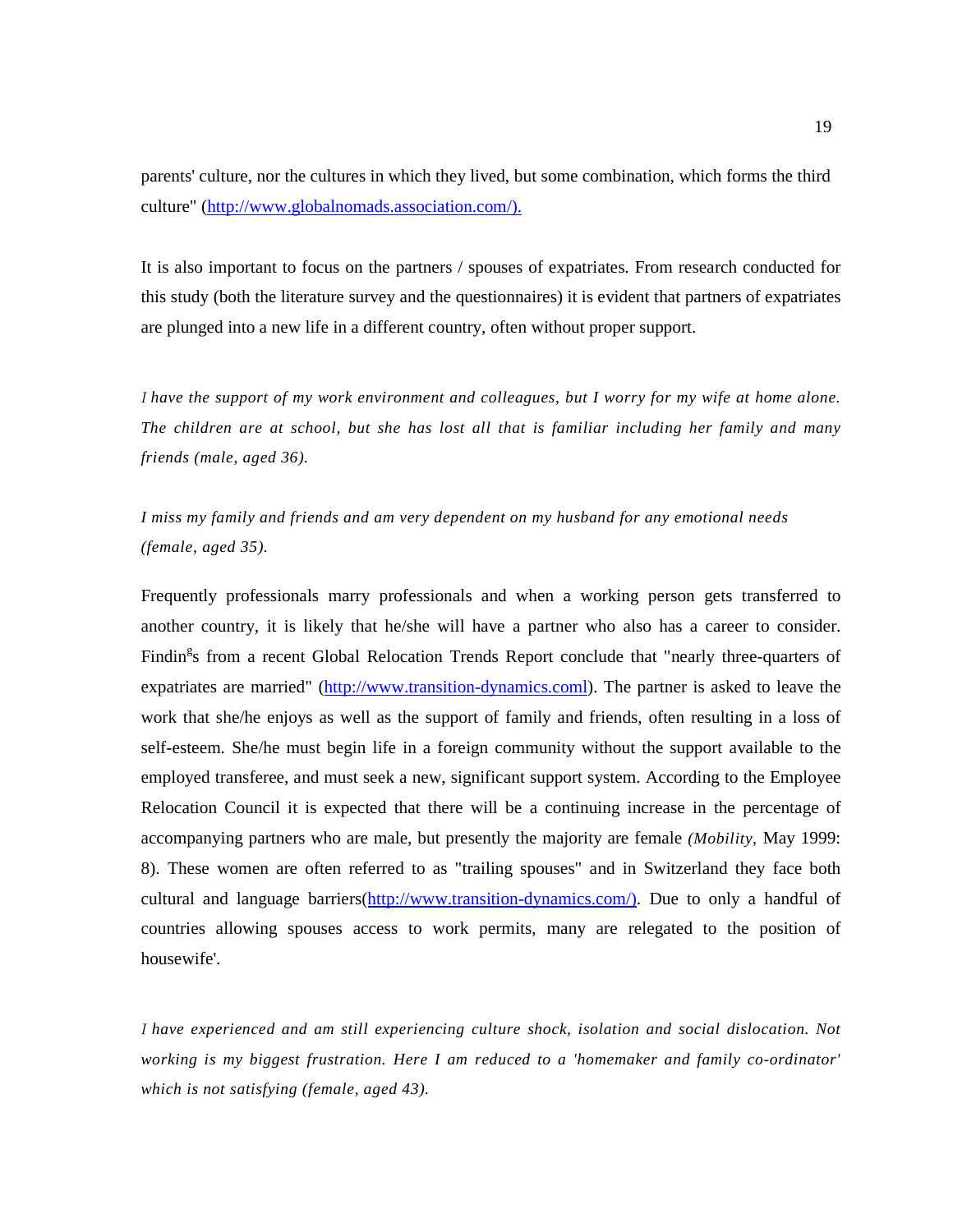parents' culture, nor the cultures in which they lived, but some combination, which forms the third culture" (http://www.globalnomads.association.com/).

It is also important to focus on the partners / spouses of expatriates. From research conducted for this study (both the literature survey and the questionnaires) it is evident that partners of expatriates are plunged into a new life in a different country, often without proper support.

*I have the support of my work environment and colleagues, but I worry for my wife at home alone. The children are at school, but she has lost all that is familiar including her family and many friends (male, aged 36).*

*I miss my family and friends and am very dependent on my husband for any emotional needs (female, aged 35).*

Frequently professionals marry professionals and when a working person gets transferred to another country, it is likely that he/she will have a partner who also has a career to consider. Findings from a recent Global Relocation Trends Report conclude that "nearly three-quarters of expatriates are married" (http://www.transition-dynamics.coml). The partner is asked to leave the work that she/he enjoys as well as the support of family and friends, often resulting in a loss of self-esteem. She/he must begin life in a foreign community without the support available to the employed transferee, and must seek a new, significant support system. According to the Employee Relocation Council it is expected that there will be a continuing increase in the percentage of accompanying partners who are male, but presently the majority are female (*Mobility*, May 1999: 8). These women are often referred to as "trailing spouses" and in Switzerland they face both cultural and language barriers(http://www.transition-dynamics.com/). Due to only a handful of countries allowing spouses access to work permits, many are relegated to the position of housewife'.

*I have experienced and am still experiencing culture shock, isolation and social dislocation. Not working is my biggest frustration. Here I am reduced to a 'homemaker and family co-ordinator' which is not satisfying (female, aged 43).*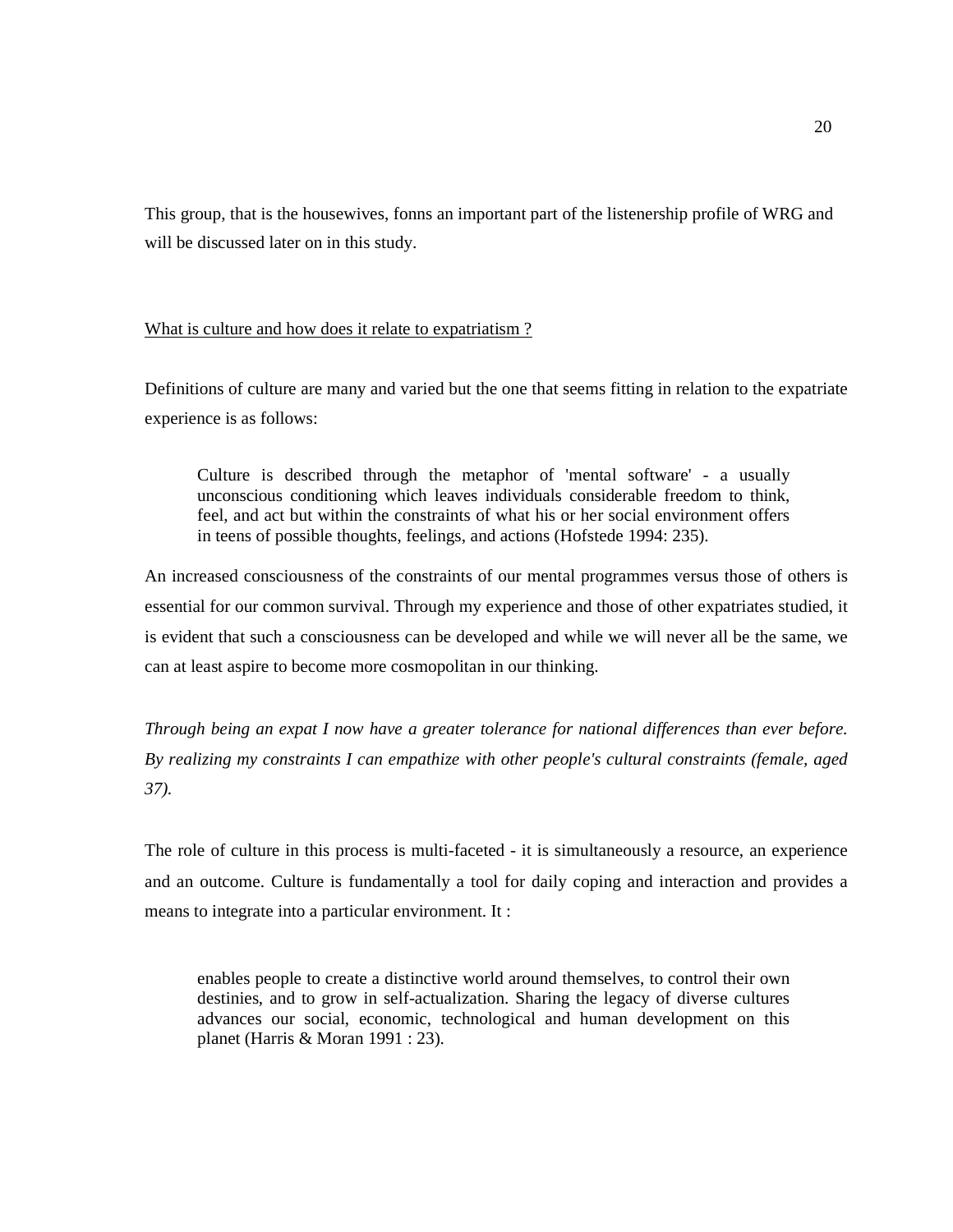This group, that is the housewives, fonns an important part of the listenership profile of WRG and will be discussed later on in this study.

<u>What is culture and how does it relate to expatriatism ?</u>

Definitions of culture are many and varied but the one that seems fitting in relation to the expatriate experience is as follows:

> Culture is described through the metaphor of 'mental software' - a usually unconscious conditioning which leaves individuals considerable freedom to think, feel, and act but within the constraints of what his or her social environment offers in teens of possible thoughts, feelings, and actions (Hofstede 1994: 235).

An increased consciousness of the constraints of our mental programmes versus those of others is essential for our common survival. Through my experience and those of other expatriates studied, it is evident that such a consciousness can be developed and while we will never all be the same, we can at least aspire to become more cosmopolitan in our thinking.

*Through being an expat I now have a greater tolerance for national differences than ever before. By realizing my constraints I can empathize with other people's cultural constraints (female, aged 37).*

The role of culture in this process is multi-faceted - it is simultaneously a resource, an experience and an outcome. Culture is fundamentally a tool for daily coping and interaction and provides a means to integrate into a particular environment. It :

> enables people to create a distinctive world around themselves, to control their own destinies, and to grow in self-actualization. Sharing the legacy of diverse cultures advances our social, economic, technological and human development on this planet (Harris & Moran 1991 : 23).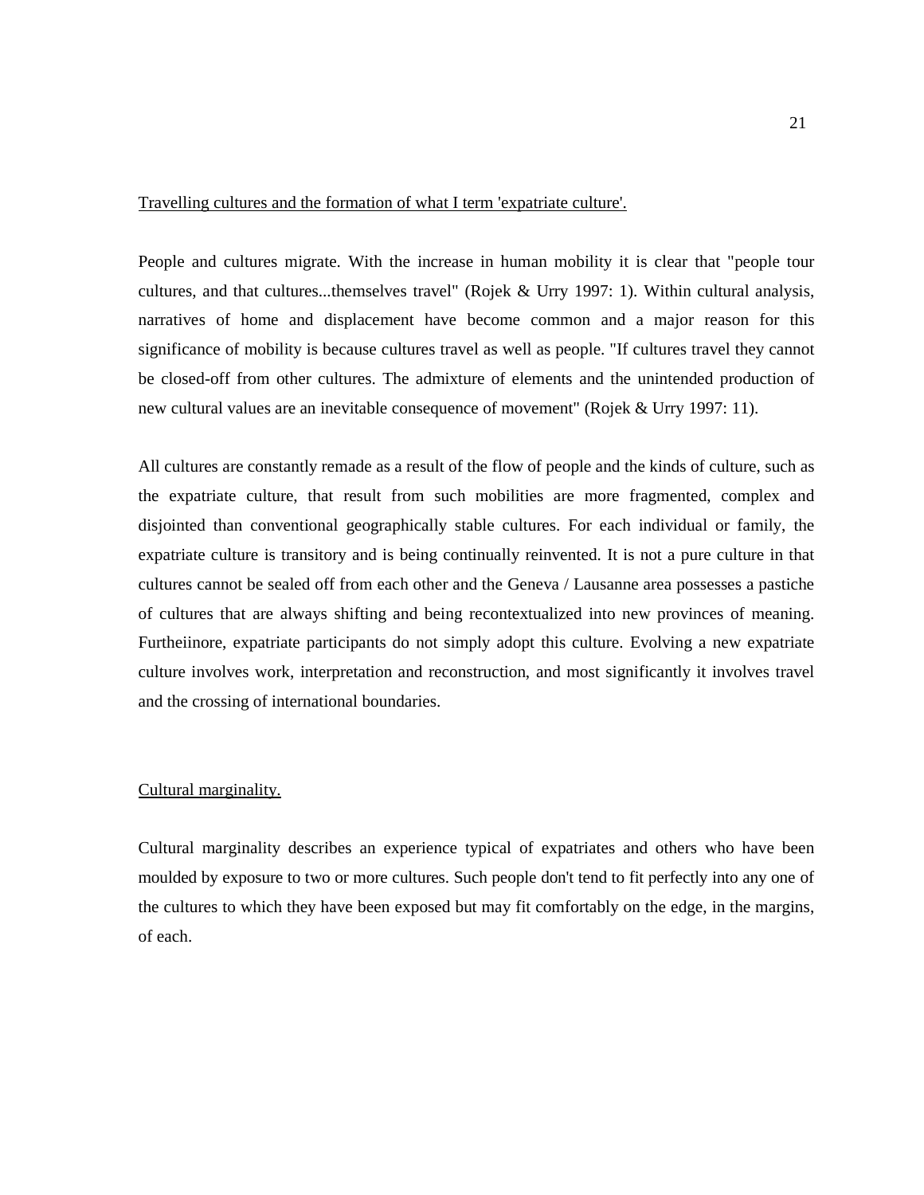<u>Travelling cultures and the formation of what I term 'expatriate culture'.</u>

People and cultures migrate. With the increase in human mobility it is clear that "people tour cultures, and that cultures...themselves travel" (Rojek & Urry 1997: 1). Within cultural analysis, narratives of home and displacement have become common and a major reason for this significance of mobility is because cultures travel as well as people. "If cultures travel they cannot be closed-off from other cultures. The admixture of elements and the unintended production of new cultural values are an inevitable consequence of movement" (Rojek & Urry 1997: 11).

All cultures are constantly remade as a result of the flow of people and the kinds of culture, such as the expatriate culture, that result from such mobilities are more fragmented, complex and disjointed than conventional geographically stable cultures. For each individual or family, the expatriate culture is transitory and is being continually reinvented. It is not a pure culture in that cultures cannot be sealed off from each other and the Geneva / Lausanne area possesses a pastiche of cultures that are always shifting and being recontextualized into new provinces of meaning. Furtheiinore, expatriate participants do not simply adopt this culture. Evolving a new expatriate culture involves work, interpretation and reconstruction, and most significantly it involves travel and the crossing of international boundaries.

<u>Cultural marginality.</u>

Cultural marginality describes an experience typical of expatriates and others who have been moulded by exposure to two or more cultures. Such people don't tend to fit perfectly into any one of the cultures to which they have been exposed but may fit comfortably on the edge, in the margins, of each.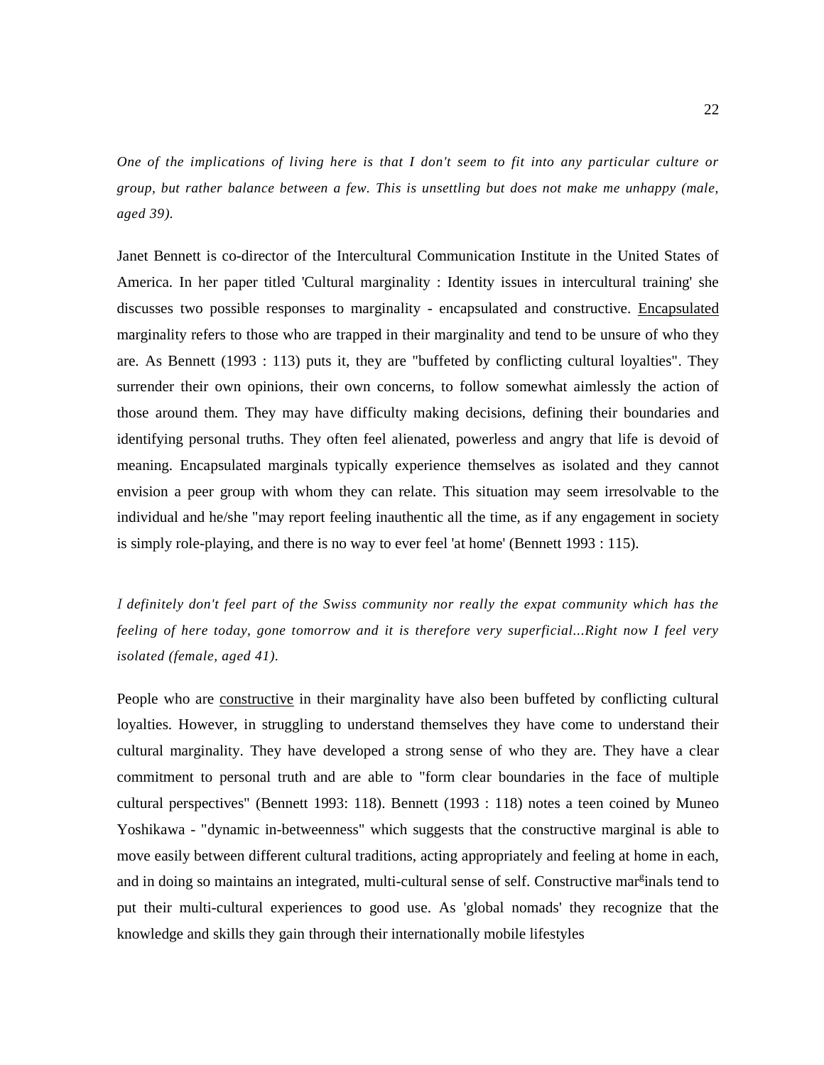*One of the implications of living here is that I don't seem to fit into any particular culture or group, but rather balance between a few. This is unsettling but does not make me unhappy (male, aged 39).*

Janet Bennett is co-director of the Intercultural Communication Institute in the United States of America. In her paper titled 'Cultural marginality : Identity issues in intercultural training' she discusses two possible responses to marginality - encapsulated and constructive. Encapsulated marginality refers to those who are trapped in their marginality and tend to be unsure of who they are. As Bennett (1993 : 113) puts it, they are "buffeted by conflicting cultural loyalties". They surrender their own opinions, their own concerns, to follow somewhat aimlessly the action of those around them. They may have difficulty making decisions, defining their boundaries and identifying personal truths. They often feel alienated, powerless and angry that life is devoid of meaning. Encapsulated marginals typically experience themselves as isolated and they cannot envision a peer group with whom they can relate. This situation may seem irresolvable to the individual and he/she "may report feeling inauthentic all the time, as if any engagement in society is simply role-playing, and there is no way to ever feel 'at home' (Bennett 1993 : 115).

*I definitely don't feel part of the Swiss community nor really the expat community which has the feeling of here today, gone tomorrow and it is therefore very superficial...Right now I feel very isolated (female, aged 41).*

People who are constructive in their marginality have also been buffeted by conflicting cultural loyalties. However, in struggling to understand themselves they have come to understand their cultural marginality. They have developed a strong sense of who they are. They have a clear commitment to personal truth and are able to "form clear boundaries in the face of multiple cultural perspectives" (Bennett 1993: 118). Bennett (1993 : 118) notes a teen coined by Muneo Yoshikawa - "dynamic in-betweenness" which suggests that the constructive marginal is able to move easily between different cultural traditions, acting appropriately and feeling at home in each, and in doing so maintains an integrated, multi-cultural sense of self. Constructive marginals tend to put their multi-cultural experiences to good use. As 'global nomads' they recognize that the knowledge and skills they gain through their internationally mobile lifestyles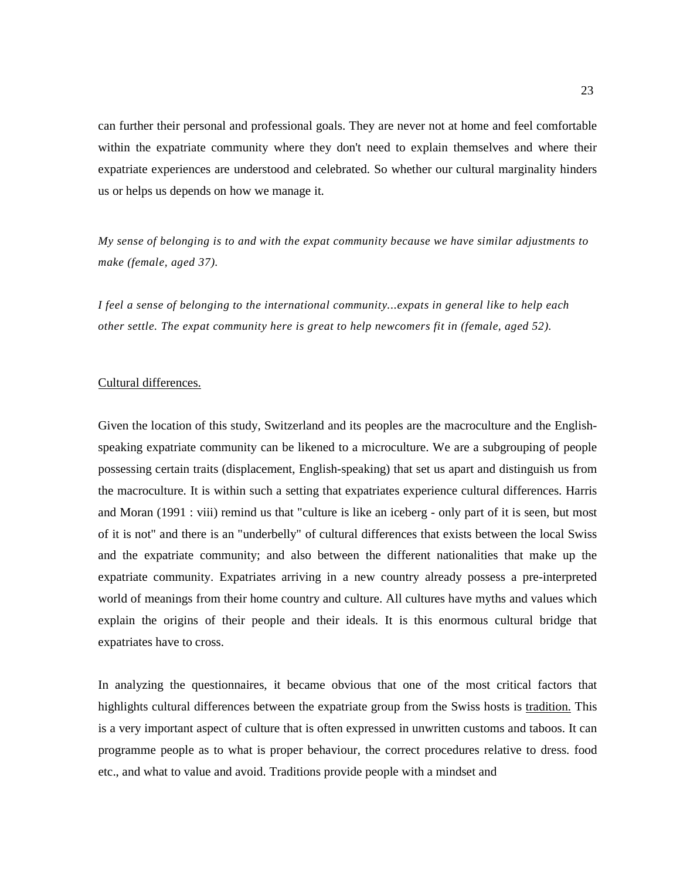can further their personal and professional goals. They are never not at home and feel comfortable within the expatriate community where they don't need to explain themselves and where their expatriate experiences are understood and celebrated. So whether our cultural marginality hinders us or helps us depends on how we manage it.

*My sense of belonging is to and with the expat community because we have similar adjustments to make (female, aged 37).*

*I feel a sense of belonging to the international community...expats in general like to help each other settle. The expat community here is great to help newcomers fit in (female, aged 52).*

<u>Cultural differences.</u>

Given the location of this study, Switzerland and its peoples are the macroculture and the English-speaking expatriate community can be likened to a microculture. We are a subgrouping of people possessing certain traits (displacement, English-speaking) that set us apart and distinguish us from the macroculture. It is within such a setting that expatriates experience cultural differences. Harris and Moran (1991 : viii) remind us that "culture is like an iceberg - only part of it is seen, but most of it is not" and there is an "underbelly" of cultural differences that exists between the local Swiss and the expatriate community; and also between the different nationalities that make up the expatriate community. Expatriates arriving in a new country already possess a pre-interpreted world of meanings from their home country and culture. All cultures have myths and values which explain the origins of their people and their ideals. It is this enormous cultural bridge that expatriates have to cross.

In analyzing the questionnaires, it became obvious that one of the most critical factors that highlights cultural differences between the expatriate group from the Swiss hosts is <u>tradition.</u> This is a very important aspect of culture that is often expressed in unwritten customs and taboos. It can programme people as to what is proper behaviour, the correct procedures relative to dress. food etc., and what to value and avoid. Traditions provide people with a mindset and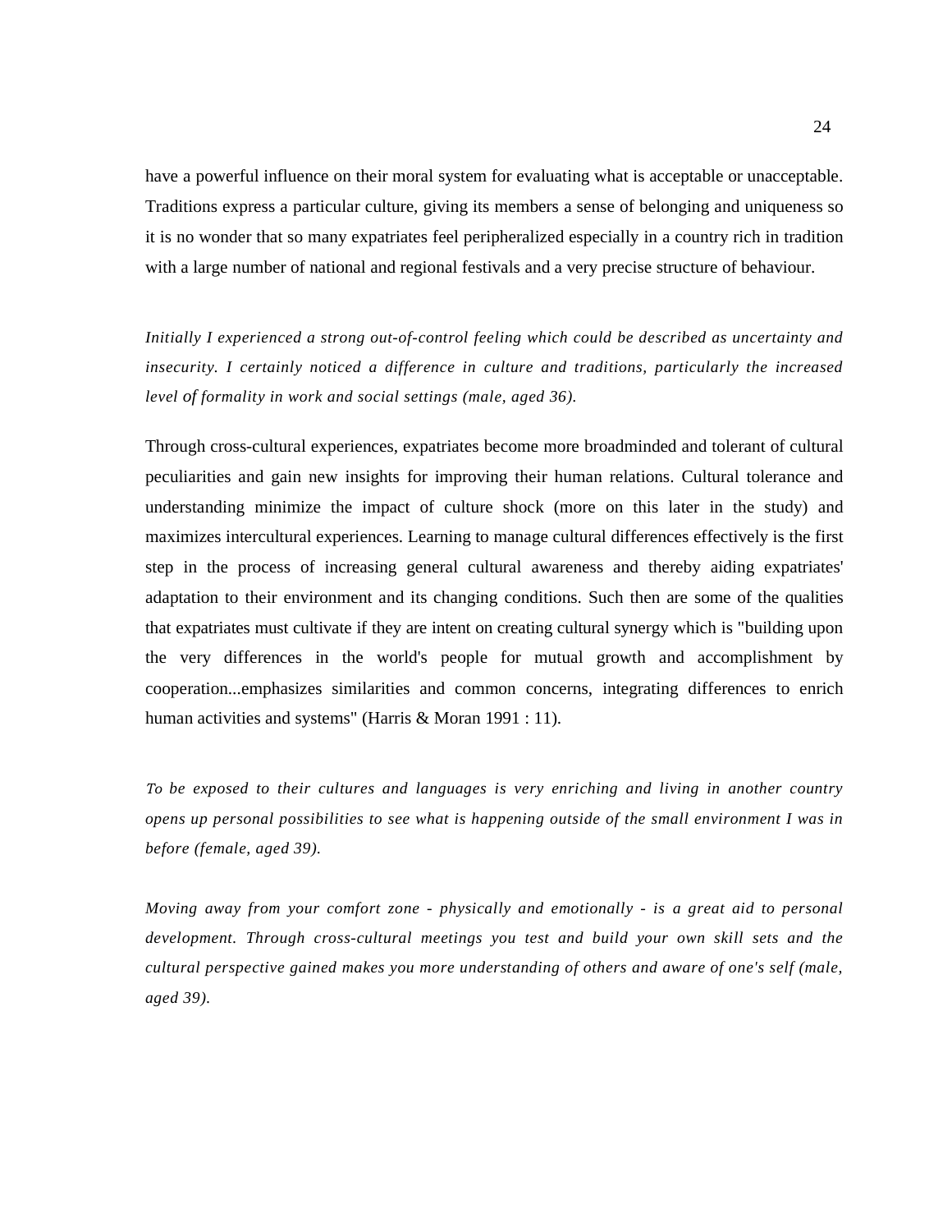have a powerful influence on their moral system for evaluating what is acceptable or unacceptable. Traditions express a particular culture, giving its members a sense of belonging and uniqueness so it is no wonder that so many expatriates feel peripheralized especially in a country rich in tradition with a large number of national and regional festivals and a very precise structure of behaviour.

*Initially I experienced a strong out-of-control feeling which could be described as uncertainty and insecurity. I certainly noticed a difference in culture and traditions, particularly the increased level of formality in work and social settings (male, aged 36).*

Through cross-cultural experiences, expatriates become more broadminded and tolerant of cultural peculiarities and gain new insights for improving their human relations. Cultural tolerance and understanding minimize the impact of culture shock (more on this later in the study) and maximizes intercultural experiences. Learning to manage cultural differences effectively is the first step in the process of increasing general cultural awareness and thereby aiding expatriates' adaptation to their environment and its changing conditions. Such then are some of the qualities that expatriates must cultivate if they are intent on creating cultural synergy which is "building upon the very differences in the world's people for mutual growth and accomplishment by cooperation...emphasizes similarities and common concerns, integrating differences to enrich human activities and systems" (Harris & Moran 1991 : 11).

*To be exposed to their cultures and languages is very enriching and living in another country opens up personal possibilities to see what is happening outside of the small environment I was in before (female, aged 39).*

*Moving away from your comfort zone - physically and emotionally - is a great aid to personal development. Through cross-cultural meetings you test and build your own skill sets and the cultural perspective gained makes you more understanding of others and aware of one's self (male, aged 39).*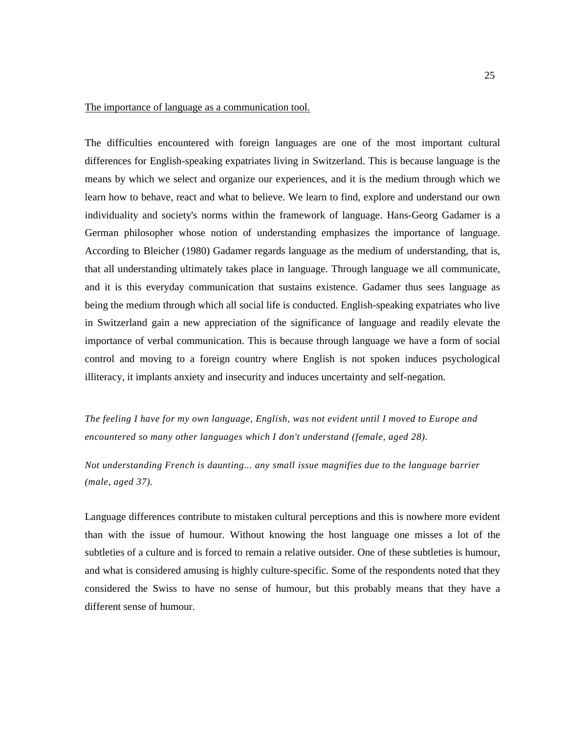The importance of language as a communication tool.

The difficulties encountered with foreign languages are one of the most important cultural differences for English-speaking expatriates living in Switzerland. This is because language is the means by which we select and organize our experiences, and it is the medium through which we learn how to behave, react and what to believe. We learn to find, explore and understand our own individuality and society's norms within the framework of language. Hans-Georg Gadamer is a German philosopher whose notion of understanding emphasizes the importance of language. According to Bleicher (1980) Gadamer regards language as the medium of understanding, that is, that all understanding ultimately takes place in language. Through language we all communicate, and it is this everyday communication that sustains existence. Gadamer thus sees language as being the medium through which all social life is conducted. English-speaking expatriates who live in Switzerland gain a new appreciation of the significance of language and readily elevate the importance of verbal communication. This is because through language we have a form of social control and moving to a foreign country where English is not spoken induces psychological illiteracy, it implants anxiety and insecurity and induces uncertainty and self-negation.

*The feeling I have for my own language, English, was not evident until I moved to Europe and encountered so many other languages which I don't understand (female, aged 28).*

*Not understanding French is daunting... any small issue magnifies due to the language barrier (male, aged 37).*

Language differences contribute to mistaken cultural perceptions and this is nowhere more evident than with the issue of humour. Without knowing the host language one misses a lot of the subtleties of a culture and is forced to remain a relative outsider. One of these subtleties is humour, and what is considered amusing is highly culture-specific. Some of the respondents noted that they considered the Swiss to have no sense of humour, but this probably means that they have a different sense of humour.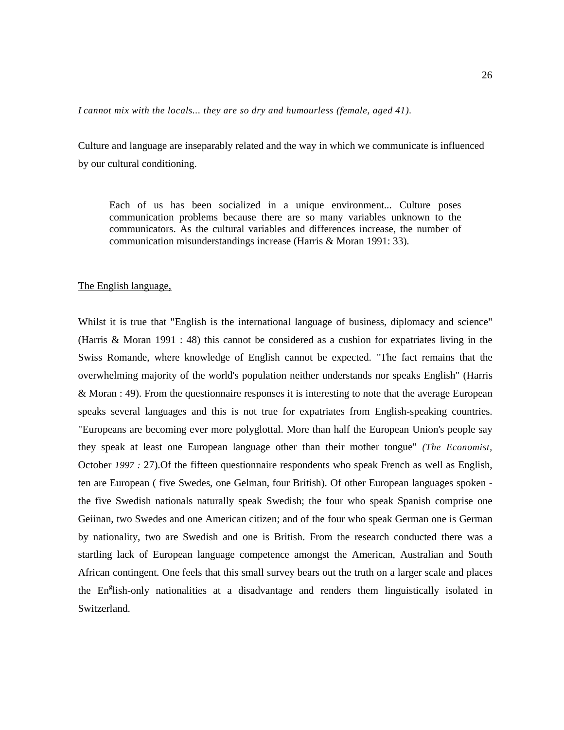*I cannot mix with the locals... they are so dry and humourless (female, aged 41).*

Culture and language are inseparably related and the way in which we communicate is influenced by our cultural conditioning.

> Each of us has been socialized in a unique environment... Culture poses communication problems because there are so many variables unknown to the communicators. As the cultural variables and differences increase, the number of communication misunderstandings increase (Harris & Moran 1991: 33).

<u>The English language,</u>

Whilst it is true that "English is the international language of business, diplomacy and science" (Harris & Moran 1991 : 48) this cannot be considered as a cushion for expatriates living in the Swiss Romande, where knowledge of English cannot be expected. "The fact remains that the overwhelming majority of the world's population neither understands nor speaks English" (Harris & Moran : 49). From the questionnaire responses it is interesting to note that the average European speaks several languages and this is not true for expatriates from English-speaking countries. "Europeans are becoming ever more polyglottal. More than half the European Union's people say they speak at least one European language other than their mother tongue" *(The Economist,* October *1997 :* 27).Of the fifteen questionnaire respondents who speak French as well as English, ten are European ( five Swedes, one Gelman, four British). Of other European languages spoken - the five Swedish nationals naturally speak Swedish; the four who speak Spanish comprise one Geiinan, two Swedes and one American citizen; and of the four who speak German one is German by nationality, two are Swedish and one is British. From the research conducted there was a startling lack of European language competence amongst the American, Australian and South African contingent. One feels that this small survey bears out the truth on a larger scale and places the English-only nationalities at a disadvantage and renders them linguistically isolated in Switzerland.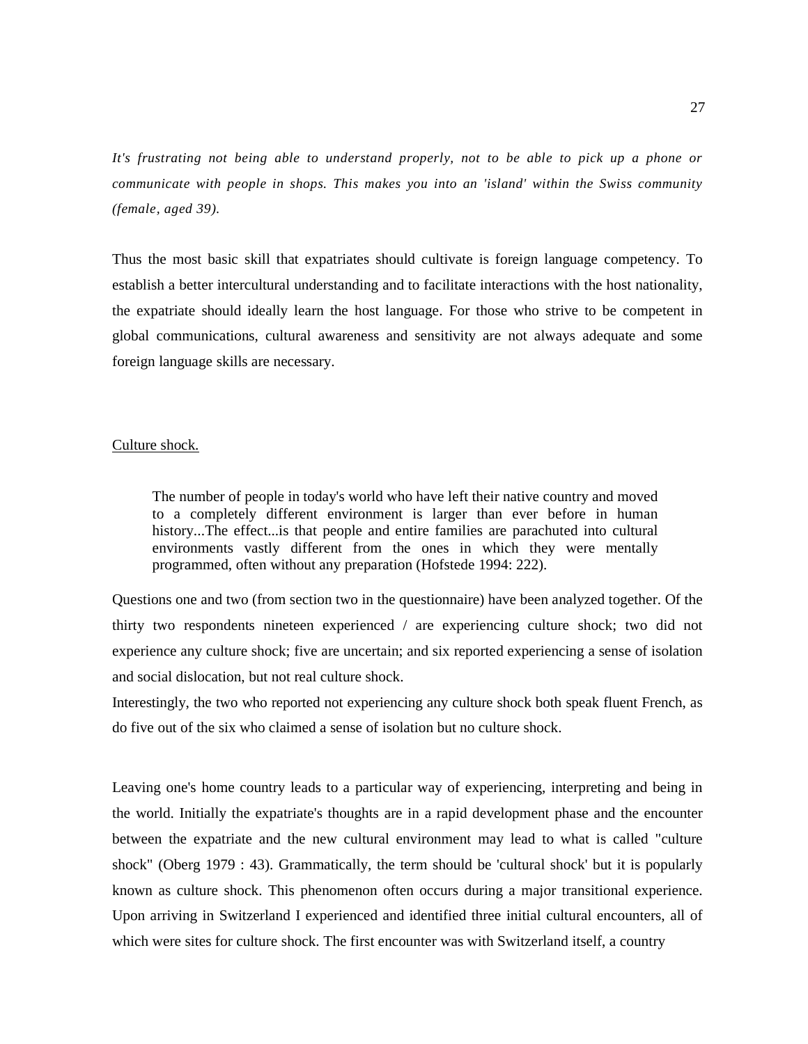*It's frustrating not being able to understand properly, not to be able to pick up a phone or communicate with people in shops. This makes you into an 'island' within the Swiss community (female, aged 39).*

Thus the most basic skill that expatriates should cultivate is foreign language competency. To establish a better intercultural understanding and to facilitate interactions with the host nationality, the expatriate should ideally learn the host language. For those who strive to be competent in global communications, cultural awareness and sensitivity are not always adequate and some foreign language skills are necessary.

<u>Culture shock.</u>

> The number of people in today's world who have left their native country and moved to a completely different environment is larger than ever before in human history...The effect...is that people and entire families are parachuted into cultural environments vastly different from the ones in which they were mentally programmed, often without any preparation (Hofstede 1994: 222).

Questions one and two (from section two in the questionnaire) have been analyzed together. Of the thirty two respondents nineteen experienced / are experiencing culture shock; two did not experience any culture shock; five are uncertain; and six reported experiencing a sense of isolation and social dislocation, but not real culture shock.

Interestingly, the two who reported not experiencing any culture shock both speak fluent French, as do five out of the six who claimed a sense of isolation but no culture shock.

Leaving one's home country leads to a particular way of experiencing, interpreting and being in the world. Initially the expatriate's thoughts are in a rapid development phase and the encounter between the expatriate and the new cultural environment may lead to what is called "culture shock" (Oberg 1979 : 43). Grammatically, the term should be 'cultural shock' but it is popularly known as culture shock. This phenomenon often occurs during a major transitional experience. Upon arriving in Switzerland I experienced and identified three initial cultural encounters, all of which were sites for culture shock. The first encounter was with Switzerland itself, a country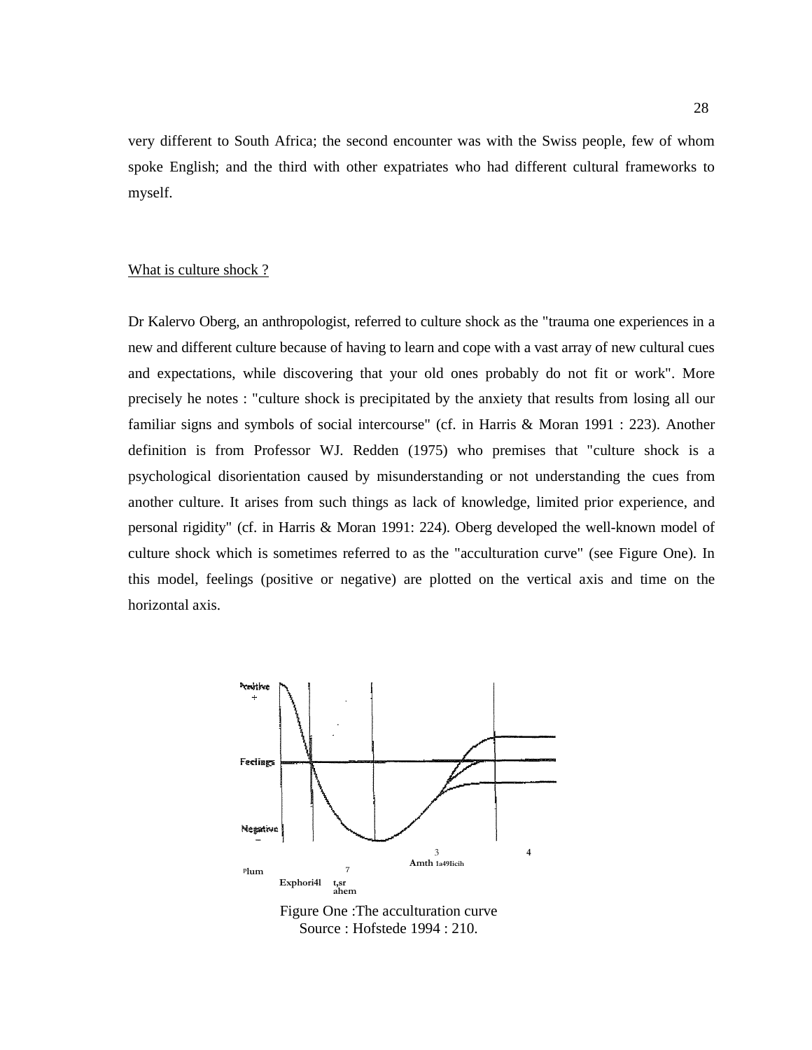very different to South Africa; the second encounter was with the Swiss people, few of whom spoke English; and the third with other expatriates who had different cultural frameworks to myself.

<u>What is culture shock ?</u>

Dr Kalervo Oberg, an anthropologist, referred to culture shock as the "trauma one experiences in a new and different culture because of having to learn and cope with a vast array of new cultural cues and expectations, while discovering that your old ones probably do not fit or work". More precisely he notes : "culture shock is precipitated by the anxiety that results from losing all our familiar signs and symbols of social intercourse" (cf. in Harris & Moran 1991 : 223). Another definition is from Professor WJ. Redden (1975) who premises that "culture shock is a psychological disorientation caused by misunderstanding or not understanding the cues from another culture. It arises from such things as lack of knowledge, limited prior experience, and personal rigidity" (cf. in Harris & Moran 1991: 224). Oberg developed the well-known model of culture shock which is sometimes referred to as the "acculturation curve" (see Figure One). In this model, feelings (positive or negative) are plotted on the vertical axis and time on the horizontal axis.

Figure One :The acculturation curve
Source : Hofstede 1994 : 210.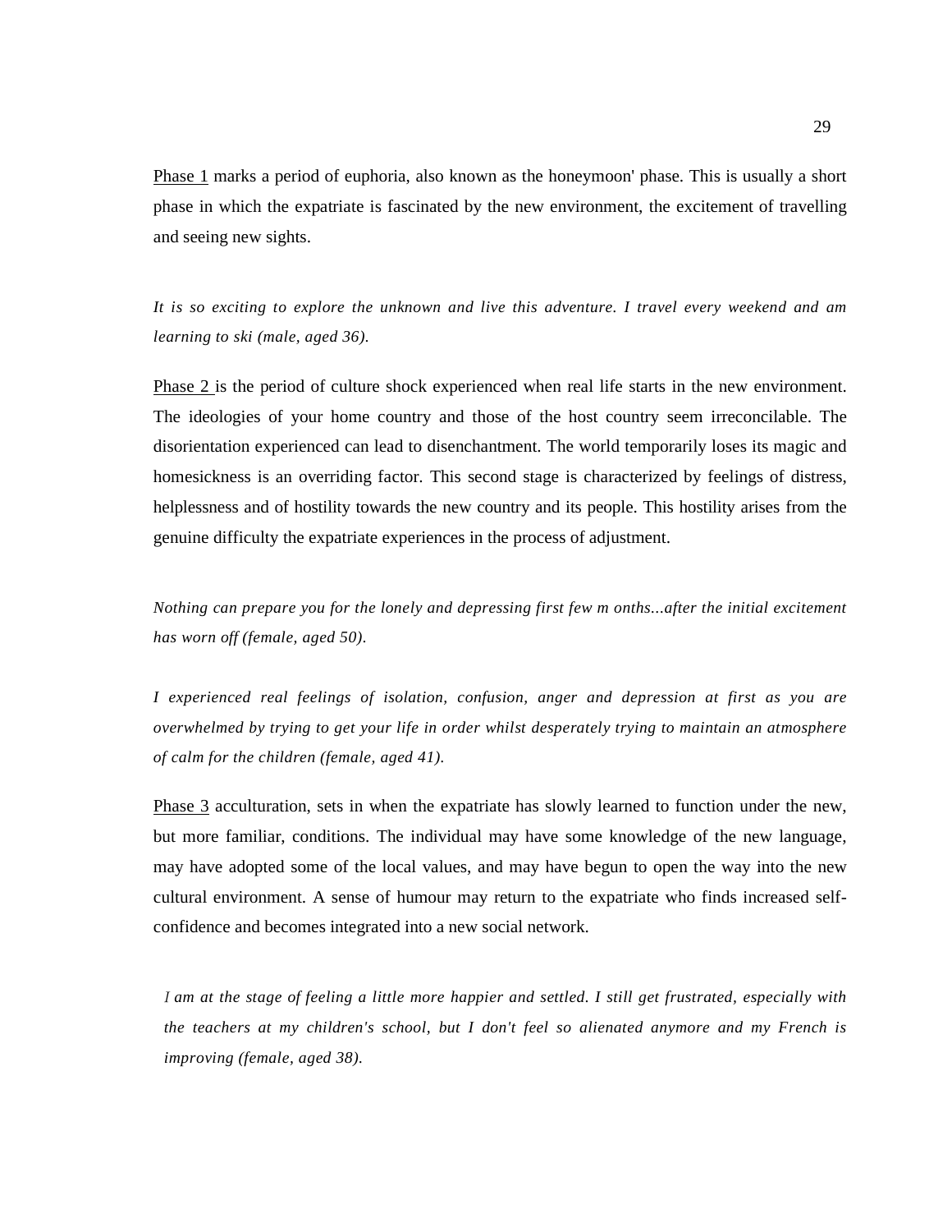<u>Phase 1</u> marks a period of euphoria, also known as the honeymoon' phase. This is usually a short phase in which the expatriate is fascinated by the new environment, the excitement of travelling and seeing new sights.

*It is so exciting to explore the unknown and live this adventure. I travel every weekend and am learning to ski (male, aged 36).*

<u>Phase 2</u> is the period of culture shock experienced when real life starts in the new environment. The ideologies of your home country and those of the host country seem irreconcilable. The disorientation experienced can lead to disenchantment. The world temporarily loses its magic and homesickness is an overriding factor. This second stage is characterized by feelings of distress, helplessness and of hostility towards the new country and its people. This hostility arises from the genuine difficulty the expatriate experiences in the process of adjustment.

*Nothing can prepare you for the lonely and depressing first few m onths...after the initial excitement has worn off (female, aged 50).*

*I experienced real feelings of isolation, confusion, anger and depression at first as you are overwhelmed by trying to get your life in order whilst desperately trying to maintain an atmosphere of calm for the children (female, aged 41).*

<u>Phase 3</u> acculturation, sets in when the expatriate has slowly learned to function under the new, but more familiar, conditions. The individual may have some knowledge of the new language, may have adopted some of the local values, and may have begun to open the way into the new cultural environment. A sense of humour may return to the expatriate who finds increased self-confidence and becomes integrated into a new social network.

*I am at the stage of feeling a little more happier and settled. I still get frustrated, especially with the teachers at my children's school, but I don't feel so alienated anymore and my French is improving (female, aged 38).*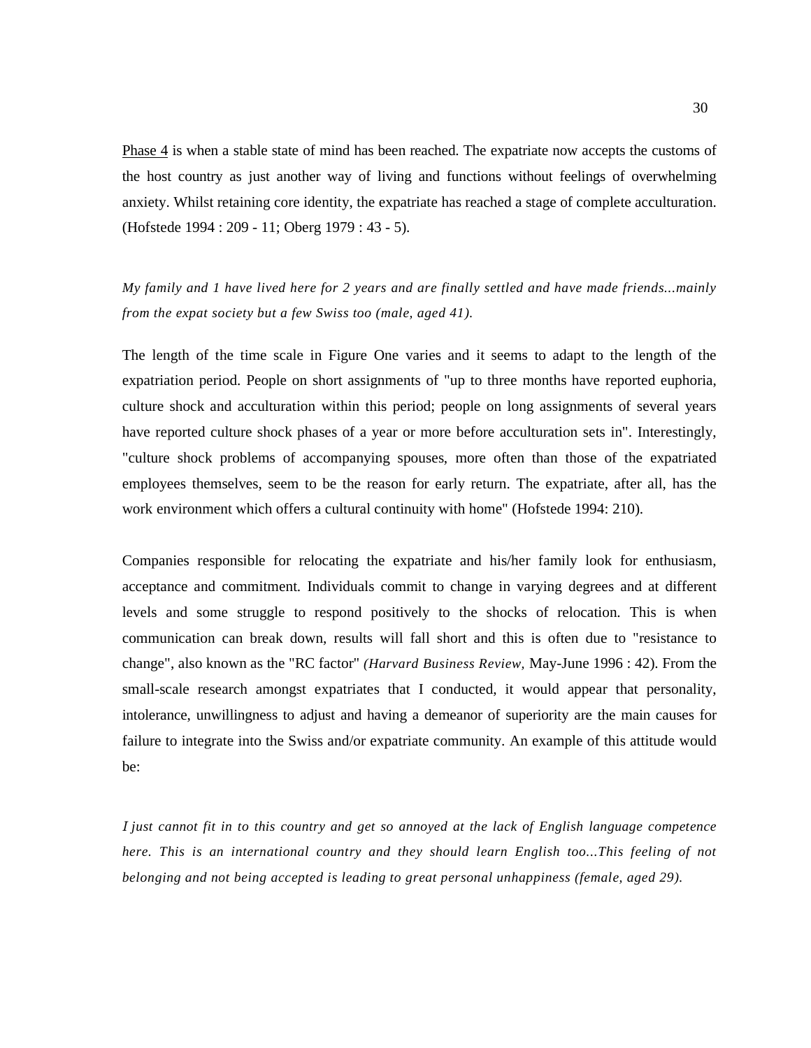<u>Phase 4</u> is when a stable state of mind has been reached. The expatriate now accepts the customs of the host country as just another way of living and functions without feelings of overwhelming anxiety. Whilst retaining core identity, the expatriate has reached a stage of complete acculturation. (Hofstede 1994 : 209 - 11; Oberg 1979 : 43 - 5).

*My family and 1 have lived here for 2 years and are finally settled and have made friends...mainly from the expat society but a few Swiss too (male, aged 41).*

The length of the time scale in Figure One varies and it seems to adapt to the length of the expatriation period. People on short assignments of "up to three months have reported euphoria, culture shock and acculturation within this period; people on long assignments of several years have reported culture shock phases of a year or more before acculturation sets in". Interestingly, "culture shock problems of accompanying spouses, more often than those of the expatriated employees themselves, seem to be the reason for early return. The expatriate, after all, has the work environment which offers a cultural continuity with home" (Hofstede 1994: 210).

Companies responsible for relocating the expatriate and his/her family look for enthusiasm, acceptance and commitment. Individuals commit to change in varying degrees and at different levels and some struggle to respond positively to the shocks of relocation. This is when communication can break down, results will fall short and this is often due to "resistance to change", also known as the "RC factor" *(Harvard Business Review,* May-June 1996 : 42). From the small-scale research amongst expatriates that I conducted, it would appear that personality, intolerance, unwillingness to adjust and having a demeanor of superiority are the main causes for failure to integrate into the Swiss and/or expatriate community. An example of this attitude would be:

*I just cannot fit in to this country and get so annoyed at the lack of English language competence here. This is an international country and they should learn English too...This feeling of not belonging and not being accepted is leading to great personal unhappiness (female, aged 29).*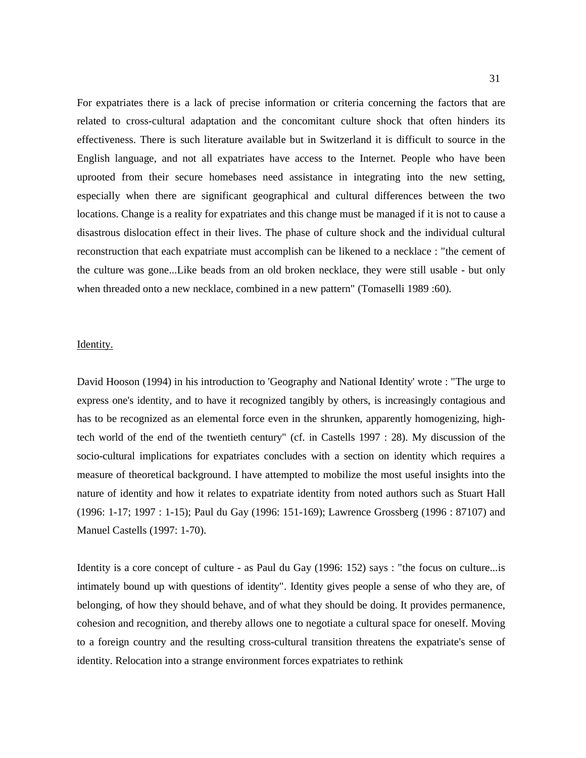For expatriates there is a lack of precise information or criteria concerning the factors that are related to cross-cultural adaptation and the concomitant culture shock that often hinders its effectiveness. There is such literature available but in Switzerland it is difficult to source in the English language, and not all expatriates have access to the Internet. People who have been uprooted from their secure homebases need assistance in integrating into the new setting, especially when there are significant geographical and cultural differences between the two locations. Change is a reality for expatriates and this change must be managed if it is not to cause a disastrous dislocation effect in their lives. The phase of culture shock and the individual cultural reconstruction that each expatriate must accomplish can be likened to a necklace : "the cement of the culture was gone...Like beads from an old broken necklace, they were still usable - but only when threaded onto a new necklace, combined in a new pattern" (Tomaselli 1989 :60).

## Identity.

David Hooson (1994) in his introduction to 'Geography and National Identity' wrote : "The urge to express one's identity, and to have it recognized tangibly by others, is increasingly contagious and has to be recognized as an elemental force even in the shrunken, apparently homogenizing, high-tech world of the end of the twentieth century" (cf. in Castells 1997 : 28). My discussion of the socio-cultural implications for expatriates concludes with a section on identity which requires a measure of theoretical background. I have attempted to mobilize the most useful insights into the nature of identity and how it relates to expatriate identity from noted authors such as Stuart Hall (1996: 1-17; 1997 : 1-15); Paul du Gay (1996: 151-169); Lawrence Grossberg (1996 : 87107) and Manuel Castells (1997: 1-70).

Identity is a core concept of culture - as Paul du Gay (1996: 152) says : "the focus on culture...is intimately bound up with questions of identity". Identity gives people a sense of who they are, of belonging, of how they should behave, and of what they should be doing. It provides permanence, cohesion and recognition, and thereby allows one to negotiate a cultural space for oneself. Moving to a foreign country and the resulting cross-cultural transition threatens the expatriate's sense of identity. Relocation into a strange environment forces expatriates to rethink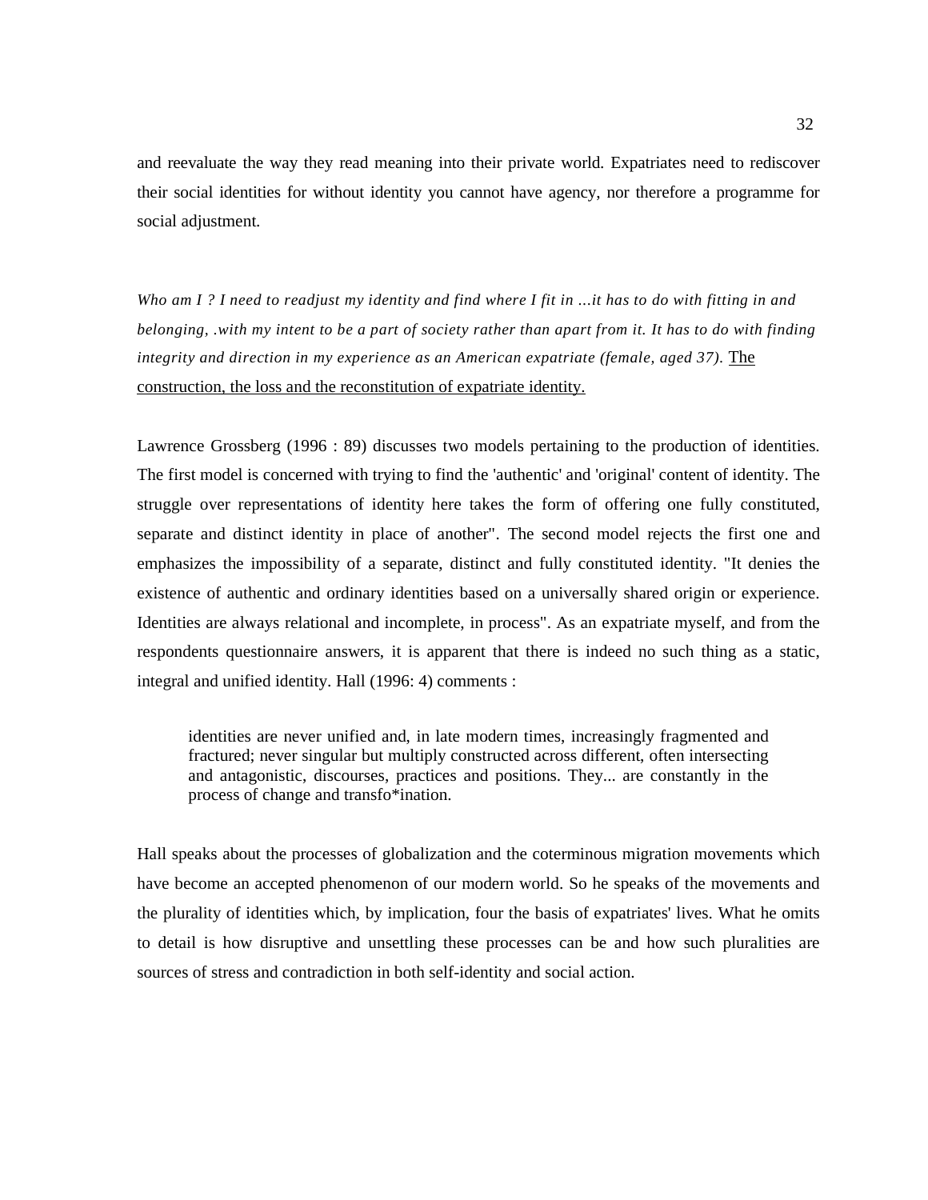and reevaluate the way they read meaning into their private world. Expatriates need to rediscover their social identities for without identity you cannot have agency, nor therefore a programme for social adjustment.

*Who am I ? I need to readjust my identity and find where I fit in ...it has to do with fitting in and belonging, .with my intent to be a part of society rather than apart from it. It has to do with finding integrity and direction in my experience as an American expatriate (female, aged 37).* <u>The construction, the loss and the reconstitution of expatriate identity.</u>

Lawrence Grossberg (1996 : 89) discusses two models pertaining to the production of identities. The first model is concerned with trying to find the 'authentic' and 'original' content of identity. The struggle over representations of identity here takes the form of offering one fully constituted, separate and distinct identity in place of another". The second model rejects the first one and emphasizes the impossibility of a separate, distinct and fully constituted identity. "It denies the existence of authentic and ordinary identities based on a universally shared origin or experience. Identities are always relational and incomplete, in process". As an expatriate myself, and from the respondents questionnaire answers, it is apparent that there is indeed no such thing as a static, integral and unified identity. Hall (1996: 4) comments :

> identities are never unified and, in late modern times, increasingly fragmented and fractured; never singular but multiply constructed across different, often intersecting and antagonistic, discourses, practices and positions. They... are constantly in the process of change and transfo*ination.

Hall speaks about the processes of globalization and the coterminous migration movements which have become an accepted phenomenon of our modern world. So he speaks of the movements and the plurality of identities which, by implication, four the basis of expatriates' lives. What he omits to detail is how disruptive and unsettling these processes can be and how such pluralities are sources of stress and contradiction in both self-identity and social action.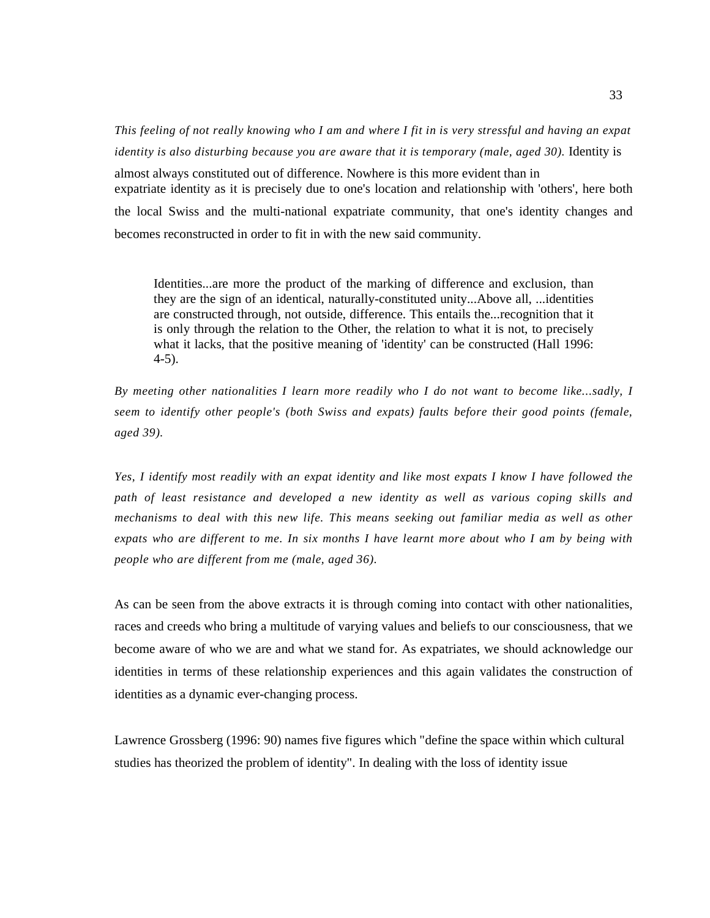*This feeling of not really knowing who I am and where I fit in is very stressful and having an expat identity is also disturbing because you are aware that it is temporary (male, aged 30).* Identity is almost always constituted out of difference. Nowhere is this more evident than in expatriate identity as it is precisely due to one's location and relationship with 'others', here both the local Swiss and the multi-national expatriate community, that one's identity changes and becomes reconstructed in order to fit in with the new said community.

> Identities...are more the product of the marking of difference and exclusion, than they are the sign of an identical, naturally-constituted unity...Above all, ...identities are constructed through, not outside, difference. This entails the...recognition that it is only through the relation to the Other, the relation to what it is not, to precisely what it lacks, that the positive meaning of 'identity' can be constructed (Hall 1996: 4-5).

*By meeting other nationalities I learn more readily who I do not want to become like...sadly, I seem to identify other people's (both Swiss and expats) faults before their good points (female, aged 39).*

*Yes, I identify most readily with an expat identity and like most expats I know I have followed the path of least resistance and developed a new identity as well as various coping skills and mechanisms to deal with this new life. This means seeking out familiar media as well as other expats who are different to me. In six months I have learnt more about who I am by being with people who are different from me (male, aged 36).*

As can be seen from the above extracts it is through coming into contact with other nationalities, races and creeds who bring a multitude of varying values and beliefs to our consciousness, that we become aware of who we are and what we stand for. As expatriates, we should acknowledge our identities in terms of these relationship experiences and this again validates the construction of identities as a dynamic ever-changing process.

Lawrence Grossberg (1996: 90) names five figures which "define the space within which cultural studies has theorized the problem of identity". In dealing with the loss of identity issue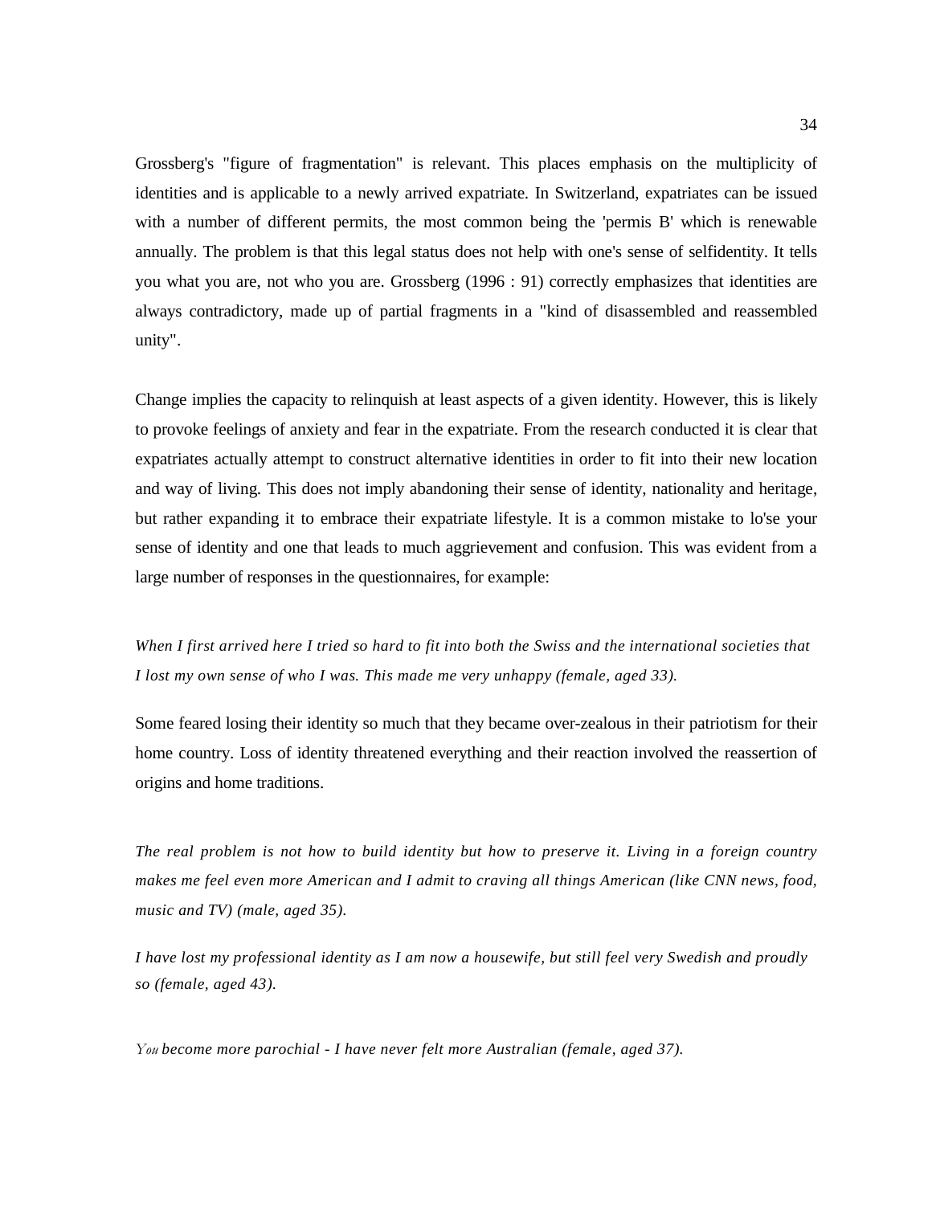Grossberg's "figure of fragmentation" is relevant. This places emphasis on the multiplicity of identities and is applicable to a newly arrived expatriate. In Switzerland, expatriates can be issued with a number of different permits, the most common being the 'permis B' which is renewable annually. The problem is that this legal status does not help with one's sense of selfidentity. It tells you what you are, not who you are. Grossberg (1996 : 91) correctly emphasizes that identities are always contradictory, made up of partial fragments in a "kind of disassembled and reassembled unity".

Change implies the capacity to relinquish at least aspects of a given identity. However, this is likely to provoke feelings of anxiety and fear in the expatriate. From the research conducted it is clear that expatriates actually attempt to construct alternative identities in order to fit into their new location and way of living. This does not imply abandoning their sense of identity, nationality and heritage, but rather expanding it to embrace their expatriate lifestyle. It is a common mistake to lo'se your sense of identity and one that leads to much aggrievement and confusion. This was evident from a large number of responses in the questionnaires, for example:

*When I first arrived here I tried so hard to fit into both the Swiss and the international societies that I lost my own sense of who I was. This made me very unhappy (female, aged 33).*

Some feared losing their identity so much that they became over-zealous in their patriotism for their home country. Loss of identity threatened everything and their reaction involved the reassertion of origins and home traditions.

*The real problem is not how to build identity but how to preserve it. Living in a foreign country makes me feel even more American and I admit to craving all things American (like CNN news, food, music and TV) (male, aged 35).*

*I have lost my professional identity as I am now a housewife, but still feel very Swedish and proudly so (female, aged 43).*

*You become more parochial - I have never felt more Australian (female, aged 37).*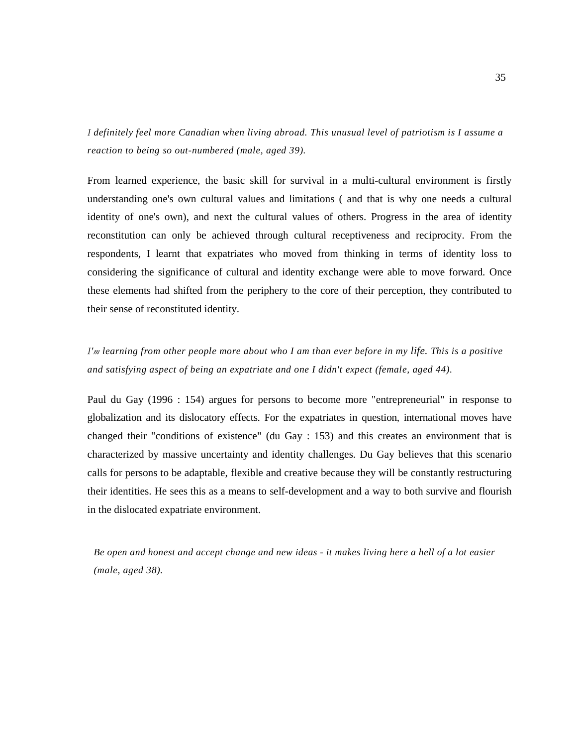*I definitely feel more Canadian when living abroad. This unusual level of patriotism is I assume a reaction to being so out-numbered (male, aged 39).*

From learned experience, the basic skill for survival in a multi-cultural environment is firstly understanding one's own cultural values and limitations ( and that is why one needs a cultural identity of one's own), and next the cultural values of others. Progress in the area of identity reconstitution can only be achieved through cultural receptiveness and reciprocity. From the respondents, I learnt that expatriates who moved from thinking in terms of identity loss to considering the significance of cultural and identity exchange were able to move forward. Once these elements had shifted from the periphery to the core of their perception, they contributed to their sense of reconstituted identity.

*I'm learning from other people more about who I am than ever before in my life. This is a positive and satisfying aspect of being an expatriate and one I didn't expect (female, aged 44).*

Paul du Gay (1996 : 154) argues for persons to become more "entrepreneurial" in response to globalization and its dislocatory effects. For the expatriates in question, international moves have changed their "conditions of existence" (du Gay : 153) and this creates an environment that is characterized by massive uncertainty and identity challenges. Du Gay believes that this scenario calls for persons to be adaptable, flexible and creative because they will be constantly restructuring their identities. He sees this as a means to self-development and a way to both survive and flourish in the dislocated expatriate environment.

*Be open and honest and accept change and new ideas - it makes living here a hell of a lot easier (male, aged 38).*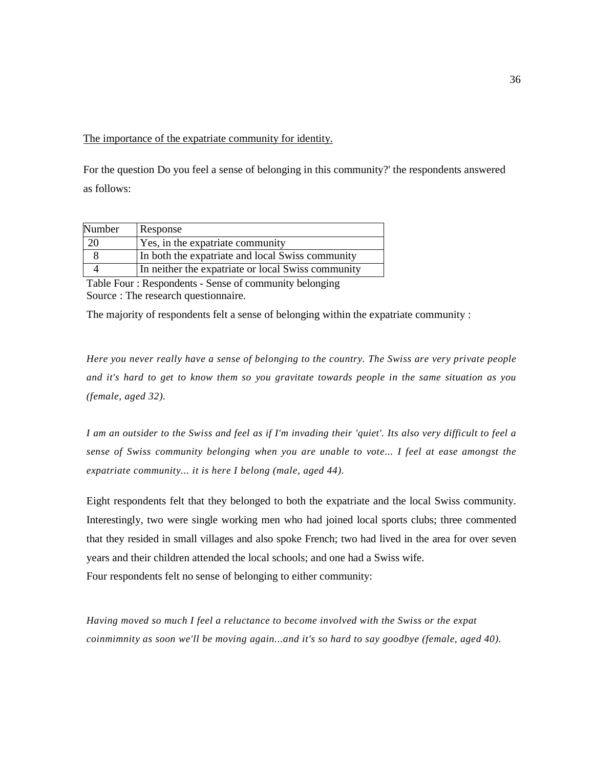<u>The importance of the expatriate community for identity.</u>

For the question Do you feel a sense of belonging in this community?' the respondents answered as follows:

| Number | Response |
|---|---|
| 20 | Yes, in the expatriate community |
| 8 | In both the expatriate and local Swiss community |
| 4 | In neither the expatriate or local Swiss community |

Table Four : Respondents - Sense of community belonging
Source : The research questionnaire.

The majority of respondents felt a sense of belonging within the expatriate community :

*Here you never really have a sense of belonging to the country. The Swiss are very private people and it's hard to get to know them so you gravitate towards people in the same situation as you (female, aged 32).*

*I am an outsider to the Swiss and feel as if I'm invading their 'quiet'. Its also very difficult to feel a sense of Swiss community belonging when you are unable to vote... I feel at ease amongst the expatriate community... it is here I belong (male, aged 44).*

Eight respondents felt that they belonged to both the expatriate and the local Swiss community. Interestingly, two were single working men who had joined local sports clubs; three commented that they resided in small villages and also spoke French; two had lived in the area for over seven years and their children attended the local schools; and one had a Swiss wife.
Four respondents felt no sense of belonging to either community:

*Having moved so much I feel a reluctance to become involved with the Swiss or the expat coinmimnity as soon we'll be moving again...and it's so hard to say goodbye (female, aged 40).*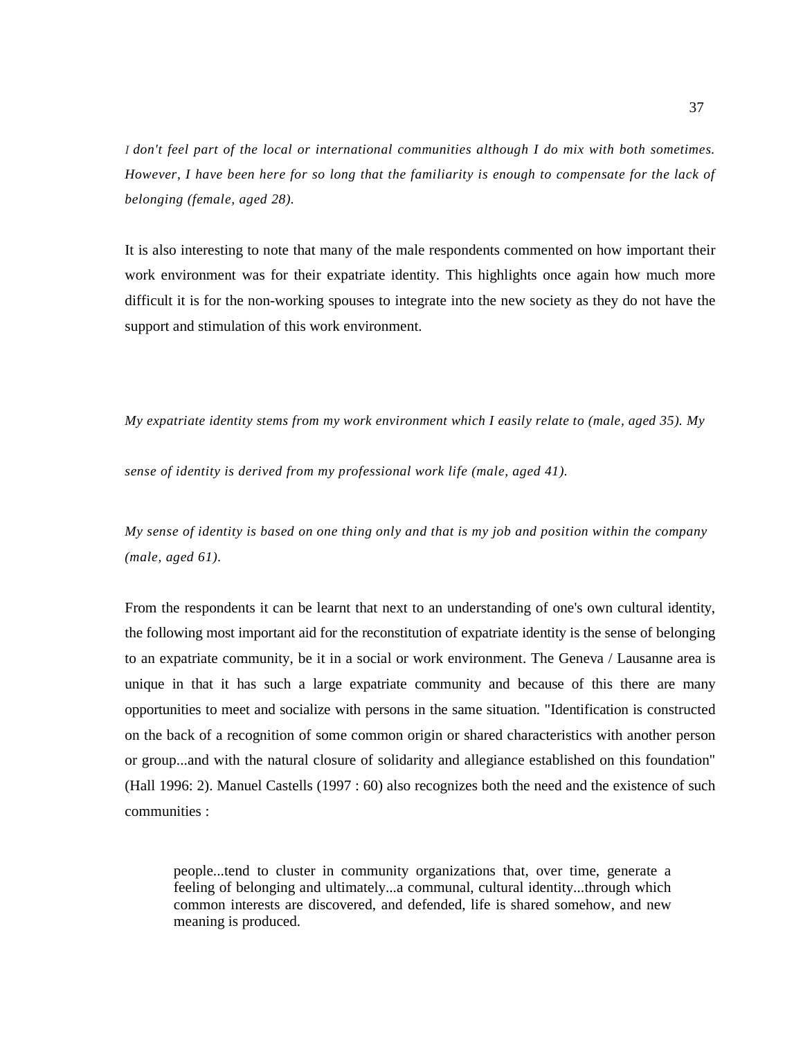*I don't feel part of the local or international communities although I do mix with both sometimes. However, I have been here for so long that the familiarity is enough to compensate for the lack of belonging (female, aged 28).*

It is also interesting to note that many of the male respondents commented on how important their work environment was for their expatriate identity. This highlights once again how much more difficult it is for the non-working spouses to integrate into the new society as they do not have the support and stimulation of this work environment.

*My expatriate identity stems from my work environment which I easily relate to (male, aged 35). My*

*sense of identity is derived from my professional work life (male, aged 41).*

*My sense of identity is based on one thing only and that is my job and position within the company (male, aged 61).*

From the respondents it can be learnt that next to an understanding of one's own cultural identity, the following most important aid for the reconstitution of expatriate identity is the sense of belonging to an expatriate community, be it in a social or work environment. The Geneva / Lausanne area is unique in that it has such a large expatriate community and because of this there are many opportunities to meet and socialize with persons in the same situation. "Identification is constructed on the back of a recognition of some common origin or shared characteristics with another person or group...and with the natural closure of solidarity and allegiance established on this foundation" (Hall 1996: 2). Manuel Castells (1997 : 60) also recognizes both the need and the existence of such communities :

> people...tend to cluster in community organizations that, over time, generate a feeling of belonging and ultimately...a communal, cultural identity...through which common interests are discovered, and defended, life is shared somehow, and new meaning is produced.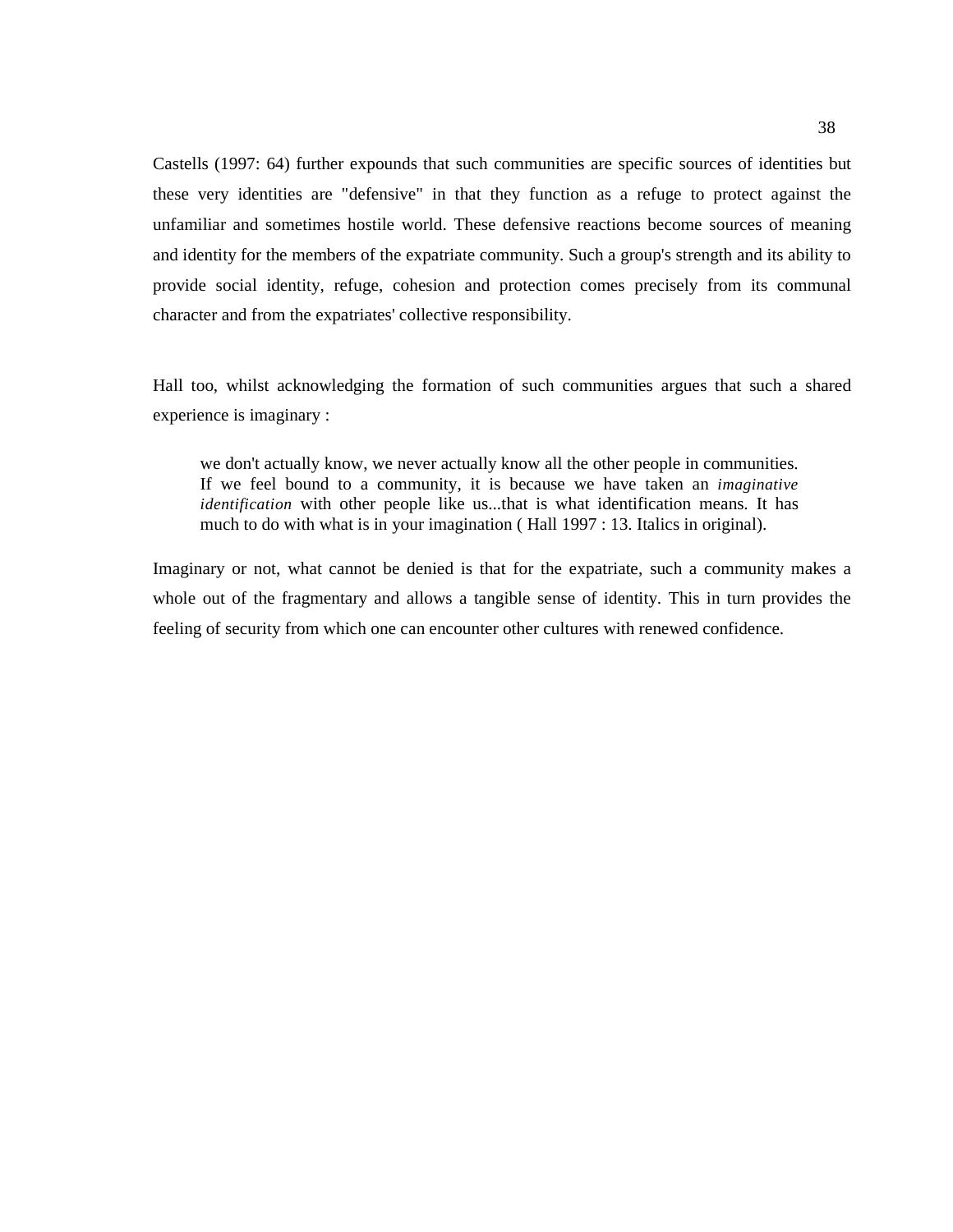Castells (1997: 64) further expounds that such communities are specific sources of identities but these very identities are "defensive" in that they function as a refuge to protect against the unfamiliar and sometimes hostile world. These defensive reactions become sources of meaning and identity for the members of the expatriate community. Such a group's strength and its ability to provide social identity, refuge, cohesion and protection comes precisely from its communal character and from the expatriates' collective responsibility.

Hall too, whilst acknowledging the formation of such communities argues that such a shared experience is imaginary :

> we don't actually know, we never actually know all the other people in communities. If we feel bound to a community, it is because we have taken an *imaginative identification* with other people like us...that is what identification means. It has much to do with what is in your imagination ( Hall 1997 : 13. Italics in original).

Imaginary or not, what cannot be denied is that for the expatriate, such a community makes a whole out of the fragmentary and allows a tangible sense of identity. This in turn provides the feeling of security from which one can encounter other cultures with renewed confidence.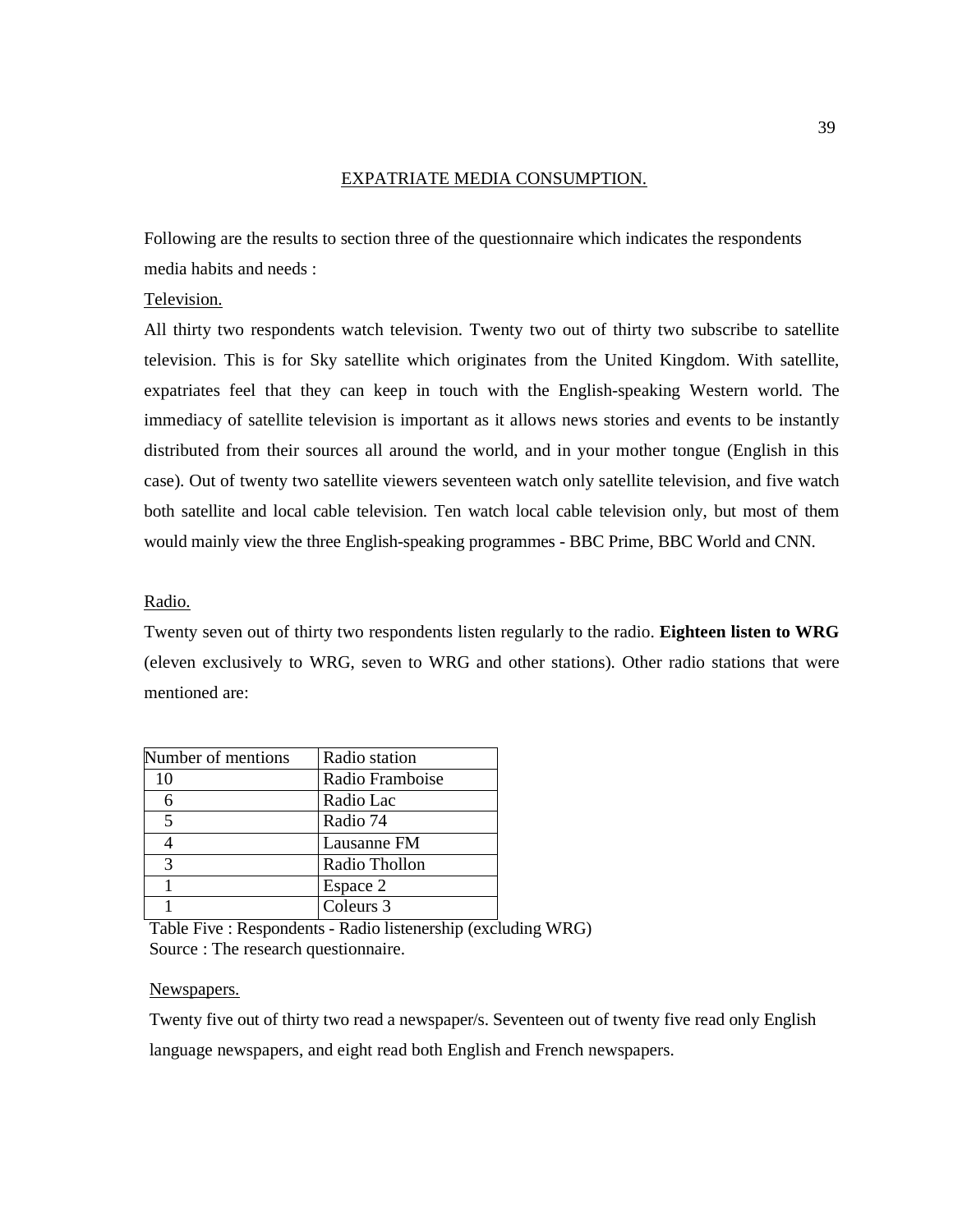## EXPATRIATE MEDIA CONSUMPTION.

Following are the results to section three of the questionnaire which indicates the respondents media habits and needs :

### Television.

All thirty two respondents watch television. Twenty two out of thirty two subscribe to satellite television. This is for Sky satellite which originates from the United Kingdom. With satellite, expatriates feel that they can keep in touch with the English-speaking Western world. The immediacy of satellite television is important as it allows news stories and events to be instantly distributed from their sources all around the world, and in your mother tongue (English in this case). Out of twenty two satellite viewers seventeen watch only satellite television, and five watch both satellite and local cable television. Ten watch local cable television only, but most of them would mainly view the three English-speaking programmes - BBC Prime, BBC World and CNN.

### Radio.

Twenty seven out of thirty two respondents listen regularly to the radio. **Eighteen listen to WRG** (eleven exclusively to WRG, seven to WRG and other stations). Other radio stations that were mentioned are:

| Number of mentions | Radio station |
|---|---|
| 10 | Radio Framboise |
| 6 | Radio Lac |
| 5 | Radio 74 |
| 4 | Lausanne FM |
| 3 | Radio Thollon |
| 1 | Espace 2 |
| 1 | Coleurs 3 |

Table Five : Respondents - Radio listenership (excluding WRG)
Source : The research questionnaire.

### Newspapers.

Twenty five out of thirty two read a newspaper/s. Seventeen out of twenty five read only English language newspapers, and eight read both English and French newspapers.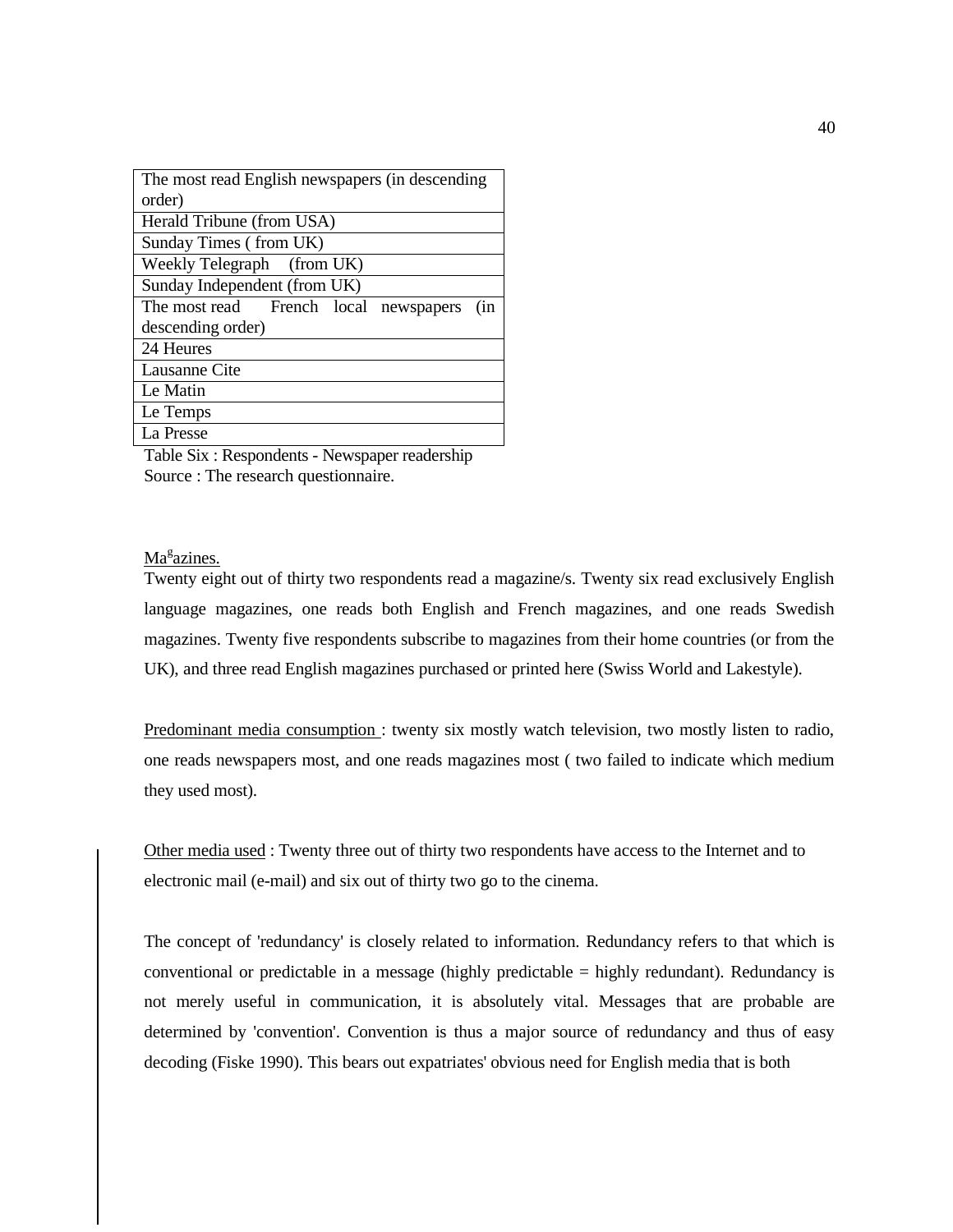| The most read English newspapers (in descending order) |
|---|
| Herald Tribune (from USA) |
| Sunday Times ( from UK) |
| Weekly Telegraph (from UK) |
| Sunday Independent (from UK) |
| The most read French local newspapers (in descending order) |
| 24 Heures |
| Lausanne Cite |
| Le Matin |
| Le Temps |
| La Presse |

Table Six : Respondents - Newspaper readership
Source : The research questionnaire.

Magazines.
Twenty eight out of thirty two respondents read a magazine/s. Twenty six read exclusively English language magazines, one reads both English and French magazines, and one reads Swedish magazines. Twenty five respondents subscribe to magazines from their home countries (or from the UK), and three read English magazines purchased or printed here (Swiss World and Lakestyle).

Predominant media consumption : twenty six mostly watch television, two mostly listen to radio, one reads newspapers most, and one reads magazines most ( two failed to indicate which medium they used most).

Other media used : Twenty three out of thirty two respondents have access to the Internet and to electronic mail (e-mail) and six out of thirty two go to the cinema.

The concept of 'redundancy' is closely related to information. Redundancy refers to that which is conventional or predictable in a message (highly predictable = highly redundant). Redundancy is not merely useful in communication, it is absolutely vital. Messages that are probable are determined by 'convention'. Convention is thus a major source of redundancy and thus of easy decoding (Fiske 1990). This bears out expatriates' obvious need for English media that is both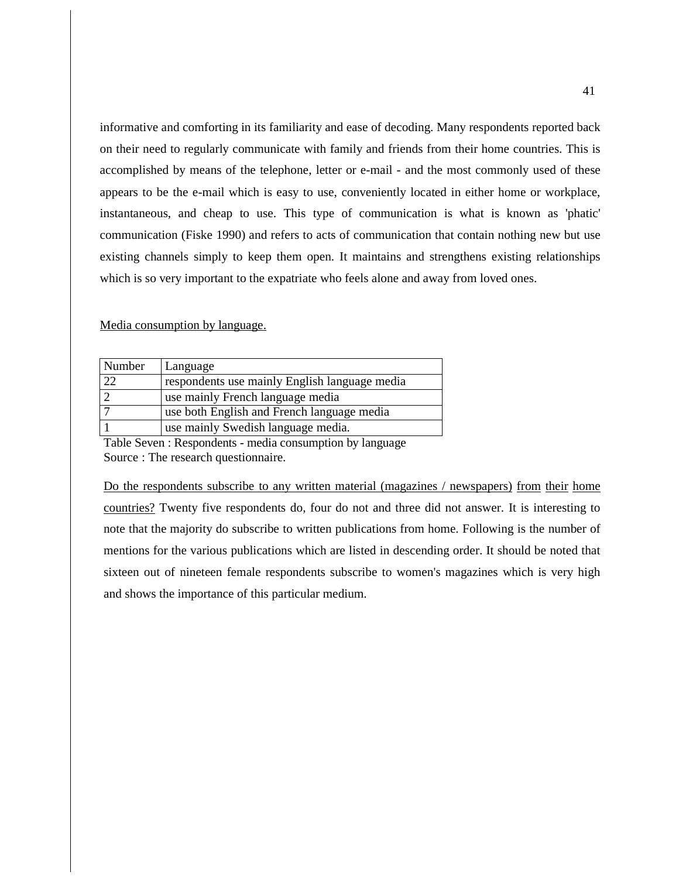informative and comforting in its familiarity and ease of decoding. Many respondents reported back on their need to regularly communicate with family and friends from their home countries. This is accomplished by means of the telephone, letter or e-mail - and the most commonly used of these appears to be the e-mail which is easy to use, conveniently located in either home or workplace, instantaneous, and cheap to use. This type of communication is what is known as 'phatic' communication (Fiske 1990) and refers to acts of communication that contain nothing new but use existing channels simply to keep them open. It maintains and strengthens existing relationships which is so very important to the expatriate who feels alone and away from loved ones.

<u>Media consumption by language.</u>

| Number | Language |
|---|---|
| 22 | respondents use mainly English language media |
| 2 | use mainly French language media |
| 7 | use both English and French language media |
| 1 | use mainly Swedish language media. |

Table Seven : Respondents - media consumption by language
Source : The research questionnaire.

<u>Do the respondents subscribe to any written material (magazines / newspapers) from their home countries?</u> Twenty five respondents do, four do not and three did not answer. It is interesting to note that the majority do subscribe to written publications from home. Following is the number of mentions for the various publications which are listed in descending order. It should be noted that sixteen out of nineteen female respondents subscribe to women's magazines which is very high and shows the importance of this particular medium.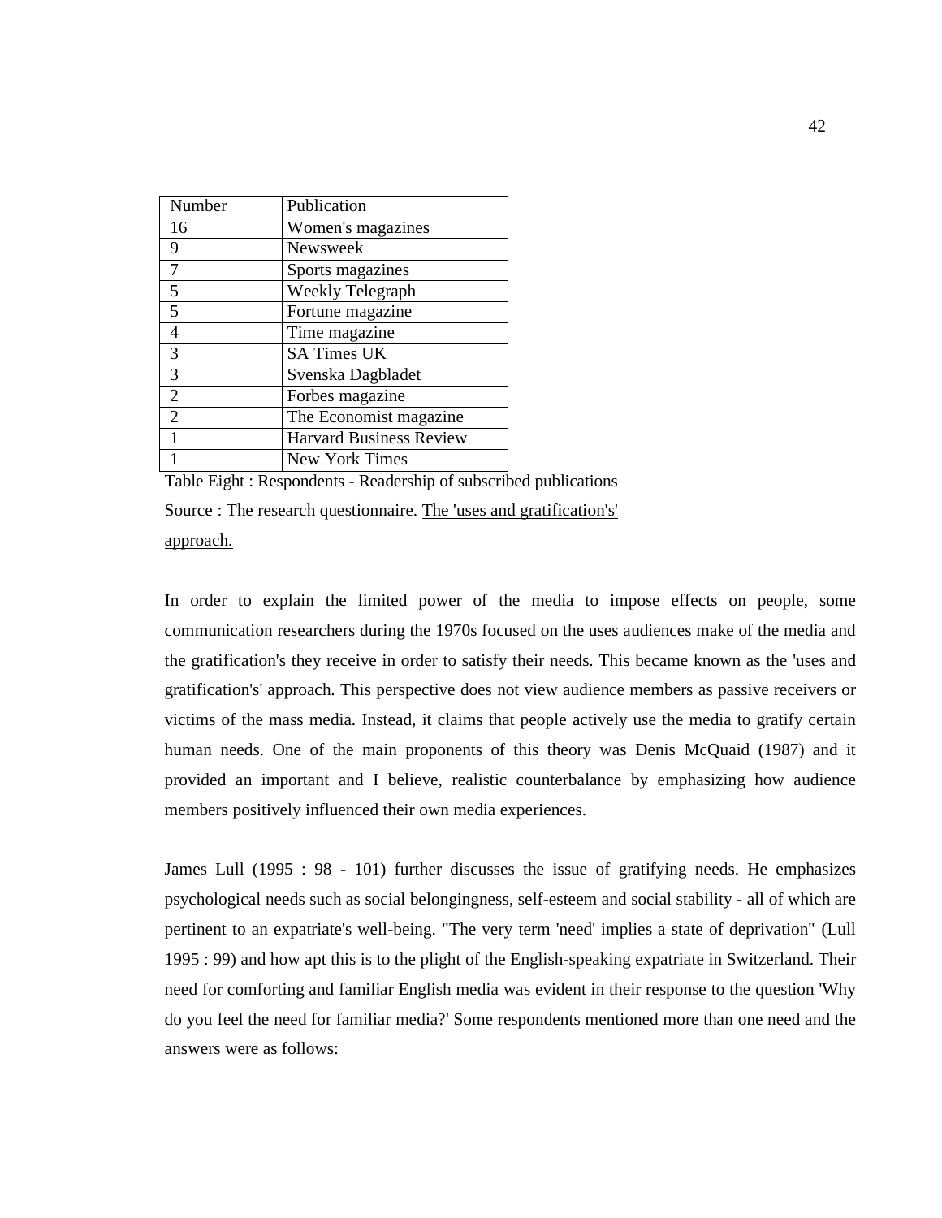| Number | Publication |
|---|---|
| 16 | Women's magazines |
| 9 | Newsweek |
| 7 | Sports magazines |
| 5 | Weekly Telegraph |
| 5 | Fortune magazine |
| 4 | Time magazine |
| 3 | SA Times UK |
| 3 | Svenska Dagbladet |
| 2 | Forbes magazine |
| 2 | The Economist magazine |
| 1 | Harvard Business Review |
| 1 | New York Times |

Table Eight : Respondents - Readership of subscribed publications

Source : The research questionnaire. The 'uses and gratification's' approach.

In order to explain the limited power of the media to impose effects on people, some communication researchers during the 1970s focused on the uses audiences make of the media and the gratification's they receive in order to satisfy their needs. This became known as the 'uses and gratification's' approach. This perspective does not view audience members as passive receivers or victims of the mass media. Instead, it claims that people actively use the media to gratify certain human needs. One of the main proponents of this theory was Denis McQuaid (1987) and it provided an important and I believe, realistic counterbalance by emphasizing how audience members positively influenced their own media experiences.

James Lull (1995 : 98 - 101) further discusses the issue of gratifying needs. He emphasizes psychological needs such as social belongingness, self-esteem and social stability - all of which are pertinent to an expatriate's well-being. "The very term 'need' implies a state of deprivation" (Lull 1995 : 99) and how apt this is to the plight of the English-speaking expatriate in Switzerland. Their need for comforting and familiar English media was evident in their response to the question 'Why do you feel the need for familiar media?' Some respondents mentioned more than one need and the answers were as follows: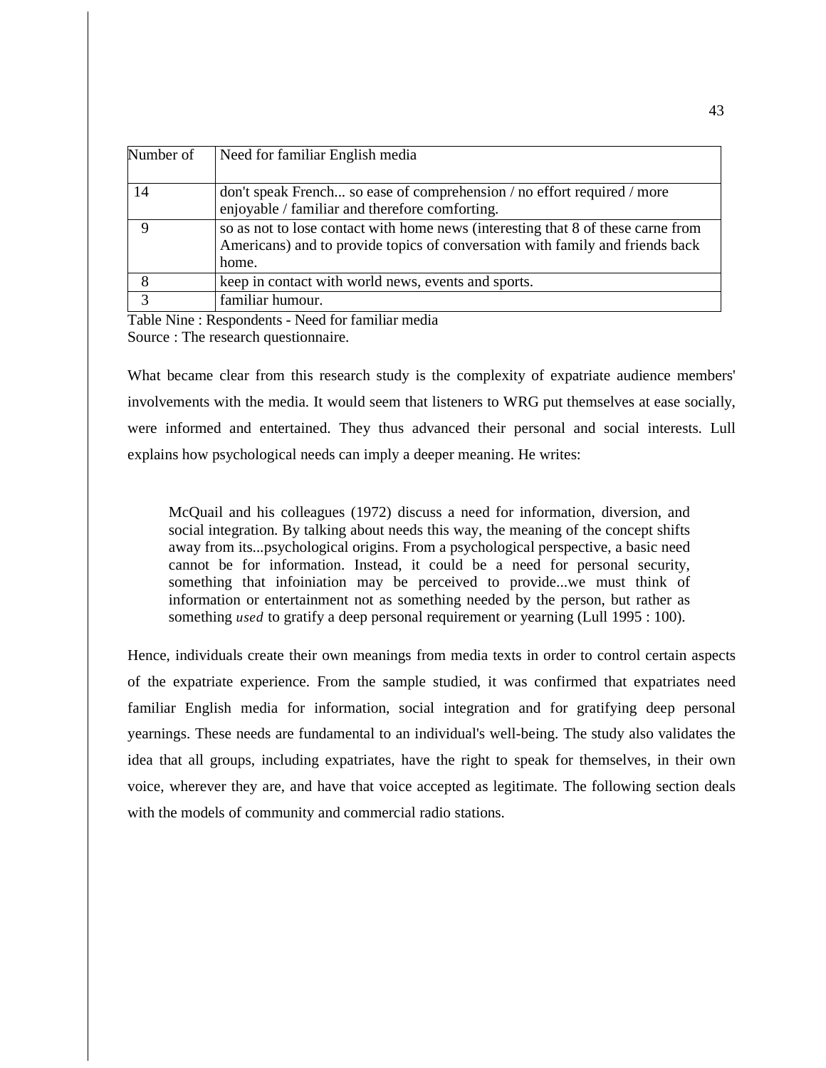| Number of | Need for familiar English media |
|---|---|
| 14 | don't speak French... so ease of comprehension / no effort required / more enjoyable / familiar and therefore comforting. |
| 9 | so as not to lose contact with home news (interesting that 8 of these carne from Americans) and to provide topics of conversation with family and friends back home. |
| 8 | keep in contact with world news, events and sports. |
| 3 | familiar humour. |

Table Nine : Respondents - Need for familiar media
Source : The research questionnaire.

What became clear from this research study is the complexity of expatriate audience members' involvements with the media. It would seem that listeners to WRG put themselves at ease socially, were informed and entertained. They thus advanced their personal and social interests. Lull explains how psychological needs can imply a deeper meaning. He writes:

> McQuail and his colleagues (1972) discuss a need for information, diversion, and social integration. By talking about needs this way, the meaning of the concept shifts away from its...psychological origins. From a psychological perspective, a basic need cannot be for information. Instead, it could be a need for personal security, something that infoiniation may be perceived to provide...we must think of information or entertainment not as something needed by the person, but rather as something *used* to gratify a deep personal requirement or yearning (Lull 1995 : 100).

Hence, individuals create their own meanings from media texts in order to control certain aspects of the expatriate experience. From the sample studied, it was confirmed that expatriates need familiar English media for information, social integration and for gratifying deep personal yearnings. These needs are fundamental to an individual's well-being. The study also validates the idea that all groups, including expatriates, have the right to speak for themselves, in their own voice, wherever they are, and have that voice accepted as legitimate. The following section deals with the models of community and commercial radio stations.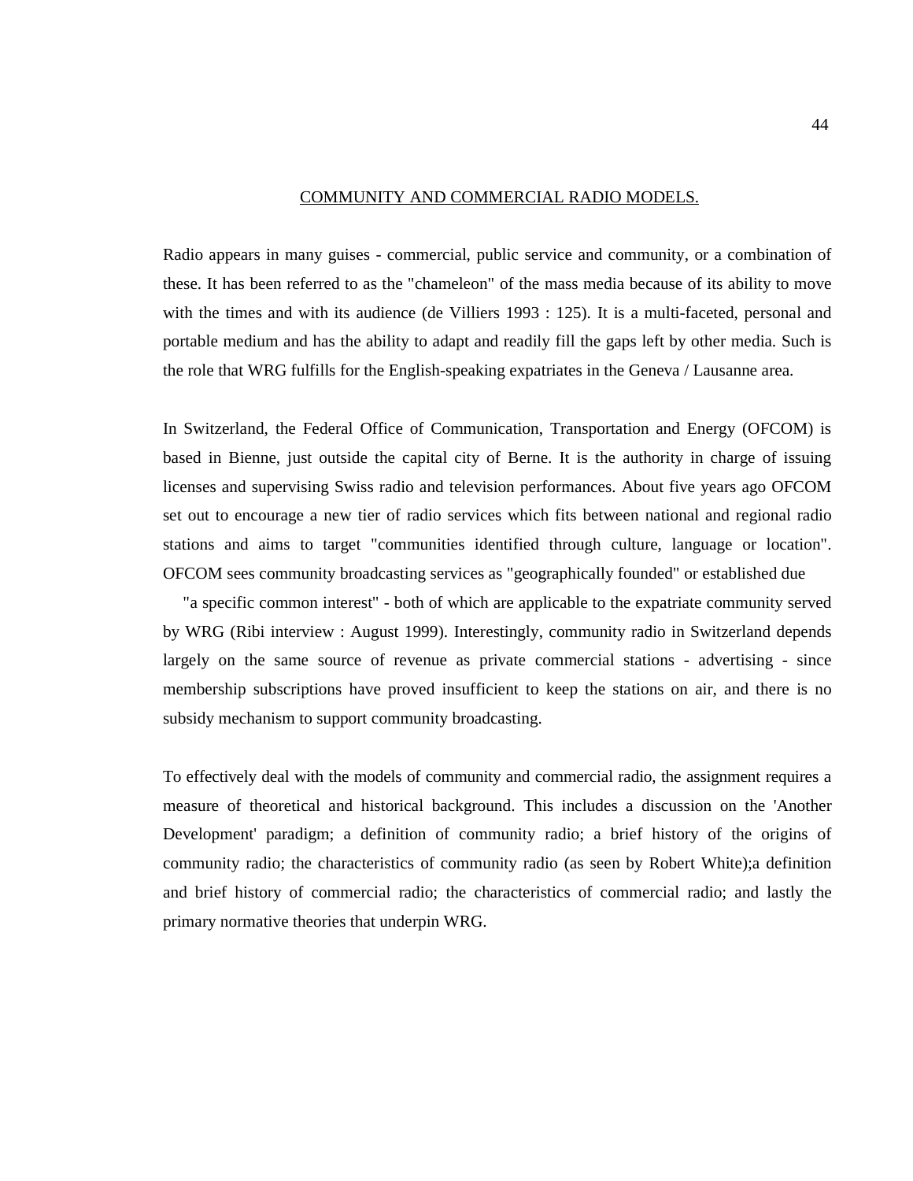## COMMUNITY AND COMMERCIAL RADIO MODELS.

Radio appears in many guises - commercial, public service and community, or a combination of these. It has been referred to as the "chameleon" of the mass media because of its ability to move with the times and with its audience (de Villiers 1993 : 125). It is a multi-faceted, personal and portable medium and has the ability to adapt and readily fill the gaps left by other media. Such is the role that WRG fulfills for the English-speaking expatriates in the Geneva / Lausanne area.

In Switzerland, the Federal Office of Communication, Transportation and Energy (OFCOM) is based in Bienne, just outside the capital city of Berne. It is the authority in charge of issuing licenses and supervising Swiss radio and television performances. About five years ago OFCOM set out to encourage a new tier of radio services which fits between national and regional radio stations and aims to target "communities identified through culture, language or location". OFCOM sees community broadcasting services as "geographically founded" or established due "a specific common interest" - both of which are applicable to the expatriate community served by WRG (Ribi interview : August 1999). Interestingly, community radio in Switzerland depends largely on the same source of revenue as private commercial stations - advertising - since membership subscriptions have proved insufficient to keep the stations on air, and there is no subsidy mechanism to support community broadcasting.

To effectively deal with the models of community and commercial radio, the assignment requires a measure of theoretical and historical background. This includes a discussion on the 'Another Development' paradigm; a definition of community radio; a brief history of the origins of community radio; the characteristics of community radio (as seen by Robert White);a definition and brief history of commercial radio; the characteristics of commercial radio; and lastly the primary normative theories that underpin WRG.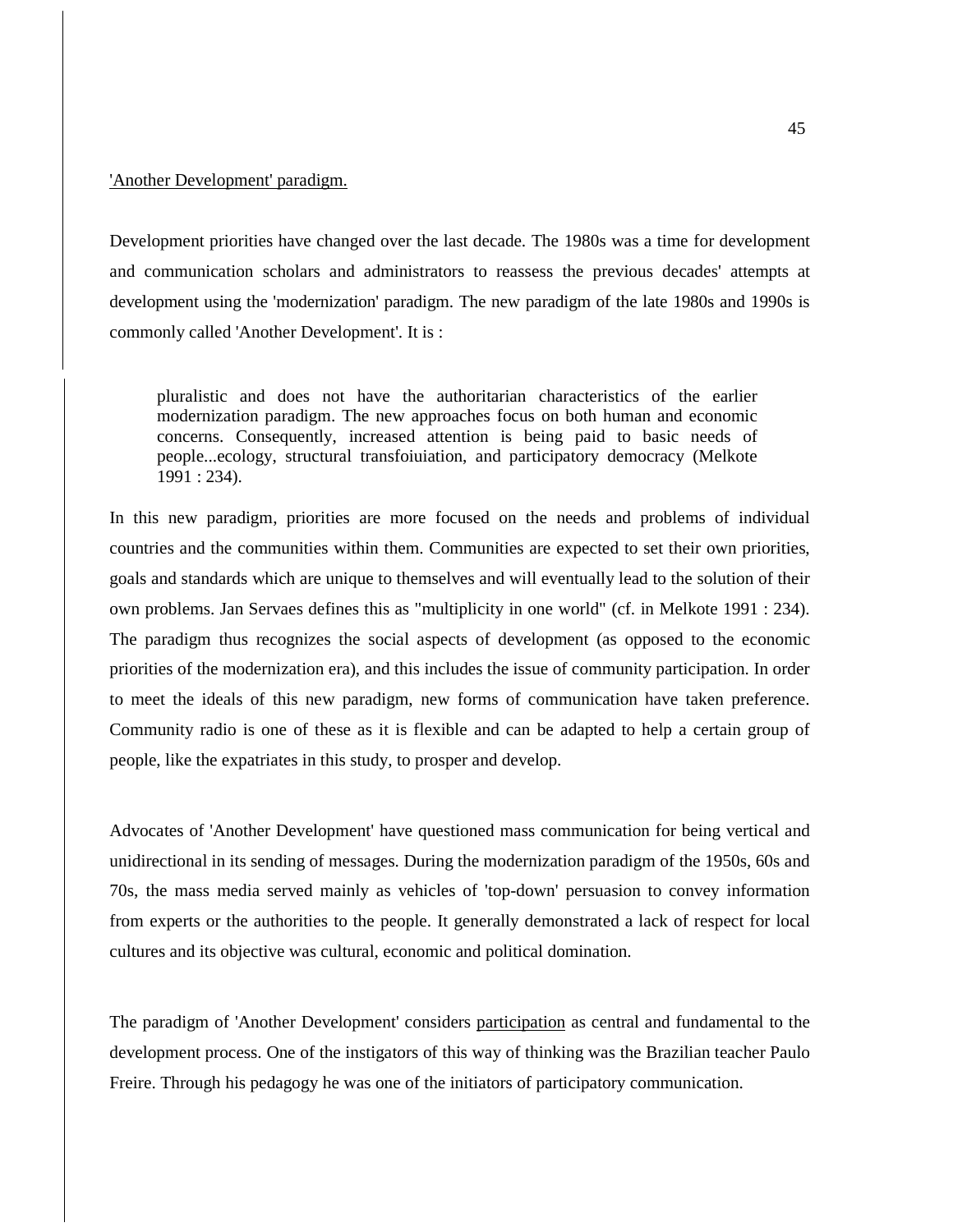<u>'Another Development' paradigm.</u>

Development priorities have changed over the last decade. The 1980s was a time for development and communication scholars and administrators to reassess the previous decades' attempts at development using the 'modernization' paradigm. The new paradigm of the late 1980s and 1990s is commonly called 'Another Development'. It is :

> pluralistic and does not have the authoritarian characteristics of the earlier modernization paradigm. The new approaches focus on both human and economic concerns. Consequently, increased attention is being paid to basic needs of people...ecology, structural transfoiuiation, and participatory democracy (Melkote 1991 : 234).

In this new paradigm, priorities are more focused on the needs and problems of individual countries and the communities within them. Communities are expected to set their own priorities, goals and standards which are unique to themselves and will eventually lead to the solution of their own problems. Jan Servaes defines this as "multiplicity in one world" (cf. in Melkote 1991 : 234). The paradigm thus recognizes the social aspects of development (as opposed to the economic priorities of the modernization era), and this includes the issue of community participation. In order to meet the ideals of this new paradigm, new forms of communication have taken preference. Community radio is one of these as it is flexible and can be adapted to help a certain group of people, like the expatriates in this study, to prosper and develop.

Advocates of 'Another Development' have questioned mass communication for being vertical and unidirectional in its sending of messages. During the modernization paradigm of the 1950s, 60s and 70s, the mass media served mainly as vehicles of 'top-down' persuasion to convey information from experts or the authorities to the people. It generally demonstrated a lack of respect for local cultures and its objective was cultural, economic and political domination.

The paradigm of 'Another Development' considers <u>participation</u> as central and fundamental to the development process. One of the instigators of this way of thinking was the Brazilian teacher Paulo Freire. Through his pedagogy he was one of the initiators of participatory communication.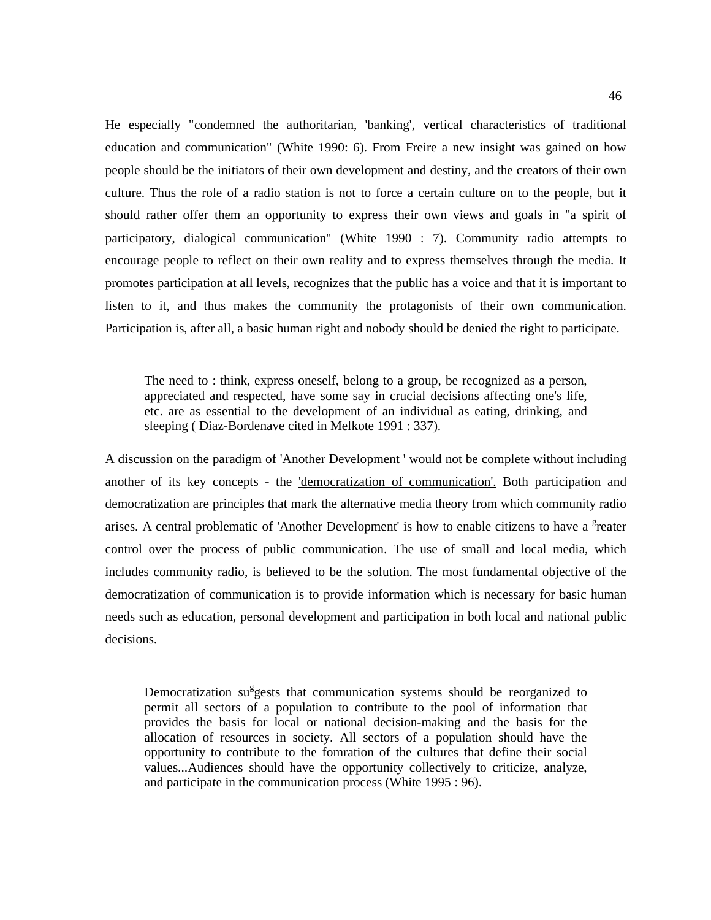He especially "condemned the authoritarian, 'banking', vertical characteristics of traditional education and communication" (White 1990: 6). From Freire a new insight was gained on how people should be the initiators of their own development and destiny, and the creators of their own culture. Thus the role of a radio station is not to force a certain culture on to the people, but it should rather offer them an opportunity to express their own views and goals in "a spirit of participatory, dialogical communication" (White 1990 : 7). Community radio attempts to encourage people to reflect on their own reality and to express themselves through the media. It promotes participation at all levels, recognizes that the public has a voice and that it is important to listen to it, and thus makes the community the protagonists of their own communication. Participation is, after all, a basic human right and nobody should be denied the right to participate.

> The need to : think, express oneself, belong to a group, be recognized as a person, appreciated and respected, have some say in crucial decisions affecting one's life, etc. are as essential to the development of an individual as eating, drinking, and sleeping ( Diaz-Bordenave cited in Melkote 1991 : 337).

A discussion on the paradigm of 'Another Development ' would not be complete without including another of its key concepts - the <u>'democratization of communication'.</u> Both participation and democratization are principles that mark the alternative media theory from which community radio arises. A central problematic of 'Another Development' is how to enable citizens to have a greater control over the process of public communication. The use of small and local media, which includes community radio, is believed to be the solution. The most fundamental objective of the democratization of communication is to provide information which is necessary for basic human needs such as education, personal development and participation in both local and national public decisions.

> Democratization suggests that communication systems should be reorganized to permit all sectors of a population to contribute to the pool of information that provides the basis for local or national decision-making and the basis for the allocation of resources in society. All sectors of a population should have the opportunity to contribute to the fomration of the cultures that define their social values...Audiences should have the opportunity collectively to criticize, analyze, and participate in the communication process (White 1995 : 96).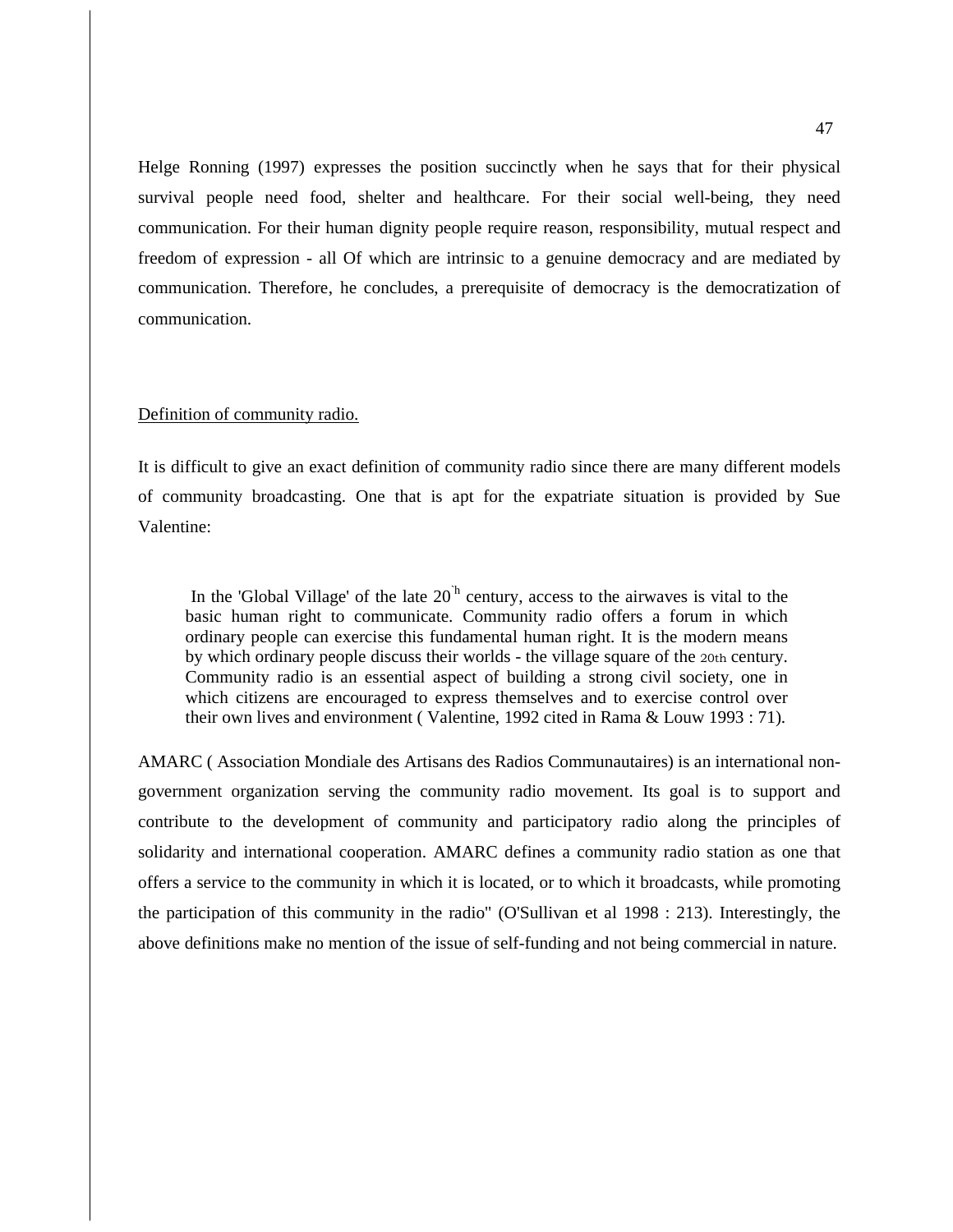Helge Ronning (1997) expresses the position succinctly when he says that for their physical survival people need food, shelter and healthcare. For their social well-being, they need communication. For their human dignity people require reason, responsibility, mutual respect and freedom of expression - all Of which are intrinsic to a genuine democracy and are mediated by communication. Therefore, he concludes, a prerequisite of democracy is the democratization of communication.

Definition of community radio.

It is difficult to give an exact definition of community radio since there are many different models of community broadcasting. One that is apt for the expatriate situation is provided by Sue Valentine:

> In the 'Global Village' of the late 20th century, access to the airwaves is vital to the basic human right to communicate. Community radio offers a forum in which ordinary people can exercise this fundamental human right. It is the modern means by which ordinary people discuss their worlds - the village square of the 20th century. Community radio is an essential aspect of building a strong civil society, one in which citizens are encouraged to express themselves and to exercise control over their own lives and environment ( Valentine, 1992 cited in Rama & Louw 1993 : 71).

AMARC ( Association Mondiale des Artisans des Radios Communautaires) is an international non-government organization serving the community radio movement. Its goal is to support and contribute to the development of community and participatory radio along the principles of solidarity and international cooperation. AMARC defines a community radio station as one that offers a service to the community in which it is located, or to which it broadcasts, while promoting the participation of this community in the radio" (O'Sullivan et al 1998 : 213). Interestingly, the above definitions make no mention of the issue of self-funding and not being commercial in nature.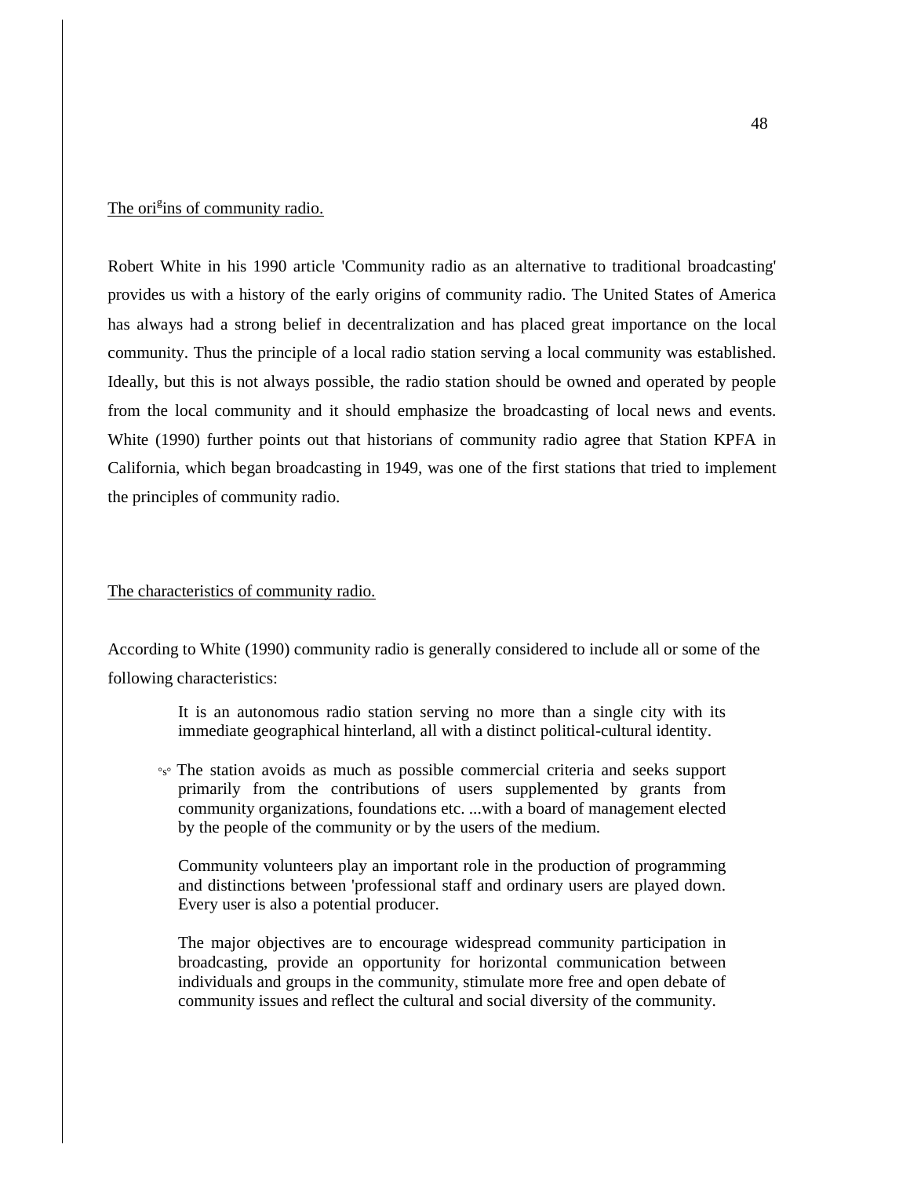## The origins of community radio.

Robert White in his 1990 article 'Community radio as an alternative to traditional broadcasting' provides us with a history of the early origins of community radio. The United States of America has always had a strong belief in decentralization and has placed great importance on the local community. Thus the principle of a local radio station serving a local community was established. Ideally, but this is not always possible, the radio station should be owned and operated by people from the local community and it should emphasize the broadcasting of local news and events. White (1990) further points out that historians of community radio agree that Station KPFA in California, which began broadcasting in 1949, was one of the first stations that tried to implement the principles of community radio.

## The characteristics of community radio.

According to White (1990) community radio is generally considered to include all or some of the following characteristics:

> It is an autonomous radio station serving no more than a single city with its immediate geographical hinterland, all with a distinct political-cultural identity.
>
> The station avoids as much as possible commercial criteria and seeks support primarily from the contributions of users supplemented by grants from community organizations, foundations etc. ...with a board of management elected by the people of the community or by the users of the medium.
>
> Community volunteers play an important role in the production of programming and distinctions between 'professional staff and ordinary users are played down. Every user is also a potential producer.
>
> The major objectives are to encourage widespread community participation in broadcasting, provide an opportunity for horizontal communication between individuals and groups in the community, stimulate more free and open debate of community issues and reflect the cultural and social diversity of the community.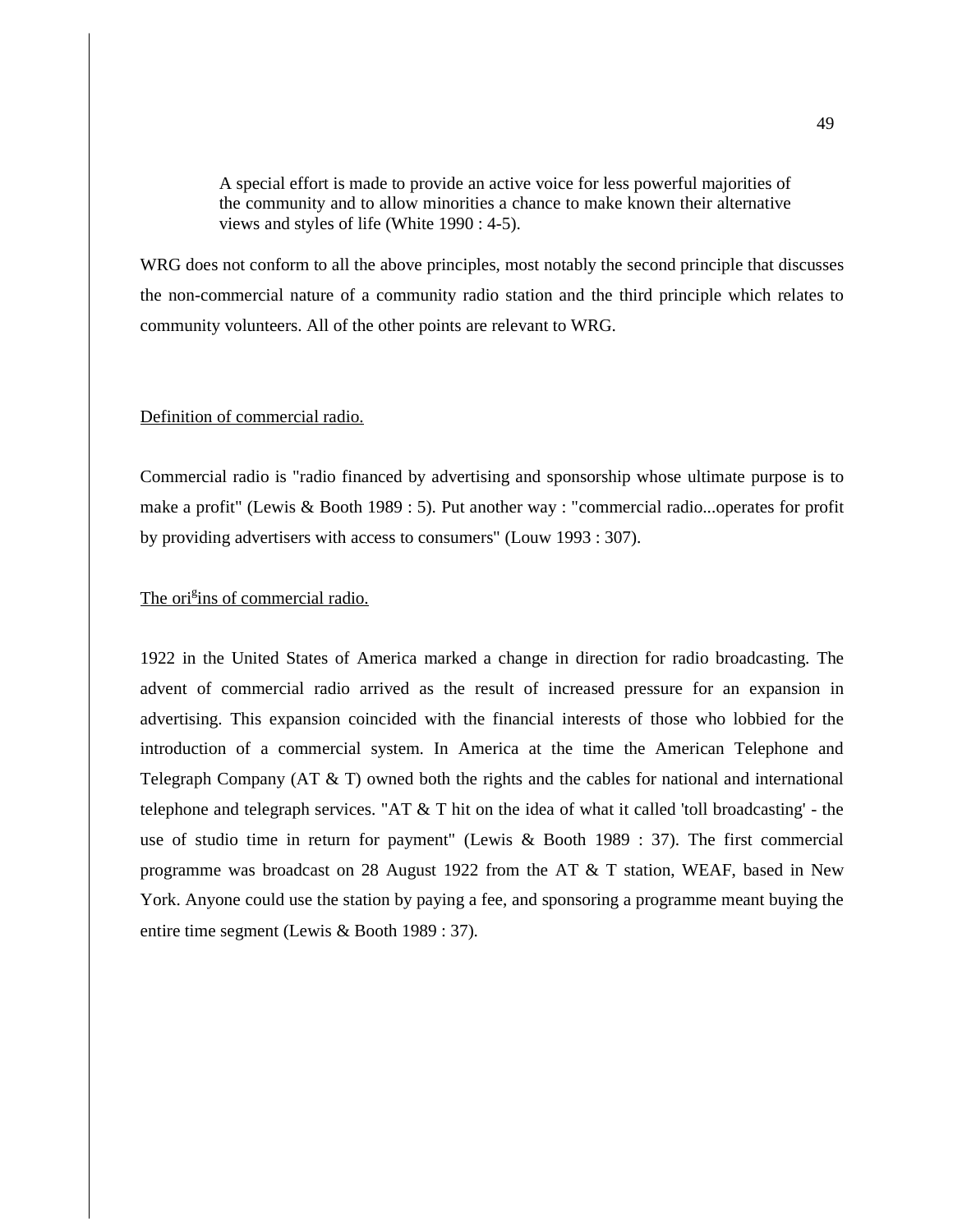> A special effort is made to provide an active voice for less powerful majorities of the community and to allow minorities a chance to make known their alternative views and styles of life (White 1990 : 4-5).

WRG does not conform to all the above principles, most notably the second principle that discusses the non-commercial nature of a community radio station and the third principle which relates to community volunteers. All of the other points are relevant to WRG.

## Definition of commercial radio.

Commercial radio is "radio financed by advertising and sponsorship whose ultimate purpose is to make a profit" (Lewis & Booth 1989 : 5). Put another way : "commercial radio...operates for profit by providing advertisers with access to consumers" (Louw 1993 : 307).

## The origins of commercial radio.

1922 in the United States of America marked a change in direction for radio broadcasting. The advent of commercial radio arrived as the result of increased pressure for an expansion in advertising. This expansion coincided with the financial interests of those who lobbied for the introduction of a commercial system. In America at the time the American Telephone and Telegraph Company (AT & T) owned both the rights and the cables for national and international telephone and telegraph services. "AT & T hit on the idea of what it called 'toll broadcasting' - the use of studio time in return for payment" (Lewis & Booth 1989 : 37). The first commercial programme was broadcast on 28 August 1922 from the AT & T station, WEAF, based in New York. Anyone could use the station by paying a fee, and sponsoring a programme meant buying the entire time segment (Lewis & Booth 1989 : 37).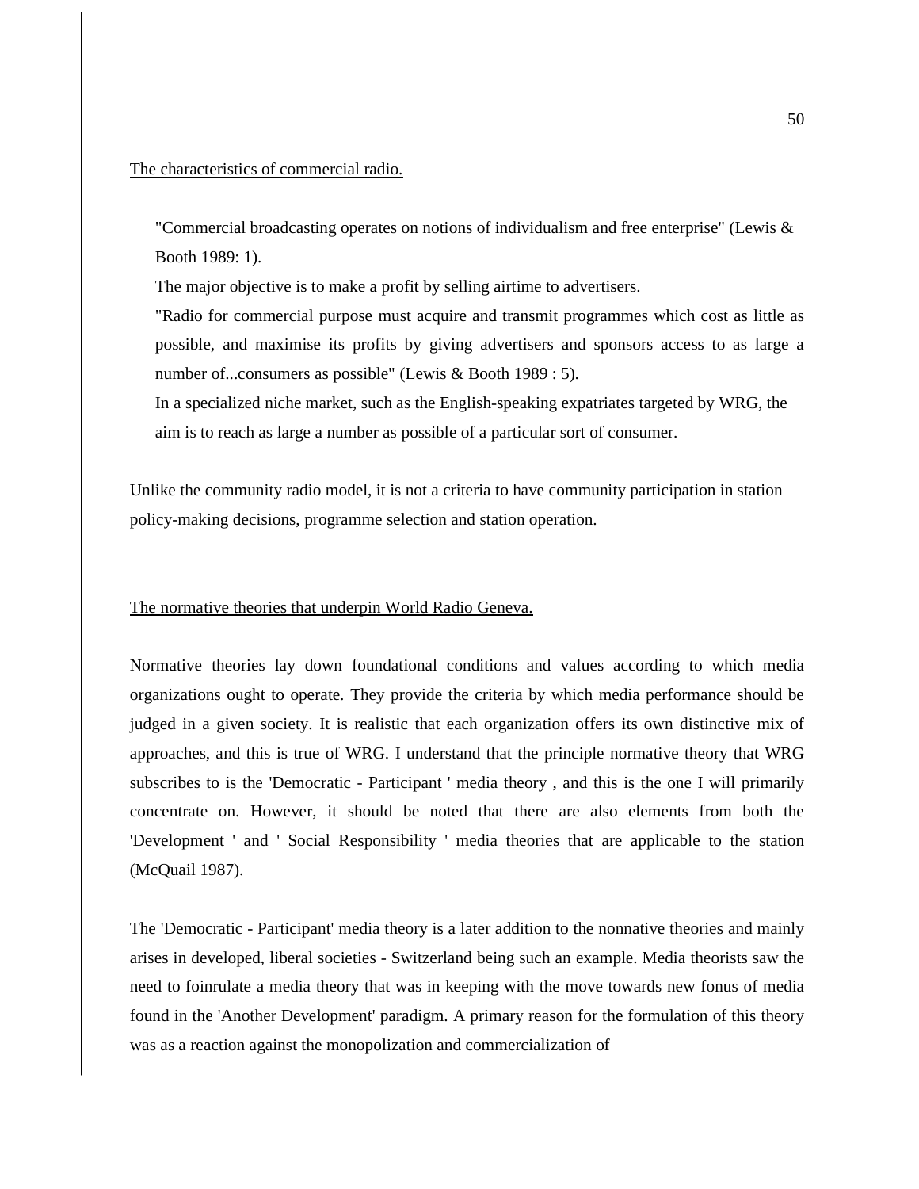The characteristics of commercial radio.

> "Commercial broadcasting operates on notions of individualism and free enterprise" (Lewis & Booth 1989: 1).
>
> The major objective is to make a profit by selling airtime to advertisers.
>
> "Radio for commercial purpose must acquire and transmit programmes which cost as little as possible, and maximise its profits by giving advertisers and sponsors access to as large a number of...consumers as possible" (Lewis & Booth 1989 : 5).
>
> In a specialized niche market, such as the English-speaking expatriates targeted by WRG, the aim is to reach as large a number as possible of a particular sort of consumer.

Unlike the community radio model, it is not a criteria to have community participation in station policy-making decisions, programme selection and station operation.

The normative theories that underpin World Radio Geneva.

Normative theories lay down foundational conditions and values according to which media organizations ought to operate. They provide the criteria by which media performance should be judged in a given society. It is realistic that each organization offers its own distinctive mix of approaches, and this is true of WRG. I understand that the principle normative theory that WRG subscribes to is the 'Democratic - Participant ' media theory , and this is the one I will primarily concentrate on. However, it should be noted that there are also elements from both the 'Development ' and ' Social Responsibility ' media theories that are applicable to the station (McQuail 1987).

The 'Democratic - Participant' media theory is a later addition to the nonnative theories and mainly arises in developed, liberal societies - Switzerland being such an example. Media theorists saw the need to foinrulate a media theory that was in keeping with the move towards new fonus of media found in the 'Another Development' paradigm. A primary reason for the formulation of this theory was as a reaction against the monopolization and commercialization of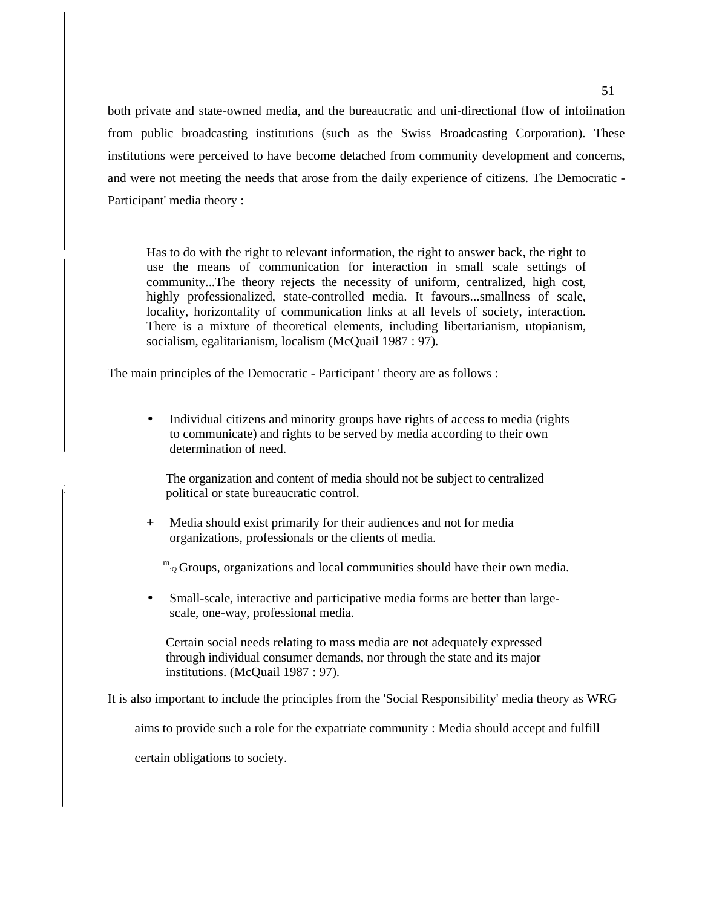both private and state-owned media, and the bureaucratic and uni-directional flow of infoiination from public broadcasting institutions (such as the Swiss Broadcasting Corporation). These institutions were perceived to have become detached from community development and concerns, and were not meeting the needs that arose from the daily experience of citizens. The Democratic - Participant' media theory :

> Has to do with the right to relevant information, the right to answer back, the right to use the means of communication for interaction in small scale settings of community...The theory rejects the necessity of uniform, centralized, high cost, highly professionalized, state-controlled media. It favours...smallness of scale, locality, horizontality of communication links at all levels of society, interaction. There is a mixture of theoretical elements, including libertarianism, utopianism, socialism, egalitarianism, localism (McQuail 1987 : 97).

The main principles of the Democratic - Participant ' theory are as follows :

- Individual citizens and minority groups have rights of access to media (rights to communicate) and rights to be served by media according to their own determination of need.
- The organization and content of media should not be subject to centralized political or state bureaucratic control.
- Media should exist primarily for their audiences and not for media organizations, professionals or the clients of media.
- Groups, organizations and local communities should have their own media.
- Small-scale, interactive and participative media forms are better than large-scale, one-way, professional media.
- Certain social needs relating to mass media are not adequately expressed through individual consumer demands, nor through the state and its major institutions. (McQuail 1987 : 97).

It is also important to include the principles from the 'Social Responsibility' media theory as WRG aims to provide such a role for the expatriate community : Media should accept and fulfill certain obligations to society.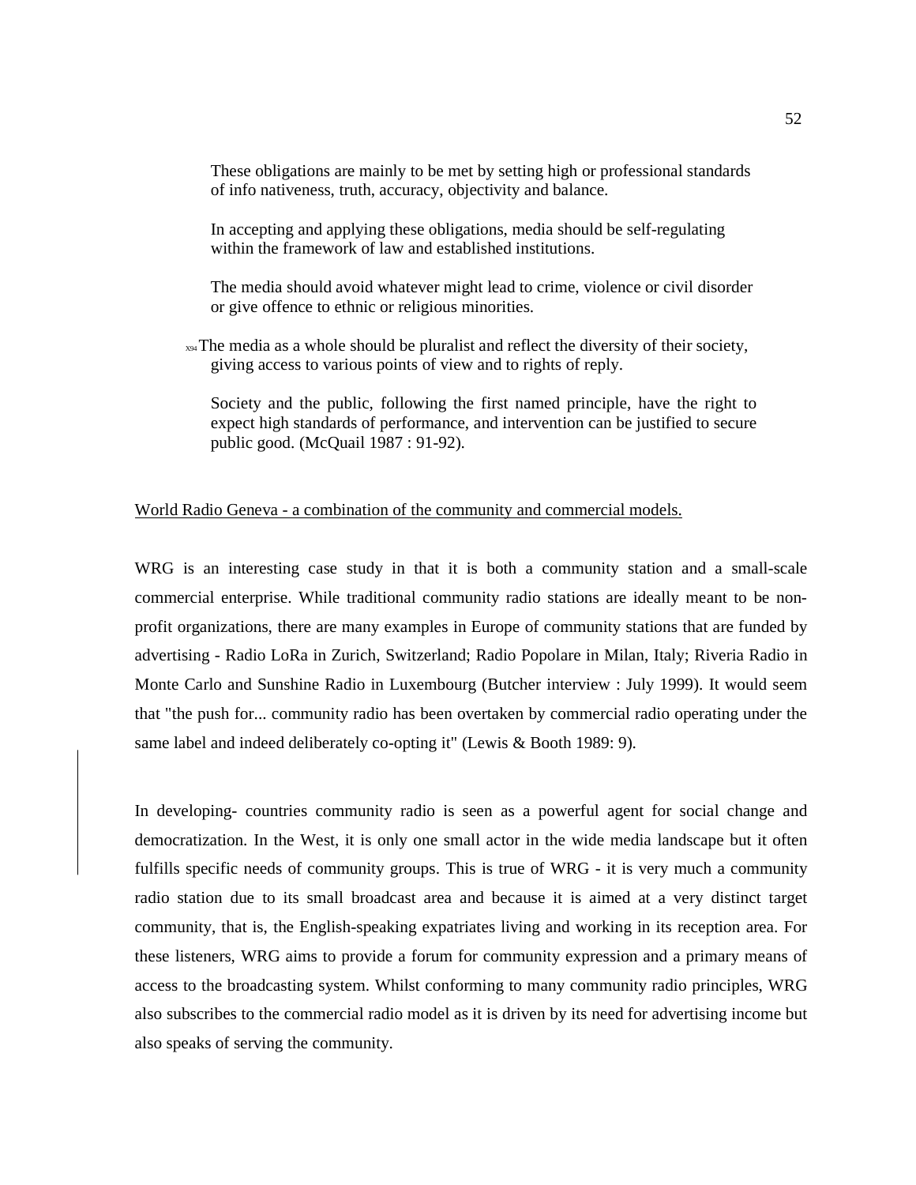These obligations are mainly to be met by setting high or professional standards of info nativeness, truth, accuracy, objectivity and balance.

In accepting and applying these obligations, media should be self-regulating within the framework of law and established institutions.

The media should avoid whatever might lead to crime, violence or civil disorder or give offence to ethnic or religious minorities.

The media as a whole should be pluralist and reflect the diversity of their society, giving access to various points of view and to rights of reply.

Society and the public, following the first named principle, have the right to expect high standards of performance, and intervention can be justified to secure public good. (McQuail 1987 : 91-92).

World Radio Geneva - a combination of the community and commercial models.

WRG is an interesting case study in that it is both a community station and a small-scale commercial enterprise. While traditional community radio stations are ideally meant to be non-profit organizations, there are many examples in Europe of community stations that are funded by advertising - Radio LoRa in Zurich, Switzerland; Radio Popolare in Milan, Italy; Riveria Radio in Monte Carlo and Sunshine Radio in Luxembourg (Butcher interview : July 1999). It would seem that "the push for... community radio has been overtaken by commercial radio operating under the same label and indeed deliberately co-opting it" (Lewis & Booth 1989: 9).

In developing- countries community radio is seen as a powerful agent for social change and democratization. In the West, it is only one small actor in the wide media landscape but it often fulfills specific needs of community groups. This is true of WRG - it is very much a community radio station due to its small broadcast area and because it is aimed at a very distinct target community, that is, the English-speaking expatriates living and working in its reception area. For these listeners, WRG aims to provide a forum for community expression and a primary means of access to the broadcasting system. Whilst conforming to many community radio principles, WRG also subscribes to the commercial radio model as it is driven by its need for advertising income but also speaks of serving the community.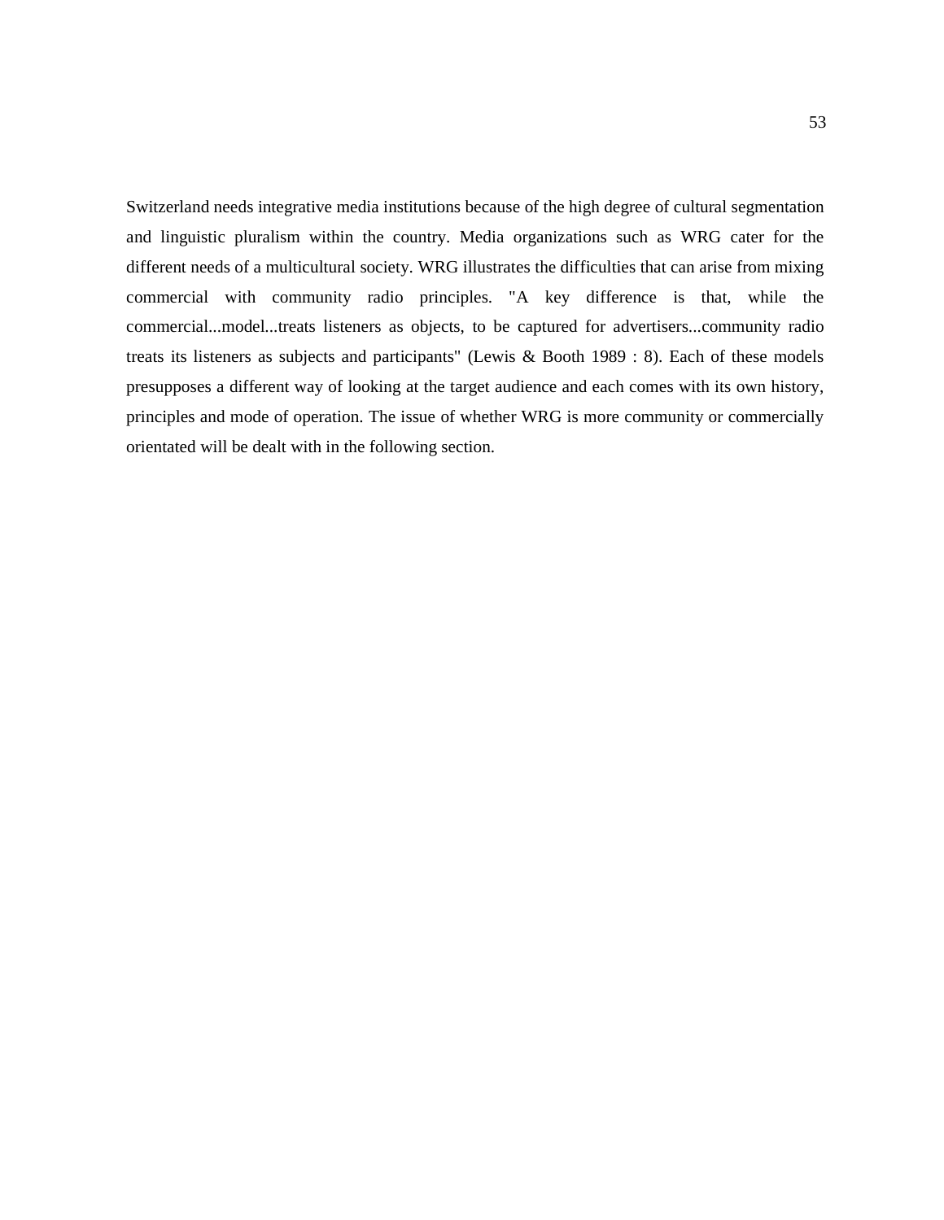Switzerland needs integrative media institutions because of the high degree of cultural segmentation and linguistic pluralism within the country. Media organizations such as WRG cater for the different needs of a multicultural society. WRG illustrates the difficulties that can arise from mixing commercial with community radio principles. "A key difference is that, while the commercial...model...treats listeners as objects, to be captured for advertisers...community radio treats its listeners as subjects and participants" (Lewis & Booth 1989 : 8). Each of these models presupposes a different way of looking at the target audience and each comes with its own history, principles and mode of operation. The issue of whether WRG is more community or commercially orientated will be dealt with in the following section.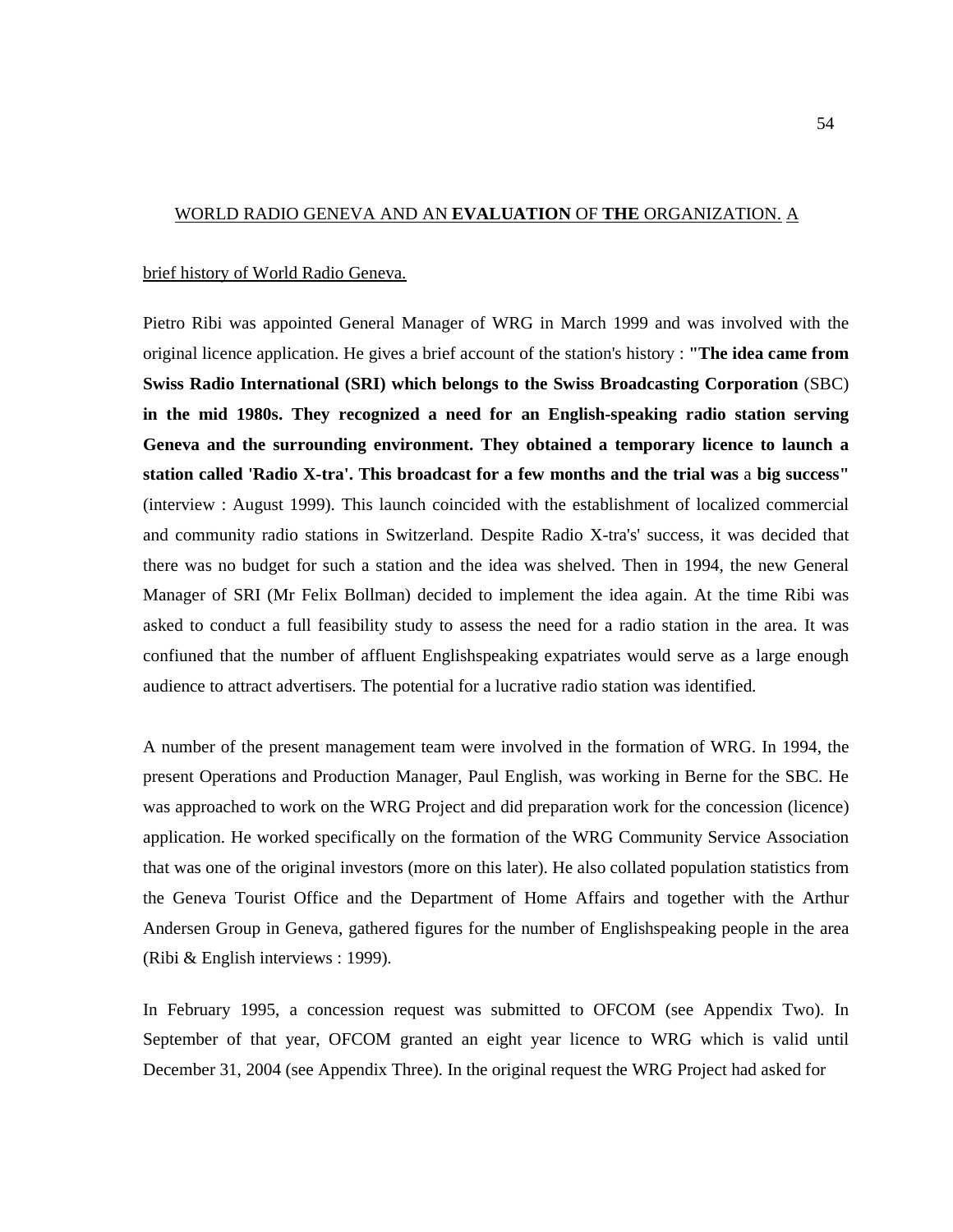## WORLD RADIO GENEVA AND AN **EVALUATION** OF **THE** ORGANIZATION. A

brief history of World Radio Geneva.

Pietro Ribi was appointed General Manager of WRG in March 1999 and was involved with the original licence application. He gives a brief account of the station's history : **"The idea came from Swiss Radio International (SRI) which belongs to the Swiss Broadcasting Corporation** (SBC) **in the mid 1980s. They recognized a need for an English-speaking radio station serving Geneva and the surrounding environment. They obtained a temporary licence to launch a station called 'Radio X-tra'. This broadcast for a few months and the trial was** a **big success"** (interview : August 1999). This launch coincided with the establishment of localized commercial and community radio stations in Switzerland. Despite Radio X-tra's' success, it was decided that there was no budget for such a station and the idea was shelved. Then in 1994, the new General Manager of SRI (Mr Felix Bollman) decided to implement the idea again. At the time Ribi was asked to conduct a full feasibility study to assess the need for a radio station in the area. It was confiuned that the number of affluent Englishspeaking expatriates would serve as a large enough audience to attract advertisers. The potential for a lucrative radio station was identified.

A number of the present management team were involved in the formation of WRG. In 1994, the present Operations and Production Manager, Paul English, was working in Berne for the SBC. He was approached to work on the WRG Project and did preparation work for the concession (licence) application. He worked specifically on the formation of the WRG Community Service Association that was one of the original investors (more on this later). He also collated population statistics from the Geneva Tourist Office and the Department of Home Affairs and together with the Arthur Andersen Group in Geneva, gathered figures for the number of Englishspeaking people in the area (Ribi & English interviews : 1999).

In February 1995, a concession request was submitted to OFCOM (see Appendix Two). In September of that year, OFCOM granted an eight year licence to WRG which is valid until December 31, 2004 (see Appendix Three). In the original request the WRG Project had asked for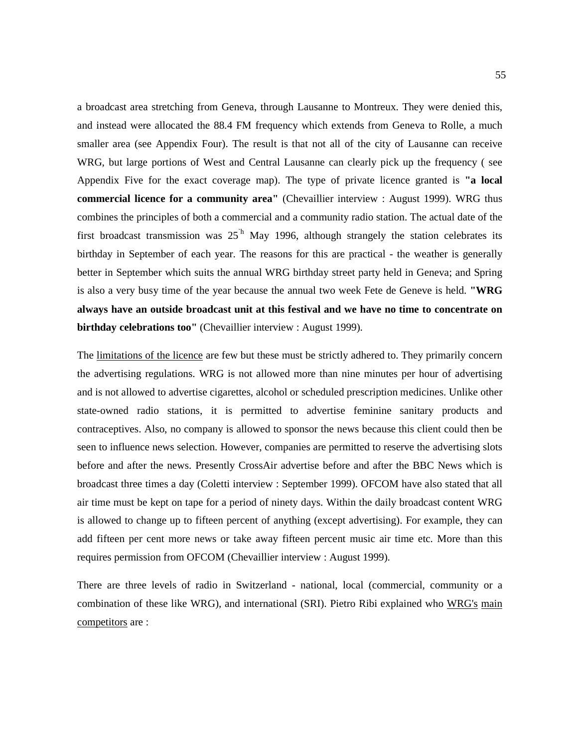a broadcast area stretching from Geneva, through Lausanne to Montreux. They were denied this, and instead were allocated the 88.4 FM frequency which extends from Geneva to Rolle, a much smaller area (see Appendix Four). The result is that not all of the city of Lausanne can receive WRG, but large portions of West and Central Lausanne can clearly pick up the frequency ( see Appendix Five for the exact coverage map). The type of private licence granted is **"a local commercial licence for a community area"** (Chevaillier interview : August 1999). WRG thus combines the principles of both a commercial and a community radio station. The actual date of the first broadcast transmission was 25th May 1996, although strangely the station celebrates its birthday in September of each year. The reasons for this are practical - the weather is generally better in September which suits the annual WRG birthday street party held in Geneva; and Spring is also a very busy time of the year because the annual two week Fete de Geneve is held. **"WRG always have an outside broadcast unit at this festival and we have no time to concentrate on birthday celebrations too"** (Chevaillier interview : August 1999).

The <u>limitations of the licence</u> are few but these must be strictly adhered to. They primarily concern the advertising regulations. WRG is not allowed more than nine minutes per hour of advertising and is not allowed to advertise cigarettes, alcohol or scheduled prescription medicines. Unlike other state-owned radio stations, it is permitted to advertise feminine sanitary products and contraceptives. Also, no company is allowed to sponsor the news because this client could then be seen to influence news selection. However, companies are permitted to reserve the advertising slots before and after the news. Presently CrossAir advertise before and after the BBC News which is broadcast three times a day (Coletti interview : September 1999). OFCOM have also stated that all air time must be kept on tape for a period of ninety days. Within the daily broadcast content WRG is allowed to change up to fifteen percent of anything (except advertising). For example, they can add fifteen per cent more news or take away fifteen percent music air time etc. More than this requires permission from OFCOM (Chevaillier interview : August 1999).

There are three levels of radio in Switzerland - national, local (commercial, community or a combination of these like WRG), and international (SRI). Pietro Ribi explained who <u>WRG's main competitors</u> are :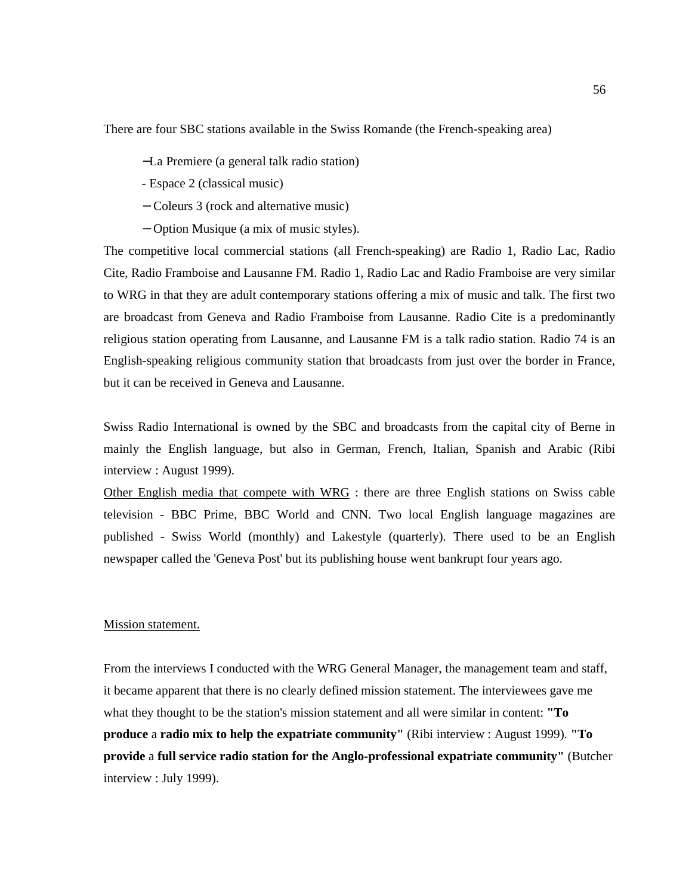There are four SBC stations available in the Swiss Romande (the French-speaking area)

- La Premiere (a general talk radio station)
- Espace 2 (classical music)
- Coleurs 3 (rock and alternative music)
- Option Musique (a mix of music styles).

The competitive local commercial stations (all French-speaking) are Radio 1, Radio Lac, Radio Cite, Radio Framboise and Lausanne FM. Radio 1, Radio Lac and Radio Framboise are very similar to WRG in that they are adult contemporary stations offering a mix of music and talk. The first two are broadcast from Geneva and Radio Framboise from Lausanne. Radio Cite is a predominantly religious station operating from Lausanne, and Lausanne FM is a talk radio station. Radio 74 is an English-speaking religious community station that broadcasts from just over the border in France, but it can be received in Geneva and Lausanne.

Swiss Radio International is owned by the SBC and broadcasts from the capital city of Berne in mainly the English language, but also in German, French, Italian, Spanish and Arabic (Ribi interview : August 1999).

<u>Other English media that compete with WRG</u> : there are three English stations on Swiss cable television - BBC Prime, BBC World and CNN. Two local English language magazines are published - Swiss World (monthly) and Lakestyle (quarterly). There used to be an English newspaper called the 'Geneva Post' but its publishing house went bankrupt four years ago.

<u>Mission statement.</u>

From the interviews I conducted with the WRG General Manager, the management team and staff, it became apparent that there is no clearly defined mission statement. The interviewees gave me what they thought to be the station's mission statement and all were similar in content: **"To produce** a **radio mix to help the expatriate community"** (Ribi interview : August 1999). **"To provide** a **full service radio station for the Anglo-professional expatriate community"** (Butcher interview : July 1999).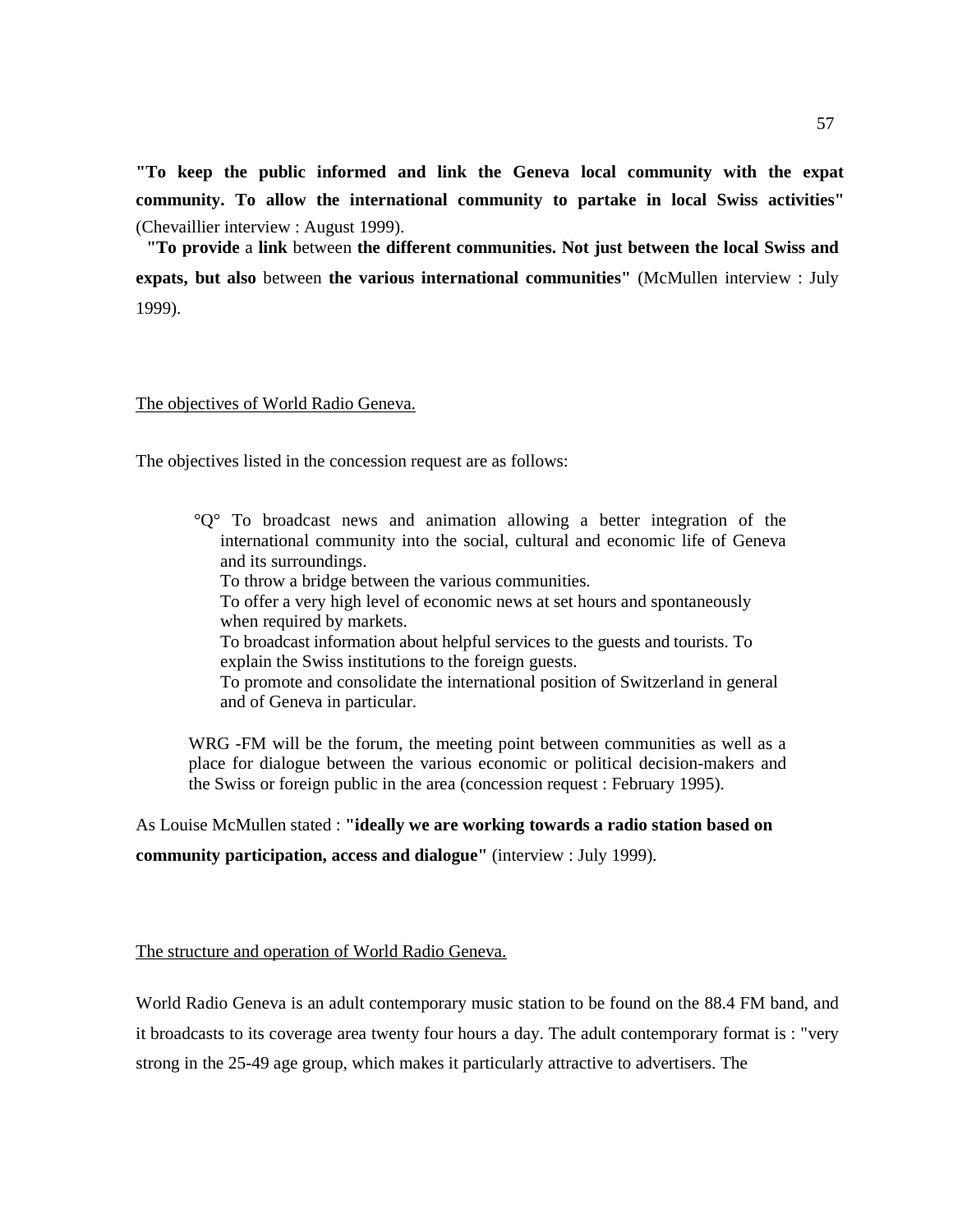**"To keep the public informed and link the Geneva local community with the expat community. To allow the international community to partake in local Swiss activities"** (Chevaillier interview : August 1999).

**"To provide** a **link** between **the different communities. Not just between the local Swiss and expats, but also** between **the various international communities"** (McMullen interview : July 1999).

The objectives of World Radio Geneva.

The objectives listed in the concession request are as follows:

> °Q° To broadcast news and animation allowing a better integration of the international community into the social, cultural and economic life of Geneva and its surroundings.
> To throw a bridge between the various communities.
> To offer a very high level of economic news at set hours and spontaneously when required by markets.
> To broadcast information about helpful services to the guests and tourists. To explain the Swiss institutions to the foreign guests.
> To promote and consolidate the international position of Switzerland in general and of Geneva in particular.
>
> WRG -FM will be the forum, the meeting point between communities as well as a place for dialogue between the various economic or political decision-makers and the Swiss or foreign public in the area (concession request : February 1995).

As Louise McMullen stated : **"ideally we are working towards a radio station based on community participation, access and dialogue"** (interview : July 1999).

The structure and operation of World Radio Geneva.

World Radio Geneva is an adult contemporary music station to be found on the 88.4 FM band, and it broadcasts to its coverage area twenty four hours a day. The adult contemporary format is : "very strong in the 25-49 age group, which makes it particularly attractive to advertisers. The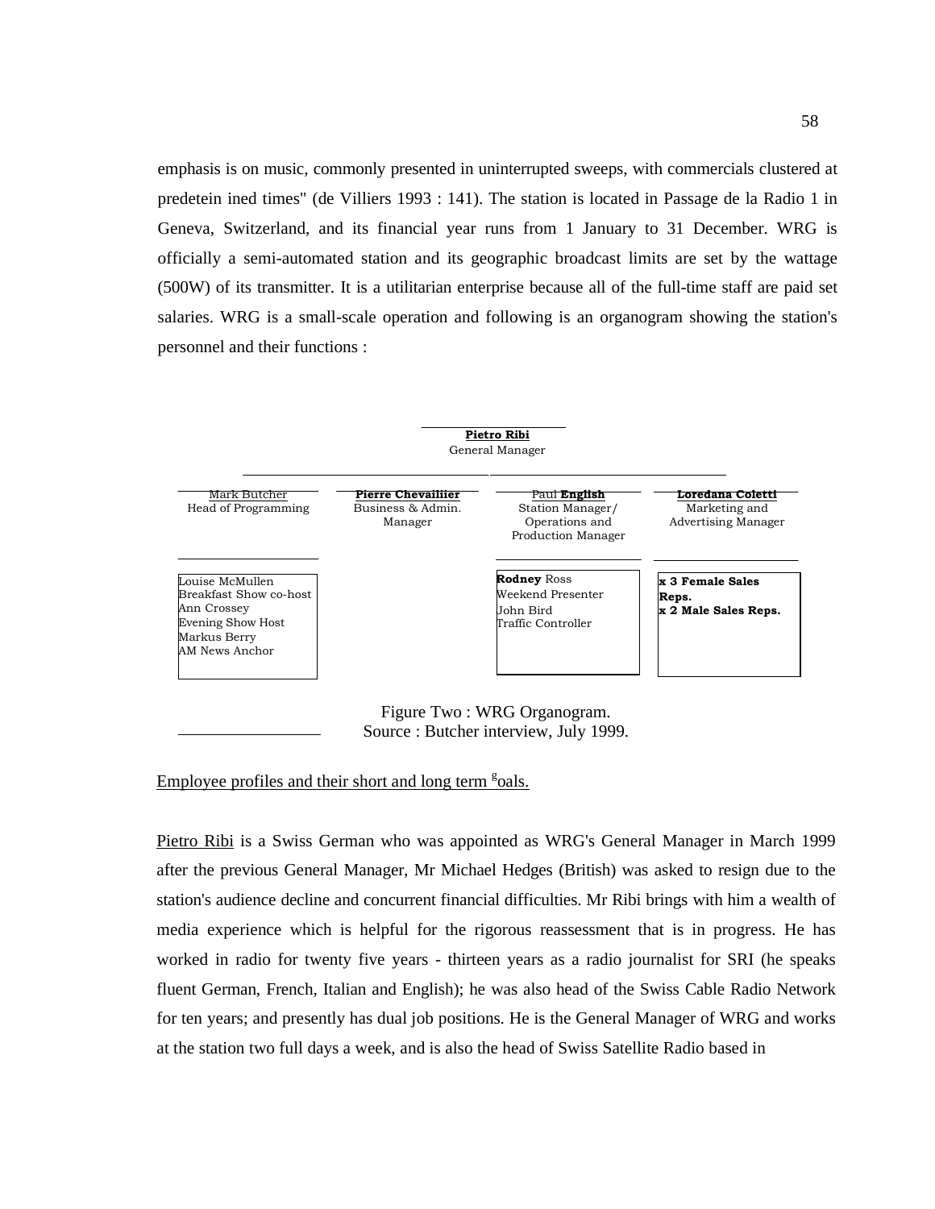emphasis is on music, commonly presented in uninterrupted sweeps, with commercials clustered at predetein ined times" (de Villiers 1993 : 141). The station is located in Passage de la Radio 1 in Geneva, Switzerland, and its financial year runs from 1 January to 31 December. WRG is officially a semi-automated station and its geographic broadcast limits are set by the wattage (500W) of its transmitter. It is a utilitarian enterprise because all of the full-time staff are paid set salaries. WRG is a small-scale operation and following is an organogram showing the station's personnel and their functions :

**Pietro Ribi**
General Manager

| Mark Butcher<br>Head of Programming | **Pierre Chevailiier**<br>Business & Admin. Manager | Paul **English**<br>Station Manager/ Operations and Production Manager | **Loredana Coletti**<br>Marketing and Advertising Manager |
|---|---|---|---|
| Louise McMullen<br>Breakfast Show co-host<br>Ann Crossey<br>Evening Show Host<br>Markus Berry<br>AM News Anchor | | **Rodney** Ross<br>Weekend Presenter<br>John Bird<br>Traffic Controller | **x 3 Female Sales Reps.**<br>**x 2 Male Sales Reps.** |

Figure Two : WRG Organogram.
Source : Butcher interview, July 1999.

Employee profiles and their short and long term goals.

Pietro Ribi is a Swiss German who was appointed as WRG's General Manager in March 1999 after the previous General Manager, Mr Michael Hedges (British) was asked to resign due to the station's audience decline and concurrent financial difficulties. Mr Ribi brings with him a wealth of media experience which is helpful for the rigorous reassessment that is in progress. He has worked in radio for twenty five years - thirteen years as a radio journalist for SRI (he speaks fluent German, French, Italian and English); he was also head of the Swiss Cable Radio Network for ten years; and presently has dual job positions. He is the General Manager of WRG and works at the station two full days a week, and is also the head of Swiss Satellite Radio based in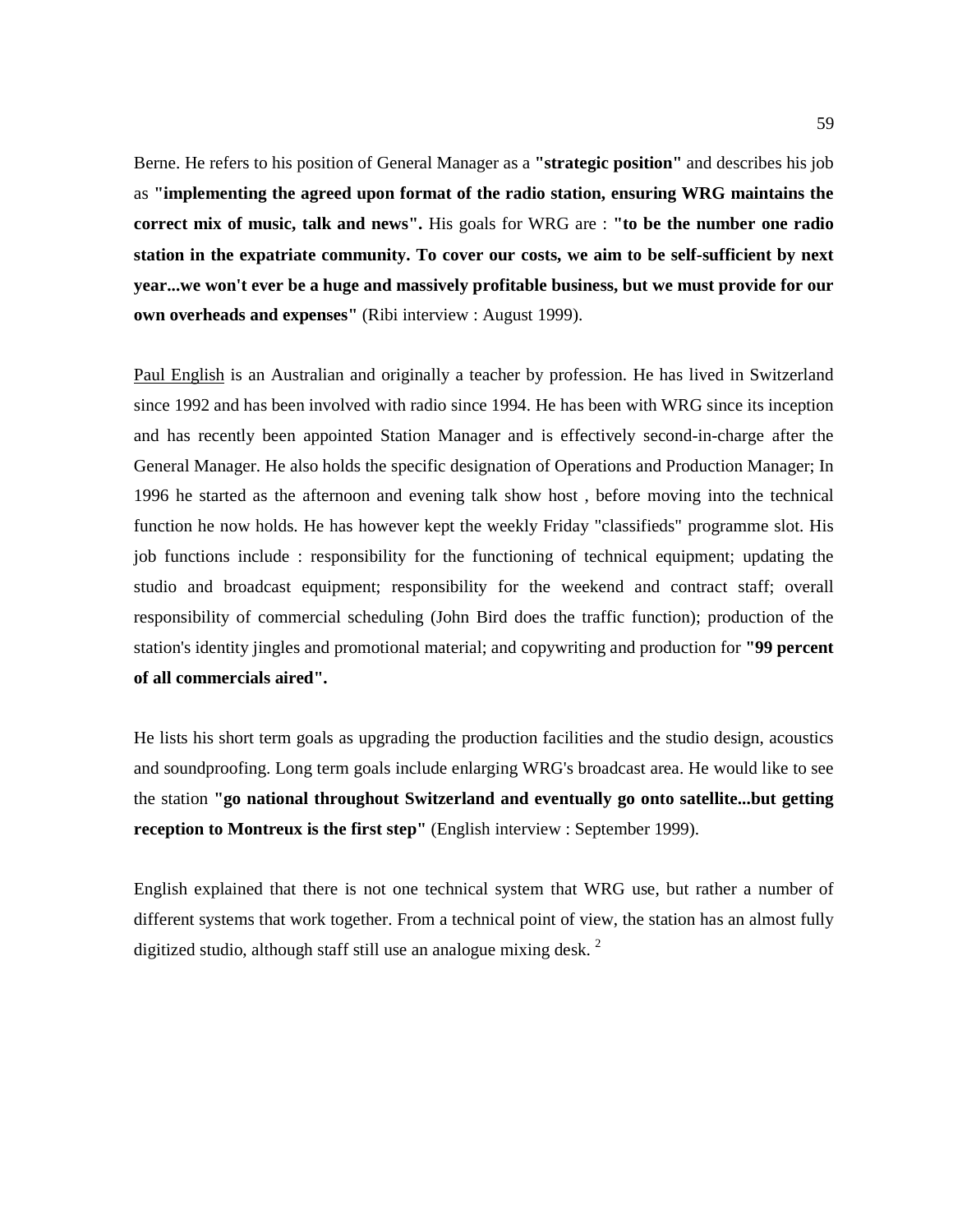Berne. He refers to his position of General Manager as a **"strategic position"** and describes his job as **"implementing the agreed upon format of the radio station, ensuring WRG maintains the correct mix of music, talk and news".** His goals for WRG are : **"to be the number one radio station in the expatriate community. To cover our costs, we aim to be self-sufficient by next year...we won't ever be a huge and massively profitable business, but we must provide for our own overheads and expenses"** (Ribi interview : August 1999).

<u>Paul English</u> is an Australian and originally a teacher by profession. He has lived in Switzerland since 1992 and has been involved with radio since 1994. He has been with WRG since its inception and has recently been appointed Station Manager and is effectively second-in-charge after the General Manager. He also holds the specific designation of Operations and Production Manager; In 1996 he started as the afternoon and evening talk show host , before moving into the technical function he now holds. He has however kept the weekly Friday "classifieds" programme slot. His job functions include : responsibility for the functioning of technical equipment; updating the studio and broadcast equipment; responsibility for the weekend and contract staff; overall responsibility of commercial scheduling (John Bird does the traffic function); production of the station's identity jingles and promotional material; and copywriting and production for **"99 percent of all commercials aired".**

He lists his short term goals as upgrading the production facilities and the studio design, acoustics and soundproofing. Long term goals include enlarging WRG's broadcast area. He would like to see the station **"go national throughout Switzerland and eventually go onto satellite...but getting reception to Montreux is the first step"** (English interview : September 1999).

English explained that there is not one technical system that WRG use, but rather a number of different systems that work together. From a technical point of view, the station has an almost fully digitized studio, although staff still use an analogue mixing desk. [2]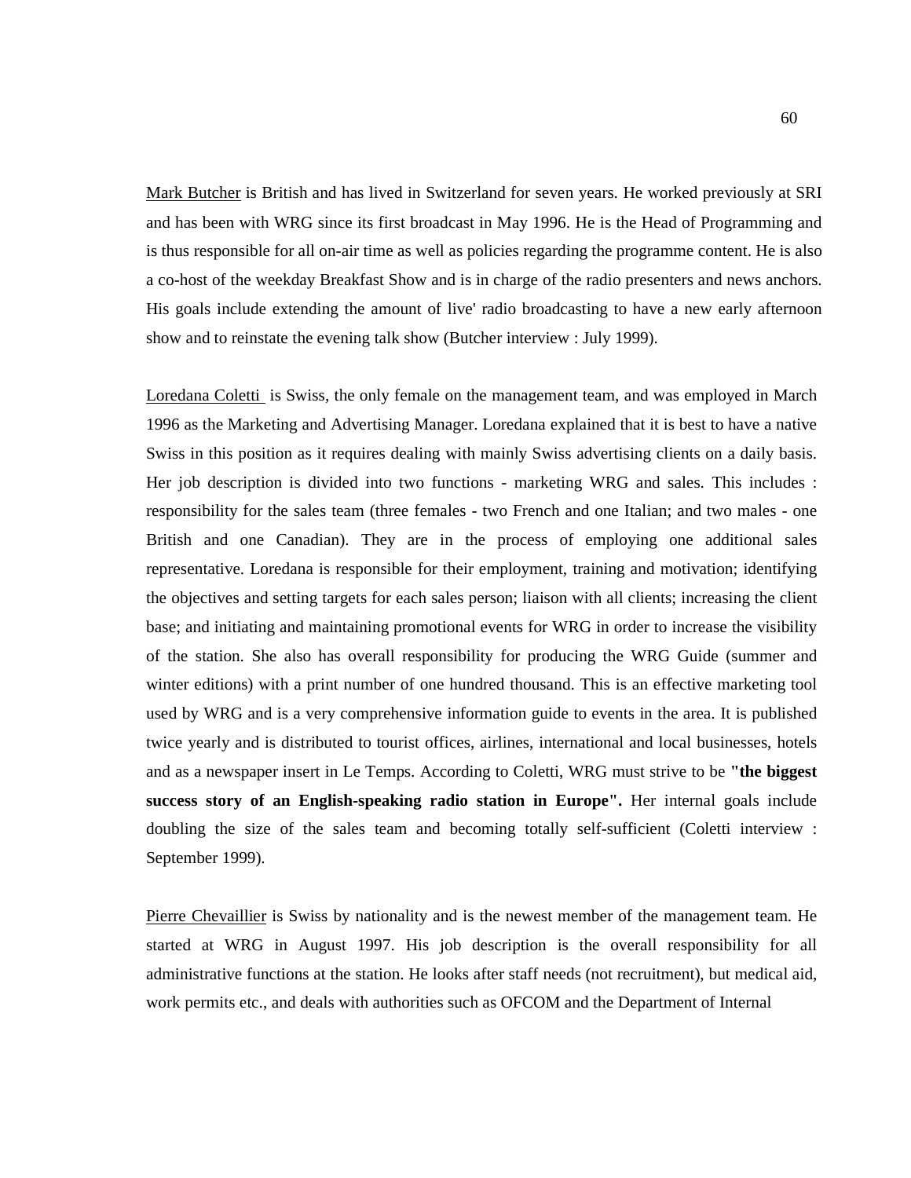<u>Mark Butcher</u> is British and has lived in Switzerland for seven years. He worked previously at SRI and has been with WRG since its first broadcast in May 1996. He is the Head of Programming and is thus responsible for all on-air time as well as policies regarding the programme content. He is also a co-host of the weekday Breakfast Show and is in charge of the radio presenters and news anchors. His goals include extending the amount of live' radio broadcasting to have a new early afternoon show and to reinstate the evening talk show (Butcher interview : July 1999).

<u>Loredana Coletti</u> is Swiss, the only female on the management team, and was employed in March 1996 as the Marketing and Advertising Manager. Loredana explained that it is best to have a native Swiss in this position as it requires dealing with mainly Swiss advertising clients on a daily basis. Her job description is divided into two functions - marketing WRG and sales. This includes : responsibility for the sales team (three females - two French and one Italian; and two males - one British and one Canadian). They are in the process of employing one additional sales representative. Loredana is responsible for their employment, training and motivation; identifying the objectives and setting targets for each sales person; liaison with all clients; increasing the client base; and initiating and maintaining promotional events for WRG in order to increase the visibility of the station. She also has overall responsibility for producing the WRG Guide (summer and winter editions) with a print number of one hundred thousand. This is an effective marketing tool used by WRG and is a very comprehensive information guide to events in the area. It is published twice yearly and is distributed to tourist offices, airlines, international and local businesses, hotels and as a newspaper insert in Le Temps. According to Coletti, WRG must strive to be **"the biggest success story of an English-speaking radio station in Europe".** Her internal goals include doubling the size of the sales team and becoming totally self-sufficient (Coletti interview : September 1999).

<u>Pierre Chevaillier</u> is Swiss by nationality and is the newest member of the management team. He started at WRG in August 1997. His job description is the overall responsibility for all administrative functions at the station. He looks after staff needs (not recruitment), but medical aid, work permits etc., and deals with authorities such as OFCOM and the Department of Internal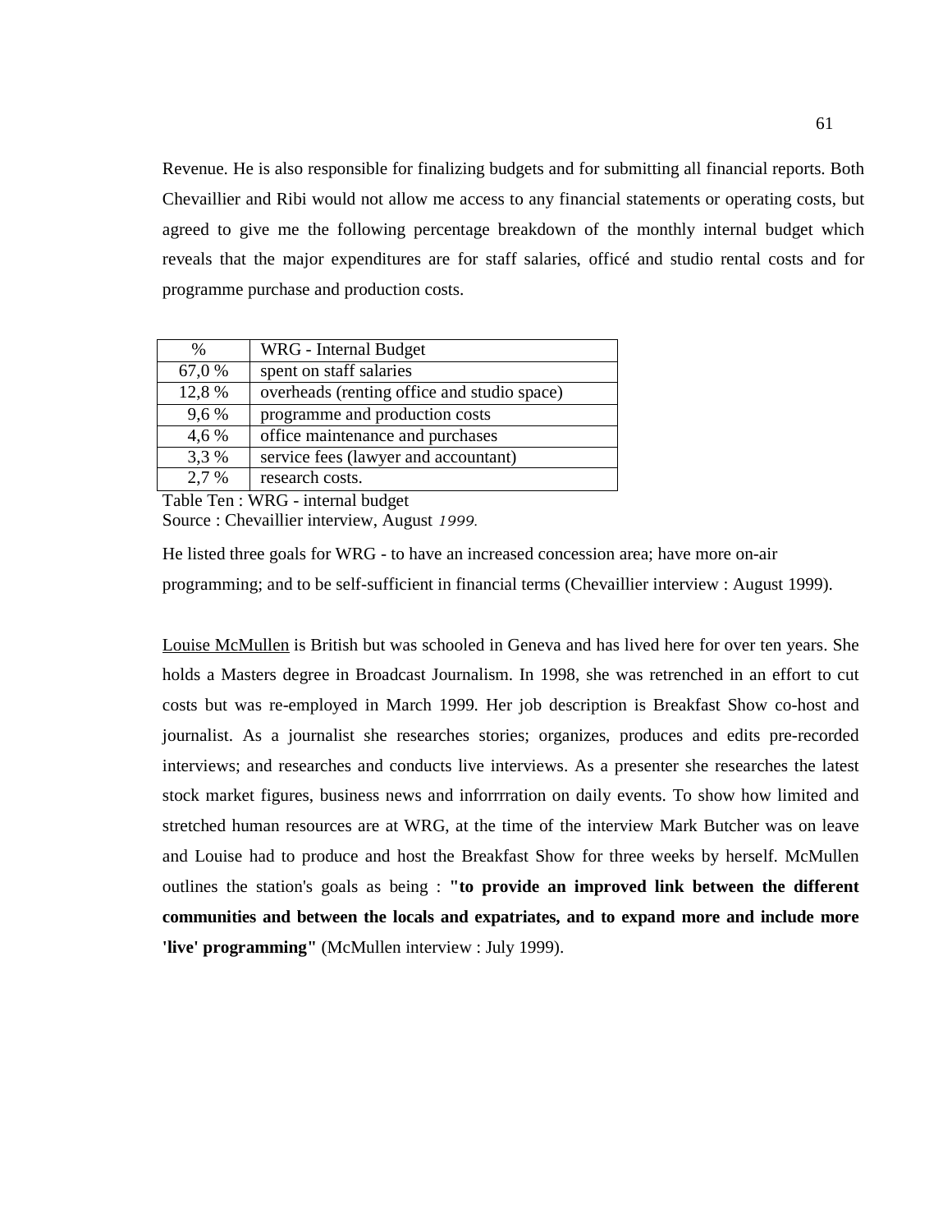Revenue. He is also responsible for finalizing budgets and for submitting all financial reports. Both Chevaillier and Ribi would not allow me access to any financial statements or operating costs, but agreed to give me the following percentage breakdown of the monthly internal budget which reveals that the major expenditures are for staff salaries, officé and studio rental costs and for programme purchase and production costs.

| % | WRG - Internal Budget |
|---|---|
| 67,0 % | spent on staff salaries |
| 12,8 % | overheads (renting office and studio space) |
| 9,6 % | programme and production costs |
| 4,6 % | office maintenance and purchases |
| 3,3 % | service fees (lawyer and accountant) |
| 2,7 % | research costs. |

Table Ten : WRG - internal budget
Source : Chevaillier interview, August *1999.*

He listed three goals for WRG - to have an increased concession area; have more on-air programming; and to be self-sufficient in financial terms (Chevaillier interview : August 1999).

<u>Louise McMullen</u> is British but was schooled in Geneva and has lived here for over ten years. She holds a Masters degree in Broadcast Journalism. In 1998, she was retrenched in an effort to cut costs but was re-employed in March 1999. Her job description is Breakfast Show co-host and journalist. As a journalist she researches stories; organizes, produces and edits pre-recorded interviews; and researches and conducts live interviews. As a presenter she researches the latest stock market figures, business news and inforrrration on daily events. To show how limited and stretched human resources are at WRG, at the time of the interview Mark Butcher was on leave and Louise had to produce and host the Breakfast Show for three weeks by herself. McMullen outlines the station's goals as being : **"to provide an improved link between the different communities and between the locals and expatriates, and to expand more and include more 'live' programming"** (McMullen interview : July 1999).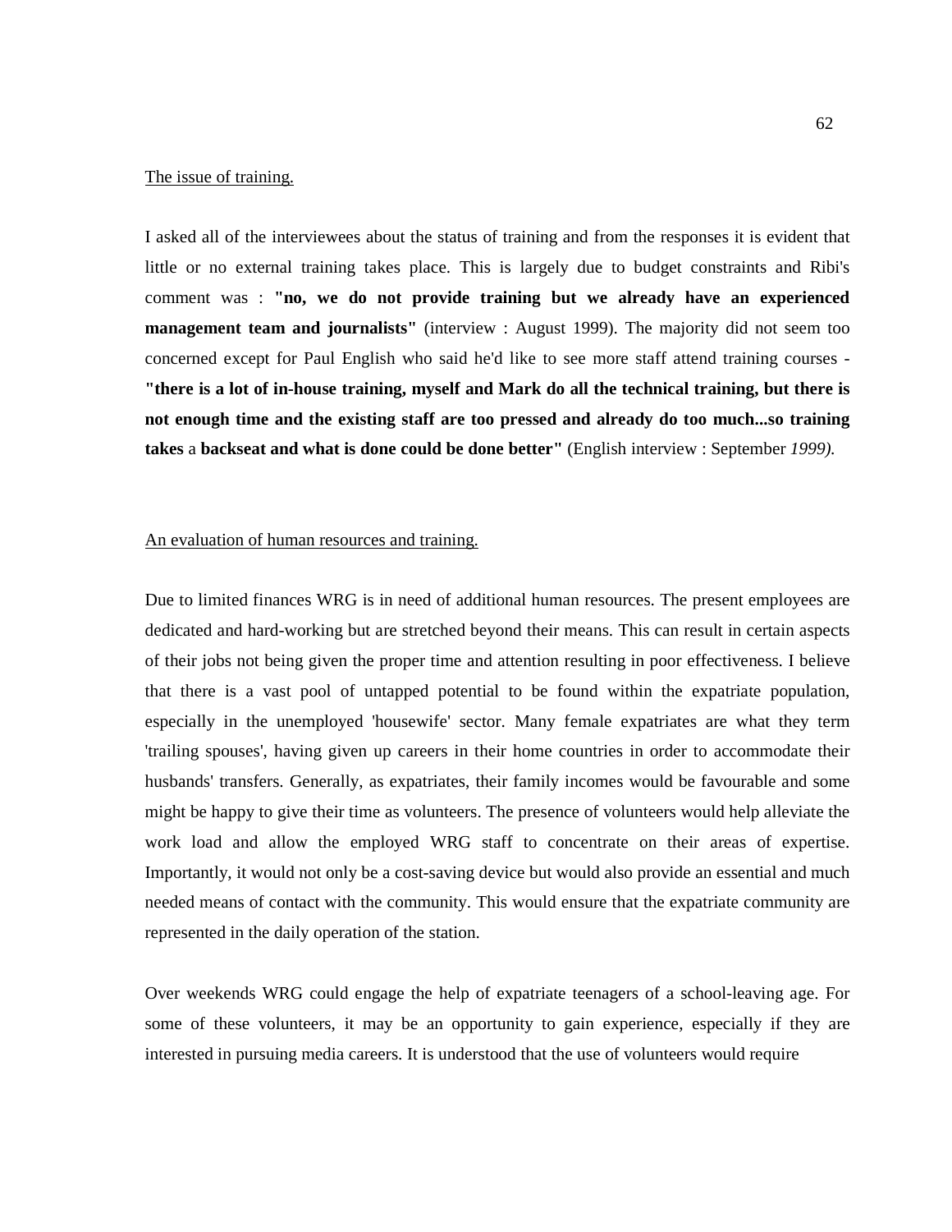The issue of training.

I asked all of the interviewees about the status of training and from the responses it is evident that little or no external training takes place. This is largely due to budget constraints and Ribi's comment was : **"no, we do not provide training but we already have an experienced management team and journalists"** (interview : August 1999). The majority did not seem too concerned except for Paul English who said he'd like to see more staff attend training courses - **"there is a lot of in-house training, myself and Mark do all the technical training, but there is not enough time and the existing staff are too pressed and already do too much...so training takes** a **backseat and what is done could be done better"** (English interview : September *1999).*

An evaluation of human resources and training.

Due to limited finances WRG is in need of additional human resources. The present employees are dedicated and hard-working but are stretched beyond their means. This can result in certain aspects of their jobs not being given the proper time and attention resulting in poor effectiveness. I believe that there is a vast pool of untapped potential to be found within the expatriate population, especially in the unemployed 'housewife' sector. Many female expatriates are what they term 'trailing spouses', having given up careers in their home countries in order to accommodate their husbands' transfers. Generally, as expatriates, their family incomes would be favourable and some might be happy to give their time as volunteers. The presence of volunteers would help alleviate the work load and allow the employed WRG staff to concentrate on their areas of expertise. Importantly, it would not only be a cost-saving device but would also provide an essential and much needed means of contact with the community. This would ensure that the expatriate community are represented in the daily operation of the station.

Over weekends WRG could engage the help of expatriate teenagers of a school-leaving age. For some of these volunteers, it may be an opportunity to gain experience, especially if they are interested in pursuing media careers. It is understood that the use of volunteers would require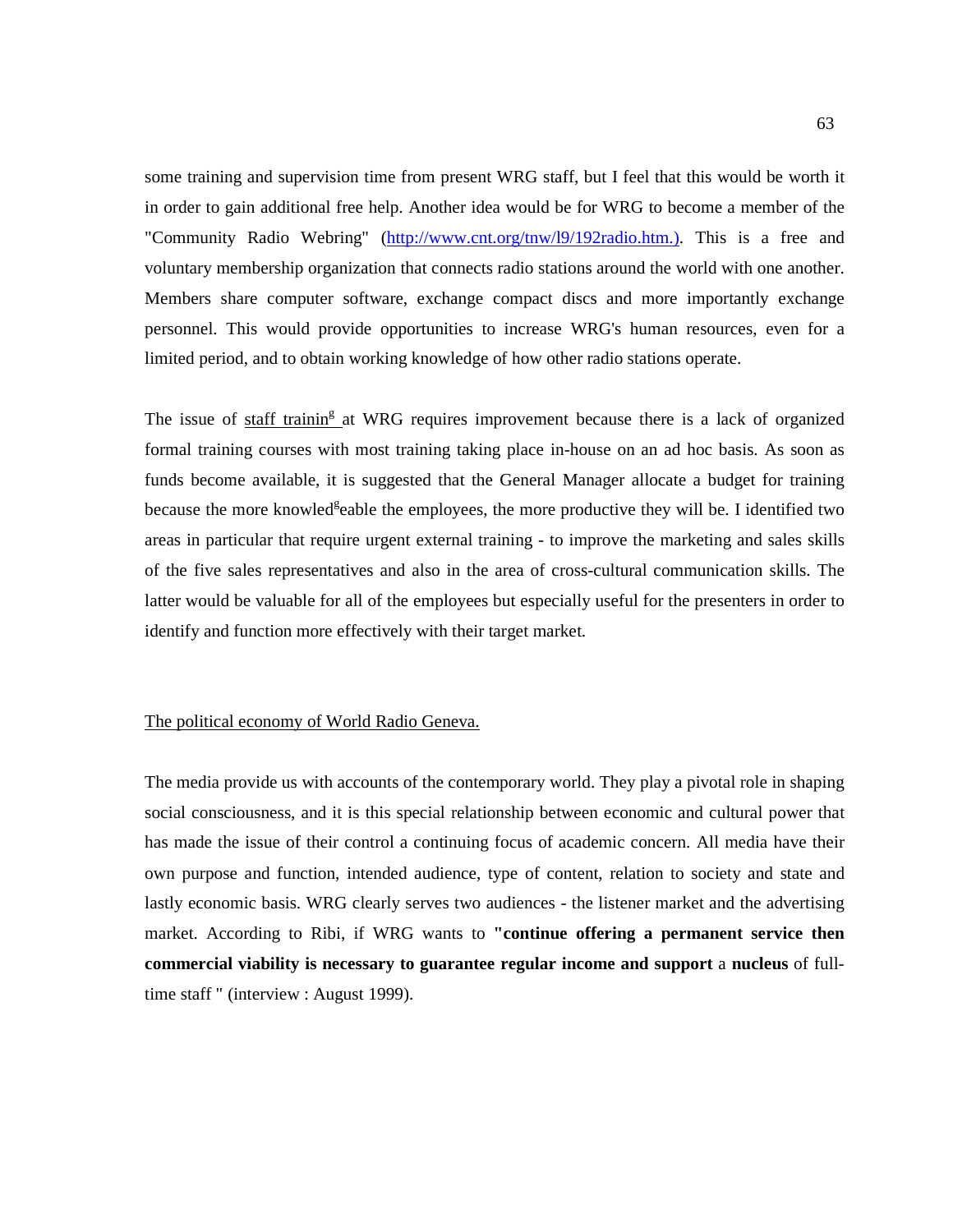some training and supervision time from present WRG staff, but I feel that this would be worth it in order to gain additional free help. Another idea would be for WRG to become a member of the "Community Radio Webring" (http://www.cnt.org/tnw/l9/192radio.htm.). This is a free and voluntary membership organization that connects radio stations around the world with one another. Members share computer software, exchange compact discs and more importantly exchange personnel. This would provide opportunities to increase WRG's human resources, even for a limited period, and to obtain working knowledge of how other radio stations operate.

The issue of staff training at WRG requires improvement because there is a lack of organized formal training courses with most training taking place in-house on an ad hoc basis. As soon as funds become available, it is suggested that the General Manager allocate a budget for training because the more knowledgeable the employees, the more productive they will be. I identified two areas in particular that require urgent external training - to improve the marketing and sales skills of the five sales representatives and also in the area of cross-cultural communication skills. The latter would be valuable for all of the employees but especially useful for the presenters in order to identify and function more effectively with their target market.

## The political economy of World Radio Geneva.

The media provide us with accounts of the contemporary world. They play a pivotal role in shaping social consciousness, and it is this special relationship between economic and cultural power that has made the issue of their control a continuing focus of academic concern. All media have their own purpose and function, intended audience, type of content, relation to society and state and lastly economic basis. WRG clearly serves two audiences - the listener market and the advertising market. According to Ribi, if WRG wants to **"continue offering a permanent service then commercial viability is necessary to guarantee regular income and support** a **nucleus** of full-time staff " (interview : August 1999).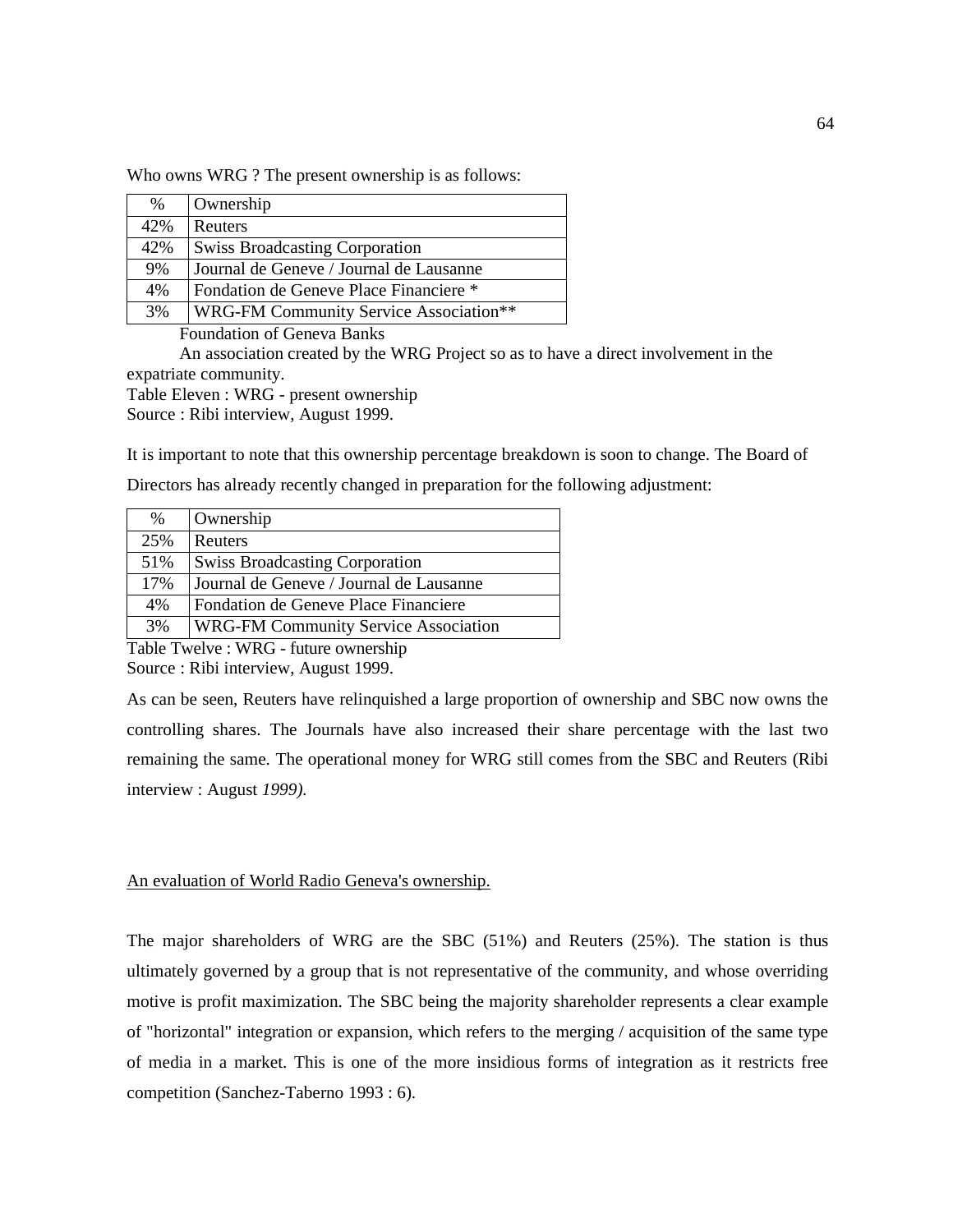Who owns WRG ? The present ownership is as follows:

| % | Ownership |
|---|---|
| 42% | Reuters |
| 42% | Swiss Broadcasting Corporation |
| 9% | Journal de Geneve / Journal de Lausanne |
| 4% | Fondation de Geneve Place Financiere * |
| 3% | WRG-FM Community Service Association** |

Foundation of Geneva Banks

An association created by the WRG Project so as to have a direct involvement in the expatriate community.

Table Eleven : WRG - present ownership
Source : Ribi interview, August 1999.

It is important to note that this ownership percentage breakdown is soon to change. The Board of Directors has already recently changed in preparation for the following adjustment:

| % | Ownership |
|---|---|
| 25% | Reuters |
| 51% | Swiss Broadcasting Corporation |
| 17% | Journal de Geneve / Journal de Lausanne |
| 4% | Fondation de Geneve Place Financiere |
| 3% | WRG-FM Community Service Association |

Table Twelve : WRG - future ownership
Source : Ribi interview, August 1999.

As can be seen, Reuters have relinquished a large proportion of ownership and SBC now owns the controlling shares. The Journals have also increased their share percentage with the last two remaining the same. The operational money for WRG still comes from the SBC and Reuters (Ribi interview : August *1999).*

<u>An evaluation of World Radio Geneva's ownership.</u>

The major shareholders of WRG are the SBC (51%) and Reuters (25%). The station is thus ultimately governed by a group that is not representative of the community, and whose overriding motive is profit maximization. The SBC being the majority shareholder represents a clear example of "horizontal" integration or expansion, which refers to the merging / acquisition of the same type of media in a market. This is one of the more insidious forms of integration as it restricts free competition (Sanchez-Taberno 1993 : 6).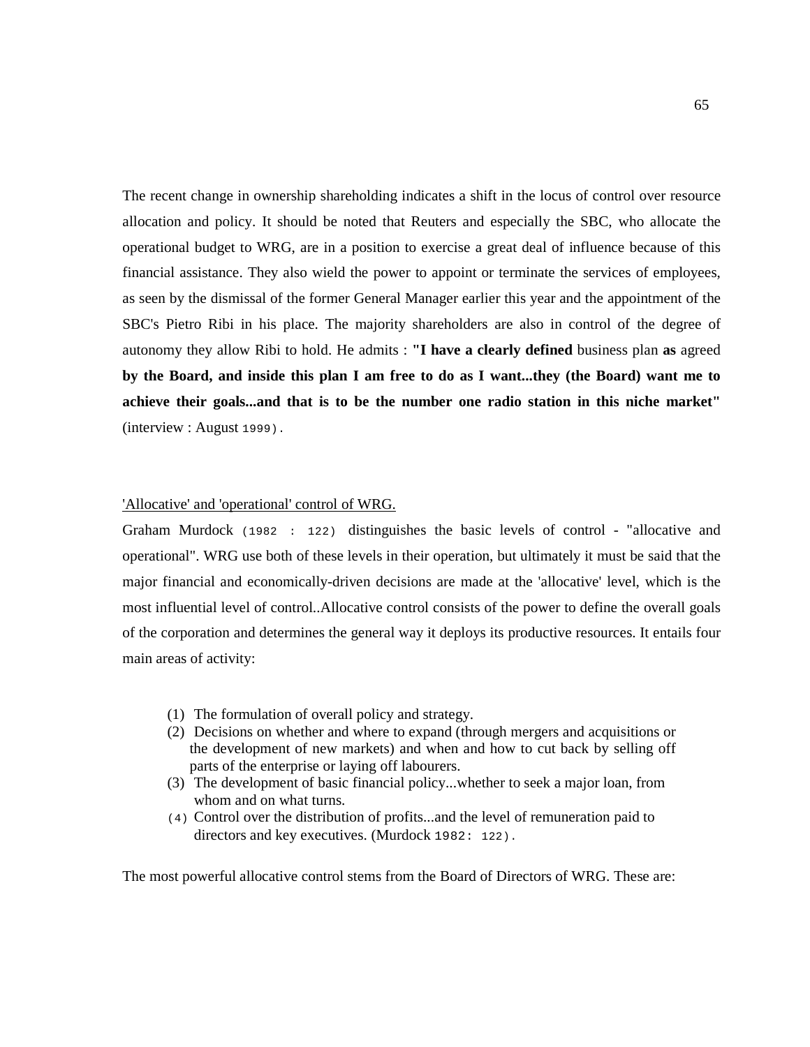The recent change in ownership shareholding indicates a shift in the locus of control over resource allocation and policy. It should be noted that Reuters and especially the SBC, who allocate the operational budget to WRG, are in a position to exercise a great deal of influence because of this financial assistance. They also wield the power to appoint or terminate the services of employees, as seen by the dismissal of the former General Manager earlier this year and the appointment of the SBC's Pietro Ribi in his place. The majority shareholders are also in control of the degree of autonomy they allow Ribi to hold. He admits : **"I have a clearly defined** business plan **as** agreed **by the Board, and inside this plan I am free to do as I want...they (the Board) want me to achieve their goals...and that is to be the number one radio station in this niche market"** (interview : August 1999).

'Allocative' and 'operational' control of WRG.

Graham Murdock (1982 : 122) distinguishes the basic levels of control - "allocative and operational". WRG use both of these levels in their operation, but ultimately it must be said that the major financial and economically-driven decisions are made at the 'allocative' level, which is the most influential level of control..Allocative control consists of the power to define the overall goals of the corporation and determines the general way it deploys its productive resources. It entails four main areas of activity:

(1) The formulation of overall policy and strategy.
(2) Decisions on whether and where to expand (through mergers and acquisitions or the development of new markets) and when and how to cut back by selling off parts of the enterprise or laying off labourers.
(3) The development of basic financial policy...whether to seek a major loan, from whom and on what turns.
(4) Control over the distribution of profits...and the level of remuneration paid to directors and key executives. (Murdock 1982: 122).

The most powerful allocative control stems from the Board of Directors of WRG. These are: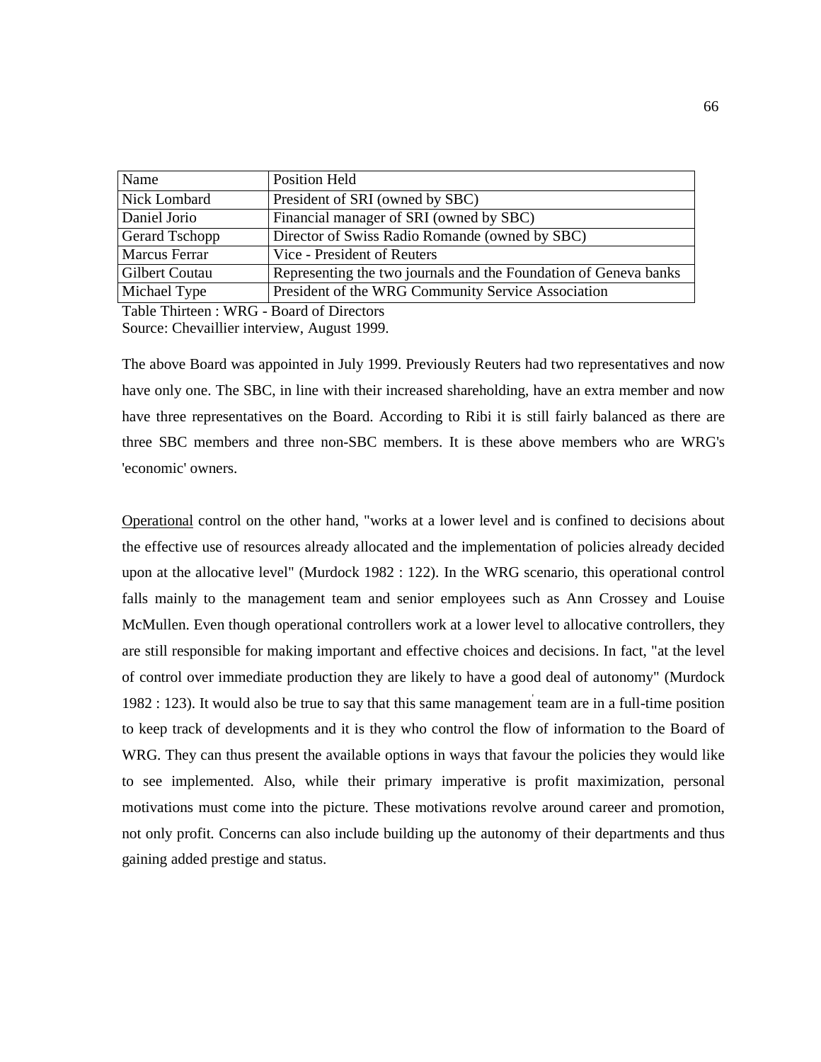| Name | Position Held |
| --- | --- |
| Nick Lombard | President of SRI (owned by SBC) |
| Daniel Jorio | Financial manager of SRI (owned by SBC) |
| Gerard Tschopp | Director of Swiss Radio Romande (owned by SBC) |
| Marcus Ferrar | Vice - President of Reuters |
| Gilbert Coutau | Representing the two journals and the Foundation of Geneva banks |
| Michael Type | President of the WRG Community Service Association |

Table Thirteen : WRG - Board of Directors
Source: Chevaillier interview, August 1999.

The above Board was appointed in July 1999. Previously Reuters had two representatives and now have only one. The SBC, in line with their increased shareholding, have an extra member and now have three representatives on the Board. According to Ribi it is still fairly balanced as there are three SBC members and three non-SBC members. It is these above members who are WRG's 'economic' owners.

Operational control on the other hand, "works at a lower level and is confined to decisions about the effective use of resources already allocated and the implementation of policies already decided upon at the allocative level" (Murdock 1982 : 122). In the WRG scenario, this operational control falls mainly to the management team and senior employees such as Ann Crossey and Louise McMullen. Even though operational controllers work at a lower level to allocative controllers, they are still responsible for making important and effective choices and decisions. In fact, "at the level of control over immediate production they are likely to have a good deal of autonomy" (Murdock 1982 : 123). It would also be true to say that this same management team are in a full-time position to keep track of developments and it is they who control the flow of information to the Board of WRG. They can thus present the available options in ways that favour the policies they would like to see implemented. Also, while their primary imperative is profit maximization, personal motivations must come into the picture. These motivations revolve around career and promotion, not only profit. Concerns can also include building up the autonomy of their departments and thus gaining added prestige and status.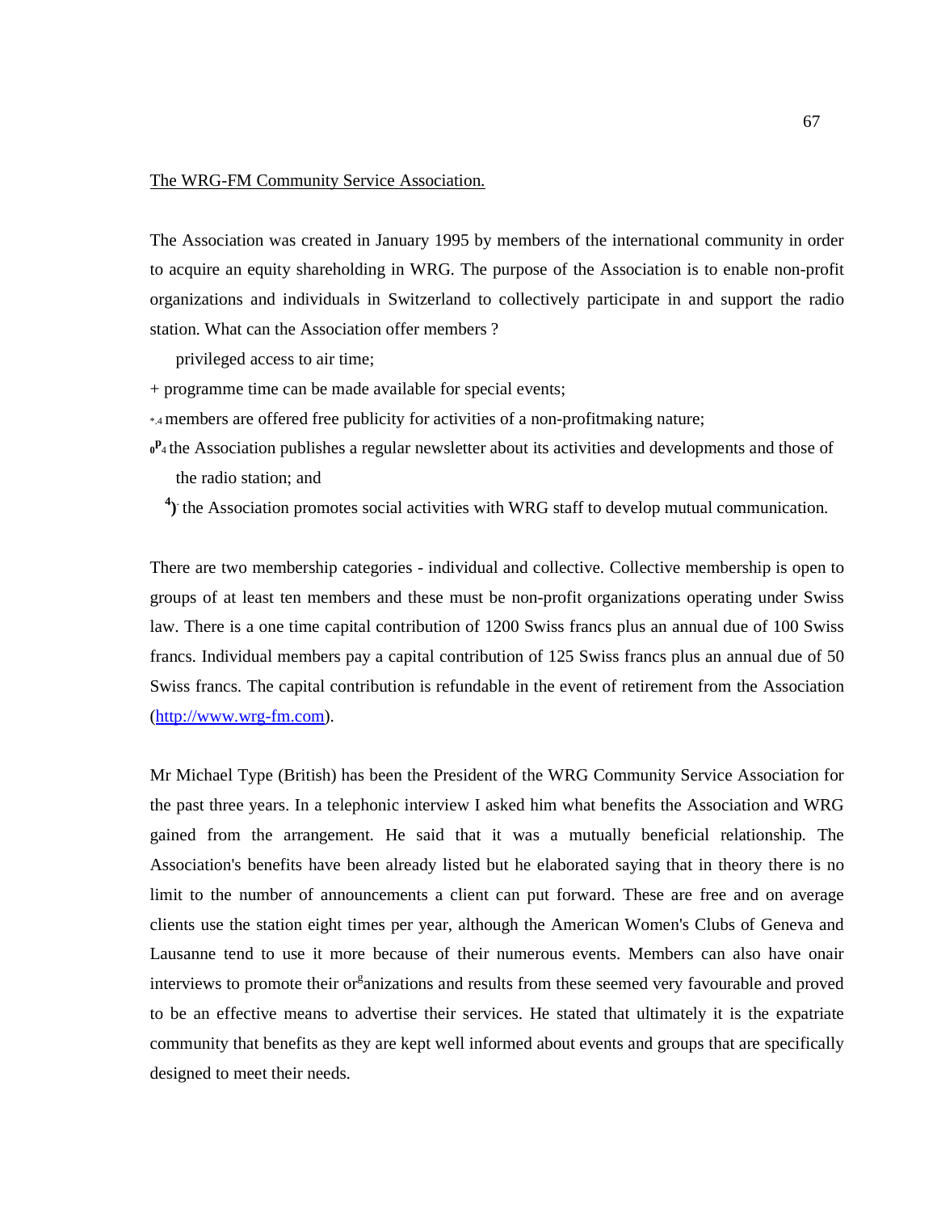The WRG-FM Community Service Association.

The Association was created in January 1995 by members of the international community in order to acquire an equity shareholding in WRG. The purpose of the Association is to enable non-profit organizations and individuals in Switzerland to collectively participate in and support the radio station. What can the Association offer members ?

- privileged access to air time;
- programme time can be made available for special events;
- members are offered free publicity for activities of a non-profitmaking nature;
- the Association publishes a regular newsletter about its activities and developments and those of the radio station; and
- the Association promotes social activities with WRG staff to develop mutual communication.

There are two membership categories - individual and collective. Collective membership is open to groups of at least ten members and these must be non-profit organizations operating under Swiss law. There is a one time capital contribution of 1200 Swiss francs plus an annual due of 100 Swiss francs. Individual members pay a capital contribution of 125 Swiss francs plus an annual due of 50 Swiss francs. The capital contribution is refundable in the event of retirement from the Association (http://www.wrg-fm.com).

Mr Michael Type (British) has been the President of the WRG Community Service Association for the past three years. In a telephonic interview I asked him what benefits the Association and WRG gained from the arrangement. He said that it was a mutually beneficial relationship. The Association's benefits have been already listed but he elaborated saying that in theory there is no limit to the number of announcements a client can put forward. These are free and on average clients use the station eight times per year, although the American Women's Clubs of Geneva and Lausanne tend to use it more because of their numerous events. Members can also have onair interviews to promote their organizations and results from these seemed very favourable and proved to be an effective means to advertise their services. He stated that ultimately it is the expatriate community that benefits as they are kept well informed about events and groups that are specifically designed to meet their needs.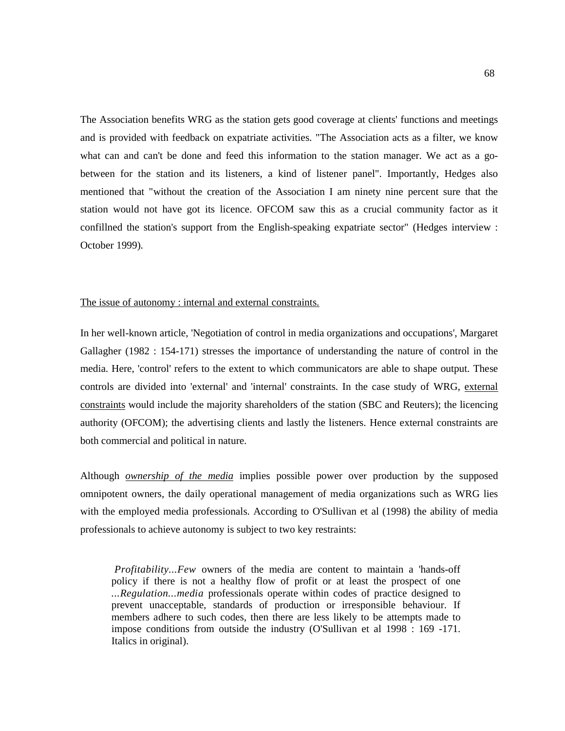The Association benefits WRG as the station gets good coverage at clients' functions and meetings and is provided with feedback on expatriate activities. "The Association acts as a filter, we know what can and can't be done and feed this information to the station manager. We act as a go-between for the station and its listeners, a kind of listener panel". Importantly, Hedges also mentioned that "without the creation of the Association I am ninety nine percent sure that the station would not have got its licence. OFCOM saw this as a crucial community factor as it confillned the station's support from the English-speaking expatriate sector" (Hedges interview : October 1999).

<u>The issue of autonomy : internal and external constraints.</u>

In her well-known article, 'Negotiation of control in media organizations and occupations', Margaret Gallagher (1982 : 154-171) stresses the importance of understanding the nature of control in the media. Here, 'control' refers to the extent to which communicators are able to shape output. These controls are divided into 'external' and 'internal' constraints. In the case study of WRG, <u>external constraints</u> would include the majority shareholders of the station (SBC and Reuters); the licencing authority (OFCOM); the advertising clients and lastly the listeners. Hence external constraints are both commercial and political in nature.

Although <u>*ownership of the media*</u> implies possible power over production by the supposed omnipotent owners, the daily operational management of media organizations such as WRG lies with the employed media professionals. According to O'Sullivan et al (1998) the ability of media professionals to achieve autonomy is subject to two key restraints:

> *Profitability...Few* owners of the media are content to maintain a 'hands-off policy if there is not a healthy flow of profit or at least the prospect of one *...Regulation...media* professionals operate within codes of practice designed to prevent unacceptable, standards of production or irresponsible behaviour. If members adhere to such codes, then there are less likely to be attempts made to impose conditions from outside the industry (O'Sullivan et al 1998 : 169 -171. Italics in original).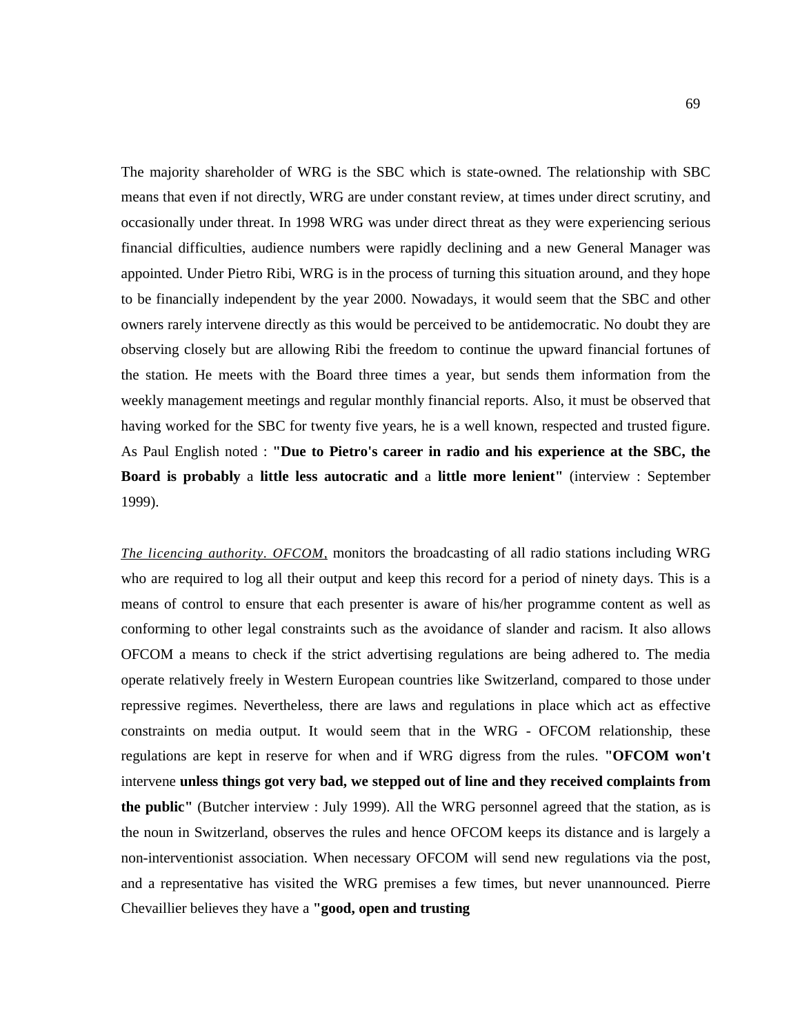The majority shareholder of WRG is the SBC which is state-owned. The relationship with SBC means that even if not directly, WRG are under constant review, at times under direct scrutiny, and occasionally under threat. In 1998 WRG was under direct threat as they were experiencing serious financial difficulties, audience numbers were rapidly declining and a new General Manager was appointed. Under Pietro Ribi, WRG is in the process of turning this situation around, and they hope to be financially independent by the year 2000. Nowadays, it would seem that the SBC and other owners rarely intervene directly as this would be perceived to be antidemocratic. No doubt they are observing closely but are allowing Ribi the freedom to continue the upward financial fortunes of the station. He meets with the Board three times a year, but sends them information from the weekly management meetings and regular monthly financial reports. Also, it must be observed that having worked for the SBC for twenty five years, he is a well known, respected and trusted figure. As Paul English noted : **"Due to Pietro's career in radio and his experience at the SBC, the Board is probably** a **little less autocratic and** a **little more lenient"** (interview : September 1999).

*The licencing authority. OFCOM,* monitors the broadcasting of all radio stations including WRG who are required to log all their output and keep this record for a period of ninety days. This is a means of control to ensure that each presenter is aware of his/her programme content as well as conforming to other legal constraints such as the avoidance of slander and racism. It also allows OFCOM a means to check if the strict advertising regulations are being adhered to. The media operate relatively freely in Western European countries like Switzerland, compared to those under repressive regimes. Nevertheless, there are laws and regulations in place which act as effective constraints on media output. It would seem that in the WRG - OFCOM relationship, these regulations are kept in reserve for when and if WRG digress from the rules. **"OFCOM won't** intervene **unless things got very bad, we stepped out of line and they received complaints from the public"** (Butcher interview : July 1999). All the WRG personnel agreed that the station, as is the noun in Switzerland, observes the rules and hence OFCOM keeps its distance and is largely a non-interventionist association. When necessary OFCOM will send new regulations via the post, and a representative has visited the WRG premises a few times, but never unannounced. Pierre Chevaillier believes they have a **"good, open and trusting**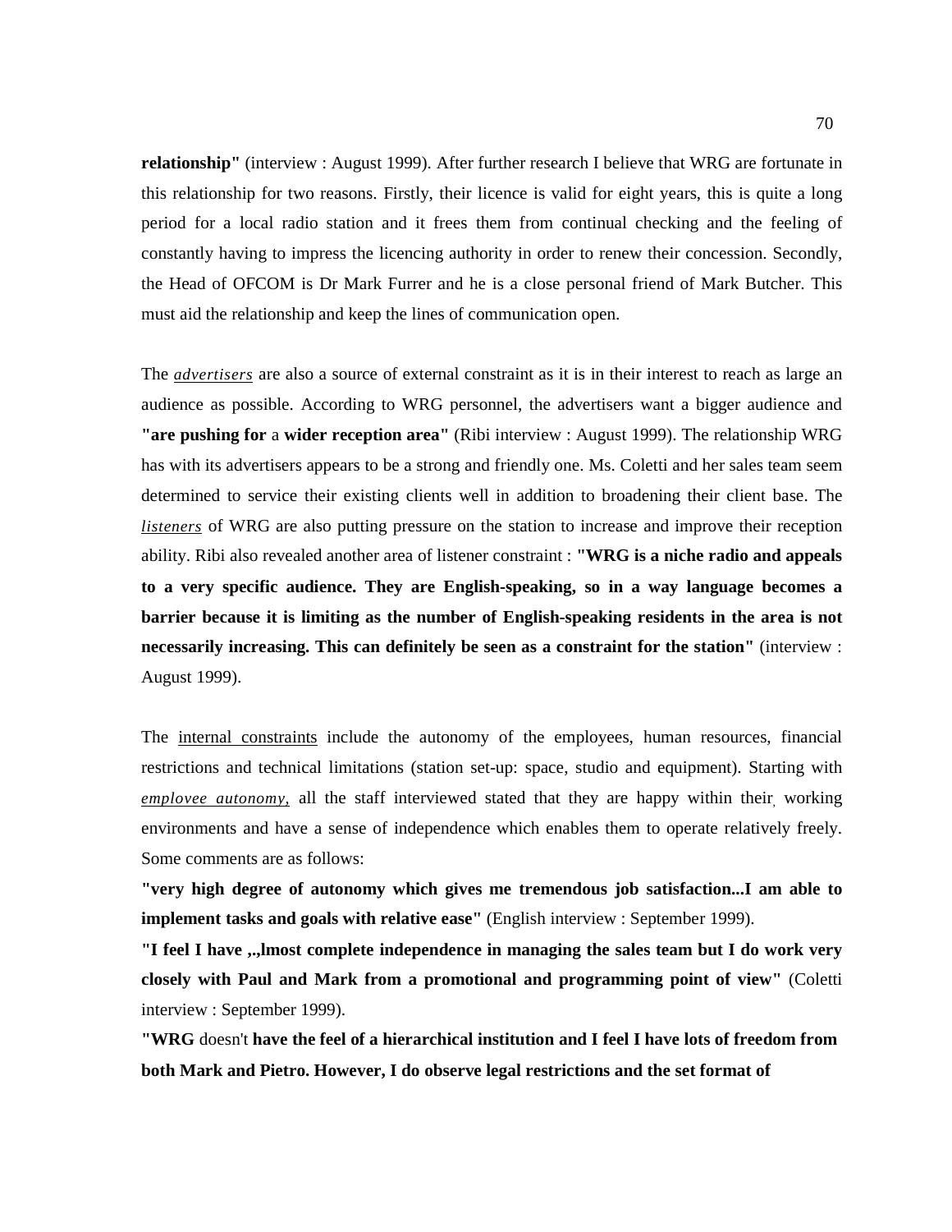**relationship"** (interview : August 1999). After further research I believe that WRG are fortunate in this relationship for two reasons. Firstly, their licence is valid for eight years, this is quite a long period for a local radio station and it frees them from continual checking and the feeling of constantly having to impress the licencing authority in order to renew their concession. Secondly, the Head of OFCOM is Dr Mark Furrer and he is a close personal friend of Mark Butcher. This must aid the relationship and keep the lines of communication open.

The ***advertisers*** are also a source of external constraint as it is in their interest to reach as large an audience as possible. According to WRG personnel, the advertisers want a bigger audience and **"are pushing for** a **wider reception area"** (Ribi interview : August 1999). The relationship WRG has with its advertisers appears to be a strong and friendly one. Ms. Coletti and her sales team seem determined to service their existing clients well in addition to broadening their client base. The ***listeners*** of WRG are also putting pressure on the station to increase and improve their reception ability. Ribi also revealed another area of listener constraint : **"WRG is a niche radio and appeals to a very specific audience. They are English-speaking, so in a way language becomes a barrier because it is limiting as the number of English-speaking residents in the area is not necessarily increasing. This can definitely be seen as a constraint for the station"** (interview : August 1999).

The internal constraints include the autonomy of the employees, human resources, financial restrictions and technical limitations (station set-up: space, studio and equipment). Starting with ***employee autonomy,*** all the staff interviewed stated that they are happy within their working environments and have a sense of independence which enables them to operate relatively freely. Some comments are as follows:

**"very high degree of autonomy which gives me tremendous job satisfaction...I am able to implement tasks and goals with relative ease"** (English interview : September 1999).

**"I feel I have ,.,lmost complete independence in managing the sales team but I do work very closely with Paul and Mark from a promotional and programming point of view"** (Coletti interview : September 1999).

**"WRG** doesn't **have the feel of a hierarchical institution and I feel I have lots of freedom from both Mark and Pietro. However, I do observe legal restrictions and the set format of**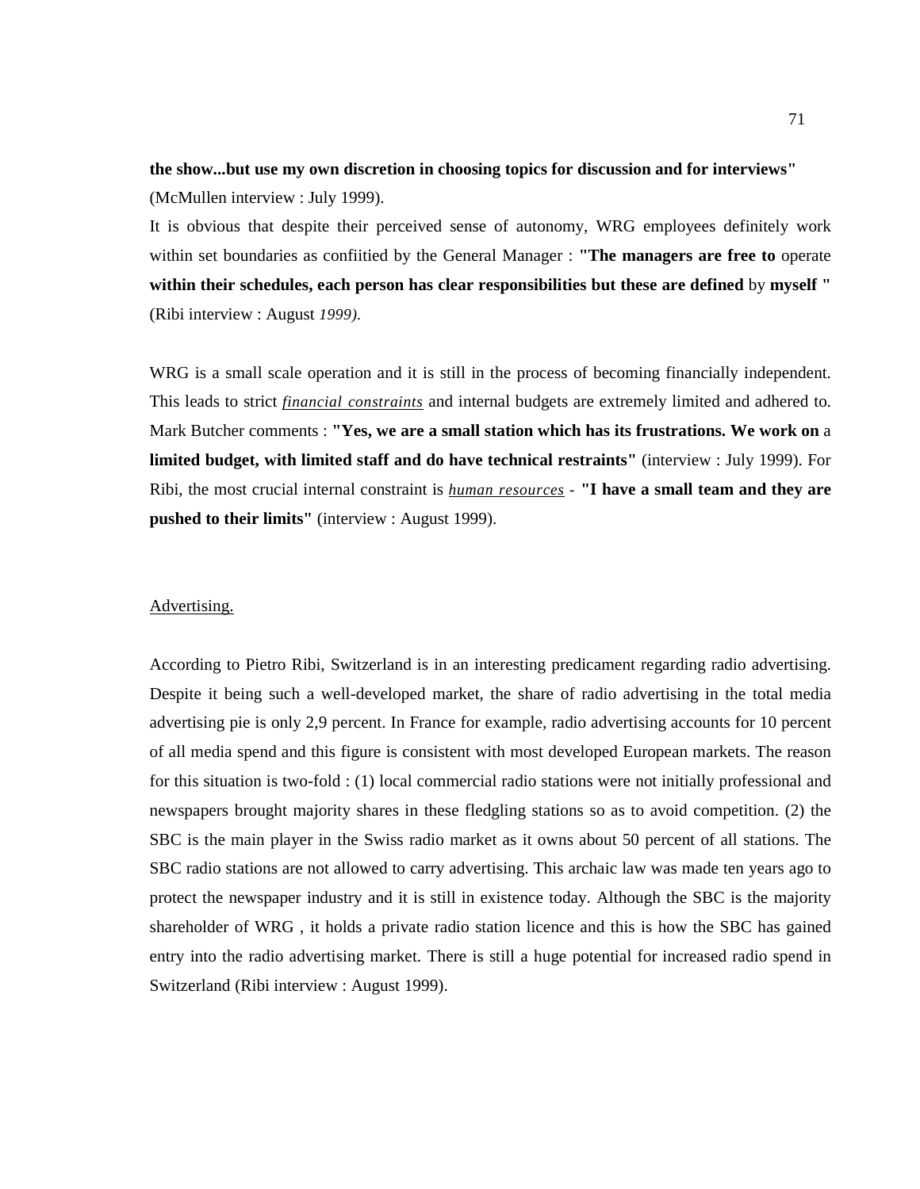**the show...but use my own discretion in choosing topics for discussion and for interviews"** (McMullen interview : July 1999).

It is obvious that despite their perceived sense of autonomy, WRG employees definitely work within set boundaries as confiitied by the General Manager : **"The managers are free to** operate **within their schedules, each person has clear responsibilities but these are defined** by **myself "** (Ribi interview : August *1999).*

WRG is a small scale operation and it is still in the process of becoming financially independent. This leads to strict *financial constraints* and internal budgets are extremely limited and adhered to. Mark Butcher comments : **"Yes, we are a small station which has its frustrations. We work on** a **limited budget, with limited staff and do have technical restraints"** (interview : July 1999). For Ribi, the most crucial internal constraint is *human resources* - **"I have a small team and they are pushed to their limits"** (interview : August 1999).

Advertising.

According to Pietro Ribi, Switzerland is in an interesting predicament regarding radio advertising. Despite it being such a well-developed market, the share of radio advertising in the total media advertising pie is only 2,9 percent. In France for example, radio advertising accounts for 10 percent of all media spend and this figure is consistent with most developed European markets. The reason for this situation is two-fold : (1) local commercial radio stations were not initially professional and newspapers brought majority shares in these fledgling stations so as to avoid competition. (2) the SBC is the main player in the Swiss radio market as it owns about 50 percent of all stations. The SBC radio stations are not allowed to carry advertising. This archaic law was made ten years ago to protect the newspaper industry and it is still in existence today. Although the SBC is the majority shareholder of WRG , it holds a private radio station licence and this is how the SBC has gained entry into the radio advertising market. There is still a huge potential for increased radio spend in Switzerland (Ribi interview : August 1999).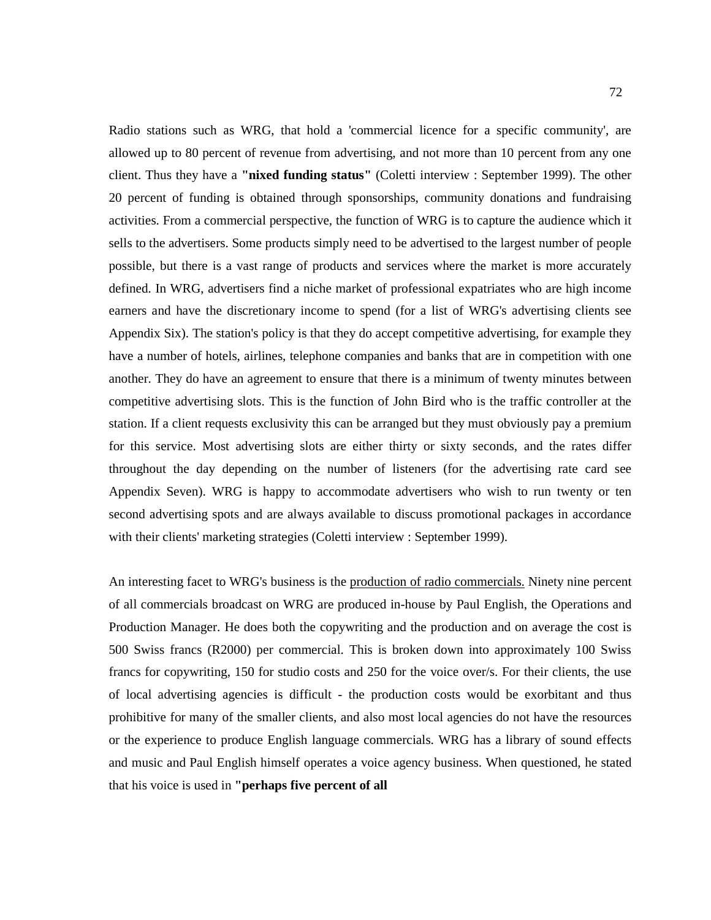Radio stations such as WRG, that hold a 'commercial licence for a specific community', are allowed up to 80 percent of revenue from advertising, and not more than 10 percent from any one client. Thus they have a **"nixed funding status"** (Coletti interview : September 1999). The other 20 percent of funding is obtained through sponsorships, community donations and fundraising activities. From a commercial perspective, the function of WRG is to capture the audience which it sells to the advertisers. Some products simply need to be advertised to the largest number of people possible, but there is a vast range of products and services where the market is more accurately defined. In WRG, advertisers find a niche market of professional expatriates who are high income earners and have the discretionary income to spend (for a list of WRG's advertising clients see Appendix Six). The station's policy is that they do accept competitive advertising, for example they have a number of hotels, airlines, telephone companies and banks that are in competition with one another. They do have an agreement to ensure that there is a minimum of twenty minutes between competitive advertising slots. This is the function of John Bird who is the traffic controller at the station. If a client requests exclusivity this can be arranged but they must obviously pay a premium for this service. Most advertising slots are either thirty or sixty seconds, and the rates differ throughout the day depending on the number of listeners (for the advertising rate card see Appendix Seven). WRG is happy to accommodate advertisers who wish to run twenty or ten second advertising spots and are always available to discuss promotional packages in accordance with their clients' marketing strategies (Coletti interview : September 1999).

An interesting facet to WRG's business is the <u>production of radio commercials.</u> Ninety nine percent of all commercials broadcast on WRG are produced in-house by Paul English, the Operations and Production Manager. He does both the copywriting and the production and on average the cost is 500 Swiss francs (R2000) per commercial. This is broken down into approximately 100 Swiss francs for copywriting, 150 for studio costs and 250 for the voice over/s. For their clients, the use of local advertising agencies is difficult - the production costs would be exorbitant and thus prohibitive for many of the smaller clients, and also most local agencies do not have the resources or the experience to produce English language commercials. WRG has a library of sound effects and music and Paul English himself operates a voice agency business. When questioned, he stated that his voice is used in **"perhaps five percent of all**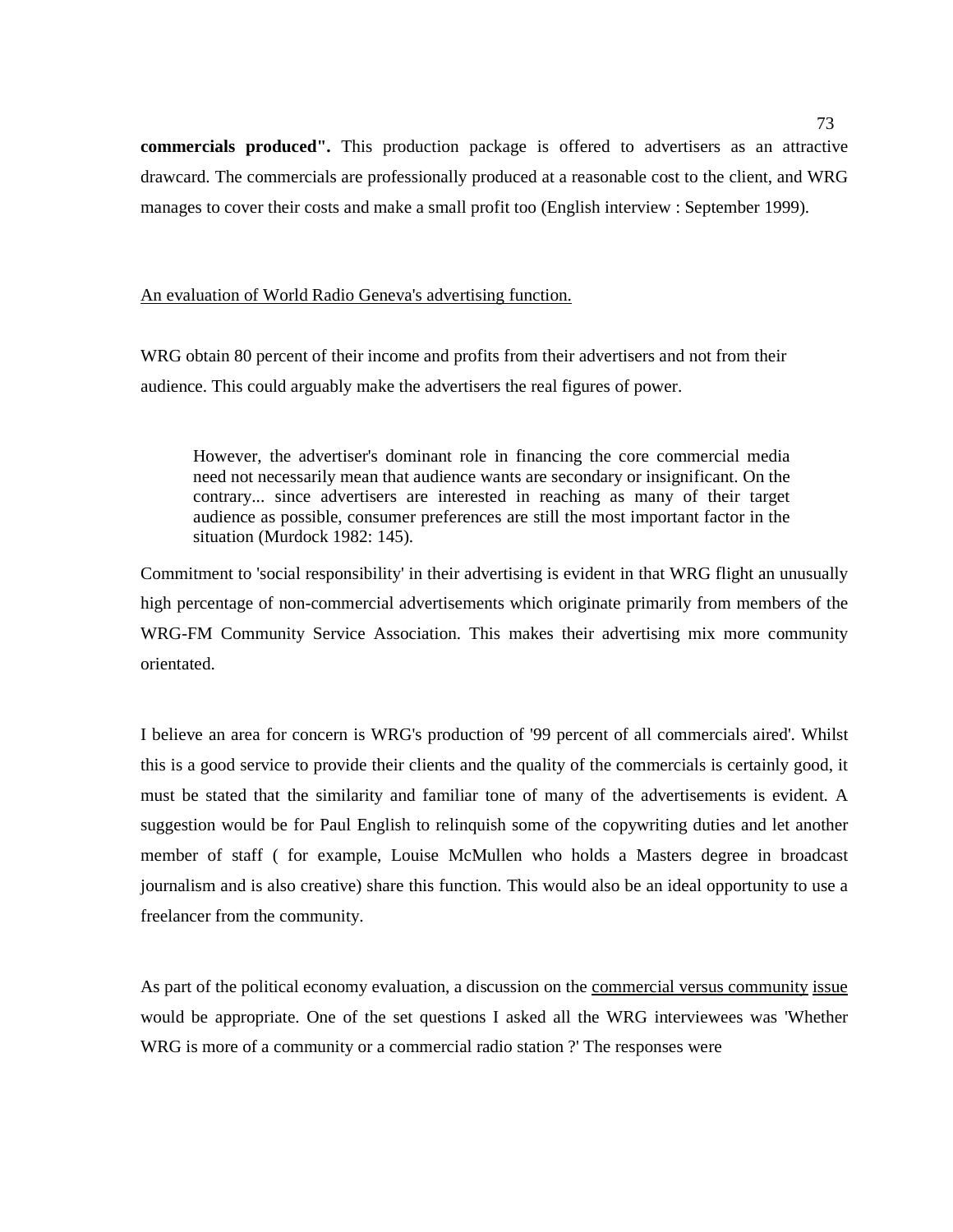**commercials produced".** This production package is offered to advertisers as an attractive drawcard. The commercials are professionally produced at a reasonable cost to the client, and WRG manages to cover their costs and make a small profit too (English interview : September 1999).

<u>An evaluation of World Radio Geneva's advertising function.</u>

WRG obtain 80 percent of their income and profits from their advertisers and not from their audience. This could arguably make the advertisers the real figures of power.

> However, the advertiser's dominant role in financing the core commercial media need not necessarily mean that audience wants are secondary or insignificant. On the contrary... since advertisers are interested in reaching as many of their target audience as possible, consumer preferences are still the most important factor in the situation (Murdock 1982: 145).

Commitment to 'social responsibility' in their advertising is evident in that WRG flight an unusually high percentage of non-commercial advertisements which originate primarily from members of the WRG-FM Community Service Association. This makes their advertising mix more community orientated.

I believe an area for concern is WRG's production of '99 percent of all commercials aired'. Whilst this is a good service to provide their clients and the quality of the commercials is certainly good, it must be stated that the similarity and familiar tone of many of the advertisements is evident. A suggestion would be for Paul English to relinquish some of the copywriting duties and let another member of staff ( for example, Louise McMullen who holds a Masters degree in broadcast journalism and is also creative) share this function. This would also be an ideal opportunity to use a freelancer from the community.

As part of the political economy evaluation, a discussion on the <u>commercial versus community issue</u> would be appropriate. One of the set questions I asked all the WRG interviewees was 'Whether WRG is more of a community or a commercial radio station ?' The responses were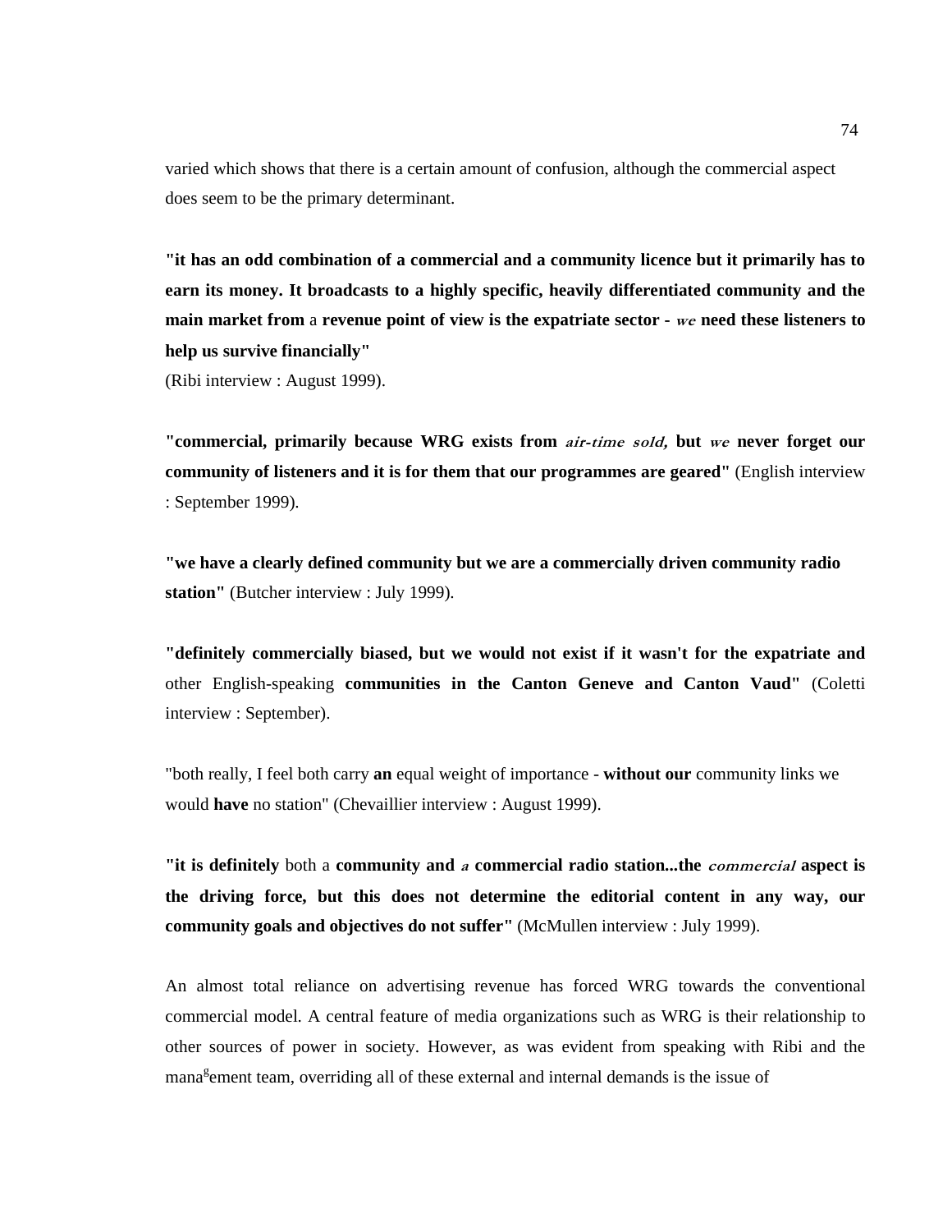varied which shows that there is a certain amount of confusion, although the commercial aspect does seem to be the primary determinant.

**"it has an odd combination of a commercial and a community licence but it primarily has to earn its money. It broadcasts to a highly specific, heavily differentiated community and the main market from** a **revenue point of view is the expatriate sector -** ***we*** **need these listeners to help us survive financially"**
(Ribi interview : August 1999).

**"commercial, primarily because WRG exists from** ***air-time sold,*** **but** ***we*** **never forget our community of listeners and it is for them that our programmes are geared"** (English interview : September 1999).

**"we have a clearly defined community but we are a commercially driven community radio station"** (Butcher interview : July 1999).

**"definitely commercially biased, but we would not exist if it wasn't for the expatriate and** other English-speaking **communities in the Canton Geneve and Canton Vaud"** (Coletti interview : September).

"both really, I feel both carry **an** equal weight of importance - **without our** community links we would **have** no station" (Chevaillier interview : August 1999).

**"it is definitely** both a **community and** ***a*** **commercial radio station...the** ***commercial*** **aspect is the driving force, but this does not determine the editorial content in any way, our community goals and objectives do not suffer"** (McMullen interview : July 1999).

An almost total reliance on advertising revenue has forced WRG towards the conventional commercial model. A central feature of media organizations such as WRG is their relationship to other sources of power in society. However, as was evident from speaking with Ribi and the management team, overriding all of these external and internal demands is the issue of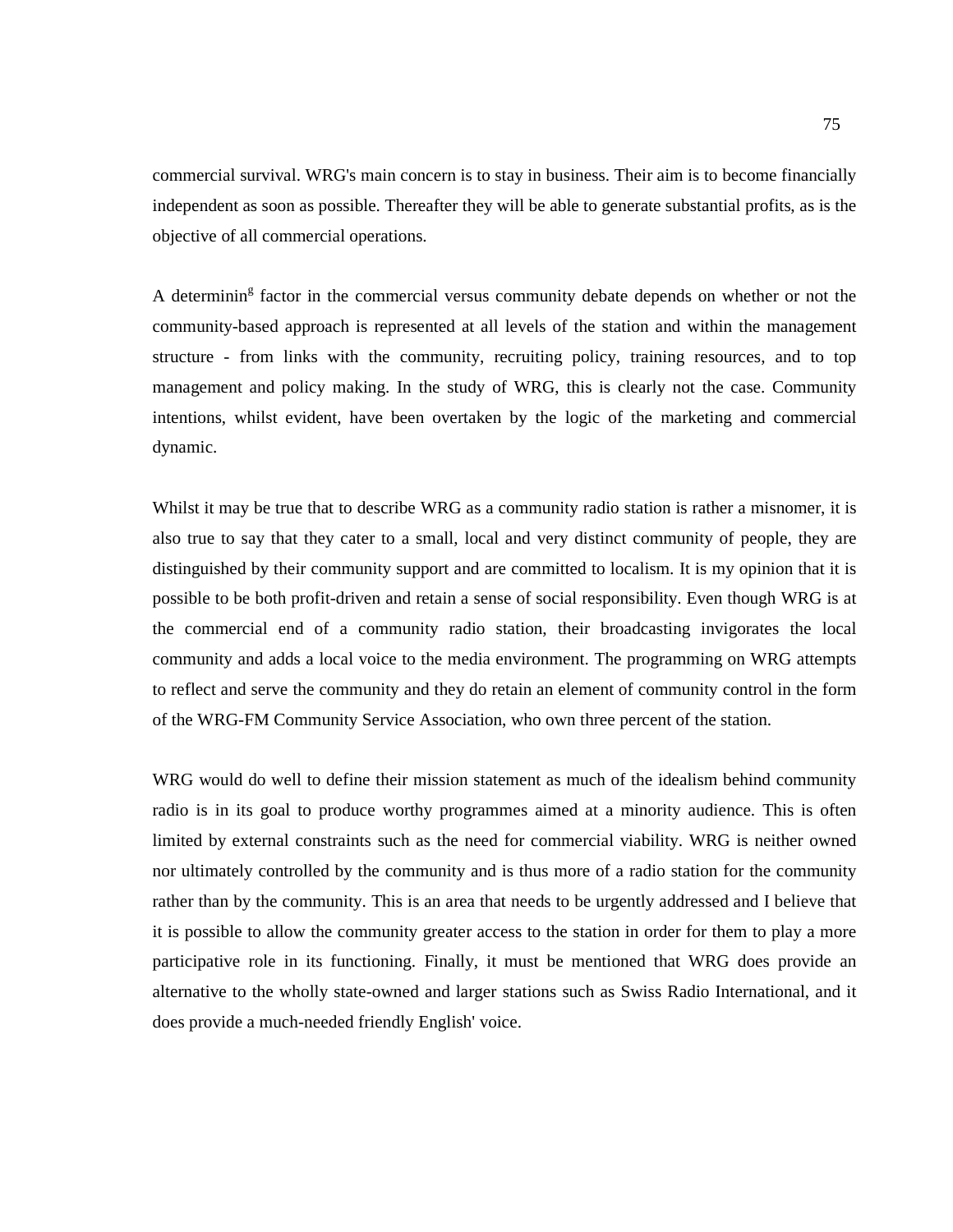commercial survival. WRG's main concern is to stay in business. Their aim is to become financially independent as soon as possible. Thereafter they will be able to generate substantial profits, as is the objective of all commercial operations.

A determining factor in the commercial versus community debate depends on whether or not the community-based approach is represented at all levels of the station and within the management structure - from links with the community, recruiting policy, training resources, and to top management and policy making. In the study of WRG, this is clearly not the case. Community intentions, whilst evident, have been overtaken by the logic of the marketing and commercial dynamic.

Whilst it may be true that to describe WRG as a community radio station is rather a misnomer, it is also true to say that they cater to a small, local and very distinct community of people, they are distinguished by their community support and are committed to localism. It is my opinion that it is possible to be both profit-driven and retain a sense of social responsibility. Even though WRG is at the commercial end of a community radio station, their broadcasting invigorates the local community and adds a local voice to the media environment. The programming on WRG attempts to reflect and serve the community and they do retain an element of community control in the form of the WRG-FM Community Service Association, who own three percent of the station.

WRG would do well to define their mission statement as much of the idealism behind community radio is in its goal to produce worthy programmes aimed at a minority audience. This is often limited by external constraints such as the need for commercial viability. WRG is neither owned nor ultimately controlled by the community and is thus more of a radio station for the community rather than by the community. This is an area that needs to be urgently addressed and I believe that it is possible to allow the community greater access to the station in order for them to play a more participative role in its functioning. Finally, it must be mentioned that WRG does provide an alternative to the wholly state-owned and larger stations such as Swiss Radio International, and it does provide a much-needed friendly English' voice.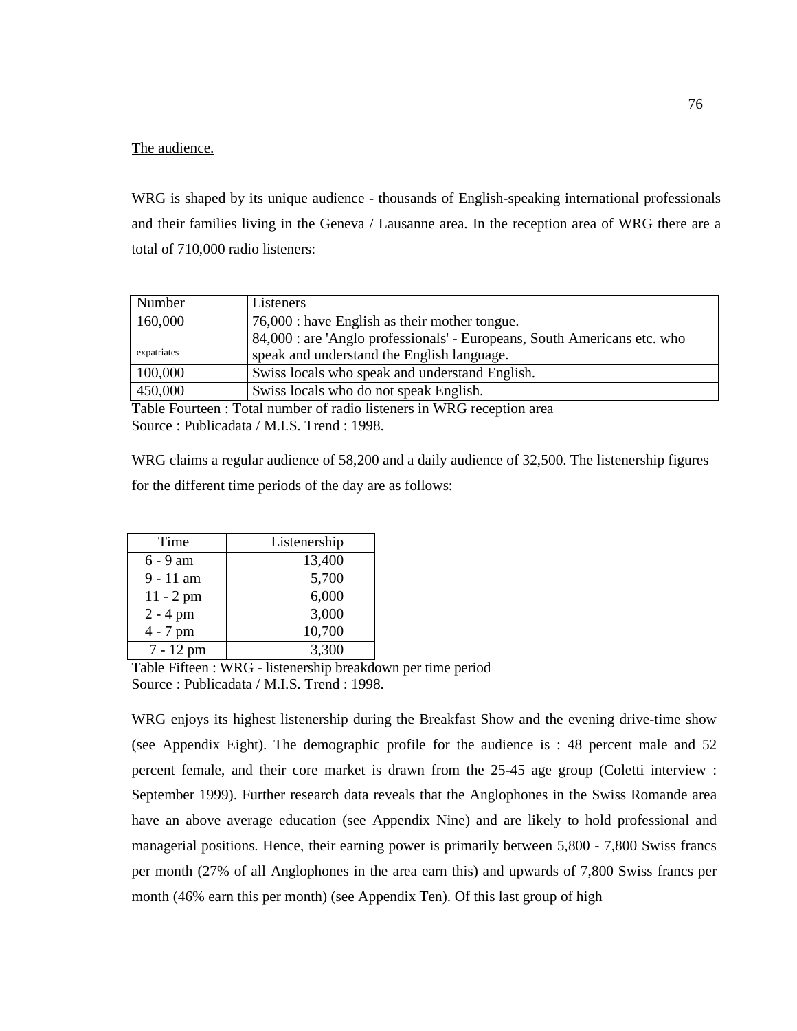The audience.

WRG is shaped by its unique audience - thousands of English-speaking international professionals and their families living in the Geneva / Lausanne area. In the reception area of WRG there are a total of 710,000 radio listeners:

| Number | Listeners |
|---|---|
| 160,000<br>expatriates | 76,000 : have English as their mother tongue.<br>84,000 : are 'Anglo professionals' - Europeans, South Americans etc. who speak and understand the English language. |
| 100,000 | Swiss locals who speak and understand English. |
| 450,000 | Swiss locals who do not speak English. |

Table Fourteen : Total number of radio listeners in WRG reception area
Source : Publicadata / M.I.S. Trend : 1998.

WRG claims a regular audience of 58,200 and a daily audience of 32,500. The listenership figures for the different time periods of the day are as follows:

| Time | Listenership |
|---|---|
| 6 - 9 am | 13,400 |
| 9 - 11 am | 5,700 |
| 11 - 2 pm | 6,000 |
| 2 - 4 pm | 3,000 |
| 4 - 7 pm | 10,700 |
| 7 - 12 pm | 3,300 |

Table Fifteen : WRG - listenership breakdown per time period
Source : Publicadata / M.I.S. Trend : 1998.

WRG enjoys its highest listenership during the Breakfast Show and the evening drive-time show (see Appendix Eight). The demographic profile for the audience is : 48 percent male and 52 percent female, and their core market is drawn from the 25-45 age group (Coletti interview : September 1999). Further research data reveals that the Anglophones in the Swiss Romande area have an above average education (see Appendix Nine) and are likely to hold professional and managerial positions. Hence, their earning power is primarily between 5,800 - 7,800 Swiss francs per month (27% of all Anglophones in the area earn this) and upwards of 7,800 Swiss francs per month (46% earn this per month) (see Appendix Ten). Of this last group of high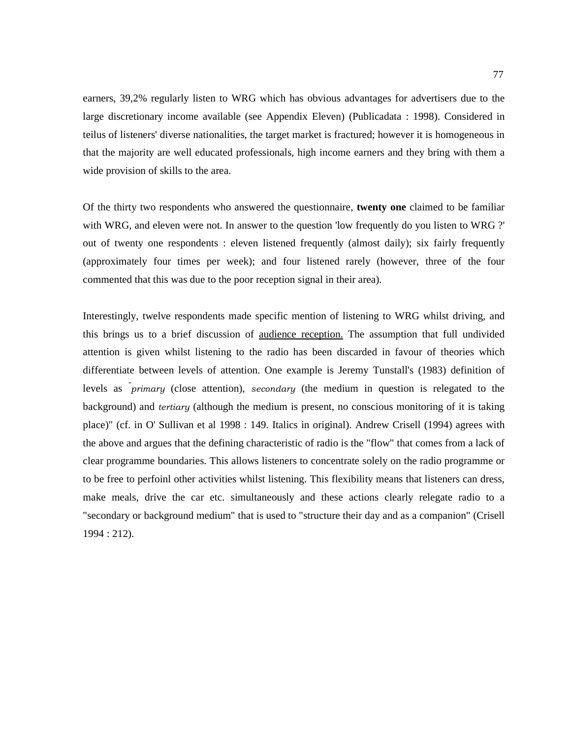earners, 39,2% regularly listen to WRG which has obvious advantages for advertisers due to the large discretionary income available (see Appendix Eleven) (Publicadata : 1998). Considered in teilus of listeners' diverse nationalities, the target market is fractured; however it is homogeneous in that the majority are well educated professionals, high income earners and they bring with them a wide provision of skills to the area.

Of the thirty two respondents who answered the questionnaire, **twenty one** claimed to be familiar with WRG, and eleven were not. In answer to the question 'low frequently do you listen to WRG ?' out of twenty one respondents : eleven listened frequently (almost daily); six fairly frequently (approximately four times per week); and four listened rarely (however, three of the four commented that this was due to the poor reception signal in their area).

Interestingly, twelve respondents made specific mention of listening to WRG whilst driving, and this brings us to a brief discussion of <u>audience reception.</u> The assumption that full undivided attention is given whilst listening to the radio has been discarded in favour of theories which differentiate between levels of attention. One example is Jeremy Tunstall's (1983) definition of levels as "*primary* (close attention), *secondary* (the medium in question is relegated to the background) and *tertiary* (although the medium is present, no conscious monitoring of it is taking place)" (cf. in O' Sullivan et al 1998 : 149. Italics in original). Andrew Crisell (1994) agrees with the above and argues that the defining characteristic of radio is the "flow" that comes from a lack of clear programme boundaries. This allows listeners to concentrate solely on the radio programme or to be free to perfoinl other activities whilst listening. This flexibility means that listeners can dress, make meals, drive the car etc. simultaneously and these actions clearly relegate radio to a "secondary or background medium" that is used to "structure their day and as a companion" (Crisell 1994 : 212).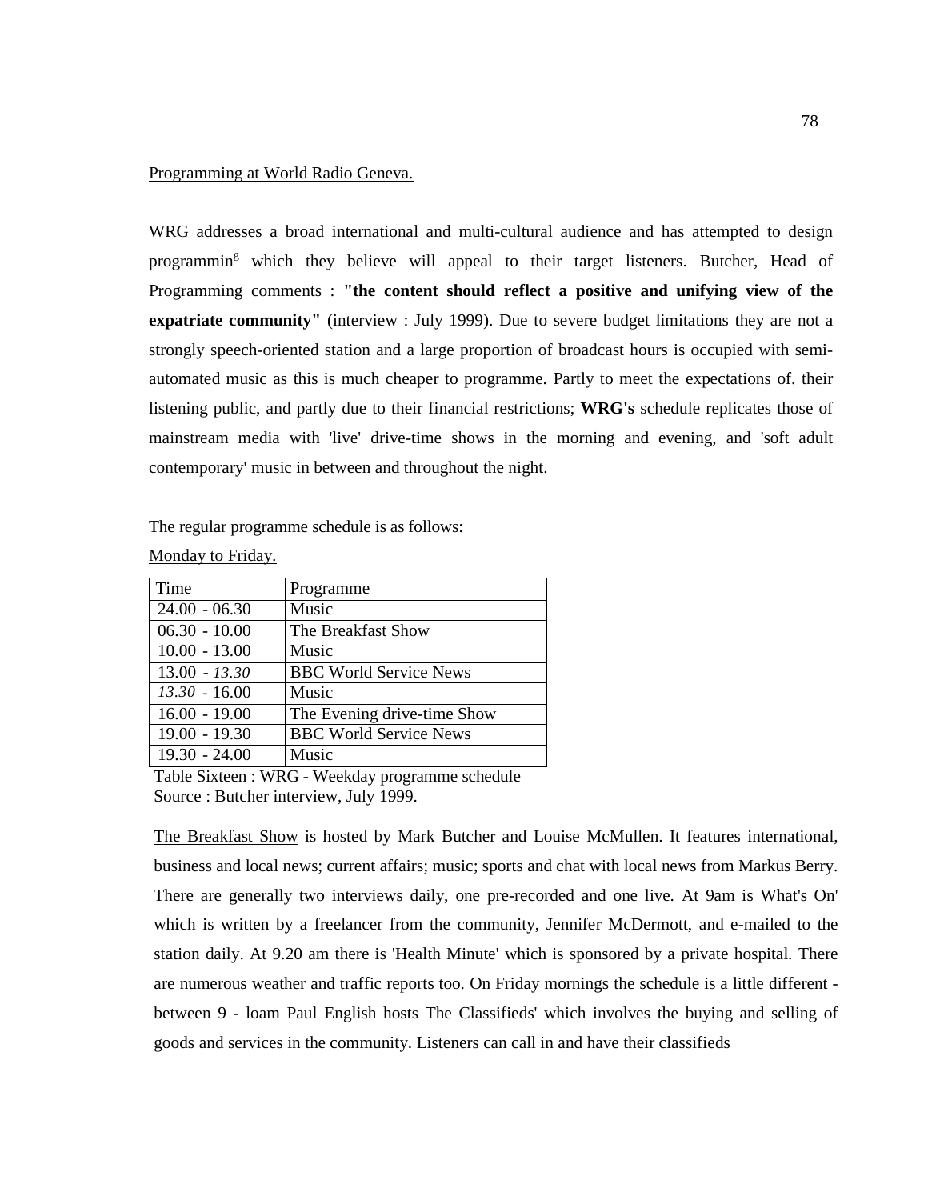Programming at World Radio Geneva.

WRG addresses a broad international and multi-cultural audience and has attempted to design programmin^g which they believe will appeal to their target listeners. Butcher, Head of Programming comments : **"the content should reflect a positive and unifying view of the expatriate community"** (interview : July 1999). Due to severe budget limitations they are not a strongly speech-oriented station and a large proportion of broadcast hours is occupied with semi-automated music as this is much cheaper to programme. Partly to meet the expectations of. their listening public, and partly due to their financial restrictions; **WRG's** schedule replicates those of mainstream media with 'live' drive-time shows in the morning and evening, and 'soft adult contemporary' music in between and throughout the night.

The regular programme schedule is as follows:

Monday to Friday.

| Time | Programme |
|---|---|
| 24.00 - 06.30 | Music |
| 06.30 - 10.00 | The Breakfast Show |
| 10.00 - 13.00 | Music |
| 13.00 - *13.30* | BBC World Service News |
| *13.30* - 16.00 | Music |
| 16.00 - 19.00 | The Evening drive-time Show |
| 19.00 - 19.30 | BBC World Service News |
| 19.30 - 24.00 | Music |

Table Sixteen : WRG - Weekday programme schedule
Source : Butcher interview, July 1999.

The Breakfast Show is hosted by Mark Butcher and Louise McMullen. It features international, business and local news; current affairs; music; sports and chat with local news from Markus Berry. There are generally two interviews daily, one pre-recorded and one live. At 9am is What's On' which is written by a freelancer from the community, Jennifer McDermott, and e-mailed to the station daily. At 9.20 am there is 'Health Minute' which is sponsored by a private hospital. There are numerous weather and traffic reports too. On Friday mornings the schedule is a little different - between 9 - loam Paul English hosts The Classifieds' which involves the buying and selling of goods and services in the community. Listeners can call in and have their classifieds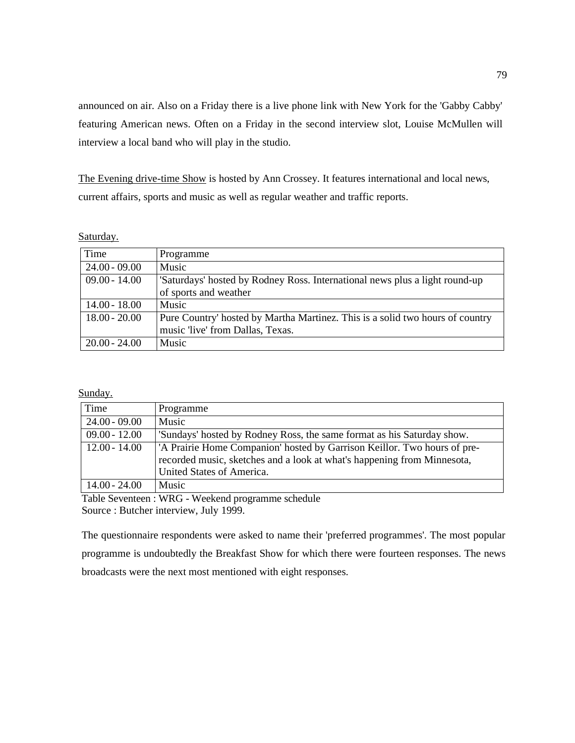announced on air. Also on a Friday there is a live phone link with New York for the 'Gabby Cabby' featuring American news. Often on a Friday in the second interview slot, Louise McMullen will interview a local band who will play in the studio.

<u>The Evening drive-time Show</u> is hosted by Ann Crossey. It features international and local news, current affairs, sports and music as well as regular weather and traffic reports.

<u>Saturday.</u>

| Time | Programme |
|---|---|
| 24.00 - 09.00 | Music |
| 09.00 - 14.00 | 'Saturdays' hosted by Rodney Ross. International news plus a light round-up of sports and weather |
| 14.00 - 18.00 | Music |
| 18.00 - 20.00 | Pure Country' hosted by Martha Martinez. This is a solid two hours of country music 'live' from Dallas, Texas. |
| 20.00 - 24.00 | Music |

<u>Sunday.</u>

| Time | Programme |
|---|---|
| 24.00 - 09.00 | Music |
| 09.00 - 12.00 | 'Sundays' hosted by Rodney Ross, the same format as his Saturday show. |
| 12.00 - 14.00 | 'A Prairie Home Companion' hosted by Garrison Keillor. Two hours of pre-recorded music, sketches and a look at what's happening from Minnesota, United States of America. |
| 14.00 - 24.00 | Music |

Table Seventeen : WRG - Weekend programme schedule
Source : Butcher interview, July 1999.

The questionnaire respondents were asked to name their 'preferred programmes'. The most popular programme is undoubtedly the Breakfast Show for which there were fourteen responses. The news broadcasts were the next most mentioned with eight responses.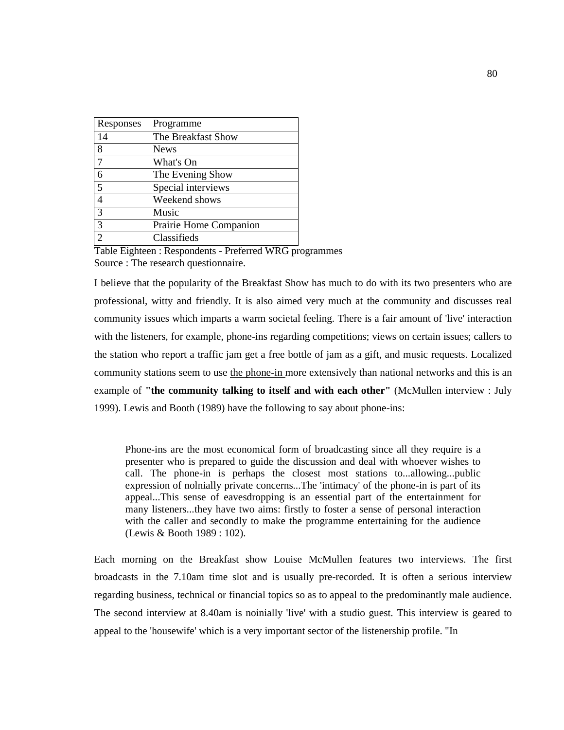| Responses | Programme |
|---|---|
| 14 | The Breakfast Show |
| 8 | News |
| 7 | What's On |
| 6 | The Evening Show |
| 5 | Special interviews |
| 4 | Weekend shows |
| 3 | Music |
| 3 | Prairie Home Companion |
| 2 | Classifieds |

Table Eighteen : Respondents - Preferred WRG programmes
Source : The research questionnaire.

I believe that the popularity of the Breakfast Show has much to do with its two presenters who are professional, witty and friendly. It is also aimed very much at the community and discusses real community issues which imparts a warm societal feeling. There is a fair amount of 'live' interaction with the listeners, for example, phone-ins regarding competitions; views on certain issues; callers to the station who report a traffic jam get a free bottle of jam as a gift, and music requests. Localized community stations seem to use the phone-in more extensively than national networks and this is an example of **"the community talking to itself and with each other"** (McMullen interview : July 1999). Lewis and Booth (1989) have the following to say about phone-ins:

> Phone-ins are the most economical form of broadcasting since all they require is a presenter who is prepared to guide the discussion and deal with whoever wishes to call. The phone-in is perhaps the closest most stations to...allowing...public expression of nolnially private concerns...The 'intimacy' of the phone-in is part of its appeal...This sense of eavesdropping is an essential part of the entertainment for many listeners...they have two aims: firstly to foster a sense of personal interaction with the caller and secondly to make the programme entertaining for the audience (Lewis & Booth 1989 : 102).

Each morning on the Breakfast show Louise McMullen features two interviews. The first broadcasts in the 7.10am time slot and is usually pre-recorded. It is often a serious interview regarding business, technical or financial topics so as to appeal to the predominantly male audience. The second interview at 8.40am is noinially 'live' with a studio guest. This interview is geared to appeal to the 'housewife' which is a very important sector of the listenership profile. "In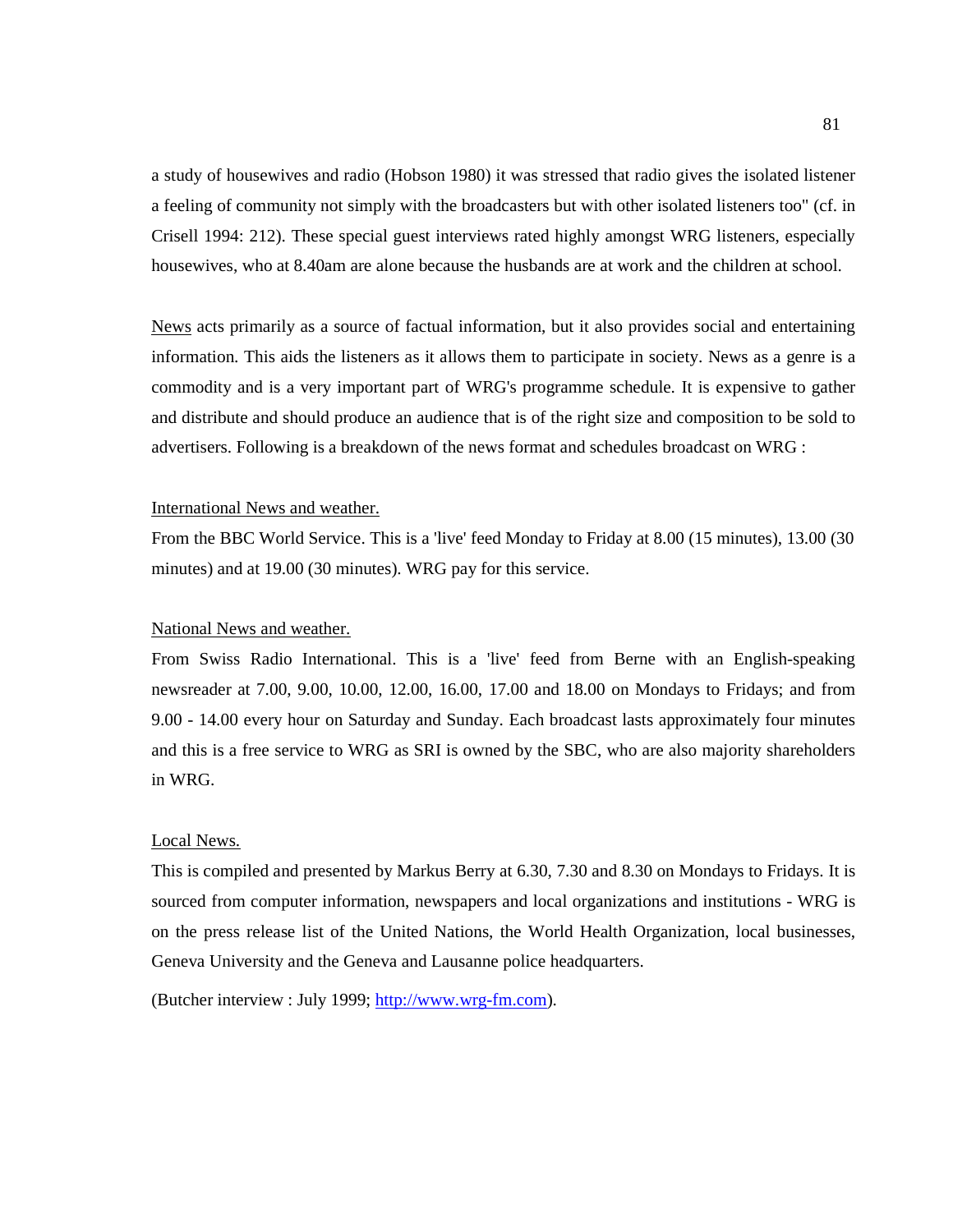a study of housewives and radio (Hobson 1980) it was stressed that radio gives the isolated listener a feeling of community not simply with the broadcasters but with other isolated listeners too" (cf. in Crisell 1994: 212). These special guest interviews rated highly amongst WRG listeners, especially housewives, who at 8.40am are alone because the husbands are at work and the children at school.

<u>News</u> acts primarily as a source of factual information, but it also provides social and entertaining information. This aids the listeners as it allows them to participate in society. News as a genre is a commodity and is a very important part of WRG's programme schedule. It is expensive to gather and distribute and should produce an audience that is of the right size and composition to be sold to advertisers. Following is a breakdown of the news format and schedules broadcast on WRG :

<u>International News and weather.</u>

From the BBC World Service. This is a 'live' feed Monday to Friday at 8.00 (15 minutes), 13.00 (30 minutes) and at 19.00 (30 minutes). WRG pay for this service.

<u>National News and weather.</u>

From Swiss Radio International. This is a 'live' feed from Berne with an English-speaking newsreader at 7.00, 9.00, 10.00, 12.00, 16.00, 17.00 and 18.00 on Mondays to Fridays; and from 9.00 - 14.00 every hour on Saturday and Sunday. Each broadcast lasts approximately four minutes and this is a free service to WRG as SRI is owned by the SBC, who are also majority shareholders in WRG.

<u>Local News.</u>

This is compiled and presented by Markus Berry at 6.30, 7.30 and 8.30 on Mondays to Fridays. It is sourced from computer information, newspapers and local organizations and institutions - WRG is on the press release list of the United Nations, the World Health Organization, local businesses, Geneva University and the Geneva and Lausanne police headquarters.

(Butcher interview : July 1999; http://www.wrg-fm.com).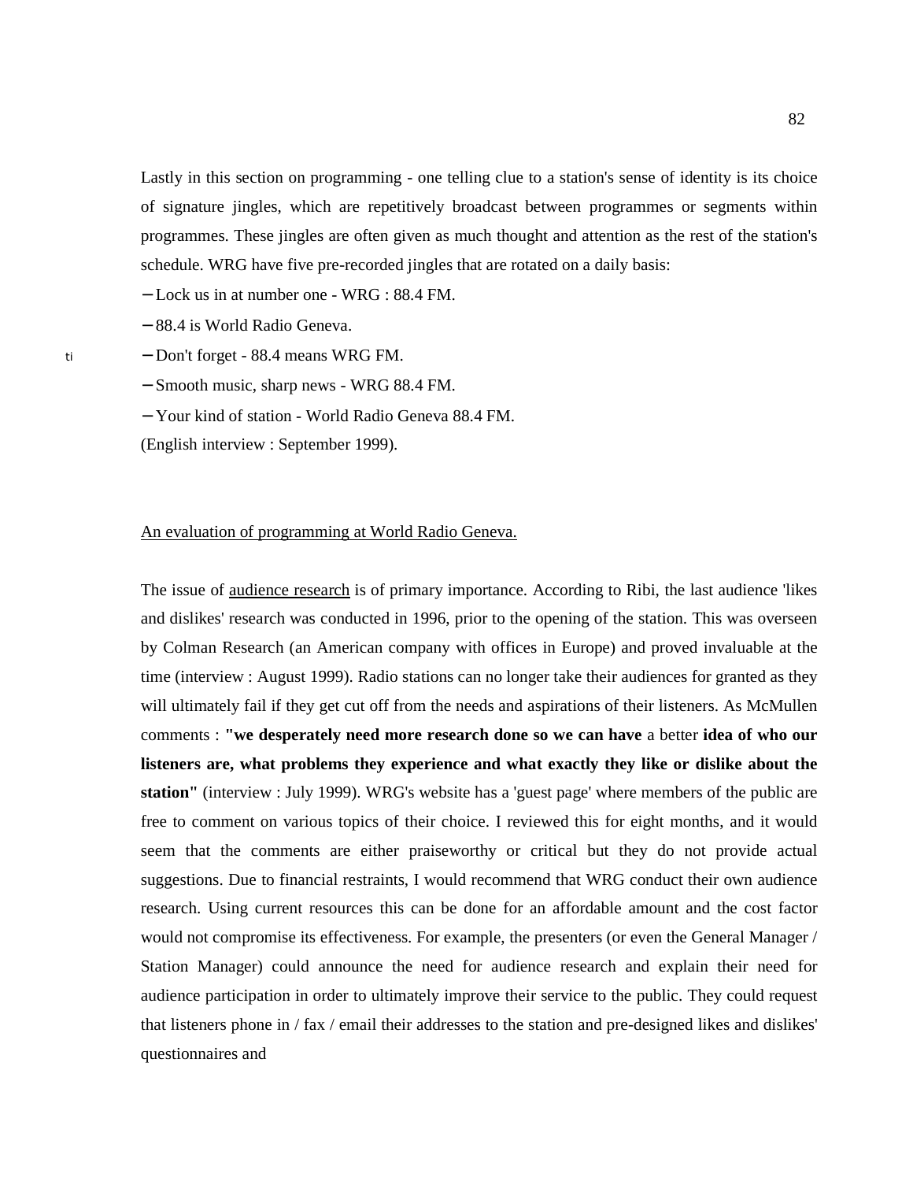Lastly in this section on programming - one telling clue to a station's sense of identity is its choice of signature jingles, which are repetitively broadcast between programmes or segments within programmes. These jingles are often given as much thought and attention as the rest of the station's schedule. WRG have five pre-recorded jingles that are rotated on a daily basis:

- Lock us in at number one - WRG : 88.4 FM.
- 88.4 is World Radio Geneva.
- Don't forget - 88.4 means WRG FM.
- Smooth music, sharp news - WRG 88.4 FM.
- Your kind of station - World Radio Geneva 88.4 FM.

(English interview : September 1999).

<u>An evaluation of programming at World Radio Geneva.</u>

The issue of <u>audience research</u> is of primary importance. According to Ribi, the last audience 'likes and dislikes' research was conducted in 1996, prior to the opening of the station. This was overseen by Colman Research (an American company with offices in Europe) and proved invaluable at the time (interview : August 1999). Radio stations can no longer take their audiences for granted as they will ultimately fail if they get cut off from the needs and aspirations of their listeners. As McMullen comments : **"we desperately need more research done so we can have** a better **idea of who our listeners are, what problems they experience and what exactly they like or dislike about the station"** (interview : July 1999). WRG's website has a 'guest page' where members of the public are free to comment on various topics of their choice. I reviewed this for eight months, and it would seem that the comments are either praiseworthy or critical but they do not provide actual suggestions. Due to financial restraints, I would recommend that WRG conduct their own audience research. Using current resources this can be done for an affordable amount and the cost factor would not compromise its effectiveness. For example, the presenters (or even the General Manager / Station Manager) could announce the need for audience research and explain their need for audience participation in order to ultimately improve their service to the public. They could request that listeners phone in / fax / email their addresses to the station and pre-designed likes and dislikes' questionnaires and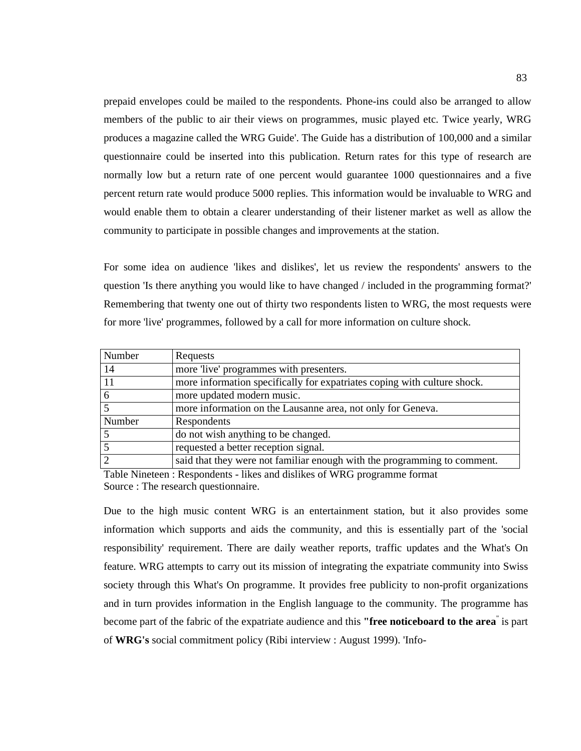prepaid envelopes could be mailed to the respondents. Phone-ins could also be arranged to allow members of the public to air their views on programmes, music played etc. Twice yearly, WRG produces a magazine called the WRG Guide'. The Guide has a distribution of 100,000 and a similar questionnaire could be inserted into this publication. Return rates for this type of research are normally low but a return rate of one percent would guarantee 1000 questionnaires and a five percent return rate would produce 5000 replies. This information would be invaluable to WRG and would enable them to obtain a clearer understanding of their listener market as well as allow the community to participate in possible changes and improvements at the station.

For some idea on audience 'likes and dislikes', let us review the respondents' answers to the question 'Is there anything you would like to have changed / included in the programming format?' Remembering that twenty one out of thirty two respondents listen to WRG, the most requests were for more 'live' programmes, followed by a call for more information on culture shock.

| Number | Requests |
|---|---|
| 14 | more 'live' programmes with presenters. |
| 11 | more information specifically for expatriates coping with culture shock. |
| 6 | more updated modern music. |
| 5 | more information on the Lausanne area, not only for Geneva. |
| Number | Respondents |
| 5 | do not wish anything to be changed. |
| 5 | requested a better reception signal. |
| 2 | said that they were not familiar enough with the programming to comment. |

Table Nineteen : Respondents - likes and dislikes of WRG programme format
Source : The research questionnaire.

Due to the high music content WRG is an entertainment station, but it also provides some information which supports and aids the community, and this is essentially part of the 'social responsibility' requirement. There are daily weather reports, traffic updates and the What's On feature. WRG attempts to carry out its mission of integrating the expatriate community into Swiss society through this What's On programme. It provides free publicity to non-profit organizations and in turn provides information in the English language to the community. The programme has become part of the fabric of the expatriate audience and this **"free noticeboard to the area**" is part of **WRG's** social commitment policy (Ribi interview : August 1999). 'Info-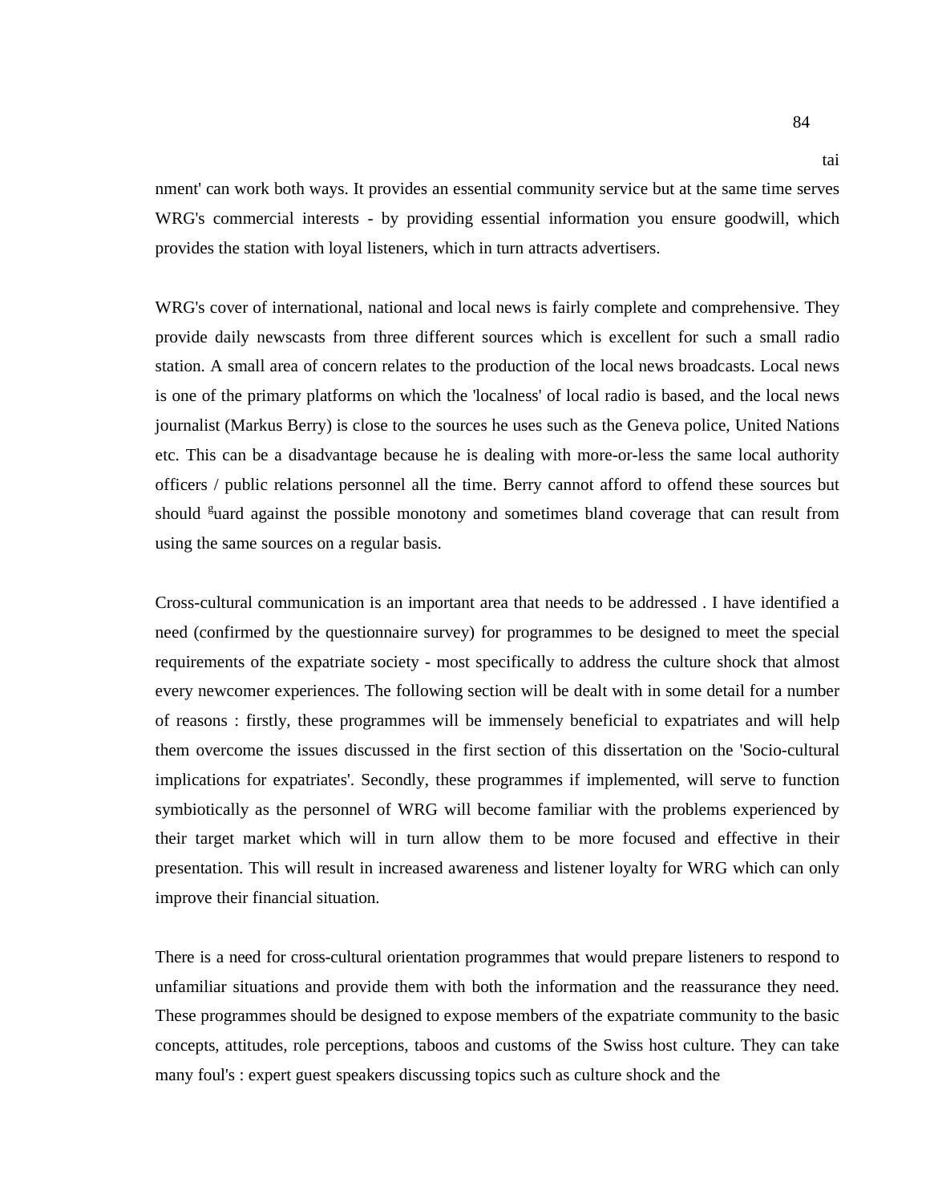tai

nment' can work both ways. It provides an essential community service but at the same time serves WRG's commercial interests - by providing essential information you ensure goodwill, which provides the station with loyal listeners, which in turn attracts advertisers.

WRG's cover of international, national and local news is fairly complete and comprehensive. They provide daily newscasts from three different sources which is excellent for such a small radio station. A small area of concern relates to the production of the local news broadcasts. Local news is one of the primary platforms on which the 'localness' of local radio is based, and the local news journalist (Markus Berry) is close to the sources he uses such as the Geneva police, United Nations etc. This can be a disadvantage because he is dealing with more-or-less the same local authority officers / public relations personnel all the time. Berry cannot afford to offend these sources but should guard against the possible monotony and sometimes bland coverage that can result from using the same sources on a regular basis.

Cross-cultural communication is an important area that needs to be addressed . I have identified a need (confirmed by the questionnaire survey) for programmes to be designed to meet the special requirements of the expatriate society - most specifically to address the culture shock that almost every newcomer experiences. The following section will be dealt with in some detail for a number of reasons : firstly, these programmes will be immensely beneficial to expatriates and will help them overcome the issues discussed in the first section of this dissertation on the 'Socio-cultural implications for expatriates'. Secondly, these programmes if implemented, will serve to function symbiotically as the personnel of WRG will become familiar with the problems experienced by their target market which will in turn allow them to be more focused and effective in their presentation. This will result in increased awareness and listener loyalty for WRG which can only improve their financial situation.

There is a need for cross-cultural orientation programmes that would prepare listeners to respond to unfamiliar situations and provide them with both the information and the reassurance they need. These programmes should be designed to expose members of the expatriate community to the basic concepts, attitudes, role perceptions, taboos and customs of the Swiss host culture. They can take many foul's : expert guest speakers discussing topics such as culture shock and the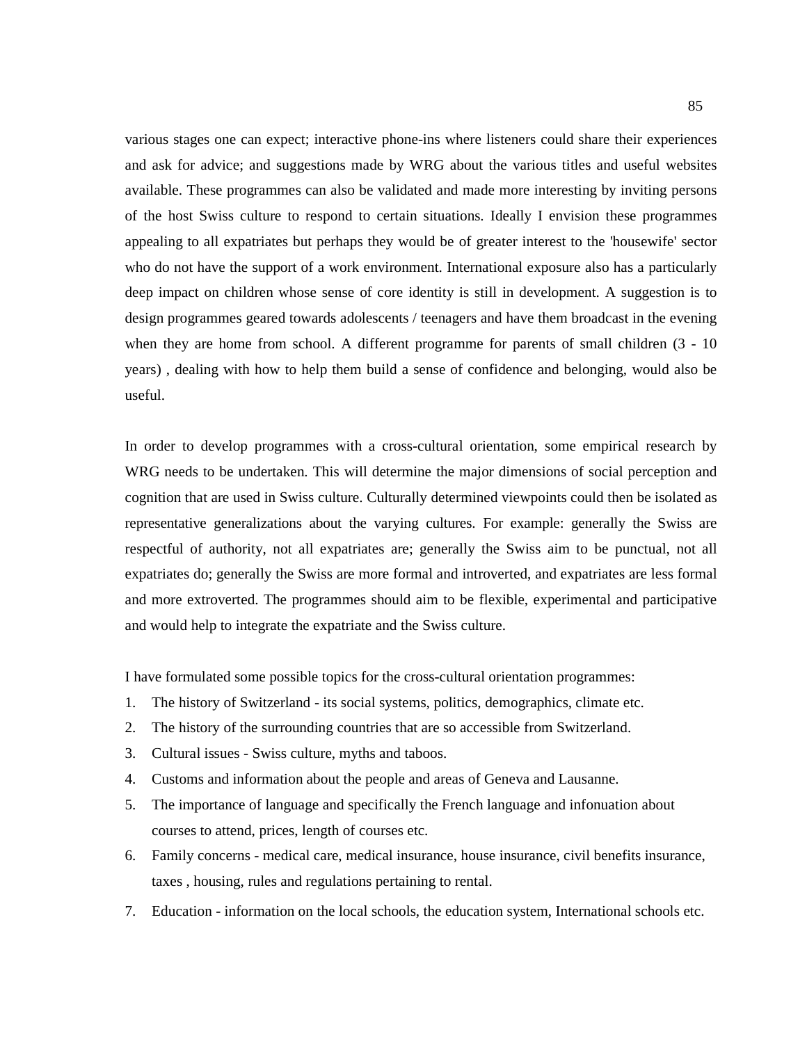various stages one can expect; interactive phone-ins where listeners could share their experiences and ask for advice; and suggestions made by WRG about the various titles and useful websites available. These programmes can also be validated and made more interesting by inviting persons of the host Swiss culture to respond to certain situations. Ideally I envision these programmes appealing to all expatriates but perhaps they would be of greater interest to the 'housewife' sector who do not have the support of a work environment. International exposure also has a particularly deep impact on children whose sense of core identity is still in development. A suggestion is to design programmes geared towards adolescents / teenagers and have them broadcast in the evening when they are home from school. A different programme for parents of small children (3 - 10 years) , dealing with how to help them build a sense of confidence and belonging, would also be useful.

In order to develop programmes with a cross-cultural orientation, some empirical research by WRG needs to be undertaken. This will determine the major dimensions of social perception and cognition that are used in Swiss culture. Culturally determined viewpoints could then be isolated as representative generalizations about the varying cultures. For example: generally the Swiss are respectful of authority, not all expatriates are; generally the Swiss aim to be punctual, not all expatriates do; generally the Swiss are more formal and introverted, and expatriates are less formal and more extroverted. The programmes should aim to be flexible, experimental and participative and would help to integrate the expatriate and the Swiss culture.

I have formulated some possible topics for the cross-cultural orientation programmes:

1. The history of Switzerland - its social systems, politics, demographics, climate etc.
2. The history of the surrounding countries that are so accessible from Switzerland.
3. Cultural issues - Swiss culture, myths and taboos.
4. Customs and information about the people and areas of Geneva and Lausanne.
5. The importance of language and specifically the French language and infonuation about courses to attend, prices, length of courses etc.
6. Family concerns - medical care, medical insurance, house insurance, civil benefits insurance, taxes , housing, rules and regulations pertaining to rental.
7. Education - information on the local schools, the education system, International schools etc.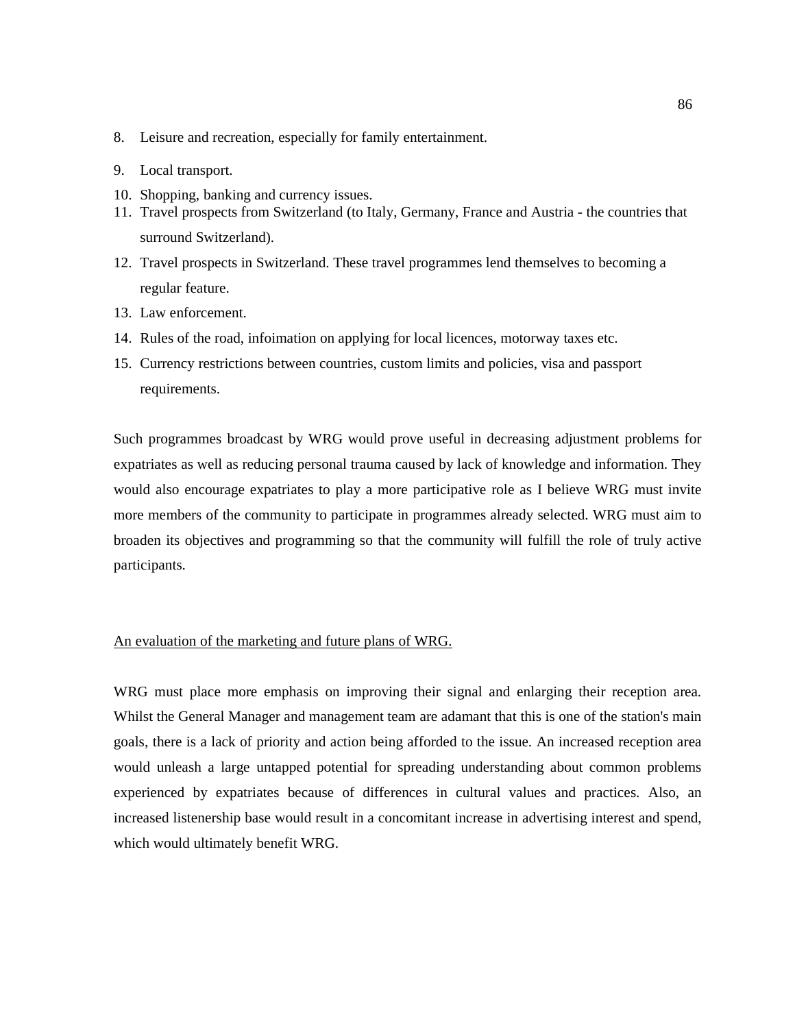8. Leisure and recreation, especially for family entertainment.
9. Local transport.
10. Shopping, banking and currency issues.
11. Travel prospects from Switzerland (to Italy, Germany, France and Austria - the countries that surround Switzerland).
12. Travel prospects in Switzerland. These travel programmes lend themselves to becoming a regular feature.
13. Law enforcement.
14. Rules of the road, infoimation on applying for local licences, motorway taxes etc.
15. Currency restrictions between countries, custom limits and policies, visa and passport requirements.

Such programmes broadcast by WRG would prove useful in decreasing adjustment problems for expatriates as well as reducing personal trauma caused by lack of knowledge and information. They would also encourage expatriates to play a more participative role as I believe WRG must invite more members of the community to participate in programmes already selected. WRG must aim to broaden its objectives and programming so that the community will fulfill the role of truly active participants.

<u>An evaluation of the marketing and future plans of WRG.</u>

WRG must place more emphasis on improving their signal and enlarging their reception area. Whilst the General Manager and management team are adamant that this is one of the station's main goals, there is a lack of priority and action being afforded to the issue. An increased reception area would unleash a large untapped potential for spreading understanding about common problems experienced by expatriates because of differences in cultural values and practices. Also, an increased listenership base would result in a concomitant increase in advertising interest and spend, which would ultimately benefit WRG.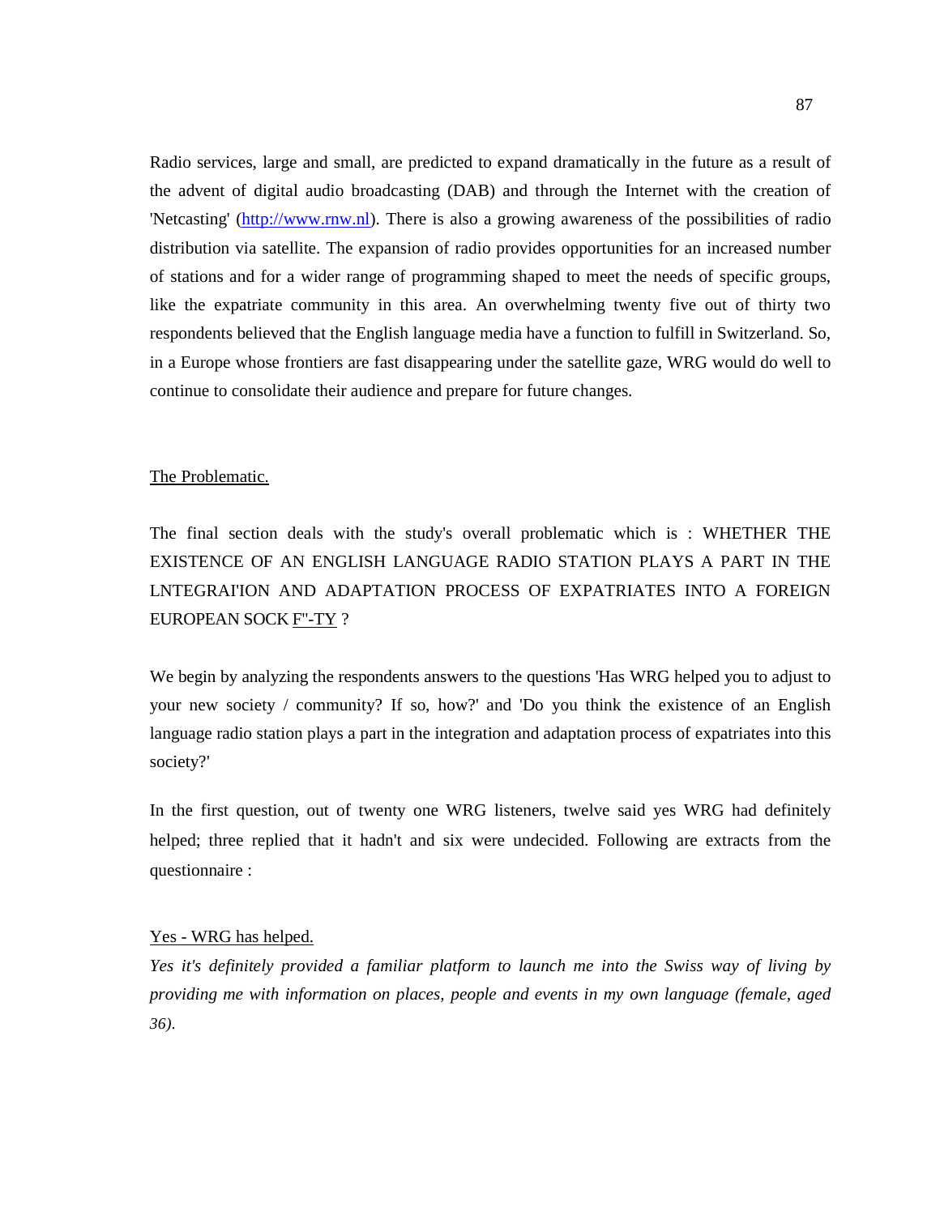Radio services, large and small, are predicted to expand dramatically in the future as a result of the advent of digital audio broadcasting (DAB) and through the Internet with the creation of 'Netcasting' (http://www.rnw.nl). There is also a growing awareness of the possibilities of radio distribution via satellite. The expansion of radio provides opportunities for an increased number of stations and for a wider range of programming shaped to meet the needs of specific groups, like the expatriate community in this area. An overwhelming twenty five out of thirty two respondents believed that the English language media have a function to fulfill in Switzerland. So, in a Europe whose frontiers are fast disappearing under the satellite gaze, WRG would do well to continue to consolidate their audience and prepare for future changes.

## The Problematic.

The final section deals with the study's overall problematic which is : WHETHER THE EXISTENCE OF AN ENGLISH LANGUAGE RADIO STATION PLAYS A PART IN THE LNTEGRAI'ION AND ADAPTATION PROCESS OF EXPATRIATES INTO A FOREIGN EUROPEAN SOCK F"-TY ?

We begin by analyzing the respondents answers to the questions 'Has WRG helped you to adjust to your new society / community? If so, how?' and 'Do you think the existence of an English language radio station plays a part in the integration and adaptation process of expatriates into this society?'

In the first question, out of twenty one WRG listeners, twelve said yes WRG had definitely helped; three replied that it hadn't and six were undecided. Following are extracts from the questionnaire :

### Yes - WRG has helped.

*Yes it's definitely provided a familiar platform to launch me into the Swiss way of living by providing me with information on places, people and events in my own language (female, aged 36).*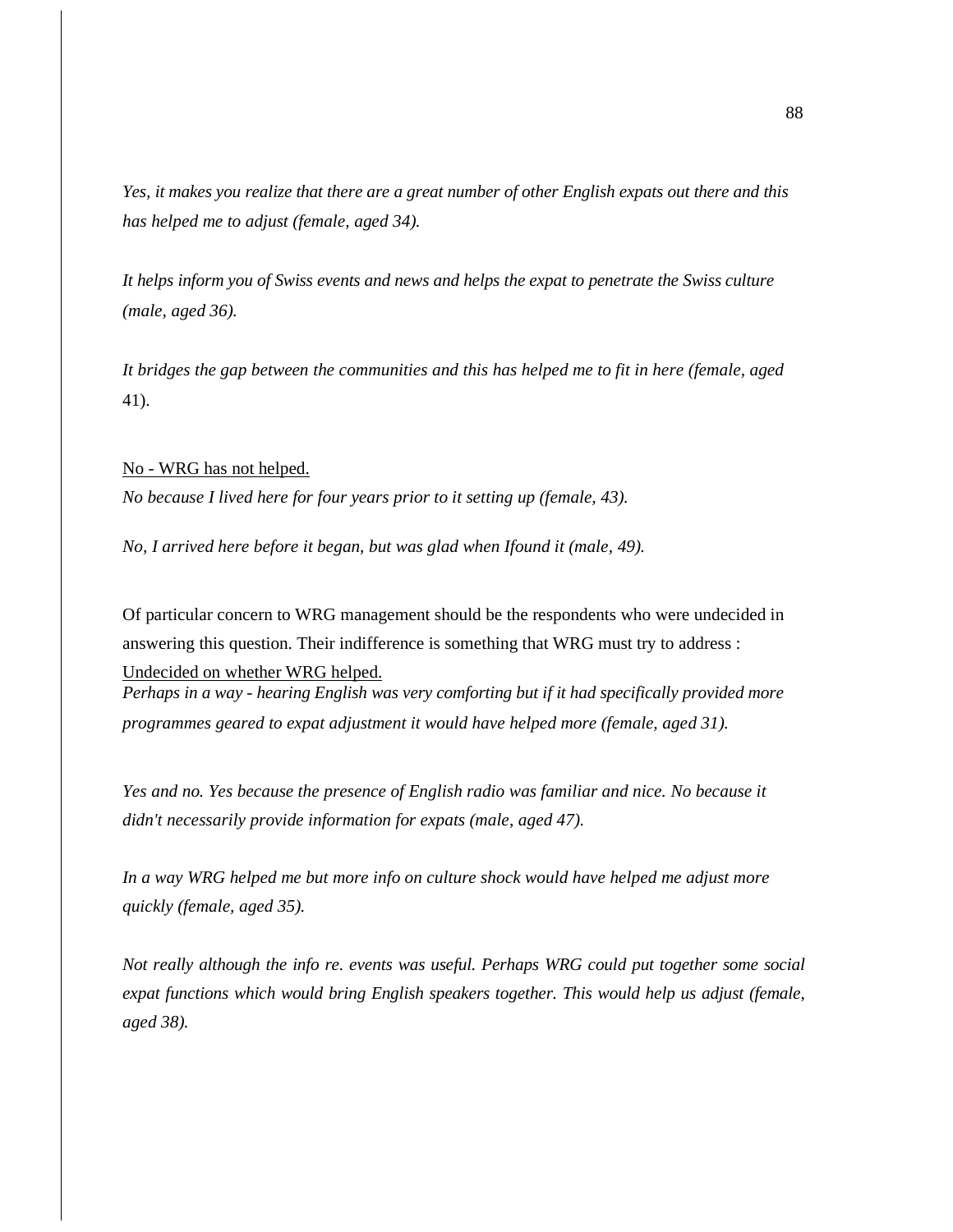*Yes, it makes you realize that there are a great number of other English expats out there and this has helped me to adjust (female, aged 34).*

*It helps inform you of Swiss events and news and helps the expat to penetrate the Swiss culture (male, aged 36).*

*It bridges the gap between the communities and this has helped me to fit in here (female, aged* 41).

<u>No - WRG has not helped.</u>

*No because I lived here for four years prior to it setting up (female, 43).*

*No, I arrived here before it began, but was glad when Ifound it (male, 49).*

Of particular concern to WRG management should be the respondents who were undecided in answering this question. Their indifference is something that WRG must try to address :

<u>Undecided on whether WRG helped.</u>

*Perhaps in a way - hearing English was very comforting but if it had specifically provided more programmes geared to expat adjustment it would have helped more (female, aged 31).*

*Yes and no. Yes because the presence of English radio was familiar and nice. No because it didn't necessarily provide information for expats (male, aged 47).*

*In a way WRG helped me but more info on culture shock would have helped me adjust more quickly (female, aged 35).*

*Not really although the info re. events was useful. Perhaps WRG could put together some social expat functions which would bring English speakers together. This would help us adjust (female, aged 38).*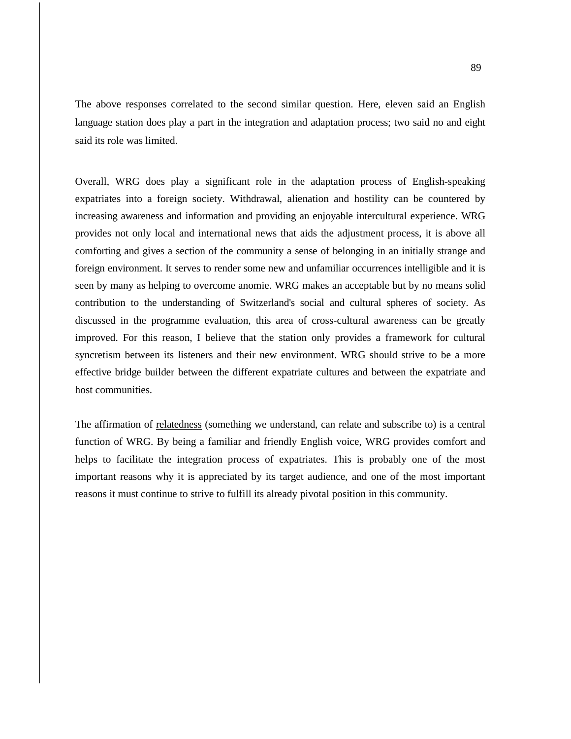The above responses correlated to the second similar question. Here, eleven said an English language station does play a part in the integration and adaptation process; two said no and eight said its role was limited.

Overall, WRG does play a significant role in the adaptation process of English-speaking expatriates into a foreign society. Withdrawal, alienation and hostility can be countered by increasing awareness and information and providing an enjoyable intercultural experience. WRG provides not only local and international news that aids the adjustment process, it is above all comforting and gives a section of the community a sense of belonging in an initially strange and foreign environment. It serves to render some new and unfamiliar occurrences intelligible and it is seen by many as helping to overcome anomie. WRG makes an acceptable but by no means solid contribution to the understanding of Switzerland's social and cultural spheres of society. As discussed in the programme evaluation, this area of cross-cultural awareness can be greatly improved. For this reason, I believe that the station only provides a framework for cultural syncretism between its listeners and their new environment. WRG should strive to be a more effective bridge builder between the different expatriate cultures and between the expatriate and host communities.

The affirmation of <u>relatedness</u> (something we understand, can relate and subscribe to) is a central function of WRG. By being a familiar and friendly English voice, WRG provides comfort and helps to facilitate the integration process of expatriates. This is probably one of the most important reasons why it is appreciated by its target audience, and one of the most important reasons it must continue to strive to fulfill its already pivotal position in this community.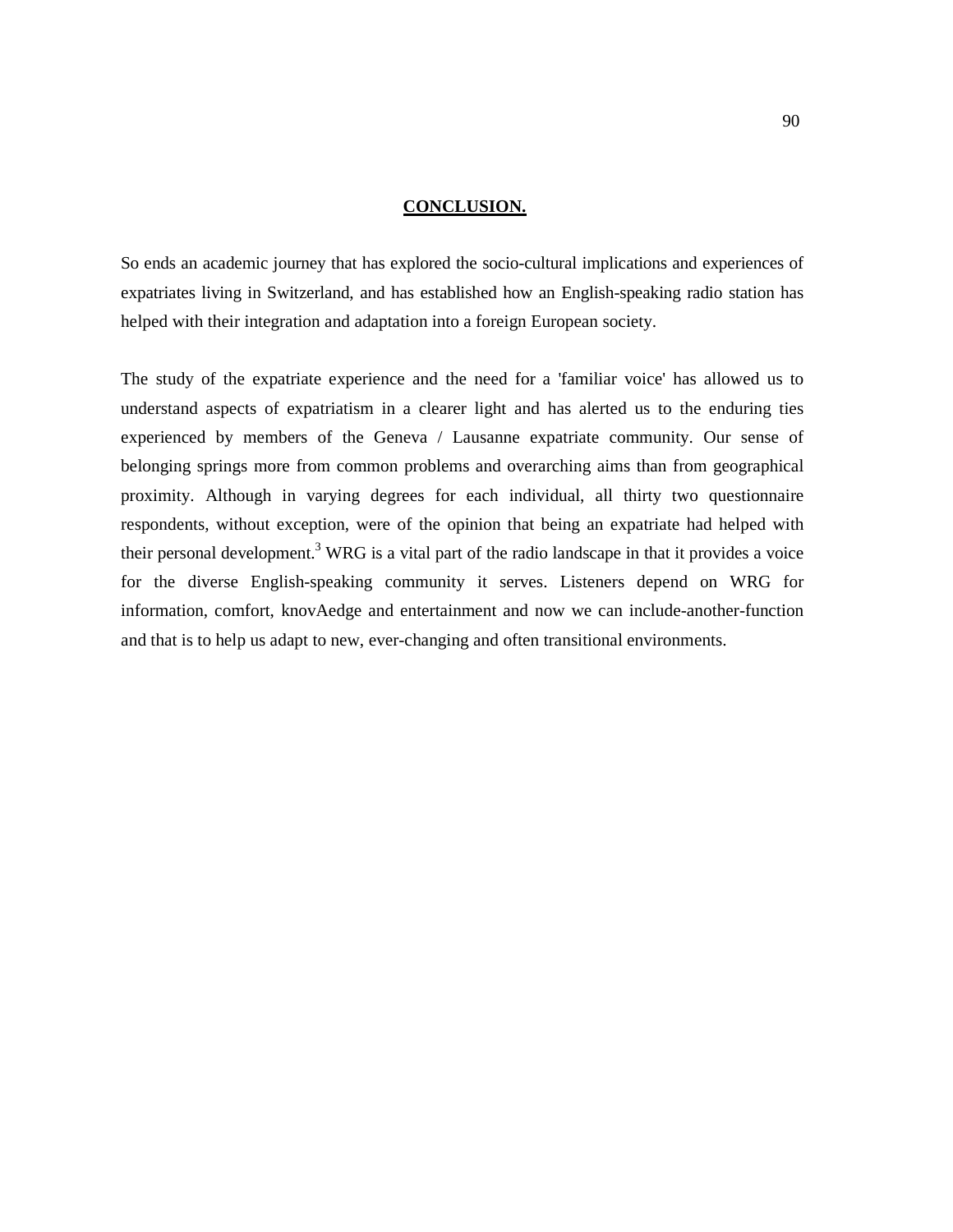## CONCLUSION.

So ends an academic journey that has explored the socio-cultural implications and experiences of expatriates living in Switzerland, and has established how an English-speaking radio station has helped with their integration and adaptation into a foreign European society.

The study of the expatriate experience and the need for a 'familiar voice' has allowed us to understand aspects of expatriatism in a clearer light and has alerted us to the enduring ties experienced by members of the Geneva / Lausanne expatriate community. Our sense of belonging springs more from common problems and overarching aims than from geographical proximity. Although in varying degrees for each individual, all thirty two questionnaire respondents, without exception, were of the opinion that being an expatriate had helped with their personal development.[3] WRG is a vital part of the radio landscape in that it provides a voice for the diverse English-speaking community it serves. Listeners depend on WRG for information, comfort, knovAedge and entertainment and now we can include-another-function and that is to help us adapt to new, ever-changing and often transitional environments.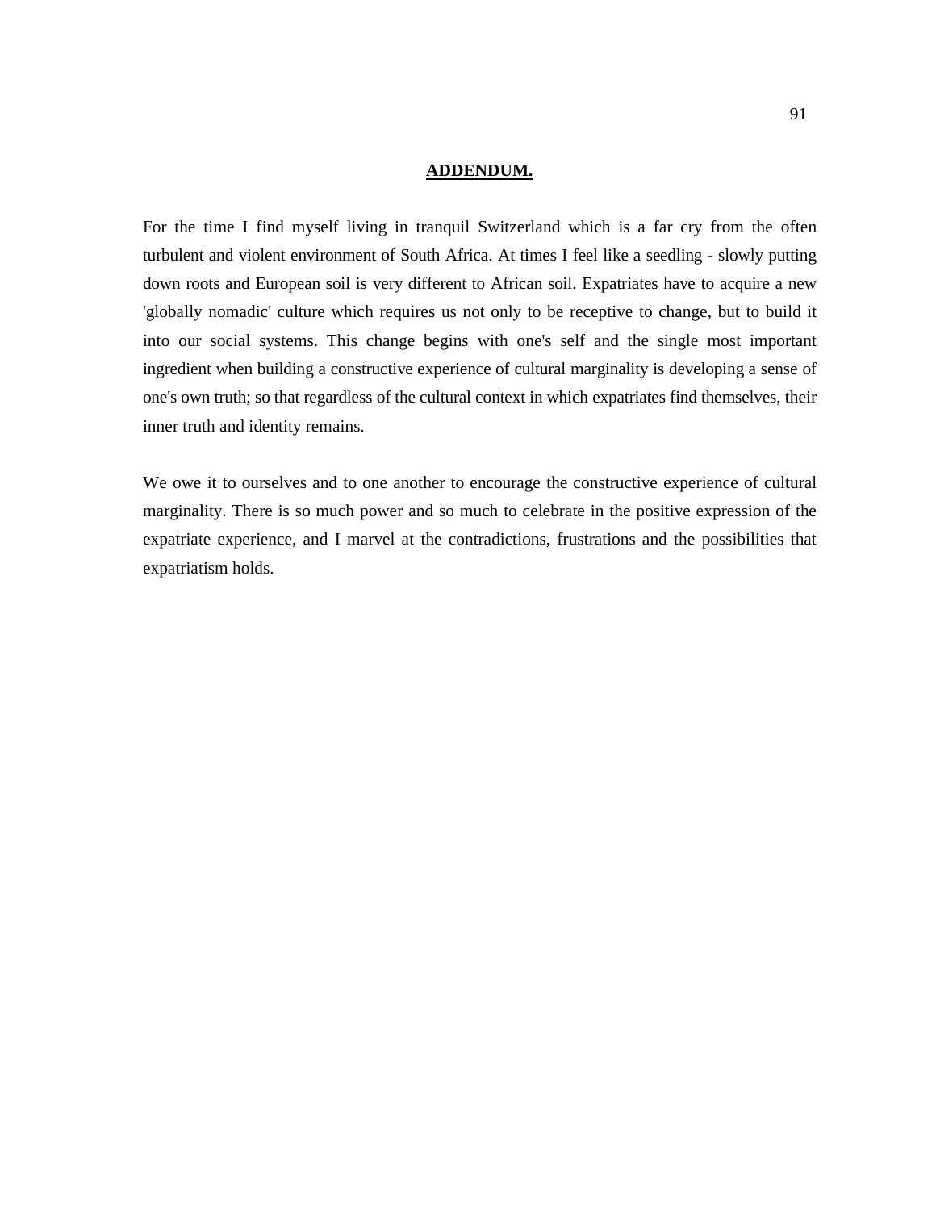## ADDENDUM.

For the time I find myself living in tranquil Switzerland which is a far cry from the often turbulent and violent environment of South Africa. At times I feel like a seedling - slowly putting down roots and European soil is very different to African soil. Expatriates have to acquire a new 'globally nomadic' culture which requires us not only to be receptive to change, but to build it into our social systems. This change begins with one's self and the single most important ingredient when building a constructive experience of cultural marginality is developing a sense of one's own truth; so that regardless of the cultural context in which expatriates find themselves, their inner truth and identity remains.

We owe it to ourselves and to one another to encourage the constructive experience of cultural marginality. There is so much power and so much to celebrate in the positive expression of the expatriate experience, and I marvel at the contradictions, frustrations and the possibilities that expatriatism holds.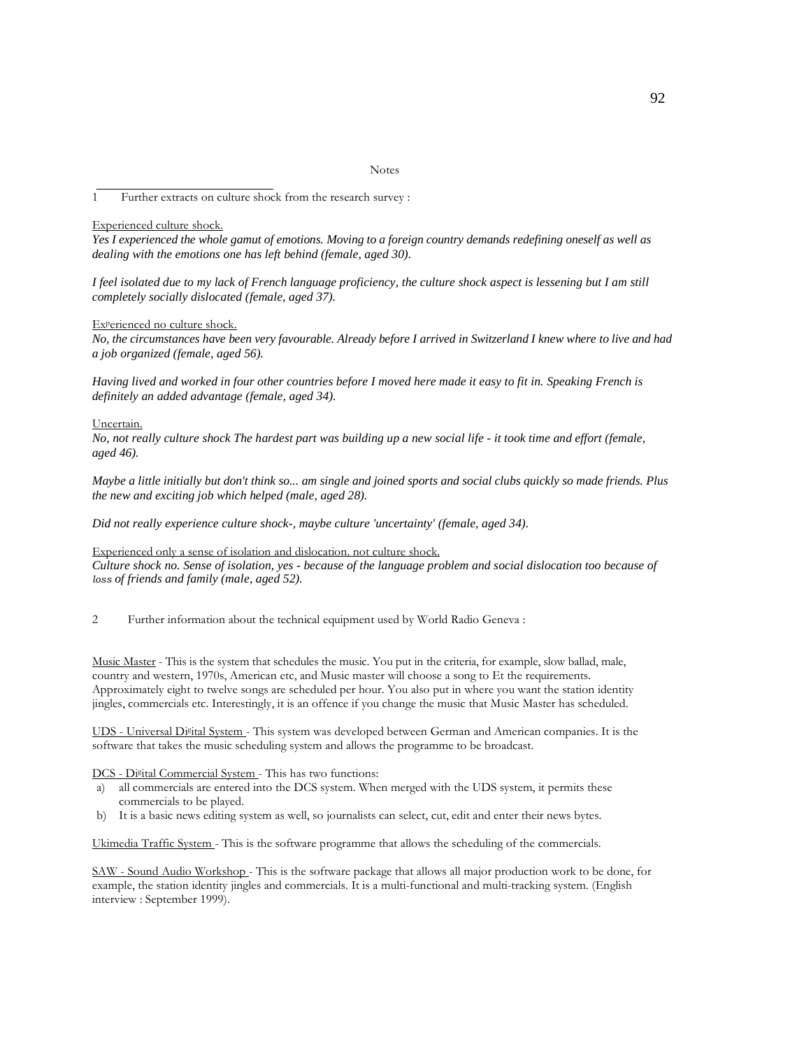Notes

1 Further extracts on culture shock from the research survey :

<u>Experienced culture shock.</u>

*Yes I experienced the whole gamut of emotions. Moving to a foreign country demands redefining oneself as well as dealing with the emotions one has left behind (female, aged 30).*

*I feel isolated due to my lack of French language proficiency, the culture shock aspect is lessening but I am still completely socially dislocated (female, aged 37).*

<u>Experienced no culture shock.</u>

*No, the circumstances have been very favourable. Already before I arrived in Switzerland I knew where to live and had a job organized (female, aged 56).*

*Having lived and worked in four other countries before I moved here made it easy to fit in. Speaking French is definitely an added advantage (female, aged 34).*

<u>Uncertain.</u>

*No, not really culture shock The hardest part was building up a new social life - it took time and effort (female, aged 46).*

*Maybe a little initially but don't think so... am single and joined sports and social clubs quickly so made friends. Plus the new and exciting job which helped (male, aged 28).*

*Did not really experience culture shock-, maybe culture 'uncertainty' (female, aged 34).*

<u>Experienced only a sense of isolation and dislocation. not culture shock.</u>

*Culture shock no. Sense of isolation, yes - because of the language problem and social dislocation too because of loss of friends and family (male, aged 52).*

2 Further information about the technical equipment used by World Radio Geneva :

<u>Music Master</u> - This is the system that schedules the music. You put in the criteria, for example, slow ballad, male, country and western, 1970s, American etc, and Music master will choose a song to Et the requirements. Approximately eight to twelve songs are scheduled per hour. You also put in where you want the station identity jingles, commercials etc. Interestingly, it is an offence if you change the music that Music Master has scheduled.

<u>UDS - Universal Digital System</u> - This system was developed between German and American companies. It is the software that takes the music scheduling system and allows the programme to be broadcast.

<u>DCS - Digital Commercial System</u> - This has two functions:

a) all commercials are entered into the DCS system. When merged with the UDS system, it permits these commercials to be played.
b) It is a basic news editing system as well, so journalists can select, cut, edit and enter their news bytes.

<u>Ukimedia Traffic System</u> - This is the software programme that allows the scheduling of the commercials.

<u>SAW - Sound Audio Workshop</u> - This is the software package that allows all major production work to be done, for example, the station identity jingles and commercials. It is a multi-functional and multi-tracking system. (English interview : September 1999).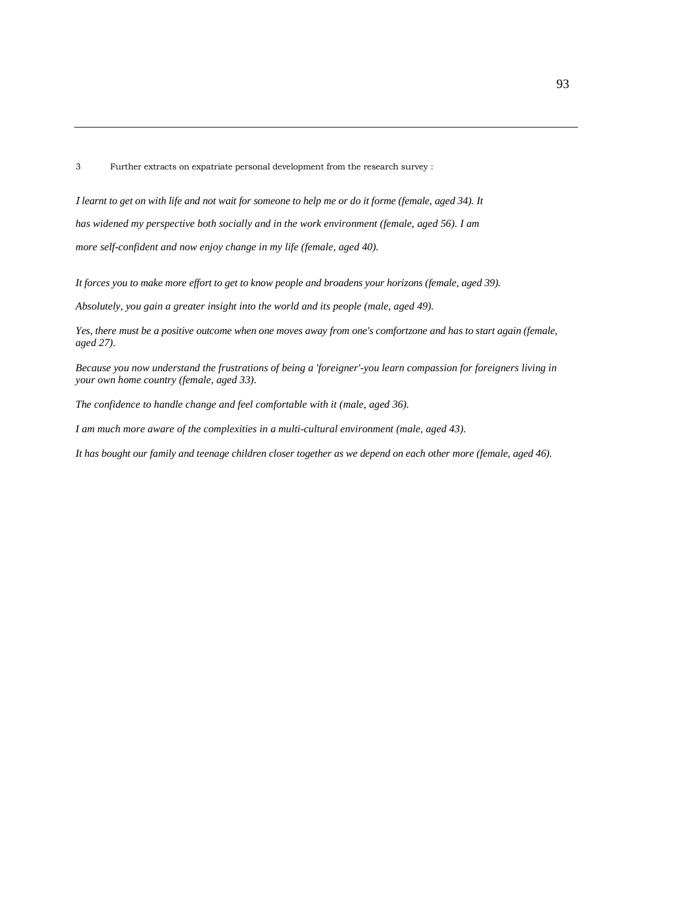3 Further extracts on expatriate personal development from the research survey :

*I learnt to get on with life and not wait for someone to help me or do it forme (female, aged 34). It has widened my perspective both socially and in the work environment (female, aged 56). I am more self-confident and now enjoy change in my life (female, aged 40).*

*It forces you to make more effort to get to know people and broadens your horizons (female, aged 39).*

*Absolutely, you gain a greater insight into the world and its people (male, aged 49).*

*Yes, there must be a positive outcome when one moves away from one's comfortzone and has to start again (female, aged 27).*

*Because you now understand the frustrations of being a 'foreigner'-you learn compassion for foreigners living in your own home country (female, aged 33).*

*The confidence to handle change and feel comfortable with it (male, aged 36).*

*I am much more aware of the complexities in a multi-cultural environment (male, aged 43).*

*It has bought our family and teenage children closer together as we depend on each other more (female, aged 46).*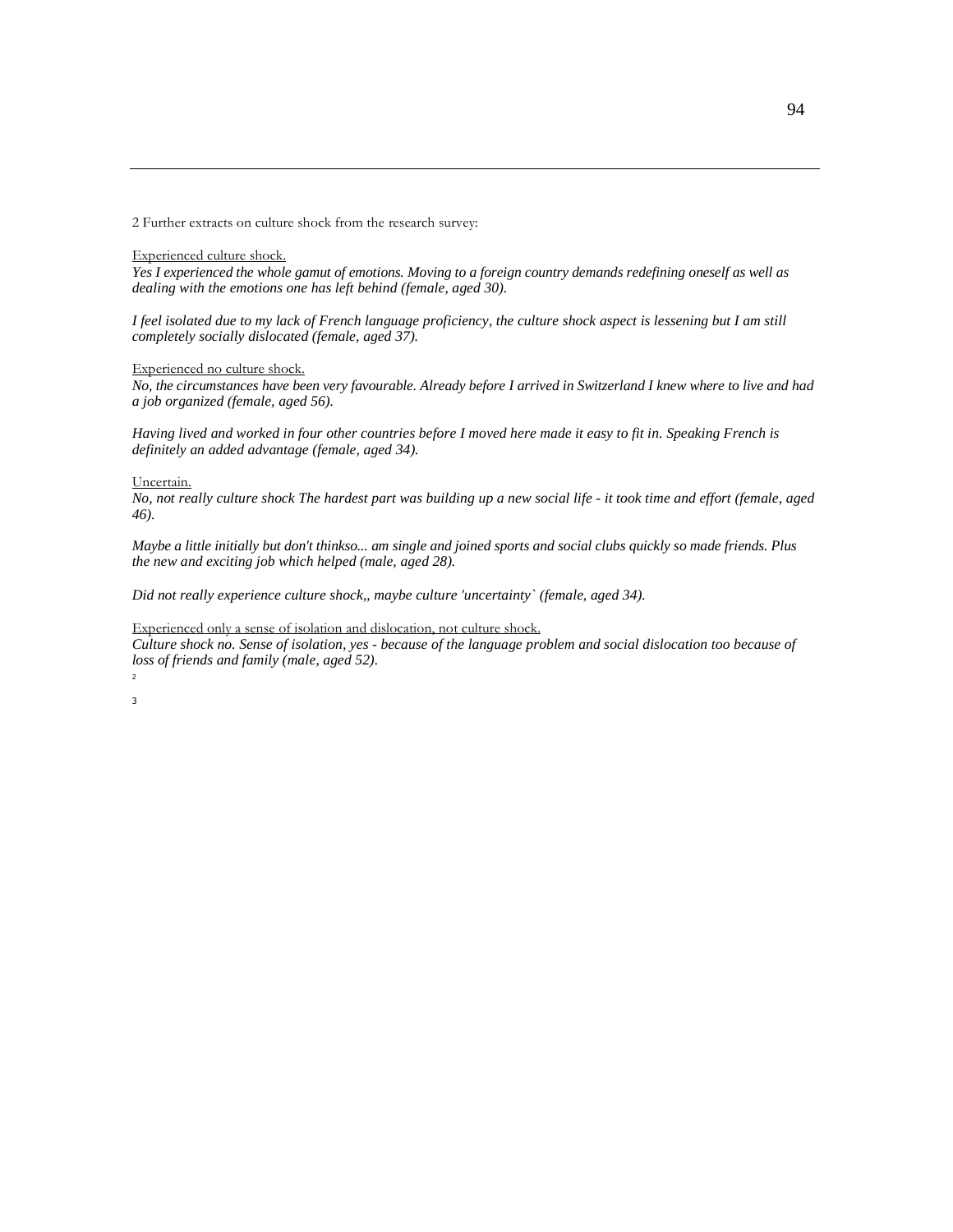2 Further extracts on culture shock from the research survey:

Experienced culture shock.

*Yes I experienced the whole gamut of emotions. Moving to a foreign country demands redefining oneself as well as dealing with the emotions one has left behind (female, aged 30).*

*I feel isolated due to my lack of French language proficiency, the culture shock aspect is lessening but I am still completely socially dislocated (female, aged 37).*

Experienced no culture shock.

*No, the circumstances have been very favourable. Already before I arrived in Switzerland I knew where to live and had a job organized (female, aged 56).*

*Having lived and worked in four other countries before I moved here made it easy to fit in. Speaking French is definitely an added advantage (female, aged 34).*

Uncertain.

*No, not really culture shock The hardest part was building up a new social life - it took time and effort (female, aged 46).*

*Maybe a little initially but don't thinkso... am single and joined sports and social clubs quickly so made friends. Plus the new and exciting job which helped (male, aged 28).*

*Did not really experience culture shock,, maybe culture 'uncertainty` (female, aged 34).*

Experienced only a sense of isolation and dislocation, not culture shock.

*Culture shock no. Sense of isolation, yes - because of the language problem and social dislocation too because of loss of friends and family (male, aged 52).*

2

3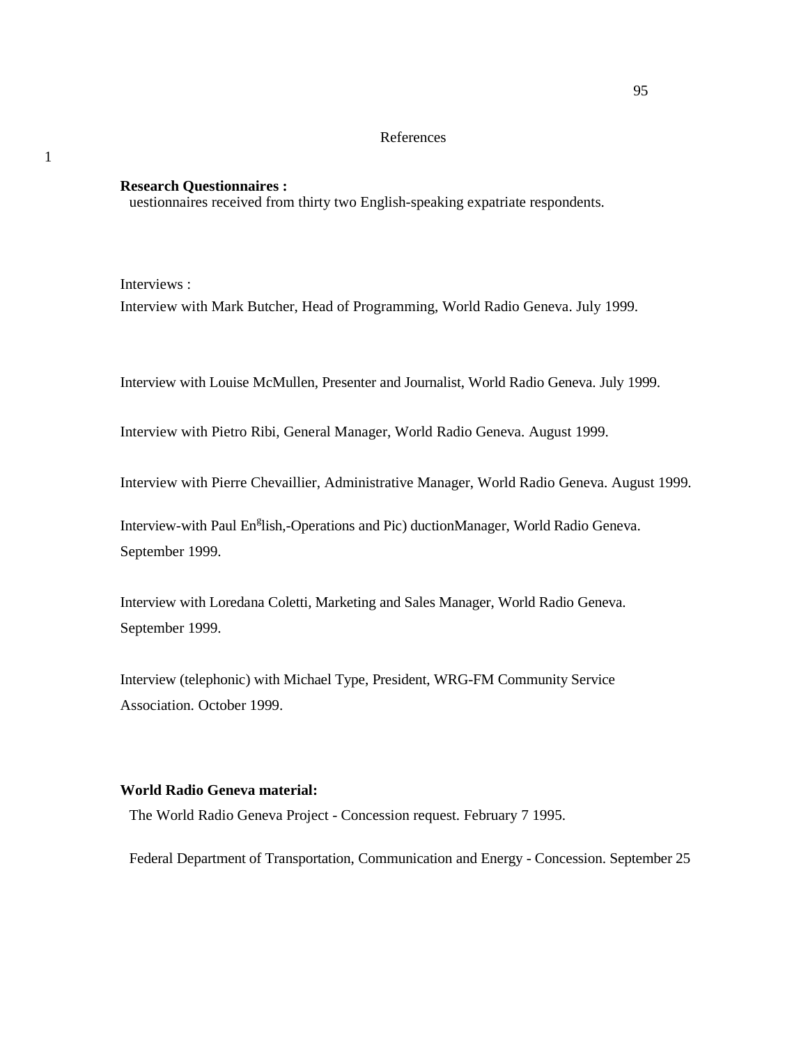# References

1

**Research Questionnaires :**

uestionnaires received from thirty two English-speaking expatriate respondents.

Interviews :

Interview with Mark Butcher, Head of Programming, World Radio Geneva. July 1999.

Interview with Louise McMullen, Presenter and Journalist, World Radio Geneva. July 1999.

Interview with Pietro Ribi, General Manager, World Radio Geneva. August 1999.

Interview with Pierre Chevaillier, Administrative Manager, World Radio Geneva. August 1999.

Interview-with Paul En[g]lish,-Operations and Pic) ductionManager, World Radio Geneva. September 1999.

Interview with Loredana Coletti, Marketing and Sales Manager, World Radio Geneva. September 1999.

Interview (telephonic) with Michael Type, President, WRG-FM Community Service Association. October 1999.

**World Radio Geneva material:**

The World Radio Geneva Project - Concession request. February 7 1995.

Federal Department of Transportation, Communication and Energy - Concession. September 25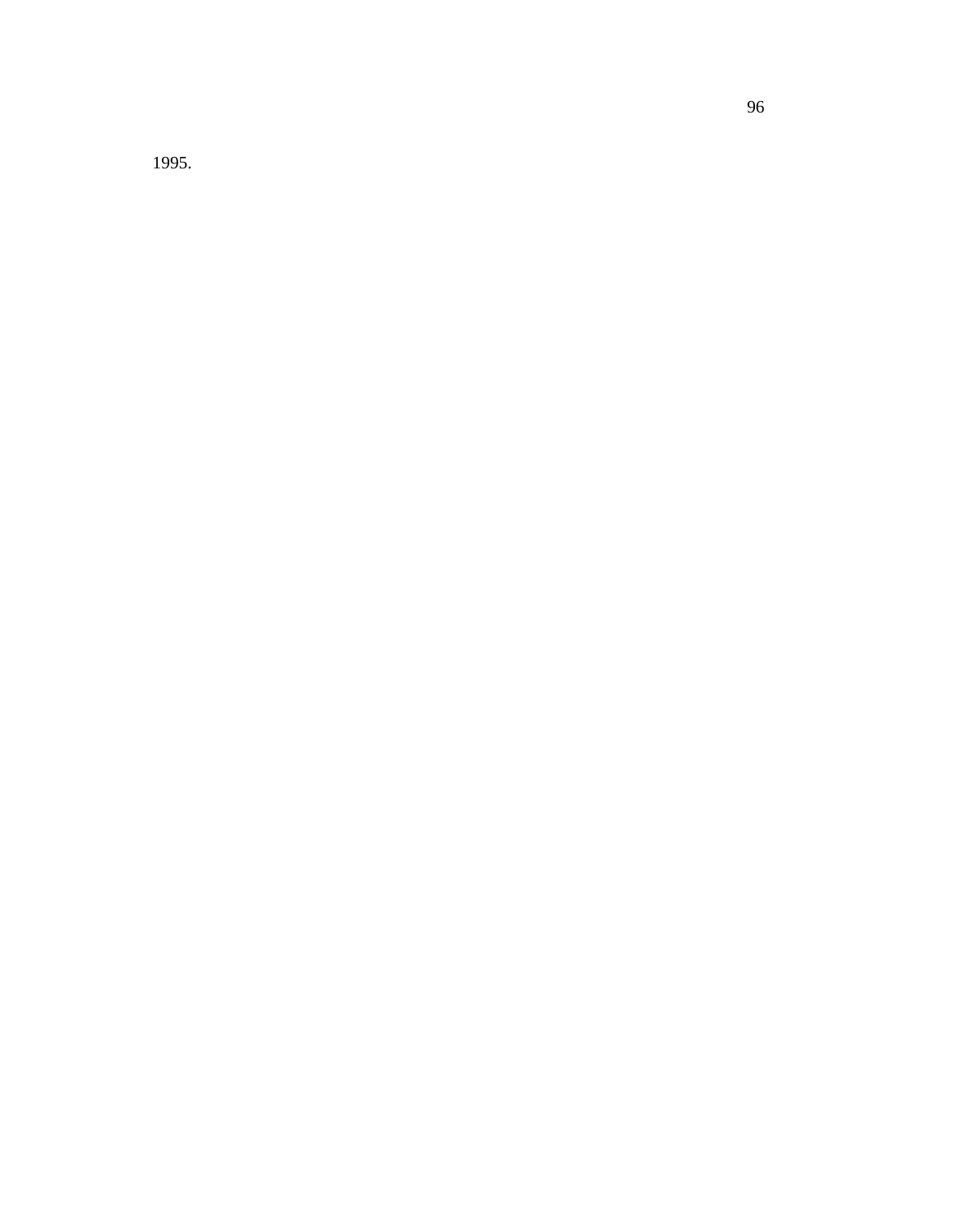1995.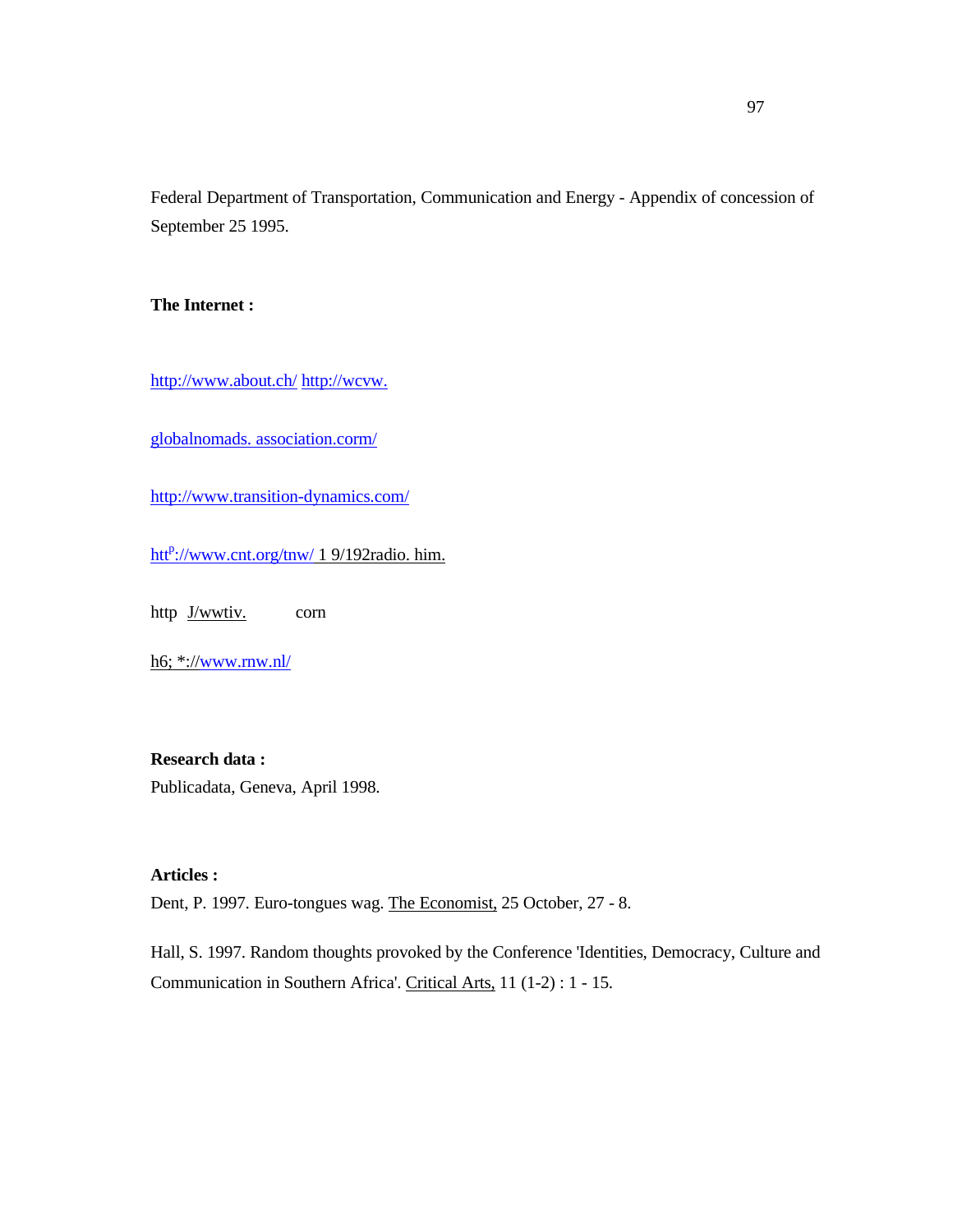Federal Department of Transportation, Communication and Energy - Appendix of concession of September 25 1995.

**The Internet :**

http://www.about.ch/ http://wcvw.

globalnomads. association.corm/

http://www.transition-dynamics.com/

http[p]://www.cnt.org/tnw/ 1 9/192radio. him.

http J/wwtiv. corn

h6; *://www.rnw.nl/

**Research data :**

Publicadata, Geneva, April 1998.

**Articles :**

Dent, P. 1997. Euro-tongues wag. The Economist, 25 October, 27 - 8.

Hall, S. 1997. Random thoughts provoked by the Conference 'Identities, Democracy, Culture and Communication in Southern Africa'. Critical Arts, 11 (1-2) : 1 - 15.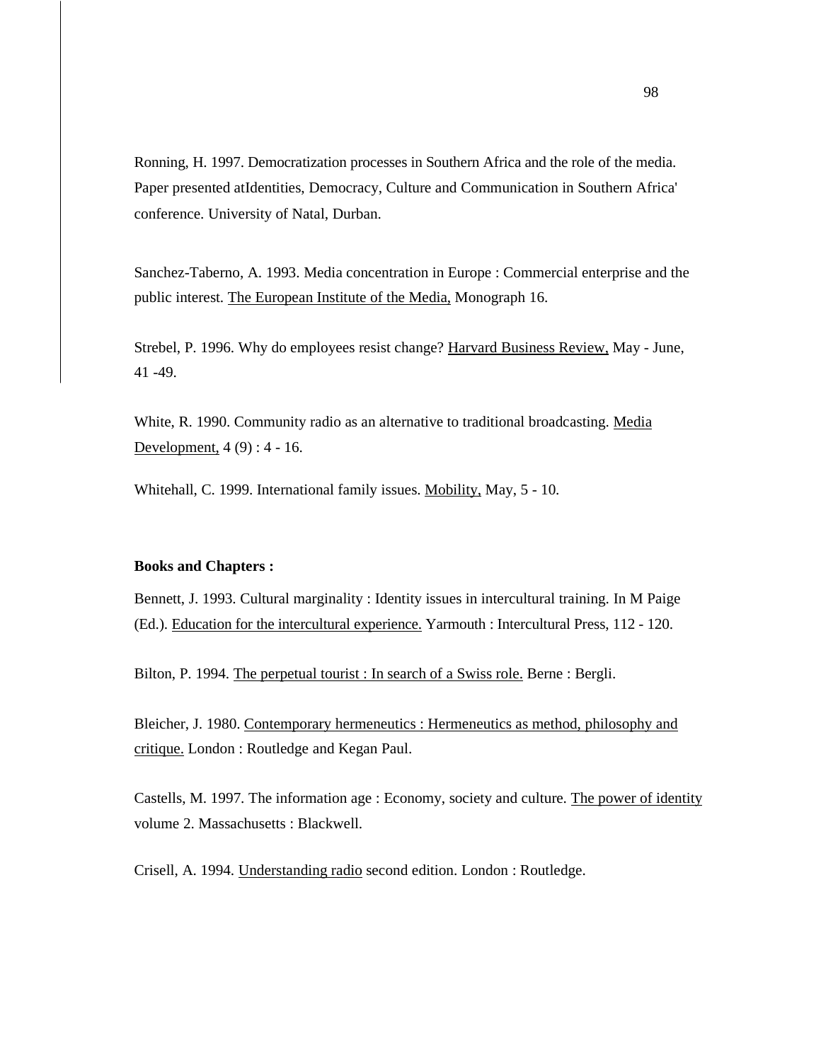Ronning, H. 1997. Democratization processes in Southern Africa and the role of the media. Paper presented atIdentities, Democracy, Culture and Communication in Southern Africa' conference. University of Natal, Durban.

Sanchez-Taberno, A. 1993. Media concentration in Europe : Commercial enterprise and the public interest. <u>The European Institute of the Media,</u> Monograph 16.

Strebel, P. 1996. Why do employees resist change? <u>Harvard Business Review,</u> May - June, 41 -49.

White, R. 1990. Community radio as an alternative to traditional broadcasting. <u>Media Development,</u> 4 (9) : 4 - 16.

Whitehall, C. 1999. International family issues. <u>Mobility,</u> May, 5 - 10.

**Books and Chapters :**

Bennett, J. 1993. Cultural marginality : Identity issues in intercultural training. In M Paige (Ed.). <u>Education for the intercultural experience.</u> Yarmouth : Intercultural Press, 112 - 120.

Bilton, P. 1994. <u>The perpetual tourist : In search of a Swiss role.</u> Berne : Bergli.

Bleicher, J. 1980. <u>Contemporary hermeneutics : Hermeneutics as method, philosophy and critique.</u> London : Routledge and Kegan Paul.

Castells, M. 1997. The information age : Economy, society and culture. <u>The power of identity</u> volume 2. Massachusetts : Blackwell.

Crisell, A. 1994. <u>Understanding radio</u> second edition. London : Routledge.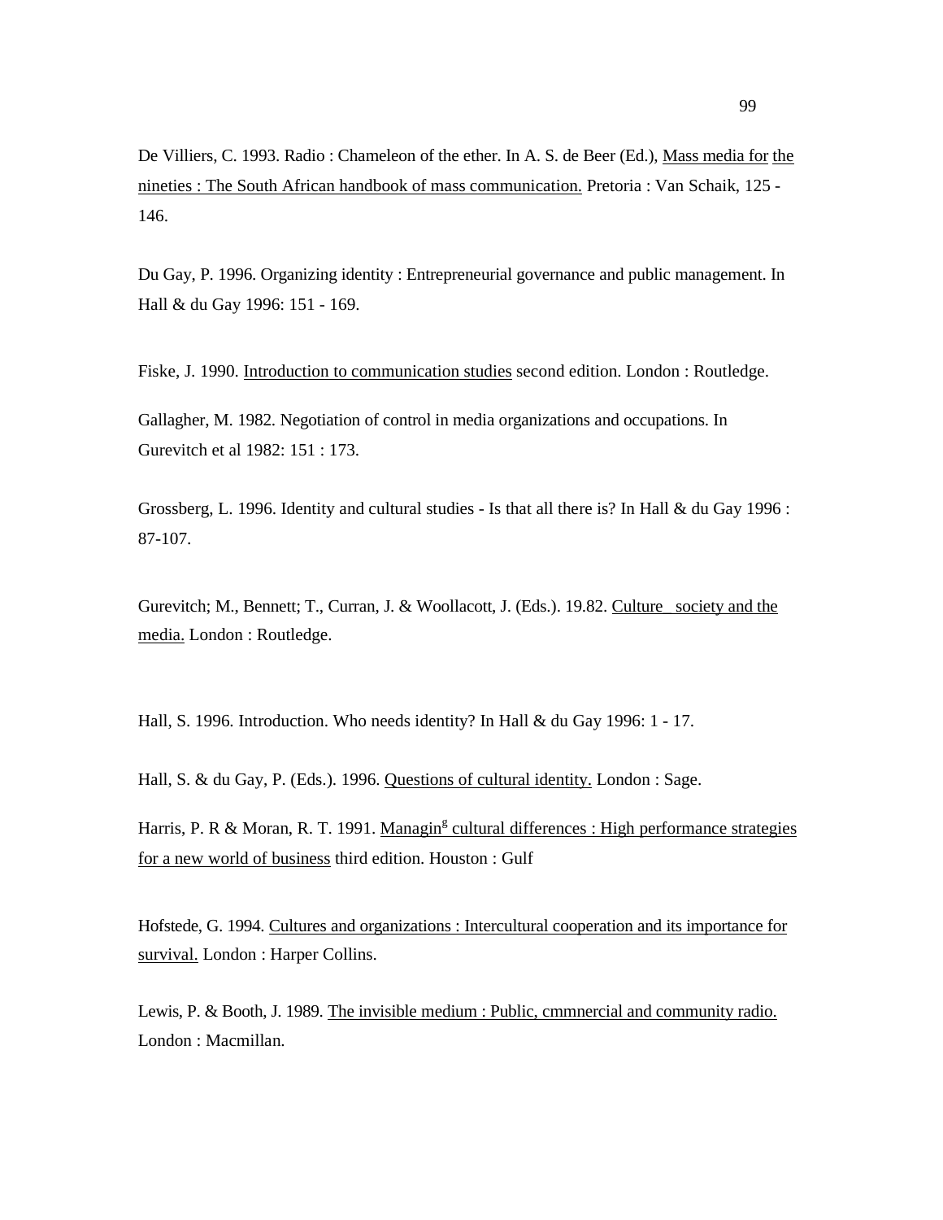De Villiers, C. 1993. Radio : Chameleon of the ether. In A. S. de Beer (Ed.), Mass media for the nineties : The South African handbook of mass communication. Pretoria : Van Schaik, 125 - 146.

Du Gay, P. 1996. Organizing identity : Entrepreneurial governance and public management. In Hall & du Gay 1996: 151 - 169.

Fiske, J. 1990. Introduction to communication studies second edition. London : Routledge.

Gallagher, M. 1982. Negotiation of control in media organizations and occupations. In Gurevitch et al 1982: 151 : 173.

Grossberg, L. 1996. Identity and cultural studies - Is that all there is? In Hall & du Gay 1996 : 87-107.

Gurevitch; M., Bennett; T., Curran, J. & Woollacott, J. (Eds.). 19.82. Culture_ society and the media. London : Routledge.

Hall, S. 1996. Introduction. Who needs identity? In Hall & du Gay 1996: 1 - 17.

Hall, S. & du Gay, P. (Eds.). 1996. Questions of cultural identity. London : Sage.

Harris, P. R & Moran, R. T. 1991. Managing cultural differences : High performance strategies for a new world of business third edition. Houston : Gulf

Hofstede, G. 1994. Cultures and organizations : Intercultural cooperation and its importance for survival. London : Harper Collins.

Lewis, P. & Booth, J. 1989. The invisible medium : Public, cmmnercial and community radio. London : Macmillan.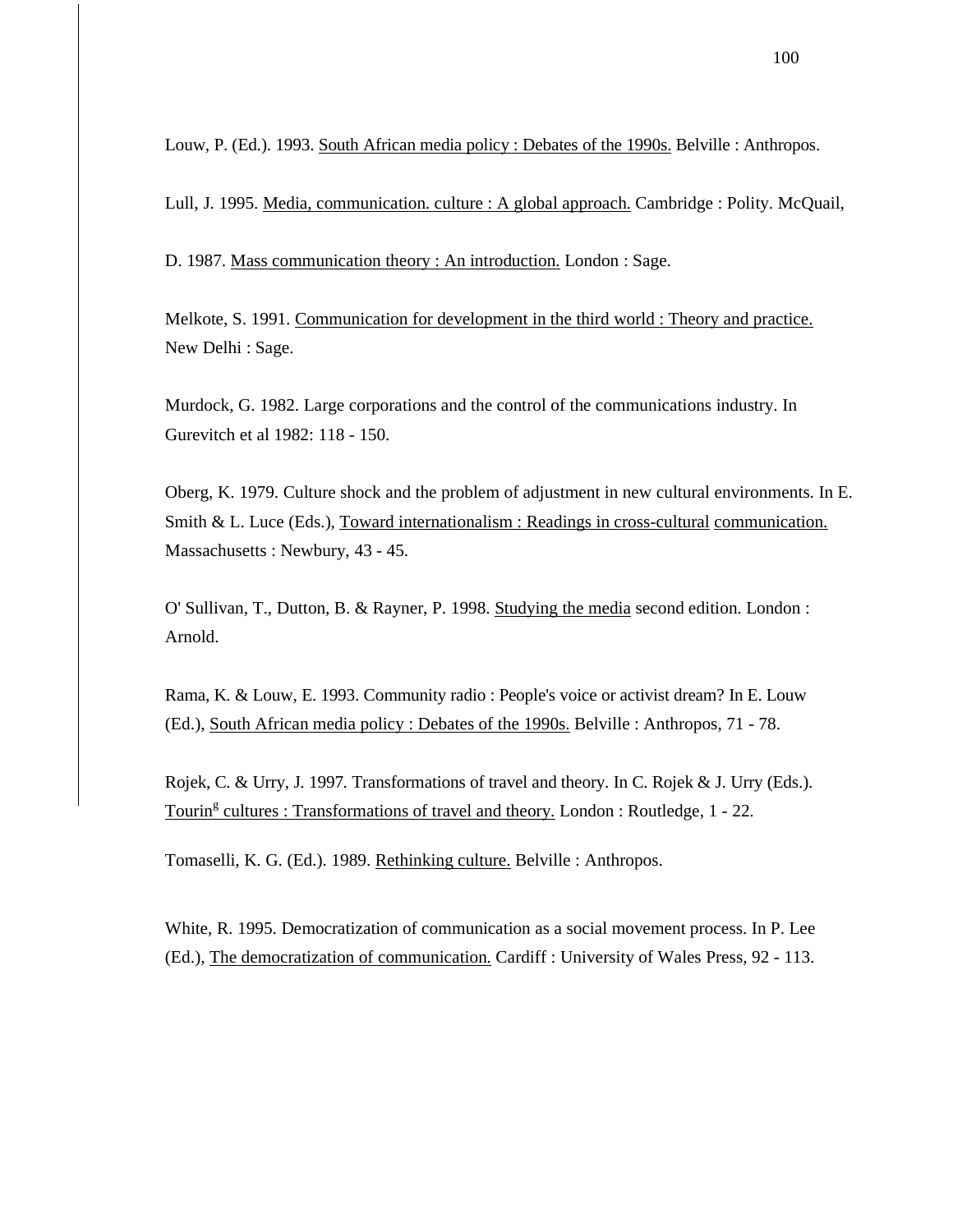Louw, P. (Ed.). 1993. South African media policy : Debates of the 1990s. Belville : Anthropos.

Lull, J. 1995. Media, communication. culture : A global approach. Cambridge : Polity. McQuail,

D. 1987. Mass communication theory : An introduction. London : Sage.

Melkote, S. 1991. Communication for development in the third world : Theory and practice. New Delhi : Sage.

Murdock, G. 1982. Large corporations and the control of the communications industry. In Gurevitch et al 1982: 118 - 150.

Oberg, K. 1979. Culture shock and the problem of adjustment in new cultural environments. In E. Smith & L. Luce (Eds.), Toward internationalism : Readings in cross-cultural communication. Massachusetts : Newbury, 43 - 45.

O' Sullivan, T., Dutton, B. & Rayner, P. 1998. Studying the media second edition. London : Arnold.

Rama, K. & Louw, E. 1993. Community radio : People's voice or activist dream? In E. Louw (Ed.), South African media policy : Debates of the 1990s. Belville : Anthropos, 71 - 78.

Rojek, C. & Urry, J. 1997. Transformations of travel and theory. In C. Rojek & J. Urry (Eds.). Touring cultures : Transformations of travel and theory. London : Routledge, 1 - 22.

Tomaselli, K. G. (Ed.). 1989. Rethinking culture. Belville : Anthropos.

White, R. 1995. Democratization of communication as a social movement process. In P. Lee (Ed.), The democratization of communication. Cardiff : University of Wales Press, 92 - 113.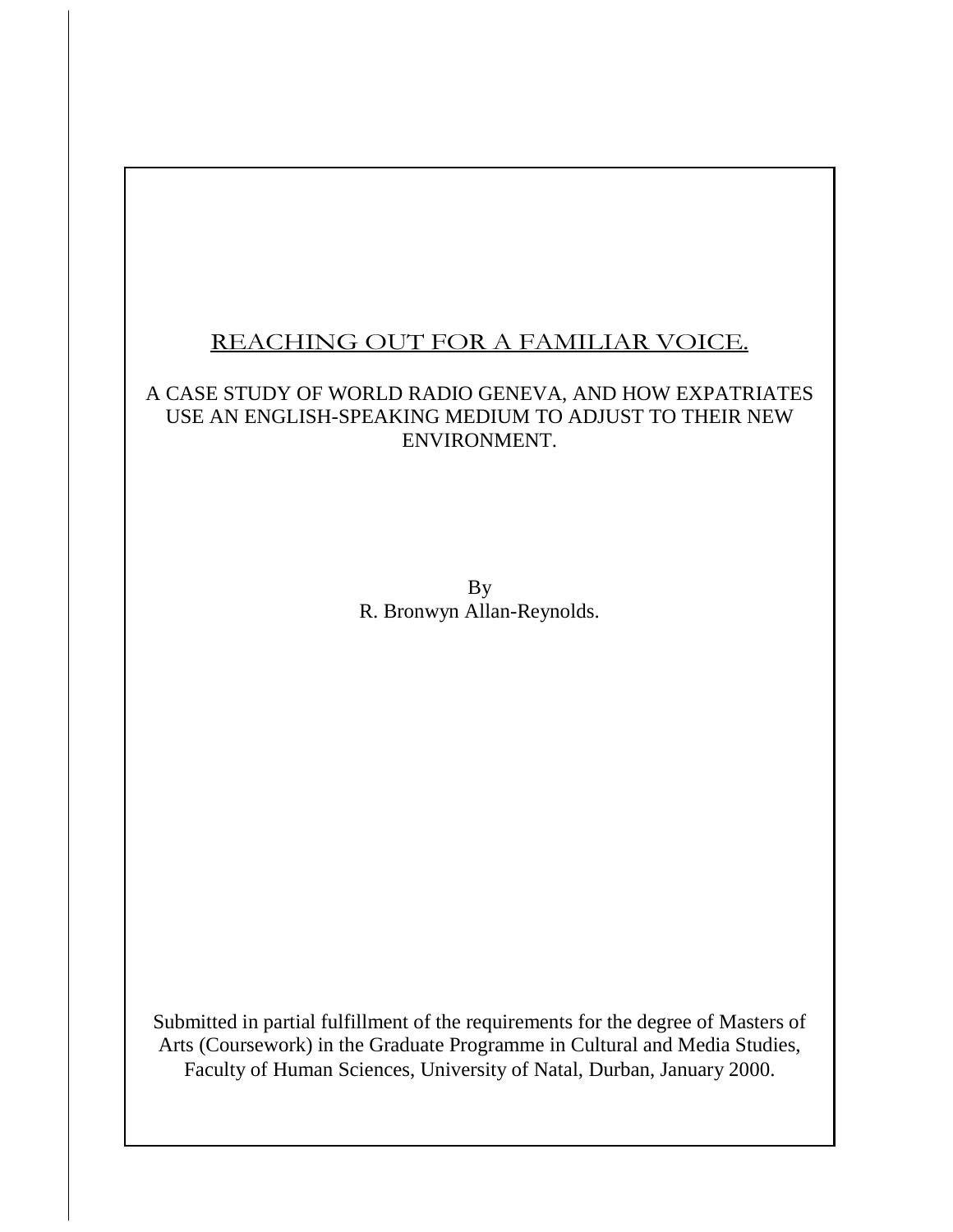# <u>REACHING OUT FOR A FAMILIAR VOICE.</u>

A CASE STUDY OF WORLD RADIO GENEVA, AND HOW EXPATRIATES USE AN ENGLISH-SPEAKING MEDIUM TO ADJUST TO THEIR NEW ENVIRONMENT.

By
R. Bronwyn Allan-Reynolds.

Submitted in partial fulfillment of the requirements for the degree of Masters of Arts (Coursework) in the Graduate Programme in Cultural and Media Studies, Faculty of Human Sciences, University of Natal, Durban, January 2000.